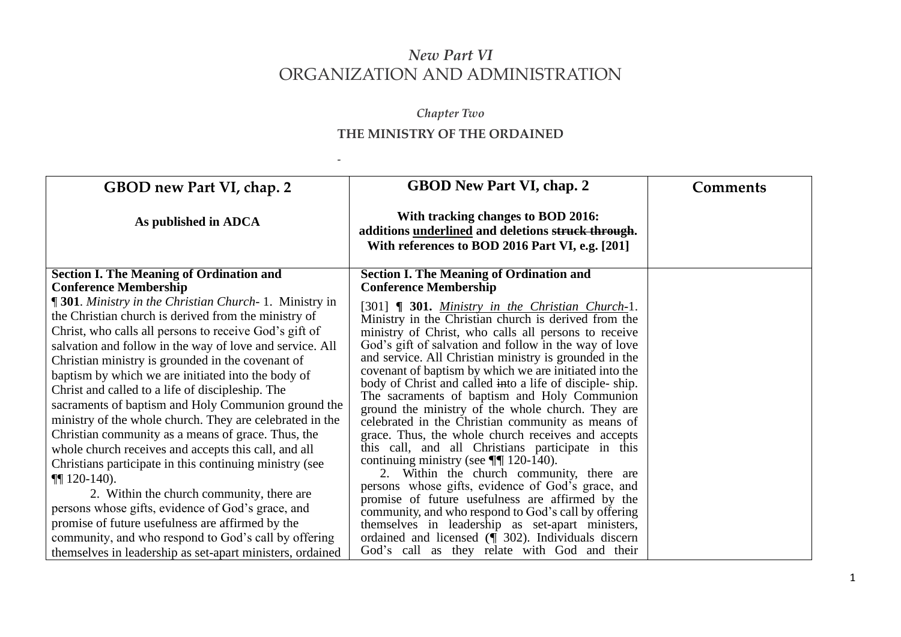# *New Part VI*
# ORGANIZATION AND ADMINISTRATION

### *Chapter Two*

### THE MINISTRY OF THE ORDAINED

-

| GBOD new Part VI, chap. 2<br><br>**As published in ADCA** | GBOD New Part VI, chap. 2<br><br>**With tracking changes to BOD 2016: additions <u>underlined</u> and deletions ~~struck through~~. With references to BOD 2016 Part VI, e.g. [201]** | Comments |
|---|---|---|
| **Section I. The Meaning of Ordination and Conference Membership**<br>**¶ 301**. *Ministry in the Christian Church*- 1. Ministry in the Christian church is derived from the ministry of Christ, who calls all persons to receive God's gift of salvation and follow in the way of love and service. All Christian ministry is grounded in the covenant of baptism by which we are initiated into the body of Christ and called to a life of discipleship. The sacraments of baptism and Holy Communion ground the ministry of the whole church. They are celebrated in the Christian community as a means of grace. Thus, the whole church receives and accepts this call, and all Christians participate in this continuing ministry (see ¶¶ 120-140).<br>2. Within the church community, there are persons whose gifts, evidence of God's grace, and promise of future usefulness are affirmed by the community, and who respond to God's call by offering themselves in leadership as set-apart ministers, ordained | **Section I. The Meaning of Ordination and Conference Membership**<br>[301] **¶ 301.** <u>*Ministry in the Christian Church*</u>-1. Ministry in the Christian church is derived from the ministry of Christ, who calls all persons to receive God's gift of salvation and follow in the way of love and service. All Christian ministry is grounded in the covenant of baptism by which we are initiated into the body of Christ and called ~~in~~to a life of disciple- ship. The sacraments of baptism and Holy Communion ground the ministry of the whole church. They are celebrated in the Christian community as means of grace. Thus, the whole church receives and accepts this call, and all Christians participate in this continuing ministry (see ¶¶ 120-140).<br>2. Within the church community, there are persons whose gifts, evidence of God's grace, and promise of future usefulness are affirmed by the community, and who respond to God's call by offering themselves in leadership as set-apart ministers, ordained and licensed (¶ 302). Individuals discern God's call as they relate with God and their | |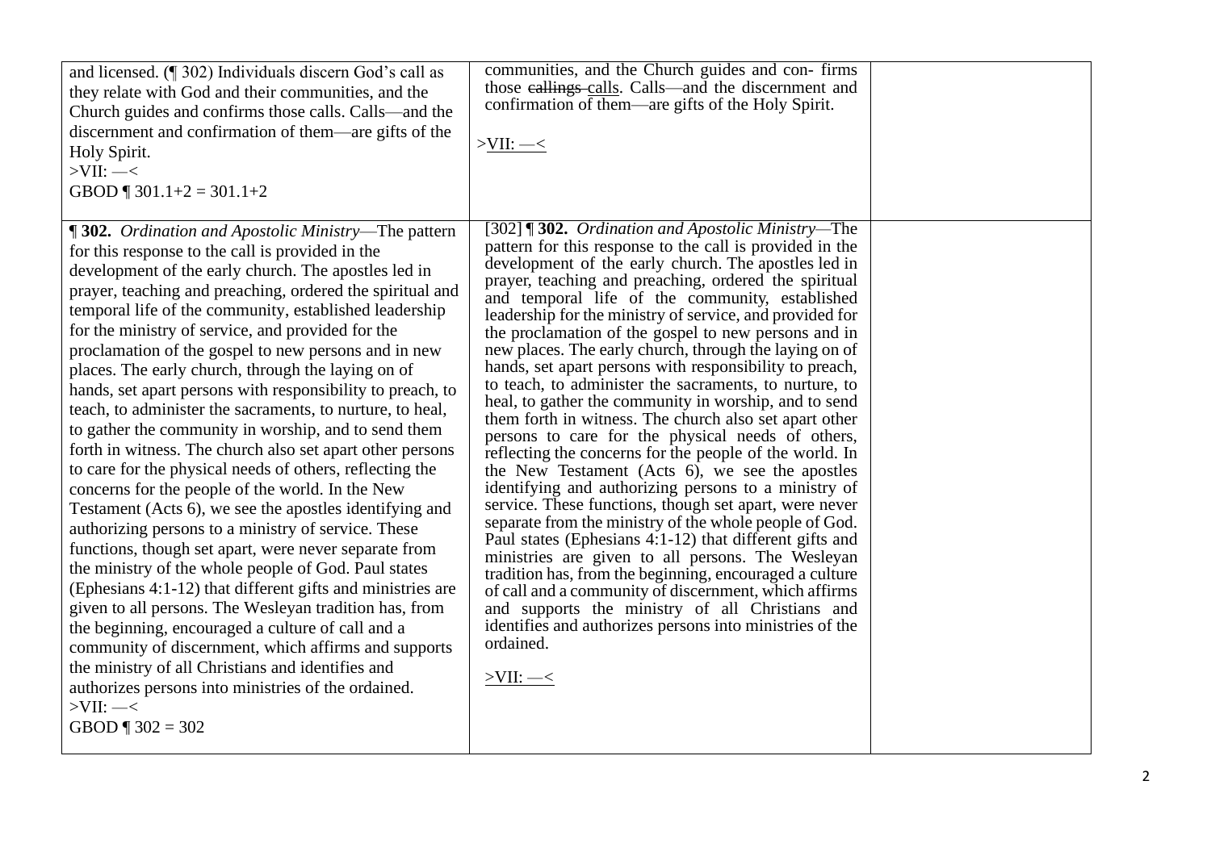| | | |
|---|---|---|
| and licensed. (¶ 302) Individuals discern God's call as they relate with God and their communities, and the Church guides and confirms those calls. Calls—and the discernment and confirmation of them—are gifts of the Holy Spirit.<br>>VII: —<<br>GBOD ¶ 301.1+2 = 301.1+2 | communities, and the Church guides and con- firms those ~~callings~~ calls. Calls—and the discernment and confirmation of them—are gifts of the Holy Spirit.<br><br>>VII: —< | |
| **¶ 302.** *Ordination and Apostolic Ministry*—The pattern for this response to the call is provided in the development of the early church. The apostles led in prayer, teaching and preaching, ordered the spiritual and temporal life of the community, established leadership for the ministry of service, and provided for the proclamation of the gospel to new persons and in new places. The early church, through the laying on of hands, set apart persons with responsibility to preach, to teach, to administer the sacraments, to nurture, to heal, to gather the community in worship, and to send them forth in witness. The church also set apart other persons to care for the physical needs of others, reflecting the concerns for the people of the world. In the New Testament (Acts 6), we see the apostles identifying and authorizing persons to a ministry of service. These functions, though set apart, were never separate from the ministry of the whole people of God. Paul states (Ephesians 4:1-12) that different gifts and ministries are given to all persons. The Wesleyan tradition has, from the beginning, encouraged a culture of call and a community of discernment, which affirms and supports the ministry of all Christians and identifies and authorizes persons into ministries of the ordained.<br>>VII: —<<br>GBOD ¶ 302 = 302 | [302] **¶ 302.** *Ordination and Apostolic Ministry*—The pattern for this response to the call is provided in the development of the early church. The apostles led in prayer, teaching and preaching, ordered the spiritual and temporal life of the community, established leadership for the ministry of service, and provided for the proclamation of the gospel to new persons and in new places. The early church, through the laying on of hands, set apart persons with responsibility to preach, to teach, to administer the sacraments, to nurture, to heal, to gather the community in worship, and to send them forth in witness. The church also set apart other persons to care for the physical needs of others, reflecting the concerns for the people of the world. In the New Testament (Acts 6), we see the apostles identifying and authorizing persons to a ministry of service. These functions, though set apart, were never separate from the ministry of the whole people of God. Paul states (Ephesians 4:1-12) that different gifts and ministries are given to all persons. The Wesleyan tradition has, from the beginning, encouraged a culture of call and a community of discernment, which affirms and supports the ministry of all Christians and identifies and authorizes persons into ministries of the ordained.<br><br>>VII: —< | |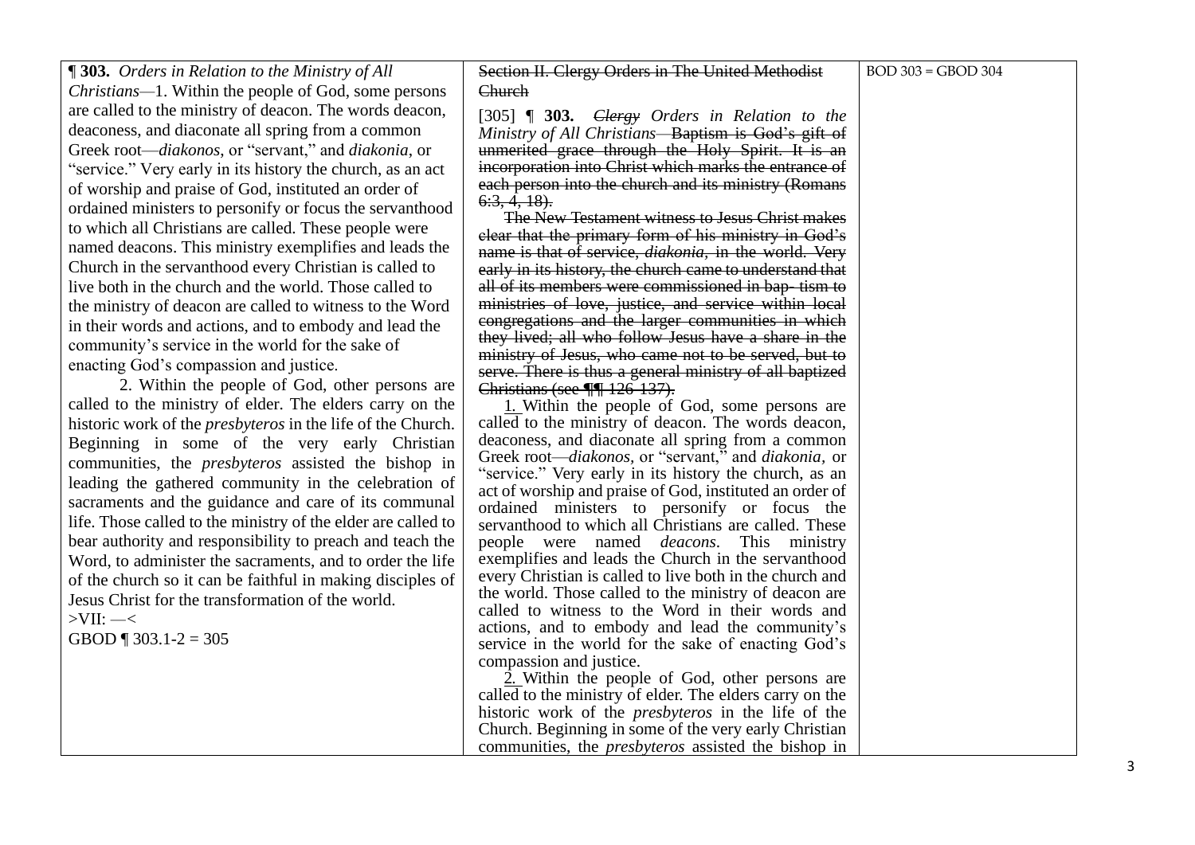| | | |
|---|---|---|
| **¶ 303.** *Orders in Relation to the Ministry of All Christians*—1. Within the people of God, some persons are called to the ministry of deacon. The words deacon, deaconess, and diaconate all spring from a common Greek root—*diakonos*, or "servant," and *diakonia*, or "service." Very early in its history the church, as an act of worship and praise of God, instituted an order of ordained ministers to personify or focus the servanthood to which all Christians are called. These people were named deacons. This ministry exemplifies and leads the Church in the servanthood every Christian is called to live both in the church and the world. Those called to the ministry of deacon are called to witness to the Word in their words and actions, and to embody and lead the community's service in the world for the sake of enacting God's compassion and justice.<br><br>2. Within the people of God, other persons are called to the ministry of elder. The elders carry on the historic work of the *presbyteros* in the life of the Church. Beginning in some of the very early Christian communities, the *presbyteros* assisted the bishop in leading the gathered community in the celebration of sacraments and the guidance and care of its communal life. Those called to the ministry of the elder are called to bear authority and responsibility to preach and teach the Word, to administer the sacraments, and to order the life of the church so it can be faithful in making disciples of Jesus Christ for the transformation of the world.<br>>VII: —<<br>GBOD ¶ 303.1-2 = 305 | ~~Section II. Clergy Orders in The United Methodist Church~~<br><br>[305] ¶ **303.** *~~Clergy~~ Orders in Relation to the Ministry of All Christians*—~~Baptism is God's gift of unmerited grace through the Holy Spirit. It is an incorporation into Christ which marks the entrance of each person into the church and its ministry (Romans 6:3, 4, 18).~~<br><br>~~The New Testament witness to Jesus Christ makes clear that the primary form of his ministry in God's name is that of service, *diakonia*, in the world. Very early in its history, the church came to understand that all of its members were commissioned in bap- tism to ministries of love, justice, and service within local congregations and the larger communities in which they lived; all who follow Jesus have a share in the ministry of Jesus, who came not to be served, but to serve. There is thus a general ministry of all baptized Christians (see ¶¶ 126-137).~~<br><br><u>1.</u> Within the people of God, some persons are called to the ministry of deacon. The words deacon, deaconess, and diaconate all spring from a common Greek root—*diakonos*, or "servant," and *diakonia*, or "service." Very early in its history the church, as an act of worship and praise of God, instituted an order of ordained ministers to personify or focus the servanthood to which all Christians are called. These people were named *deacons*. This ministry exemplifies and leads the Church in the servanthood every Christian is called to live both in the church and the world. Those called to the ministry of deacon are called to witness to the Word in their words and actions, and to embody and lead the community's service in the world for the sake of enacting God's compassion and justice.<br><br><u>2.</u> Within the people of God, other persons are called to the ministry of elder. The elders carry on the historic work of the *presbyteros* in the life of the Church. Beginning in some of the very early Christian communities, the *presbyteros* assisted the bishop in | BOD 303 = GBOD 304 |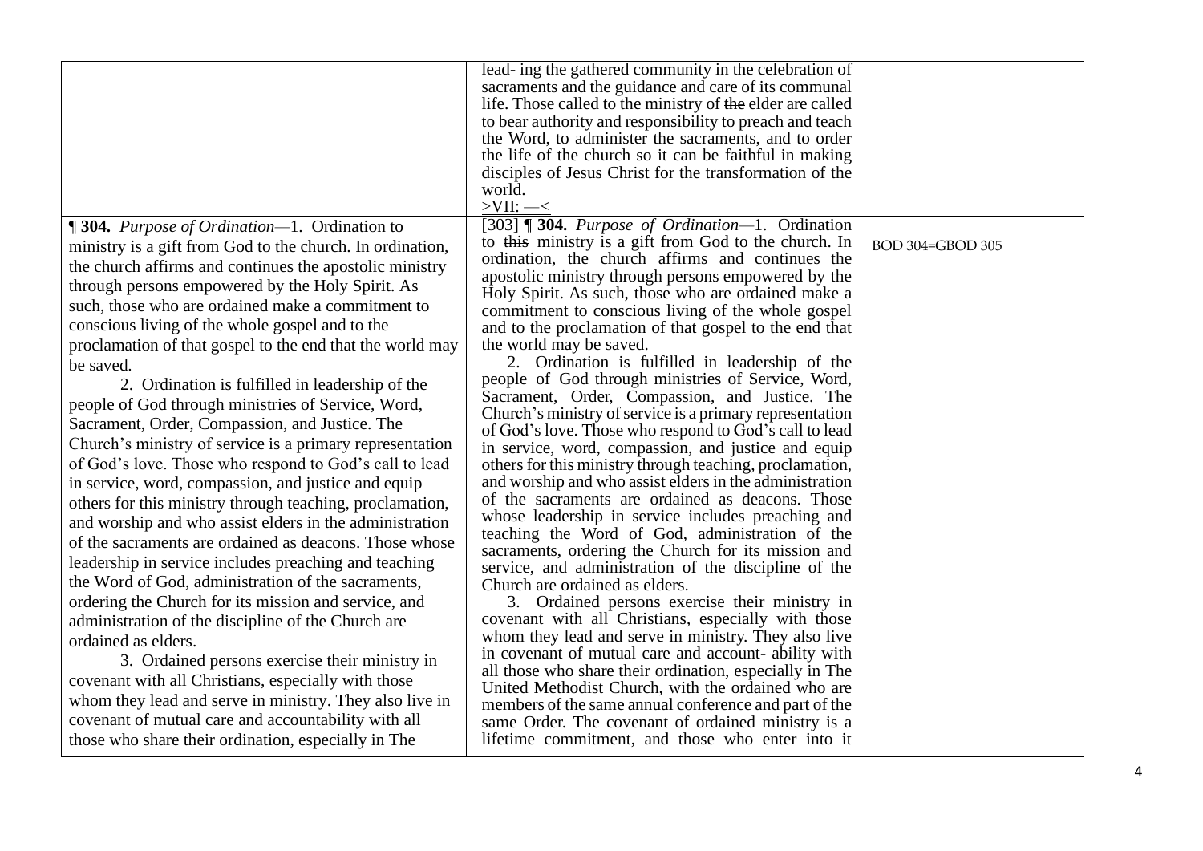| | | |
|---|---|---|
| | lead- ing the gathered community in the celebration of sacraments and the guidance and care of its communal life. Those called to the ministry of ~~the~~ elder are called to bear authority and responsibility to preach and teach the Word, to administer the sacraments, and to order the life of the church so it can be faithful in making disciples of Jesus Christ for the transformation of the world. >VII: —< | |
| **¶ 304.** *Purpose of Ordination*—1. Ordination to ministry is a gift from God to the church. In ordination, the church affirms and continues the apostolic ministry through persons empowered by the Holy Spirit. As such, those who are ordained make a commitment to conscious living of the whole gospel and to the proclamation of that gospel to the end that the world may be saved. 2. Ordination is fulfilled in leadership of the people of God through ministries of Service, Word, Sacrament, Order, Compassion, and Justice. The Church's ministry of service is a primary representation of God's love. Those who respond to God's call to lead in service, word, compassion, and justice and equip others for this ministry through teaching, proclamation, and worship and who assist elders in the administration of the sacraments are ordained as deacons. Those whose leadership in service includes preaching and teaching the Word of God, administration of the sacraments, ordering the Church for its mission and service, and administration of the discipline of the Church are ordained as elders. 3. Ordained persons exercise their ministry in covenant with all Christians, especially with those whom they lead and serve in ministry. They also live in covenant of mutual care and accountability with all those who share their ordination, especially in The | [303] **¶ 304.** *Purpose of Ordination*—1. Ordination to ~~this~~ ministry is a gift from God to the church. In ordination, the church affirms and continues the apostolic ministry through persons empowered by the Holy Spirit. As such, those who are ordained make a commitment to conscious living of the whole gospel and to the proclamation of that gospel to the end that the world may be saved. 2. Ordination is fulfilled in leadership of the people of God through ministries of Service, Word, Sacrament, Order, Compassion, and Justice. The Church's ministry of service is a primary representation of God's love. Those who respond to God's call to lead in service, word, compassion, and justice and equip others for this ministry through teaching, proclamation, and worship and who assist elders in the administration of the sacraments are ordained as deacons. Those whose leadership in service includes preaching and teaching the Word of God, administration of the sacraments, ordering the Church for its mission and service, and administration of the discipline of the Church are ordained as elders. 3. Ordained persons exercise their ministry in covenant with all Christians, especially with those whom they lead and serve in ministry. They also live in covenant of mutual care and account- ability with all those who share their ordination, especially in The United Methodist Church, with the ordained who are members of the same annual conference and part of the same Order. The covenant of ordained ministry is a lifetime commitment, and those who enter into it | BOD 304=GBOD 305 |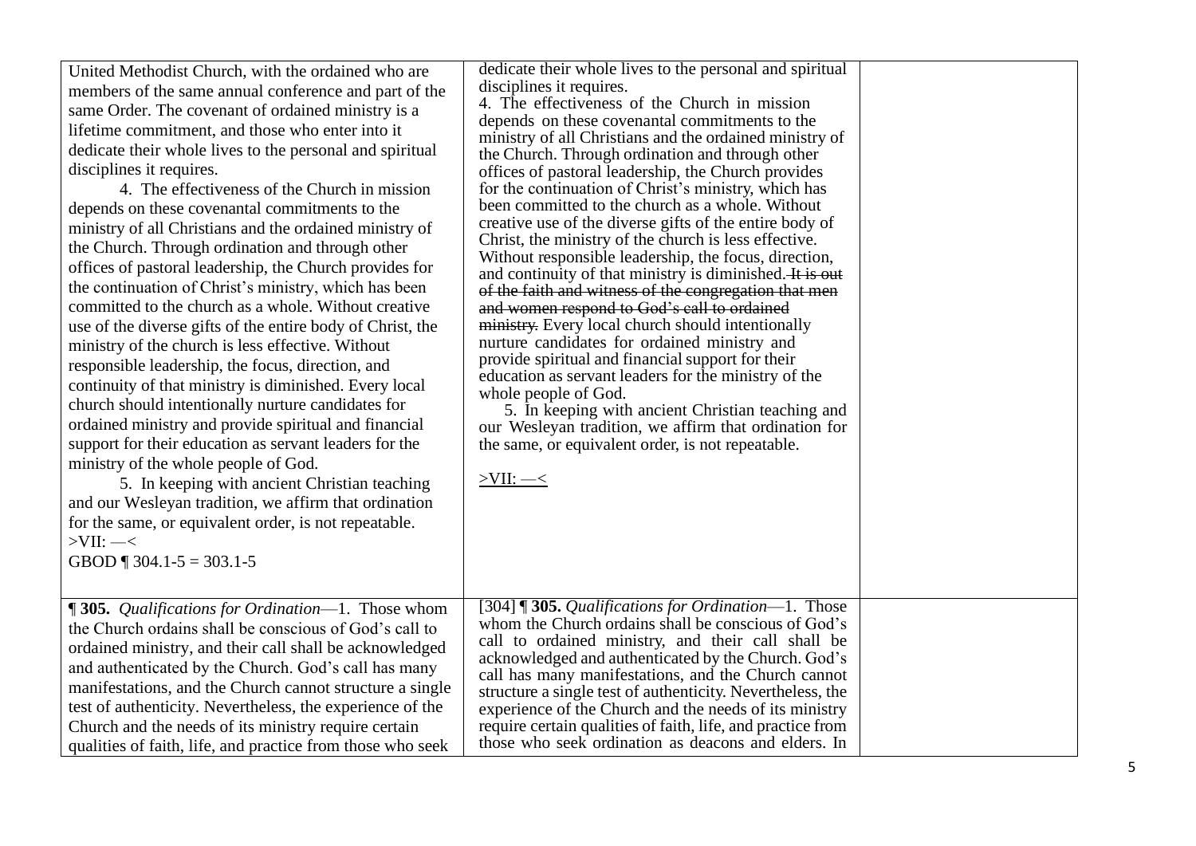| | | |
|---|---|---|
| United Methodist Church, with the ordained who are members of the same annual conference and part of the same Order. The covenant of ordained ministry is a lifetime commitment, and those who enter into it dedicate their whole lives to the personal and spiritual disciplines it requires.<br><br>4. The effectiveness of the Church in mission depends on these covenantal commitments to the ministry of all Christians and the ordained ministry of the Church. Through ordination and through other offices of pastoral leadership, the Church provides for the continuation of Christ's ministry, which has been committed to the church as a whole. Without creative use of the diverse gifts of the entire body of Christ, the ministry of the church is less effective. Without responsible leadership, the focus, direction, and continuity of that ministry is diminished. Every local church should intentionally nurture candidates for ordained ministry and provide spiritual and financial support for their education as servant leaders for the ministry of the whole people of God.<br><br>5. In keeping with ancient Christian teaching and our Wesleyan tradition, we affirm that ordination for the same, or equivalent order, is not repeatable.<br>>VII: —<<br>GBOD ¶ 304.1-5 = 303.1-5 | dedicate their whole lives to the personal and spiritual disciplines it requires.<br>4. The effectiveness of the Church in mission depends on these covenantal commitments to the ministry of all Christians and the ordained ministry of the Church. Through ordination and through other offices of pastoral leadership, the Church provides for the continuation of Christ's ministry, which has been committed to the church as a whole. Without creative use of the diverse gifts of the entire body of Christ, the ministry of the church is less effective. Without responsible leadership, the focus, direction, and continuity of that ministry is diminished. ~~It is out of the faith and witness of the congregation that men and women respond to God's call to ordained ministry.~~ Every local church should intentionally nurture candidates for ordained ministry and provide spiritual and financial support for their education as servant leaders for the ministry of the whole people of God.<br>5. In keeping with ancient Christian teaching and our Wesleyan tradition, we affirm that ordination for the same, or equivalent order, is not repeatable.<br><br>>VII: —< | |
| **¶ 305.** *Qualifications for Ordination*—1. Those whom the Church ordains shall be conscious of God's call to ordained ministry, and their call shall be acknowledged and authenticated by the Church. God's call has many manifestations, and the Church cannot structure a single test of authenticity. Nevertheless, the experience of the Church and the needs of its ministry require certain qualities of faith, life, and practice from those who seek | [304] **¶ 305.** *Qualifications for Ordination*—1. Those whom the Church ordains shall be conscious of God's call to ordained ministry, and their call shall be acknowledged and authenticated by the Church. God's call has many manifestations, and the Church cannot structure a single test of authenticity. Nevertheless, the experience of the Church and the needs of its ministry require certain qualities of faith, life, and practice from those who seek ordination as deacons and elders. In | |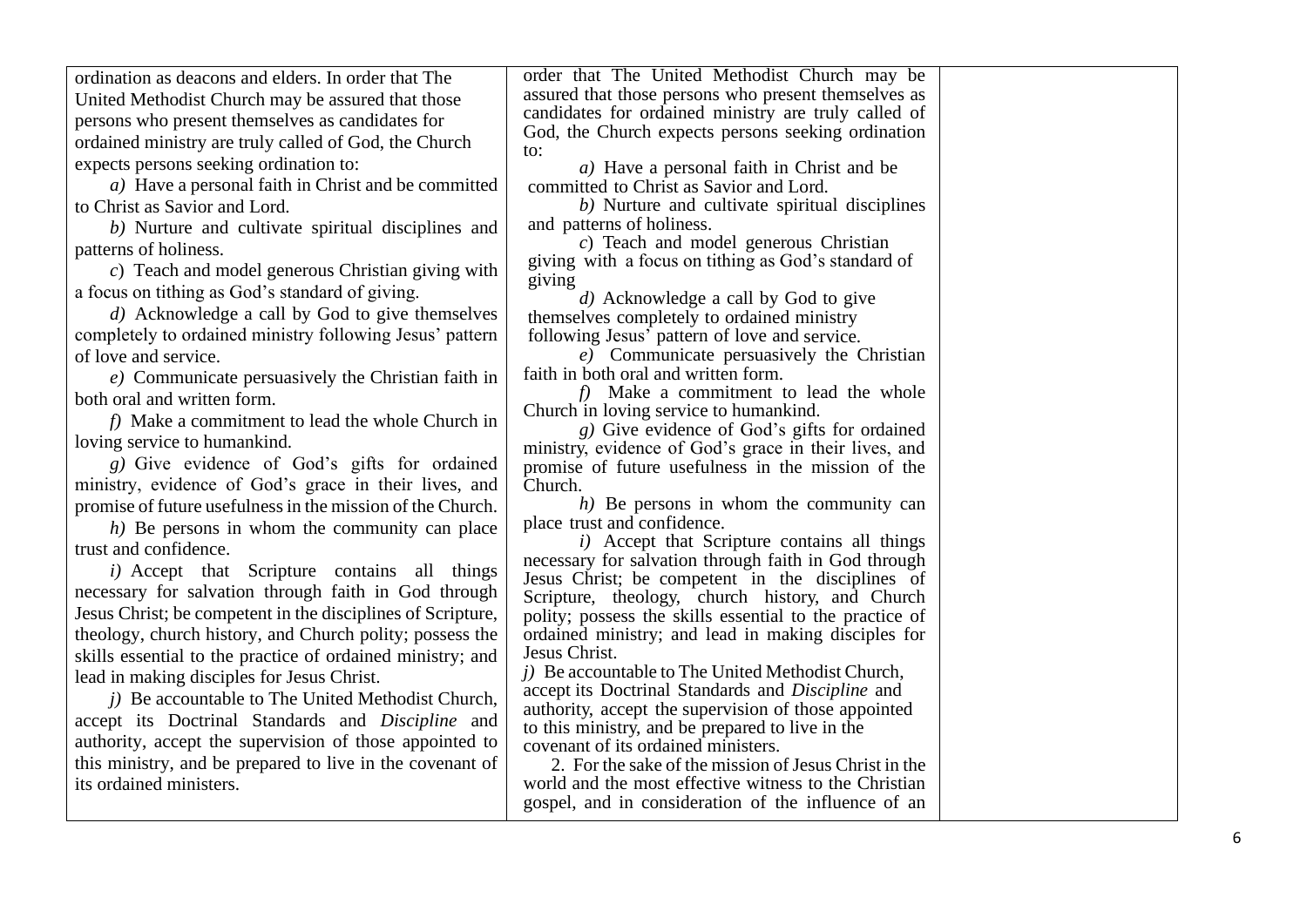| | | |
|---|---|---|
| ordination as deacons and elders. In order that The United Methodist Church may be assured that those persons who present themselves as candidates for ordained ministry are truly called of God, the Church expects persons seeking ordination to:<br>*a)* Have a personal faith in Christ and be committed to Christ as Savior and Lord.<br>*b)* Nurture and cultivate spiritual disciplines and patterns of holiness.<br>*c*) Teach and model generous Christian giving with a focus on tithing as God's standard of giving.<br>*d)* Acknowledge a call by God to give themselves completely to ordained ministry following Jesus' pattern of love and service.<br>*e)* Communicate persuasively the Christian faith in both oral and written form.<br>*f)* Make a commitment to lead the whole Church in loving service to humankind.<br>*g)* Give evidence of God's gifts for ordained ministry, evidence of God's grace in their lives, and promise of future usefulness in the mission of the Church.<br>*h)* Be persons in whom the community can place trust and confidence.<br>*i)* Accept that Scripture contains all things necessary for salvation through faith in God through Jesus Christ; be competent in the disciplines of Scripture, theology, church history, and Church polity; possess the skills essential to the practice of ordained ministry; and lead in making disciples for Jesus Christ.<br>*j)* Be accountable to The United Methodist Church, accept its Doctrinal Standards and *Discipline* and authority, accept the supervision of those appointed to this ministry, and be prepared to live in the covenant of its ordained ministers. | order that The United Methodist Church may be assured that those persons who present themselves as candidates for ordained ministry are truly called of God, the Church expects persons seeking ordination to:<br>*a)* Have a personal faith in Christ and be committed to Christ as Savior and Lord.<br>*b)* Nurture and cultivate spiritual disciplines and patterns of holiness.<br>*c*) Teach and model generous Christian giving with a focus on tithing as God's standard of giving<br>*d)* Acknowledge a call by God to give themselves completely to ordained ministry following Jesus' pattern of love and service.<br>*e)* Communicate persuasively the Christian faith in both oral and written form.<br>*f)* Make a commitment to lead the whole Church in loving service to humankind.<br>*g)* Give evidence of God's gifts for ordained ministry, evidence of God's grace in their lives, and promise of future usefulness in the mission of the Church.<br>*h)* Be persons in whom the community can place trust and confidence.<br>*i)* Accept that Scripture contains all things necessary for salvation through faith in God through Jesus Christ; be competent in the disciplines of Scripture, theology, church history, and Church polity; possess the skills essential to the practice of ordained ministry; and lead in making disciples for Jesus Christ.<br>*j)* Be accountable to The United Methodist Church, accept its Doctrinal Standards and *Discipline* and authority, accept the supervision of those appointed to this ministry, and be prepared to live in the covenant of its ordained ministers.<br>2. For the sake of the mission of Jesus Christ in the world and the most effective witness to the Christian gospel, and in consideration of the influence of an | |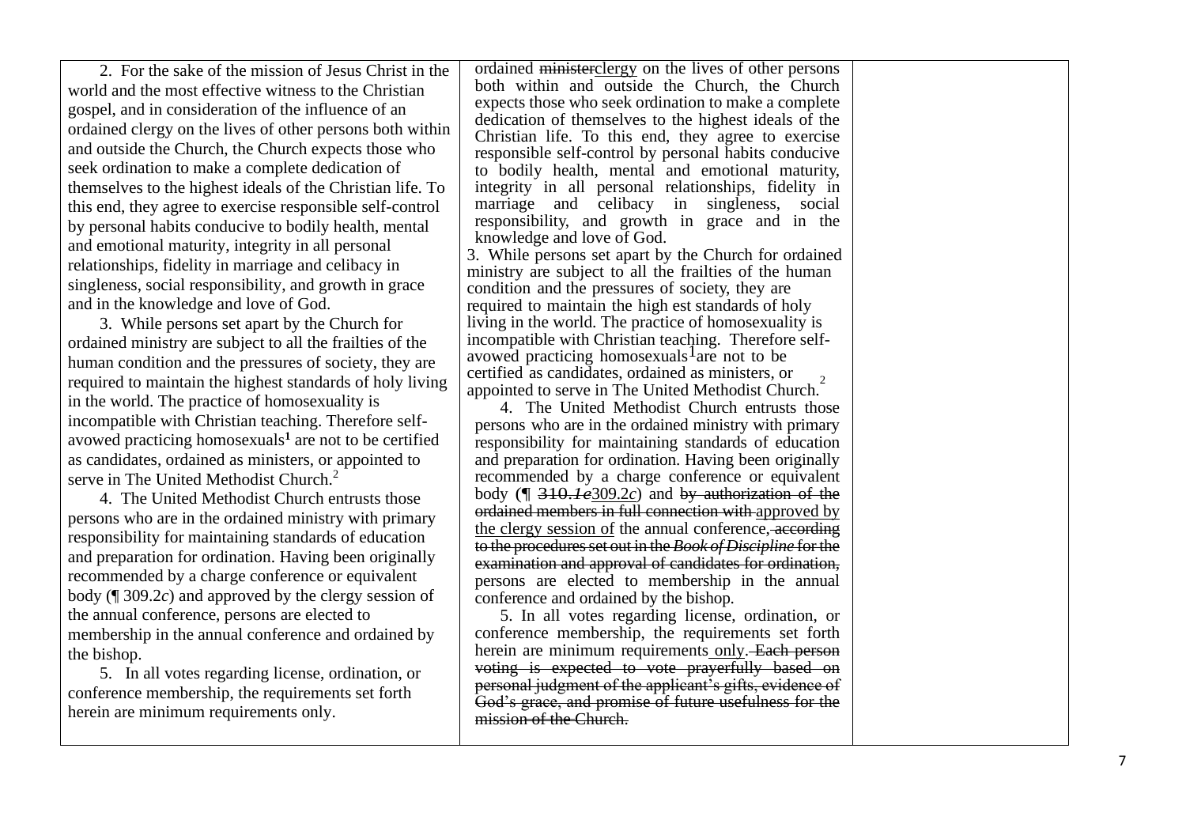| | | |
|---|---|---|
| 2. For the sake of the mission of Jesus Christ in the world and the most effective witness to the Christian gospel, and in consideration of the influence of an ordained clergy on the lives of other persons both within and outside the Church, the Church expects those who seek ordination to make a complete dedication of themselves to the highest ideals of the Christian life. To this end, they agree to exercise responsible self-control by personal habits conducive to bodily health, mental and emotional maturity, integrity in all personal relationships, fidelity in marriage and celibacy in singleness, social responsibility, and growth in grace and in the knowledge and love of God.<br><br>3. While persons set apart by the Church for ordained ministry are subject to all the frailties of the human condition and the pressures of society, they are required to maintain the highest standards of holy living in the world. The practice of homosexuality is incompatible with Christian teaching. Therefore self-avowed practicing homosexuals[1] are not to be certified as candidates, ordained as ministers, or appointed to serve in The United Methodist Church.[2]<br><br>4. The United Methodist Church entrusts those persons who are in the ordained ministry with primary responsibility for maintaining standards of education and preparation for ordination. Having been originally recommended by a charge conference or equivalent body (¶ 309.2*c*) and approved by the clergy session of the annual conference, persons are elected to membership in the annual conference and ordained by the bishop.<br><br>5. In all votes regarding license, ordination, or conference membership, the requirements set forth herein are minimum requirements only. | ordained ~~minister~~clergy on the lives of other persons both within and outside the Church, the Church expects those who seek ordination to make a complete dedication of themselves to the highest ideals of the Christian life. To this end, they agree to exercise responsible self-control by personal habits conducive to bodily health, mental and emotional maturity, integrity in all personal relationships, fidelity in marriage and celibacy in singleness, social responsibility, and growth in grace and in the knowledge and love of God.<br>3. While persons set apart by the Church for ordained ministry are subject to all the frailties of the human condition and the pressures of society, they are required to maintain the high est standards of holy living in the world. The practice of homosexuality is incompatible with Christian teaching. Therefore self-avowed practicing homosexuals[1] are not to be certified as candidates, ordained as ministers, or appointed to serve in The United Methodist Church.[2]<br><br>4. The United Methodist Church entrusts those persons who are in the ordained ministry with primary responsibility for maintaining standards of education and preparation for ordination. Having been originally recommended by a charge conference or equivalent body (¶ ~~310.*1e*~~309.2*c*) and ~~by authorization of the ordained members in full connection with~~ approved by the clergy session of the annual conference~~, according to the procedures set out in the *Book of Discipline* for the examination and approval of candidates for ordination,~~ persons are elected to membership in the annual conference and ordained by the bishop.<br><br>5. In all votes regarding license, ordination, or conference membership, the requirements set forth herein are minimum requirements only. ~~Each person voting is expected to vote prayerfully based on personal judgment of the applicant's gifts, evidence of God's grace, and promise of future usefulness for the mission of the Church.~~ | |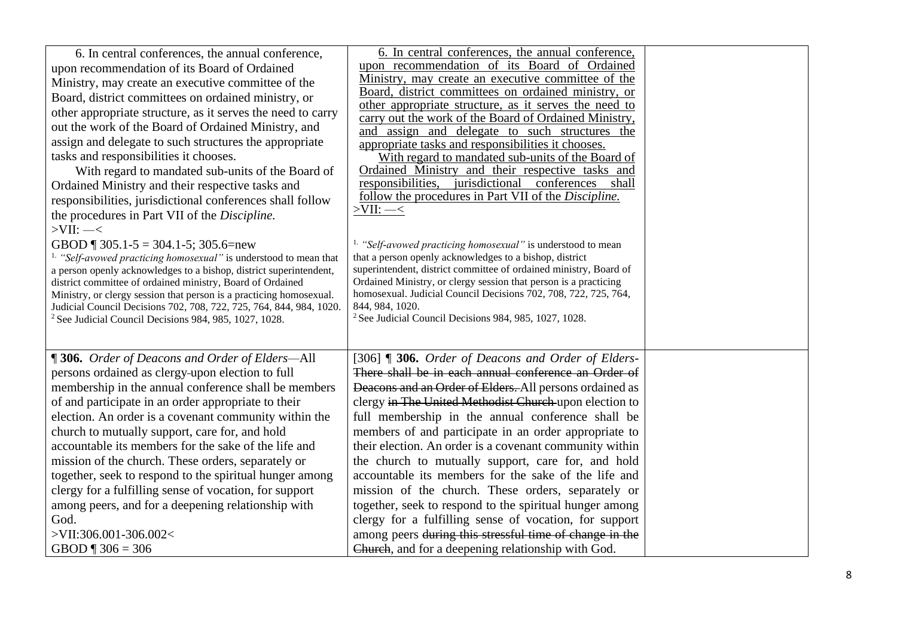| | | |
|---|---|---|
| 6. In central conferences, the annual conference, upon recommendation of its Board of Ordained Ministry, may create an executive committee of the Board, district committees on ordained ministry, or other appropriate structure, as it serves the need to carry out the work of the Board of Ordained Ministry, and assign and delegate to such structures the appropriate tasks and responsibilities it chooses.<br>With regard to mandated sub-units of the Board of Ordained Ministry and their respective tasks and responsibilities, jurisdictional conferences shall follow the procedures in Part VII of the *Discipline.*<br>>VII: —<<br>GBOD ¶ 305.1-5 = 304.1-5; 305.6=new<br>[1.] *"Self-avowed practicing homosexual"* is understood to mean that a person openly acknowledges to a bishop, district superintendent, district committee of ordained ministry, Board of Ordained Ministry, or clergy session that person is a practicing homosexual. Judicial Council Decisions 702, 708, 722, 725, 764, 844, 984, 1020.<br>[2] See Judicial Council Decisions 984, 985, 1027, 1028. | <u>6. In central conferences, the annual conference, upon recommendation of its Board of Ordained Ministry, may create an executive committee of the Board, district committees on ordained ministry, or other appropriate structure, as it serves the need to carry out the work of the Board of Ordained Ministry, and assign and delegate to such structures the appropriate tasks and responsibilities it chooses.</u><br><u>With regard to mandated sub-units of the Board of Ordained Ministry and their respective tasks and responsibilities, jurisdictional conferences shall follow the procedures in Part VII of the *Discipline.*</u><br><u>>VII: —<</u><br>[1.] *"Self-avowed practicing homosexual"* is understood to mean that a person openly acknowledges to a bishop, district superintendent, district committee of ordained ministry, Board of Ordained Ministry, or clergy session that person is a practicing homosexual. Judicial Council Decisions 702, 708, 722, 725, 764, 844, 984, 1020.<br>[2] See Judicial Council Decisions 984, 985, 1027, 1028. | |
| **¶ 306.** *Order of Deacons and Order of Elders*—All persons ordained as clergy upon election to full membership in the annual conference shall be members of and participate in an order appropriate to their election. An order is a covenant community within the church to mutually support, care for, and hold accountable its members for the sake of the life and mission of the church. These orders, separately or together, seek to respond to the spiritual hunger among clergy for a fulfilling sense of vocation, for support among peers, and for a deepening relationship with God.<br>>VII:306.001-306.002<<br>GBOD ¶ 306 = 306 | [306] **¶ 306.** *Order of Deacons and Order of Elders*-~~There shall be in each annual conference an Order of Deacons and an Order of Elders.~~ All persons ordained as clergy ~~in The United Methodist Church~~ upon election to full membership in the annual conference shall be members of and participate in an order appropriate to their election. An order is a covenant community within the church to mutually support, care for, and hold accountable its members for the sake of the life and mission of the church. These orders, separately or together, seek to respond to the spiritual hunger among clergy for a fulfilling sense of vocation, for support among peers ~~during this stressful time of change in the Church~~, and for a deepening relationship with God. | |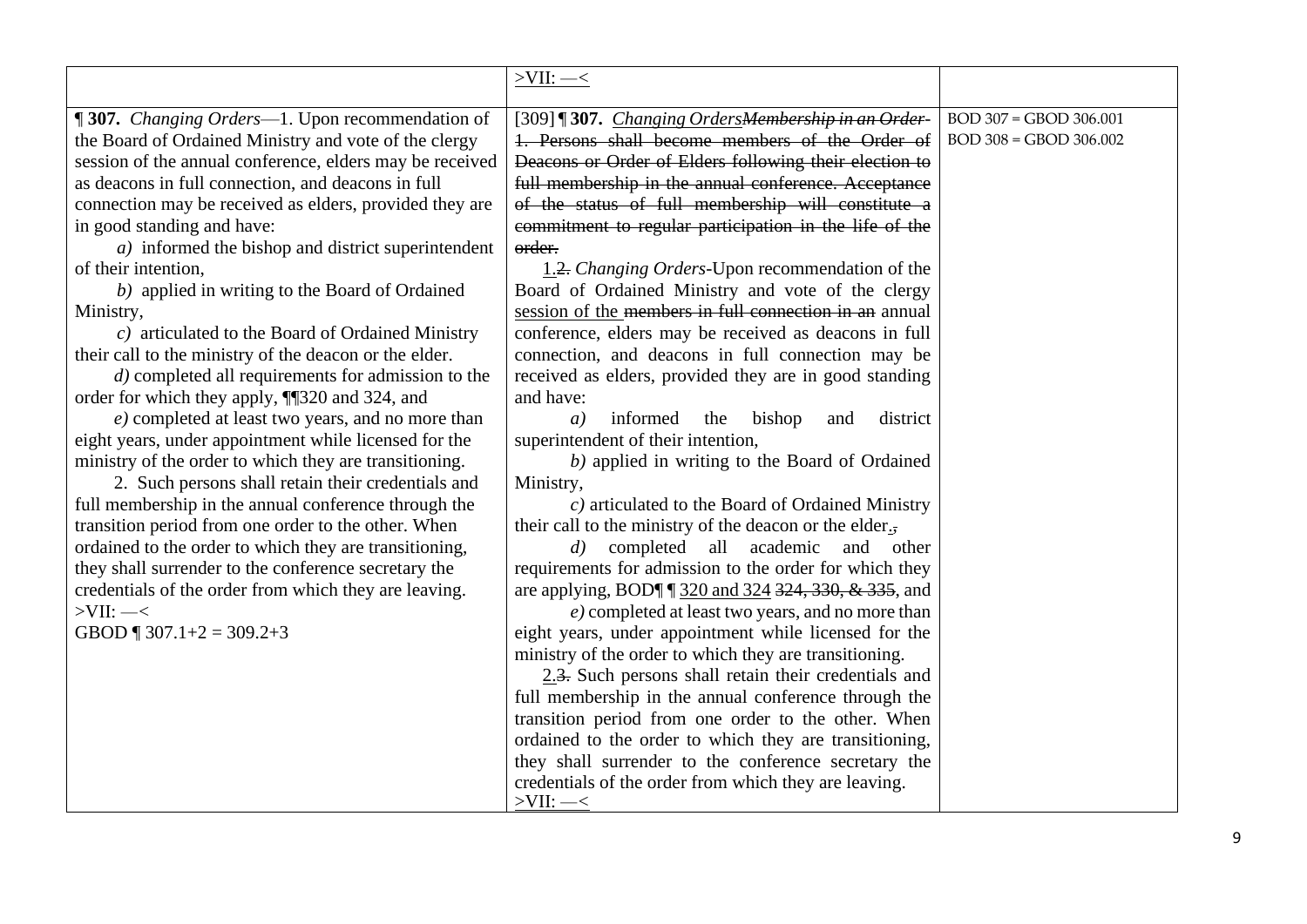| | >VII: —< | |
|---|---|---|
| **¶ 307.** *Changing Orders*—1. Upon recommendation of the Board of Ordained Ministry and vote of the clergy session of the annual conference, elders may be received as deacons in full connection, and deacons in full connection may be received as elders, provided they are in good standing and have:<br>*a)* informed the bishop and district superintendent of their intention,<br>*b)* applied in writing to the Board of Ordained Ministry,<br>*c)* articulated to the Board of Ordained Ministry their call to the ministry of the deacon or the elder.<br>*d)* completed all requirements for admission to the order for which they apply, ¶¶320 and 324, and<br>*e)* completed at least two years, and no more than eight years, under appointment while licensed for the ministry of the order to which they are transitioning.<br>2. Such persons shall retain their credentials and full membership in the annual conference through the transition period from one order to the other. When ordained to the order to which they are transitioning, they shall surrender to the conference secretary the credentials of the order from which they are leaving.<br>>VII: —<<br>GBOD ¶ 307.1+2 = 309.2+3 | [309] **¶ 307.** *Changing Orders* ~~*Membership in an Order*-~~ ~~1. Persons shall become members of the Order of Deacons or Order of Elders following their election to full membership in the annual conference. Acceptance of the status of full membership will constitute a commitment to regular participation in the life of the order.~~<br>1.~~2.~~ *Changing Orders*-Upon recommendation of the Board of Ordained Ministry and vote of the clergy session of the ~~members in full connection in an~~ annual conference, elders may be received as deacons in full connection, and deacons in full connection may be received as elders, provided they are in good standing and have:<br>*a)* informed the bishop and district superintendent of their intention,<br>*b)* applied in writing to the Board of Ordained Ministry,<br>*c)* articulated to the Board of Ordained Ministry their call to the ministry of the deacon or the elder.~~,~~<br>*d)* completed all academic and other requirements for admission to the order for which they are applying, BOD¶ ¶ 320 and 324 ~~324, 330, & 335~~, and<br>*e)* completed at least two years, and no more than eight years, under appointment while licensed for the ministry of the order to which they are transitioning.<br>2.~~3.~~ Such persons shall retain their credentials and full membership in the annual conference through the transition period from one order to the other. When ordained to the order to which they are transitioning, they shall surrender to the conference secretary the credentials of the order from which they are leaving.<br>>VII: —< | BOD 307 = GBOD 306.001<br>BOD 308 = GBOD 306.002 |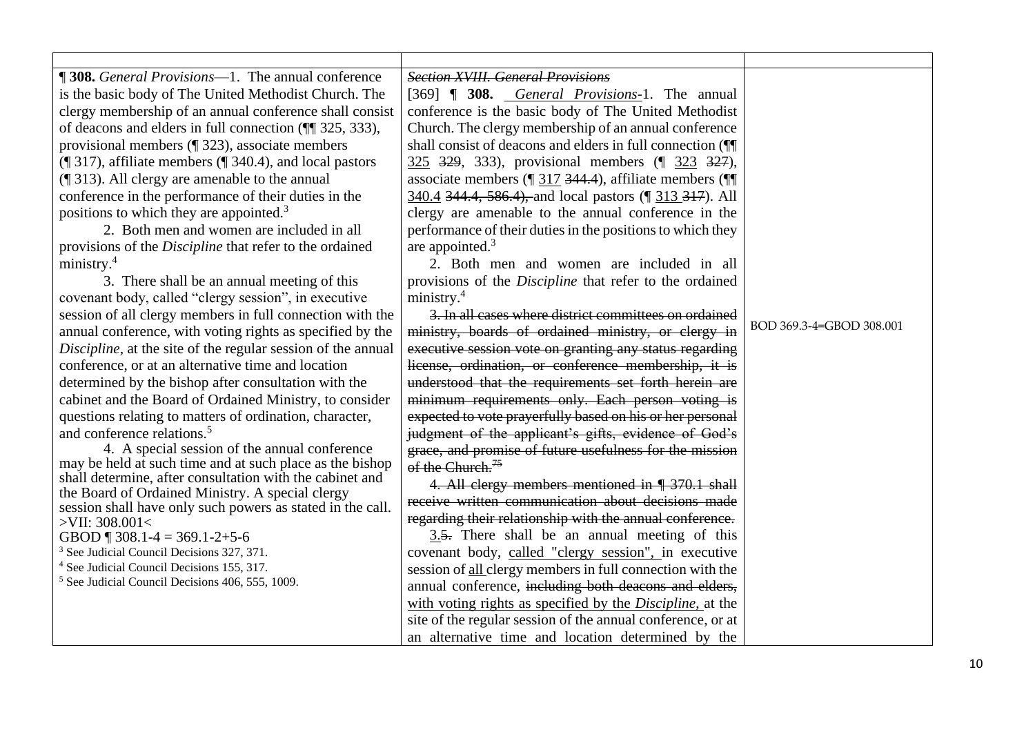| | | |
|---|---|---|
| **¶ 308.** *General Provisions*—1. The annual conference is the basic body of The United Methodist Church. The clergy membership of an annual conference shall consist of deacons and elders in full connection (¶¶ 325, 333), provisional members (¶ 323), associate members (¶ 317), affiliate members (¶ 340.4), and local pastors (¶ 313). All clergy are amenable to the annual conference in the performance of their duties in the positions to which they are appointed.[3]<br><br>2. Both men and women are included in all provisions of the *Discipline* that refer to the ordained ministry.[4]<br><br>3. There shall be an annual meeting of this covenant body, called "clergy session", in executive session of all clergy members in full connection with the annual conference, with voting rights as specified by the *Discipline*, at the site of the regular session of the annual conference, or at an alternative time and location determined by the bishop after consultation with the cabinet and the Board of Ordained Ministry, to consider questions relating to matters of ordination, character, and conference relations.[5]<br><br>4. A special session of the annual conference may be held at such time and at such place as the bishop shall determine, after consultation with the cabinet and the Board of Ordained Ministry. A special clergy session shall have only such powers as stated in the call. >VII: 308.001<<br>GBOD ¶ 308.1-4 = 369.1-2+5-6<br>[3] See Judicial Council Decisions 327, 371.<br>[4] See Judicial Council Decisions 155, 317.<br>[5] See Judicial Council Decisions 406, 555, 1009. | ~~*Section XVIII. General Provisions*~~<br>[369] ¶ **308.** *General Provisions*-1. The annual conference is the basic body of The United Methodist Church. The clergy membership of an annual conference shall consist of deacons and elders in full connection (¶¶ <u>325</u> ~~329~~, 333), provisional members (¶ <u>323</u> ~~327~~), associate members (¶ <u>317</u> ~~344.4~~), affiliate members (¶¶ <u>340.4</u> ~~344.4, 586.4),~~ and local pastors (¶ <u>313</u> ~~317~~). All clergy are amenable to the annual conference in the performance of their duties in the positions to which they are appointed.[3]<br><br>2. Both men and women are included in all provisions of the *Discipline* that refer to the ordained ministry.[4]<br><br>~~3. In all cases where district committees on ordained ministry, boards of ordained ministry, or clergy in executive session vote on granting any status regarding license, ordination, or conference membership, it is understood that the requirements set forth herein are minimum requirements only. Each person voting is expected to vote prayerfully based on his or her personal judgment of the applicant's gifts, evidence of God's grace, and promise of future usefulness for the mission of the Church.~~[~~75~~]<br><br>~~4. All clergy members mentioned in ¶ 370.1 shall receive written communication about decisions made regarding their relationship with the annual conference.~~<br><br><u>3.</u>~~5.~~ There shall be an annual meeting of this covenant body, <u>called "clergy session",</u> in executive session of <u>all</u> clergy members in full connection with the annual conference, ~~including both deacons and elders,~~ <u>with voting rights as specified by the *Discipline*,</u> at the site of the regular session of the annual conference, or at an alternative time and location determined by the | BOD 369.3-4=GBOD 308.001 |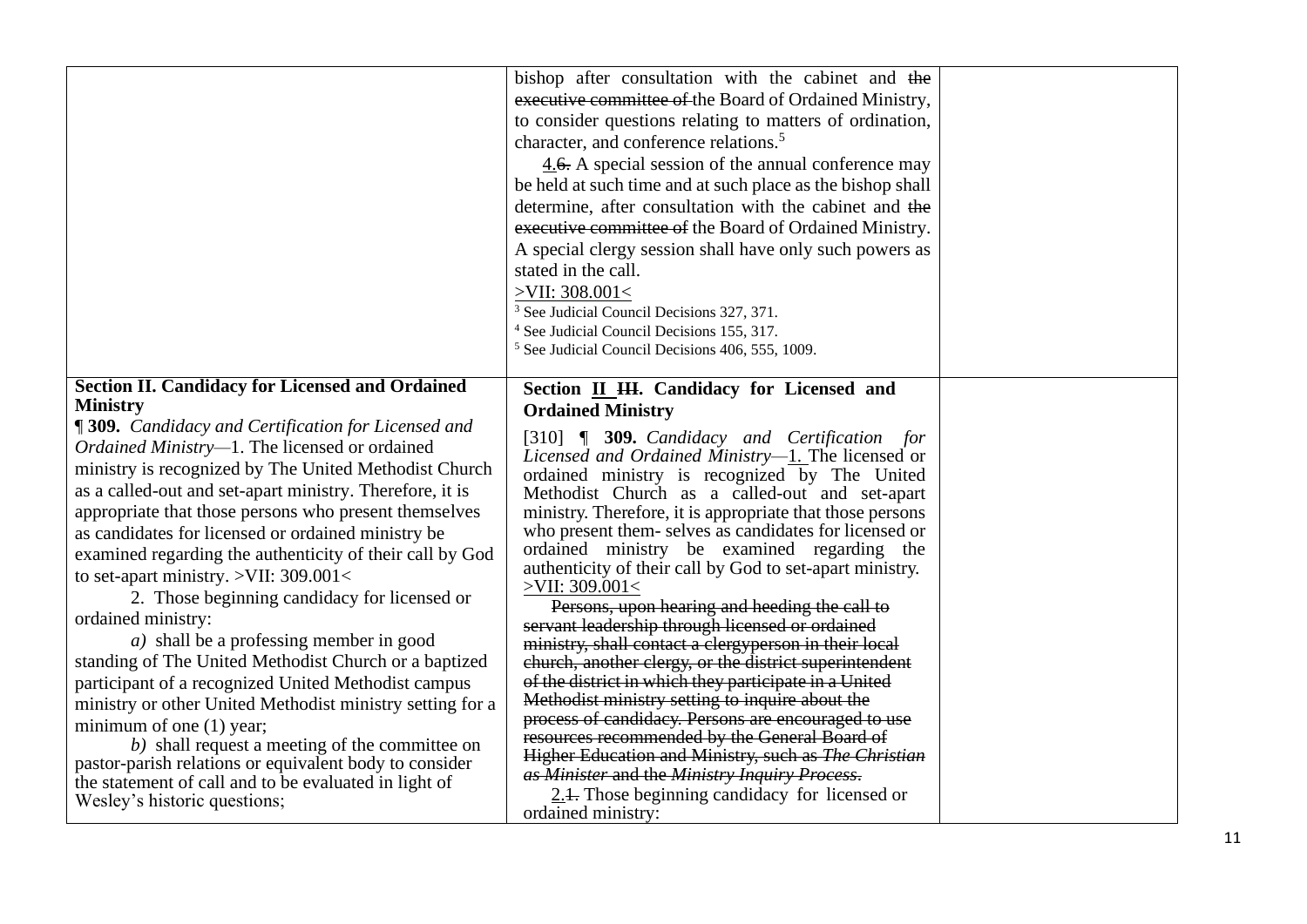| | | |
|---|---|---|
| | bishop after consultation with the cabinet and ~~the executive committee of~~ the Board of Ordained Ministry, to consider questions relating to matters of ordination, character, and conference relations.[5]<br><br>4.~~6.~~ A special session of the annual conference may be held at such time and at such place as the bishop shall determine, after consultation with the cabinet and ~~the executive committee of~~ the Board of Ordained Ministry. A special clergy session shall have only such powers as stated in the call.<br>>VII: 308.001<<br><br>[3] See Judicial Council Decisions 327, 371.<br>[4] See Judicial Council Decisions 155, 317.<br>[5] See Judicial Council Decisions 406, 555, 1009. | |
| **Section II. Candidacy for Licensed and Ordained Ministry**<br><br>**¶ 309.** *Candidacy and Certification for Licensed and Ordained Ministry*—1. The licensed or ordained ministry is recognized by The United Methodist Church as a called-out and set-apart ministry. Therefore, it is appropriate that those persons who present themselves as candidates for licensed or ordained ministry be examined regarding the authenticity of their call by God to set-apart ministry. >VII: 309.001<<br><br>2. Those beginning candidacy for licensed or ordained ministry:<br><br>*a)* shall be a professing member in good standing of The United Methodist Church or a baptized participant of a recognized United Methodist campus ministry or other United Methodist ministry setting for a minimum of one (1) year;<br><br>*b)* shall request a meeting of the committee on pastor-parish relations or equivalent body to consider the statement of call and to be evaluated in light of Wesley's historic questions; | **Section II ~~III~~. Candidacy for Licensed and Ordained Ministry**<br><br>[310] ¶ **309.** *Candidacy and Certification for Licensed and Ordained Ministry*—1. The licensed or ordained ministry is recognized by The United Methodist Church as a called-out and set-apart ministry. Therefore, it is appropriate that those persons who present them- selves as candidates for licensed or ordained ministry be examined regarding the authenticity of their call by God to set-apart ministry.<br>>VII: 309.001<<br><br>~~Persons, upon hearing and heeding the call to servant leadership through licensed or ordained ministry, shall contact a clergyperson in their local church, another clergy, or the district superintendent of the district in which they participate in a United Methodist ministry setting to inquire about the process of candidacy. Persons are encouraged to use resources recommended by the General Board of Higher Education and Ministry, such as *The Christian as Minister* and the *Ministry Inquiry Process*.~~<br><br>2.~~1.~~ Those beginning candidacy for licensed or ordained ministry: | |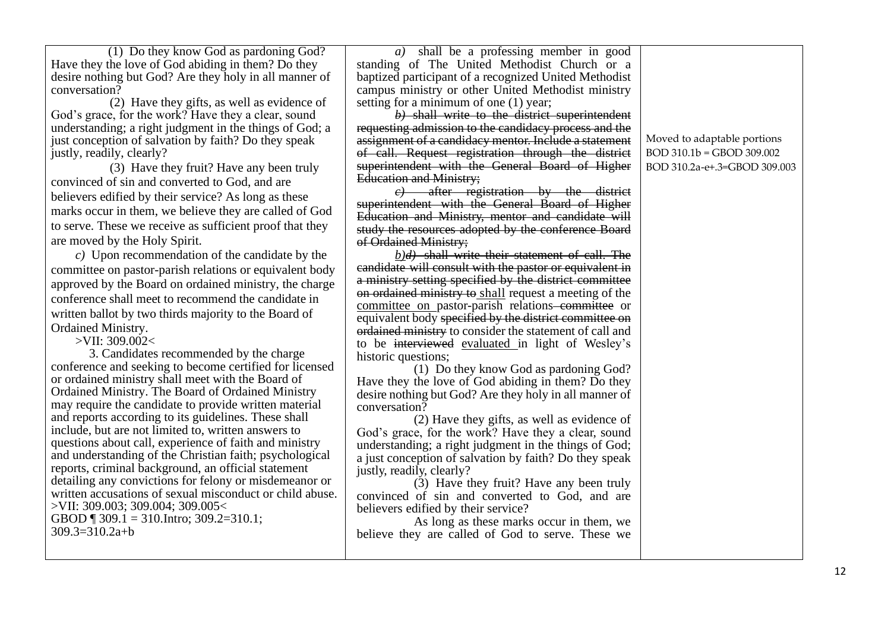| | | |
|---|---|---|
| (1) Do they know God as pardoning God? Have they the love of God abiding in them? Do they desire nothing but God? Are they holy in all manner of conversation?<br><br>(2) Have they gifts, as well as evidence of God's grace, for the work? Have they a clear, sound understanding; a right judgment in the things of God; a just conception of salvation by faith? Do they speak justly, readily, clearly?<br><br>(3) Have they fruit? Have any been truly convinced of sin and converted to God, and are believers edified by their service? As long as these marks occur in them, we believe they are called of God to serve. These we receive as sufficient proof that they are moved by the Holy Spirit.<br><br>*c)* Upon recommendation of the candidate by the committee on pastor-parish relations or equivalent body approved by the Board on ordained ministry, the charge conference shall meet to recommend the candidate in written ballot by two thirds majority to the Board of Ordained Ministry.<br>>VII: 309.002<<br><br>3. Candidates recommended by the charge conference and seeking to become certified for licensed or ordained ministry shall meet with the Board of Ordained Ministry. The Board of Ordained Ministry may require the candidate to provide written material and reports according to its guidelines. These shall include, but are not limited to, written answers to questions about call, experience of faith and ministry and understanding of the Christian faith; psychological reports, criminal background, an official statement detailing any convictions for felony or misdemeanor or written accusations of sexual misconduct or child abuse.<br>>VII: 309.003; 309.004; 309.005<<br>GBOD ¶ 309.1 = 310.Intro; 309.2=310.1; 309.3=310.2a+b | *a)* shall be a professing member in good standing of The United Methodist Church or a baptized participant of a recognized United Methodist campus ministry or other United Methodist ministry setting for a minimum of one (1) year;<br>~~*b)* shall write to the district superintendent requesting admission to the candidacy process and the assignment of a candidacy mentor. Include a statement of call. Request registration through the district superintendent with the General Board of Higher Education and Ministry;~~<br>~~*c)* after registration by the district superintendent with the General Board of Higher Education and Ministry, mentor and candidate will study the resources adopted by the conference Board of Ordained Ministry;~~<br><u>*b)*</u>~~*d)* shall write their statement of call. The candidate will consult with the pastor or equivalent in a ministry setting specified by the district committee on ordained ministry to~~ <u>shall</u> request a meeting of the <u>committee on</u> pastor-parish relations ~~committee~~ or equivalent body ~~specified by the district committee on ordained ministry~~ to consider the statement of call and to be ~~interviewed~~ <u>evaluated</u> in light of Wesley's historic questions;<br><br>(1) Do they know God as pardoning God? Have they the love of God abiding in them? Do they desire nothing but God? Are they holy in all manner of conversation?<br><br>(2) Have they gifts, as well as evidence of God's grace, for the work? Have they a clear, sound understanding; a right judgment in the things of God; a just conception of salvation by faith? Do they speak justly, readily, clearly?<br><br>(3) Have they fruit? Have any been truly convinced of sin and converted to God, and are believers edified by their service?<br><br>As long as these marks occur in them, we believe they are called of God to serve. These we | Moved to adaptable portions<br>BOD 310.1b = GBOD 309.002<br>BOD 310.2a-e+.3=GBOD 309.003 |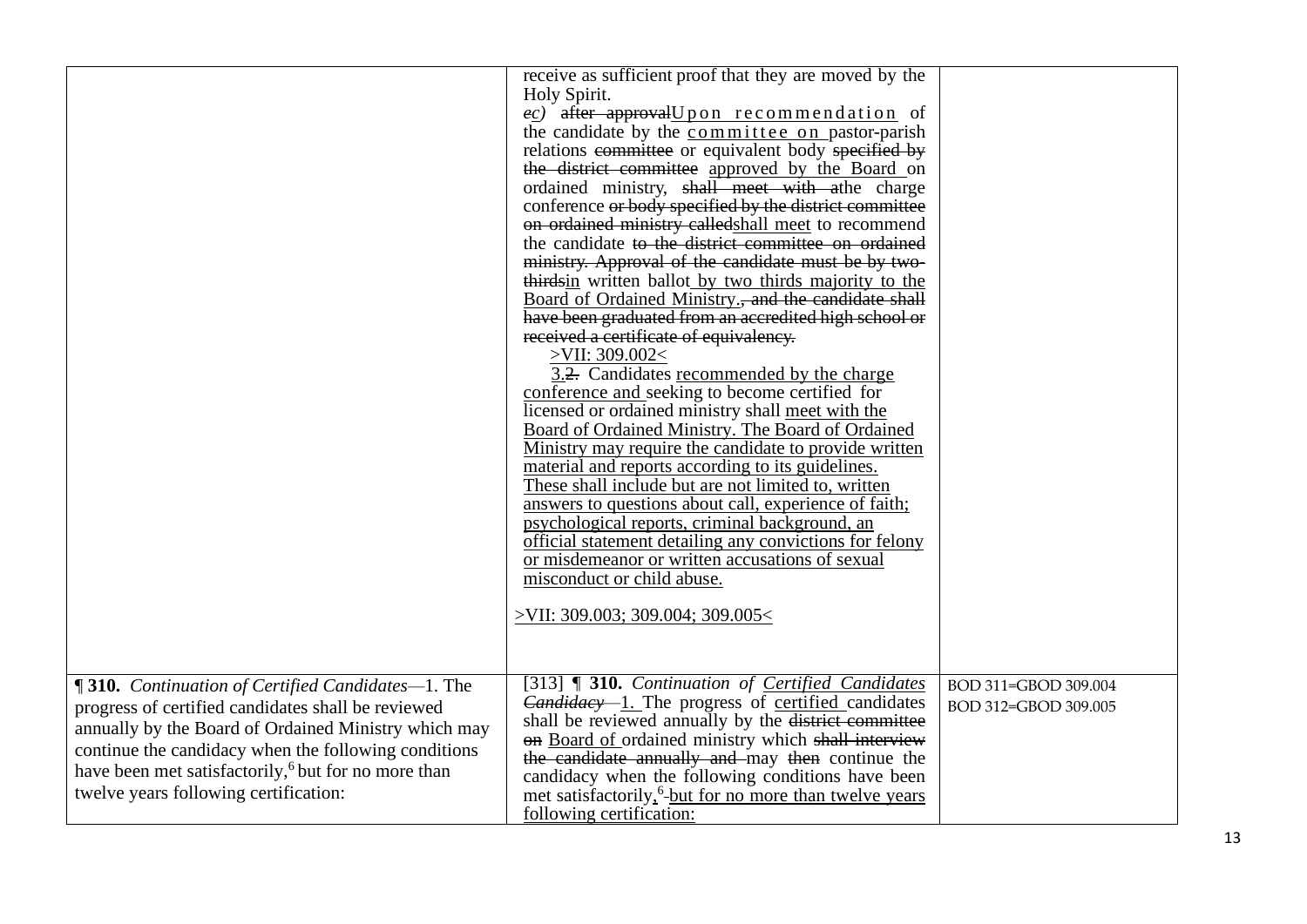| | | |
|---|---|---|
| | receive as sufficient proof that they are moved by the Holy Spirit.<br>~~e~~<u>c</u>) ~~after approval~~<u>Upon recommendation</u> of the candidate by the <u>committee on</u> pastor-parish relations ~~committee~~ or equivalent body ~~specified by the district committee~~ <u>approved by the Board</u> on ordained ministry, ~~shall meet with a~~the charge conference ~~or body specified by the district committee on ordained ministry called~~<u>shall meet</u> to recommend the candidate ~~to the district committee on ordained ministry. Approval of the candidate must be by two-thirds~~<u>in</u> written ballot <u>by two thirds majority to the Board of Ordained Ministry.</u>~~, and the candidate shall have been graduated from an accredited high school or received a certificate of equivalency.~~<br><u>>VII: 309.002<</u><br><u>3.</u>~~2.~~ Candidates <u>recommended by the charge conference and</u> seeking to become certified for licensed or ordained ministry shall <u>meet with the Board of Ordained Ministry. The Board of Ordained Ministry may require the candidate to provide written material and reports according to its guidelines. These shall include but are not limited to, written answers to questions about call, experience of faith; psychological reports, criminal background, an official statement detailing any convictions for felony or misdemeanor or written accusations of sexual misconduct or child abuse.</u><br><br><u>>VII: 309.003; 309.004; 309.005<</u> | |
| **¶ 310.** *Continuation of Certified Candidates*—1. The progress of certified candidates shall be reviewed annually by the Board of Ordained Ministry which may continue the candidacy when the following conditions have been met satisfactorily,[6] but for no more than twelve years following certification: | [313] **¶ 310.** *Continuation of <u>Certified Candidates</u>* ~~*Candidacy*~~—<u>1.</u> The progress of <u>certified</u> candidates shall be reviewed annually by the ~~district committee on~~ <u>Board of</u> ordained ministry which ~~shall interview the candidate annually and~~ may ~~then~~ continue the candidacy when the following conditions have been met satisfactorily<u>,</u>[6] ~~-~~<u>but for no more than twelve years following certification:</u> | BOD 311=GBOD 309.004<br>BOD 312=GBOD 309.005 |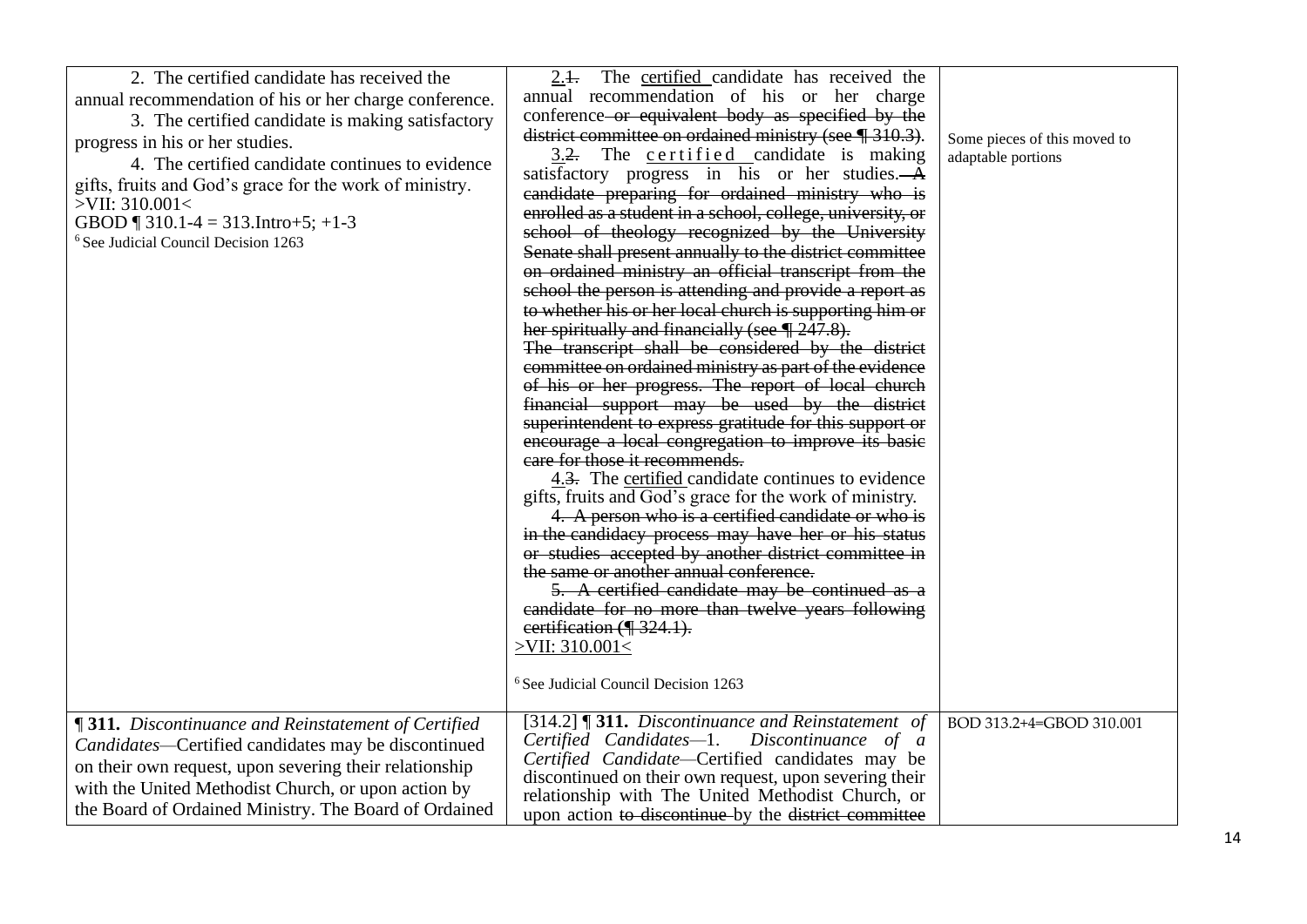| | | |
|---|---|---|
| 2. The certified candidate has received the annual recommendation of his or her charge conference.<br>3. The certified candidate is making satisfactory progress in his or her studies.<br>4. The certified candidate continues to evidence gifts, fruits and God's grace for the work of ministry.<br>>VII: 310.001<<br>GBOD ¶ 310.1-4 = 313.Intro+5; +1-3<br>[6] See Judicial Council Decision 1263 | <u>2.</u>~~1.~~ The <u>certified</u> candidate has received the annual recommendation of his or her charge conference ~~or equivalent body as specified by the district committee on ordained ministry (see ¶ 310.3)~~.<br><u>3.</u>~~2.~~ The <u>certified</u> candidate is making satisfactory progress in his or her studies. ~~A candidate preparing for ordained ministry who is enrolled as a student in a school, college, university, or school of theology recognized by the University Senate shall present annually to the district committee on ordained ministry an official transcript from the school the person is attending and provide a report as to whether his or her local church is supporting him or her spiritually and financially (see ¶ 247.8). The transcript shall be considered by the district committee on ordained ministry as part of the evidence of his or her progress. The report of local church financial support may be used by the district superintendent to express gratitude for this support or encourage a local congregation to improve its basic care for those it recommends.~~<br><u>4.</u>~~3.~~ The <u>certified</u> candidate continues to evidence gifts, fruits and God's grace for the work of ministry.<br>~~4. A person who is a certified candidate or who is in the candidacy process may have her or his status or studies accepted by another district committee in the same or another annual conference.~~<br>~~5. A certified candidate may be continued as a candidate for no more than twelve years following certification (¶ 324.1).~~<br><u>>VII: 310.001<</u><br>[6] See Judicial Council Decision 1263 | Some pieces of this moved to adaptable portions |
| **¶ 311.** *Discontinuance and Reinstatement of Certified Candidates*—Certified candidates may be discontinued on their own request, upon severing their relationship with the United Methodist Church, or upon action by the Board of Ordained Ministry. The Board of Ordained | [314.2] **¶ 311.** *Discontinuance and Reinstatement of Certified Candidates*—1. *Discontinuance of a Certified Candidate*—Certified candidates may be discontinued on their own request, upon severing their relationship with The United Methodist Church, or upon action ~~to discontinue~~ by the ~~district committee~~ | BOD 313.2+4=GBOD 310.001 |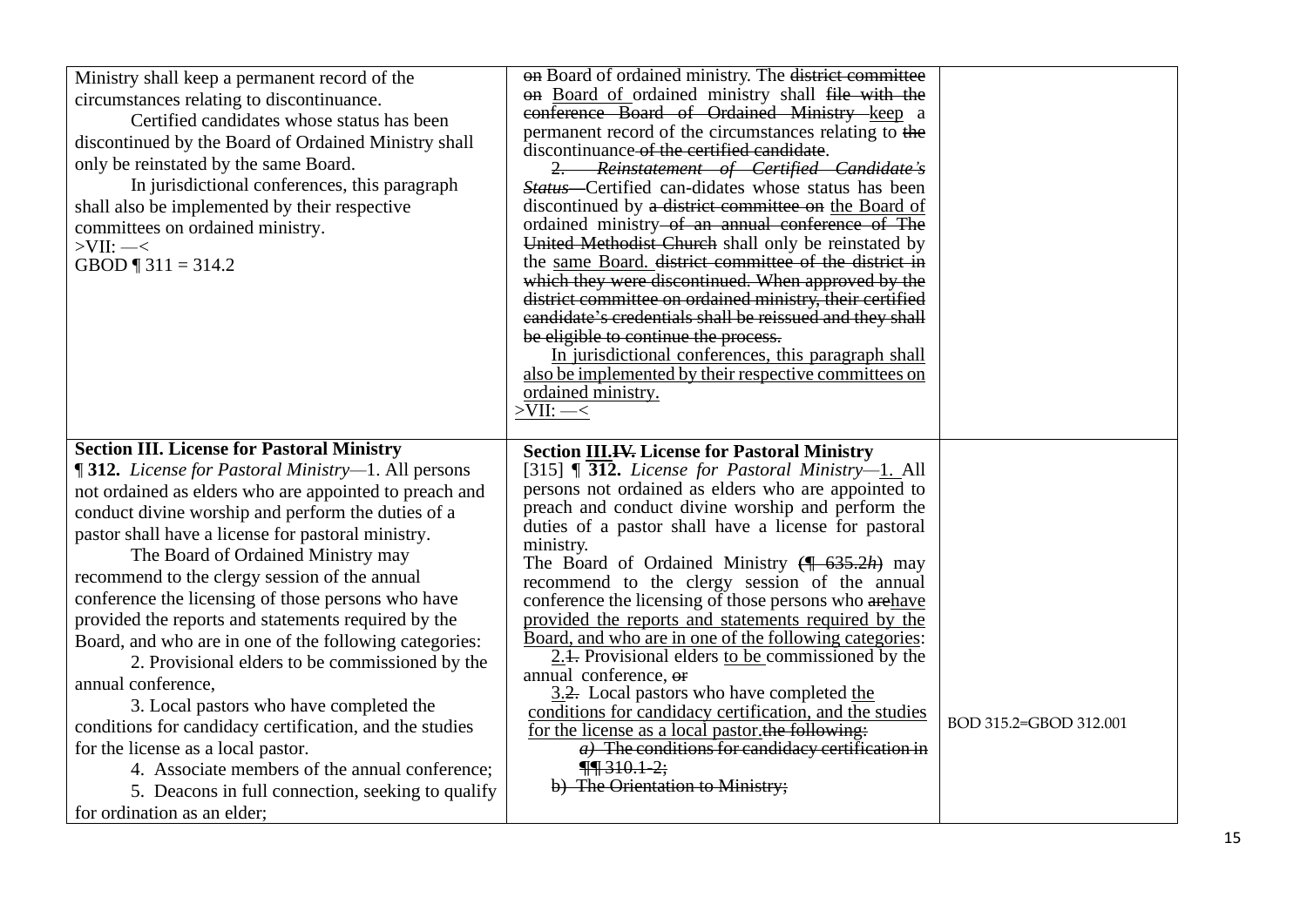| | | |
|---|---|---|
| Ministry shall keep a permanent record of the circumstances relating to discontinuance.<br>Certified candidates whose status has been discontinued by the Board of Ordained Ministry shall only be reinstated by the same Board.<br>In jurisdictional conferences, this paragraph shall also be implemented by their respective committees on ordained ministry.<br>>VII: —<<br>GBOD ¶ 311 = 314.2 | ~~on~~ Board of ordained ministry. The ~~district committee on~~ Board of ordained ministry shall ~~file with the conference Board of Ordained Ministry~~ keep a permanent record of the circumstances relating to ~~the~~ discontinuance ~~of the certified candidate~~.<br>~~2. *Reinstatement of Certified Candidate's Status*—~~Certified can-didates whose status has been discontinued by ~~a district committee on~~ the Board of ordained ministry ~~of an annual conference of The United Methodist Church~~ shall only be reinstated by the same Board. ~~district committee of the district in which they were discontinued. When approved by the district committee on ordained ministry, their certified candidate's credentials shall be reissued and they shall be eligible to continue the process.~~<br>In jurisdictional conferences, this paragraph shall also be implemented by their respective committees on ordained ministry.<br>>VII: —< | |
| **Section III. License for Pastoral Ministry**<br>**¶ 312.** *License for Pastoral Ministry*—1. All persons not ordained as elders who are appointed to preach and conduct divine worship and perform the duties of a pastor shall have a license for pastoral ministry.<br>The Board of Ordained Ministry may recommend to the clergy session of the annual conference the licensing of those persons who have provided the reports and statements required by the Board, and who are in one of the following categories:<br>2. Provisional elders to be commissioned by the annual conference,<br>3. Local pastors who have completed the conditions for candidacy certification, and the studies for the license as a local pastor.<br>4. Associate members of the annual conference;<br>5. Deacons in full connection, seeking to qualify for ordination as an elder; | **Section III.~~IV.~~ License for Pastoral Ministry**<br>[315] ¶ **312.** *License for Pastoral Ministry*—1. All persons not ordained as elders who are appointed to preach and conduct divine worship and perform the duties of a pastor shall have a license for pastoral ministry.<br>The Board of Ordained Ministry ~~(¶ 635.2*h*)~~ may recommend to the clergy session of the annual conference the licensing of those persons who ~~are~~have provided the reports and statements required by the Board, and who are in one of the following categories:<br>2.~~1.~~ Provisional elders to be commissioned by the annual conference, ~~or~~<br>3.~~2.~~ Local pastors who have completed the conditions for candidacy certification, and the studies for the license as a local pastor.~~the following:~~<br>~~*a)* The conditions for candidacy certification in ¶¶ 310.1-2;~~<br>~~b) The Orientation to Ministry;~~ | BOD 315.2=GBOD 312.001 |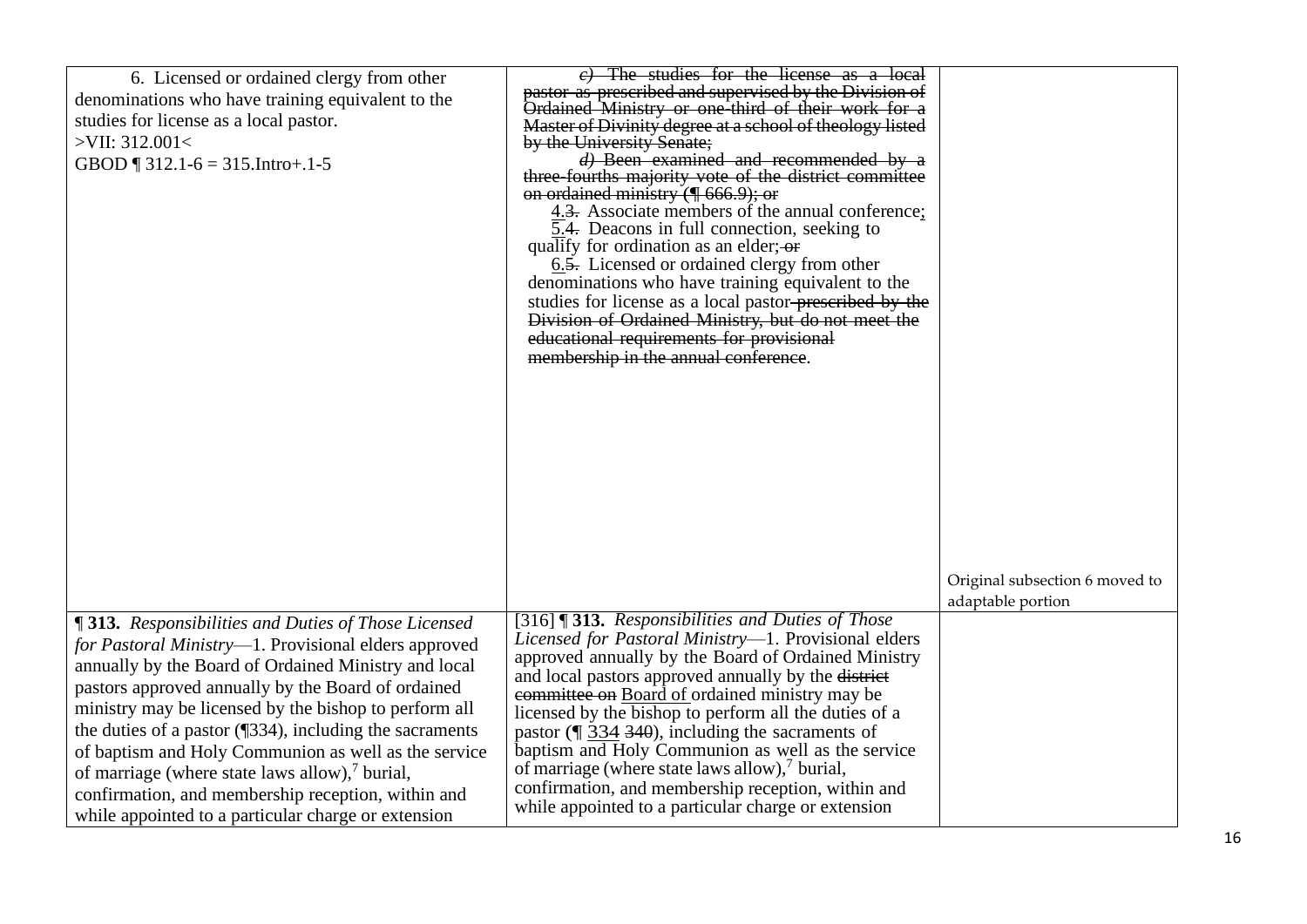| | | |
|---|---|---|
| 6. Licensed or ordained clergy from other denominations who have training equivalent to the studies for license as a local pastor.<br>>VII: 312.001<<br>GBOD ¶ 312.1-6 = 315.Intro+.1-5 | ~~*c)* The studies for the license as a local pastor as prescribed and supervised by the Division of Ordained Ministry or one-third of their work for a Master of Divinity degree at a school of theology listed by the University Senate;~~<br>~~*d)* Been examined and recommended by a three-fourths majority vote of the district committee on ordained ministry (¶ 666.9); or~~<br>4.~~3.~~ Associate members of the annual conference;<br>5.~~4.~~ Deacons in full connection, seeking to qualify for ordination as an elder; ~~or~~<br>6.~~5.~~ Licensed or ordained clergy from other denominations who have training equivalent to the studies for license as a local pastor ~~prescribed by the Division of Ordained Ministry, but do not meet the educational requirements for provisional membership in the annual conference~~. | Original subsection 6 moved to adaptable portion |
| **¶ 313.** *Responsibilities and Duties of Those Licensed for Pastoral Ministry*—1. Provisional elders approved annually by the Board of Ordained Ministry and local pastors approved annually by the Board of ordained ministry may be licensed by the bishop to perform all the duties of a pastor (¶334), including the sacraments of baptism and Holy Communion as well as the service of marriage (where state laws allow),[7] burial, confirmation, and membership reception, within and while appointed to a particular charge or extension | [316] **¶ 313.** *Responsibilities and Duties of Those Licensed for Pastoral Ministry*—1. Provisional elders approved annually by the Board of Ordained Ministry and local pastors approved annually by the ~~district committee on~~ Board of ordained ministry may be licensed by the bishop to perform all the duties of a pastor (¶ 334 ~~340~~), including the sacraments of baptism and Holy Communion as well as the service of marriage (where state laws allow),[7] burial, confirmation, and membership reception, within and while appointed to a particular charge or extension | |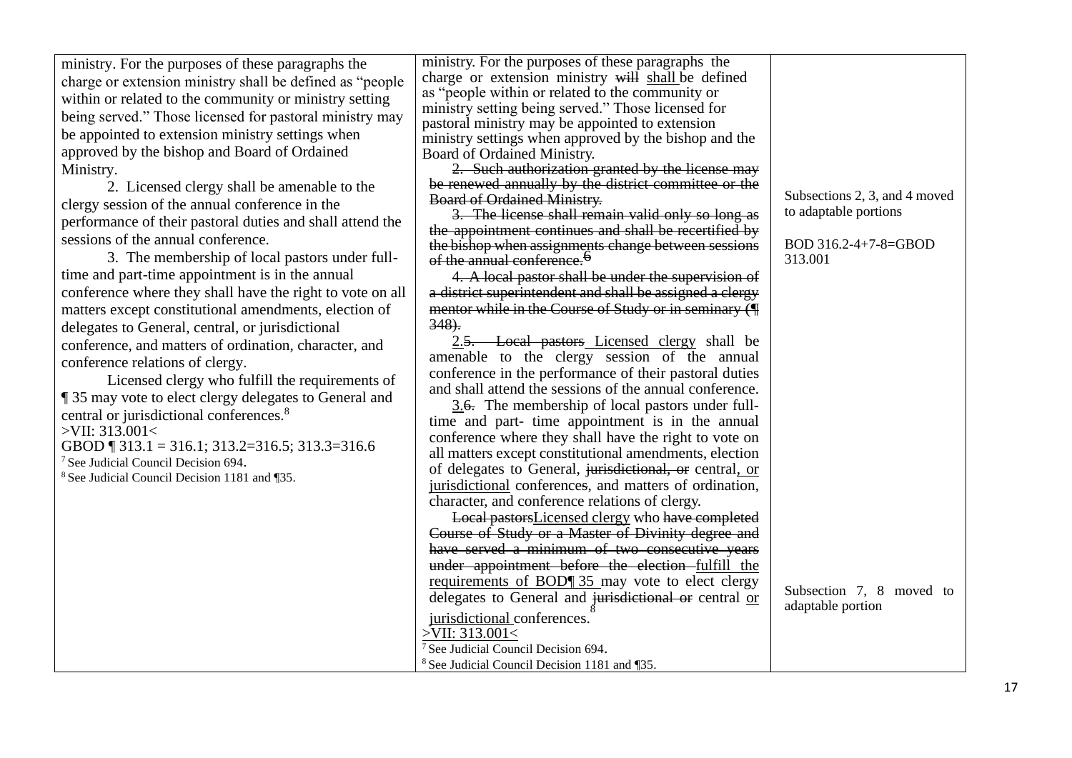| | | |
|---|---|---|
| ministry. For the purposes of these paragraphs the charge or extension ministry shall be defined as "people within or related to the community or ministry setting being served." Those licensed for pastoral ministry may be appointed to extension ministry settings when approved by the bishop and Board of Ordained Ministry.<br><br>2. Licensed clergy shall be amenable to the clergy session of the annual conference in the performance of their pastoral duties and shall attend the sessions of the annual conference.<br><br>3. The membership of local pastors under full-time and part-time appointment is in the annual conference where they shall have the right to vote on all matters except constitutional amendments, election of delegates to General, central, or jurisdictional conference, and matters of ordination, character, and conference relations of clergy.<br><br>Licensed clergy who fulfill the requirements of ¶ 35 may vote to elect clergy delegates to General and central or jurisdictional conferences.[8]<br>>VII: 313.001<<br>GBOD ¶ 313.1 = 316.1; 313.2=316.5; 313.3=316.6<br>[7] See Judicial Council Decision 694.<br>[8] See Judicial Council Decision 1181 and ¶35. | ministry. For the purposes of these paragraphs the charge or extension ministry ~~will~~ <u>shall</u> be defined as "people within or related to the community or ministry setting being served." Those licensed for pastoral ministry may be appointed to extension ministry settings when approved by the bishop and the Board of Ordained Ministry.<br><br>~~2. Such authorization granted by the license may be renewed annually by the district committee or the Board of Ordained Ministry.~~<br><br>~~3. The license shall remain valid only so long as the appointment continues and shall be recertified by the bishop when assignments change between sessions of the annual conference.~~[6]<br><br>~~4. A local pastor shall be under the supervision of a district superintendent and shall be assigned a clergy mentor while in the Course of Study or in seminary (¶ 348).~~<br><br><u>2.</u>~~5.~~ ~~Local pastors~~ <u>Licensed clergy</u> shall be amenable to the clergy session of the annual conference in the performance of their pastoral duties and shall attend the sessions of the annual conference.<br><br><u>3.</u>~~6.~~ The membership of local pastors under full-time and part- time appointment is in the annual conference where they shall have the right to vote on all matters except constitutional amendments, election of delegates to General, ~~jurisdictional, or~~ central<u>, or jurisdictional</u> conference~~s~~, and matters of ordination, character, and conference relations of clergy.<br><br>~~Local pastors~~<u>Licensed clergy</u> who ~~have completed Course of Study or a Master of Divinity degree and have served a minimum of two consecutive years under appointment before the election~~ <u>fulfill the requirements of BOD¶ 35</u> may vote to elect clergy delegates to General and ~~jurisdictional or~~ central <u>or jurisdictional</u> conferences.[8]<br><u>>VII: 313.001<</u><br>[7] See Judicial Council Decision 694.<br>[8] See Judicial Council Decision 1181 and ¶35. | Subsections 2, 3, and 4 moved to adaptable portions<br><br>BOD 316.2-4+7-8=GBOD 313.001<br><br><br><br><br><br><br><br><br><br><br><br><br><br>Subsection 7, 8 moved to adaptable portion |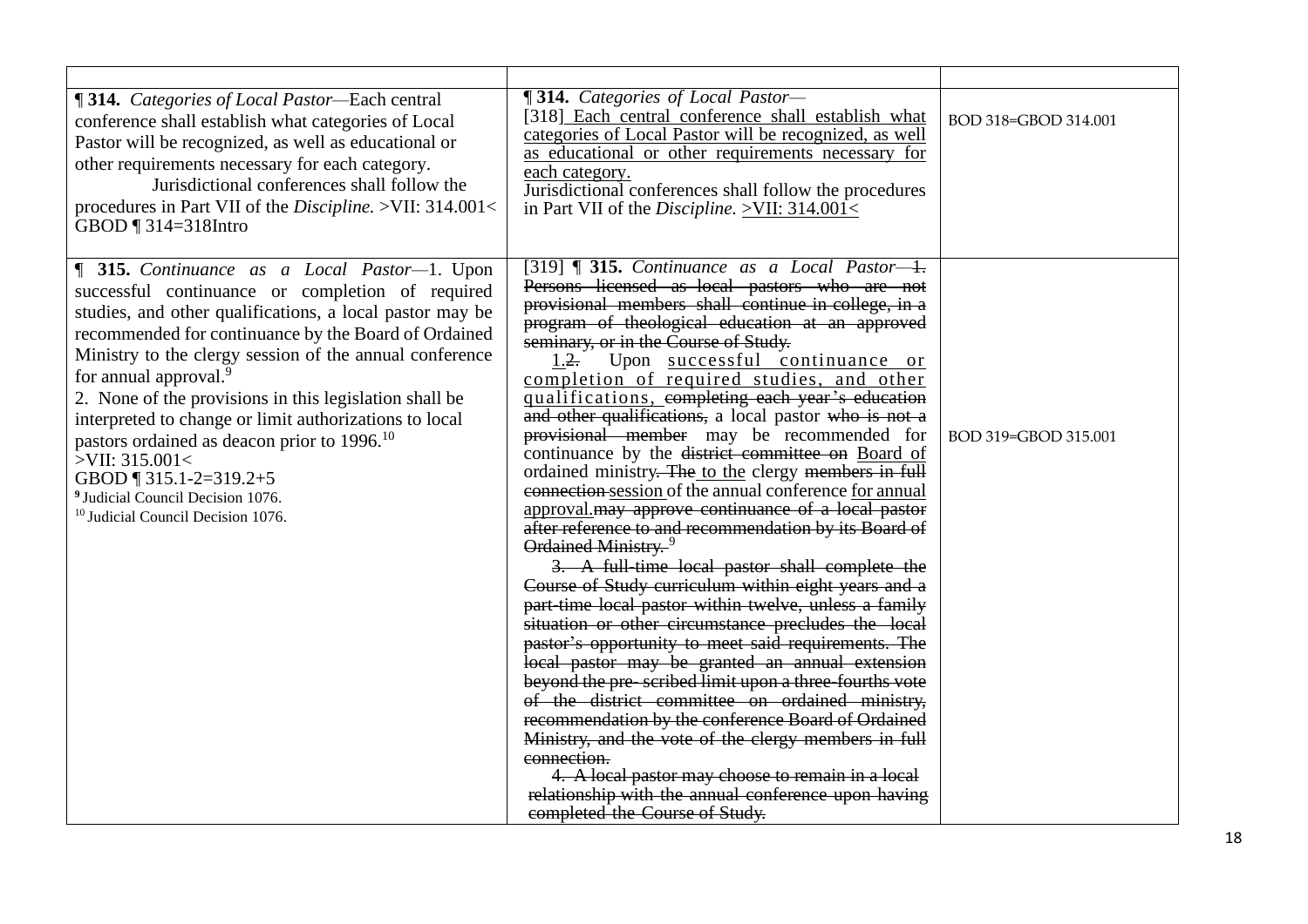| | | |
|---|---|---|
| **¶ 314.** *Categories of Local Pastor*—Each central conference shall establish what categories of Local Pastor will be recognized, as well as educational or other requirements necessary for each category.<br>Jurisdictional conferences shall follow the procedures in Part VII of the *Discipline.* >VII: 314.001<<br>GBOD ¶ 314=318Intro | **¶ 314.** *Categories of Local Pastor*—<br>[318] <u>Each central conference shall establish what categories of Local Pastor will be recognized, as well as educational or other requirements necessary for each category.</u><br>Jurisdictional conferences shall follow the procedures in Part VII of the *Discipline.* <u>>VII: 314.001<</u> | BOD 318=GBOD 314.001 |
| **¶ 315.** *Continuance as a Local Pastor*—1. Upon successful continuance or completion of required studies, and other qualifications, a local pastor may be recommended for continuance by the Board of Ordained Ministry to the clergy session of the annual conference for annual approval.[9]<br>2. None of the provisions in this legislation shall be interpreted to change or limit authorizations to local pastors ordained as deacon prior to 1996.[10]<br>>VII: 315.001<<br>GBOD ¶ 315.1-2=319.2+5<br>[9] Judicial Council Decision 1076.<br>[10] Judicial Council Decision 1076. | [319] **¶ 315.** *Continuance as a Local Pastor*—~~1. Persons licensed as local pastors who are not provisional members shall continue in college, in a program of theological education at an approved seminary, or in the Course of Study.~~<br><u>1.</u>~~2.~~ Upon <u>successful continuance or completion of required studies, and other qualifications,</u> ~~completing each year's education and other qualifications,~~ a local pastor ~~who is not a provisional member~~ may be recommended for continuance by the ~~district committee on~~ <u>Board of</u> ordained ministry~~. The~~ <u>to the</u> clergy ~~members in full connection~~ <u>session</u> of the annual conference <u>for annual approval.</u>~~may approve continuance of a local pastor after reference to and recommendation by its Board of Ordained Ministry.~~[9]<br>~~3. A full-time local pastor shall complete the Course of Study curriculum within eight years and a part-time local pastor within twelve, unless a family situation or other circumstance precludes the local pastor's opportunity to meet said requirements. The local pastor may be granted an annual extension beyond the pre- scribed limit upon a three-fourths vote of the district committee on ordained ministry, recommendation by the conference Board of Ordained Ministry, and the vote of the clergy members in full connection.~~<br>~~4. A local pastor may choose to remain in a local relationship with the annual conference upon having completed the Course of Study.~~ | BOD 319=GBOD 315.001 |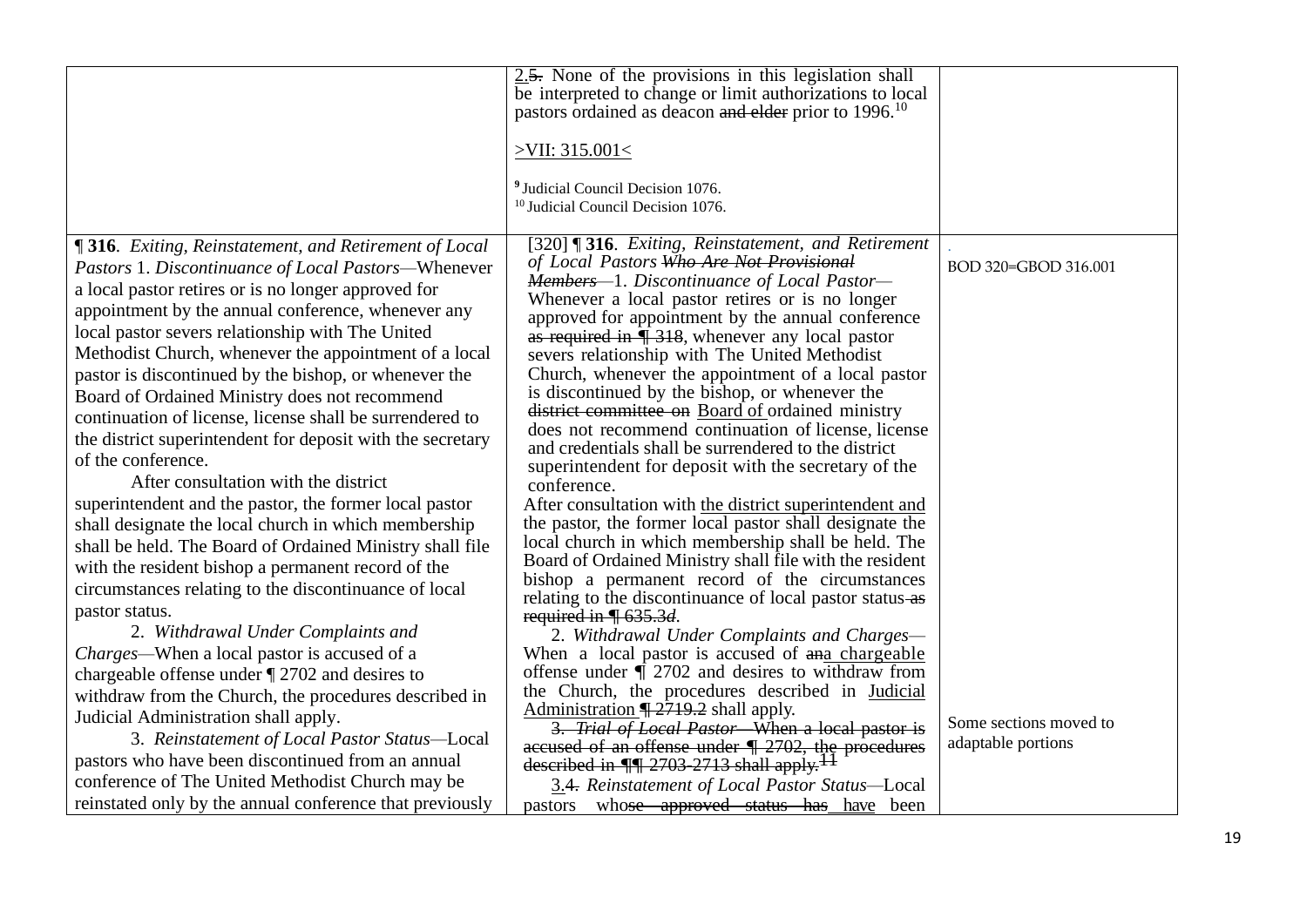| | | |
|---|---|---|
| | 2.~~5.~~ None of the provisions in this legislation shall be interpreted to change or limit authorizations to local pastors ordained as deacon ~~and elder~~ prior to 1996.[10]<br><br>>VII: 315.001<<br><br>[9] Judicial Council Decision 1076.<br>[10] Judicial Council Decision 1076. | |
| **¶ 316**. *Exiting, Reinstatement, and Retirement of Local Pastors* 1. *Discontinuance of Local Pastors*—Whenever a local pastor retires or is no longer approved for appointment by the annual conference, whenever any local pastor severs relationship with The United Methodist Church, whenever the appointment of a local pastor is discontinued by the bishop, or whenever the Board of Ordained Ministry does not recommend continuation of license, license shall be surrendered to the district superintendent for deposit with the secretary of the conference.<br>After consultation with the district superintendent and the pastor, the former local pastor shall designate the local church in which membership shall be held. The Board of Ordained Ministry shall file with the resident bishop a permanent record of the circumstances relating to the discontinuance of local pastor status.<br>2. *Withdrawal Under Complaints and Charges*—When a local pastor is accused of a chargeable offense under ¶ 2702 and desires to withdraw from the Church, the procedures described in Judicial Administration shall apply.<br>3. *Reinstatement of Local Pastor Status*—Local pastors who have been discontinued from an annual conference of The United Methodist Church may be reinstated only by the annual conference that previously | [320] ¶ **316**. *Exiting, Reinstatement, and Retirement of Local Pastors ~~Who Are Not Provisional Members~~*—1. *Discontinuance of Local Pastor*—Whenever a local pastor retires or is no longer approved for appointment by the annual conference ~~as required in ¶ 318~~, whenever any local pastor severs relationship with The United Methodist Church, whenever the appointment of a local pastor is discontinued by the bishop, or whenever the ~~district committee on~~ Board of ordained ministry does not recommend continuation of license, license and credentials shall be surrendered to the district superintendent for deposit with the secretary of the conference.<br>After consultation with the district superintendent and the pastor, the former local pastor shall designate the local church in which membership shall be held. The Board of Ordained Ministry shall file with the resident bishop a permanent record of the circumstances relating to the discontinuance of local pastor status ~~as required in ¶ 635.3d~~.<br>2. *Withdrawal Under Complaints and Charges*—When a local pastor is accused of ~~an~~a chargeable offense under ¶ 2702 and desires to withdraw from the Church, the procedures described in Judicial Administration ~~¶ 2719.2~~ shall apply.<br>~~3. *Trial of Local Pastor*—When a local pastor is accused of an offense under ¶ 2702, the procedures described in ¶¶ 2703-2713 shall apply.[11]~~<br>3.~~4.~~ *Reinstatement of Local Pastor Status*—Local pastors who~~se approved status has~~ have been | BOD 320=GBOD 316.001<br><br>Some sections moved to adaptable portions |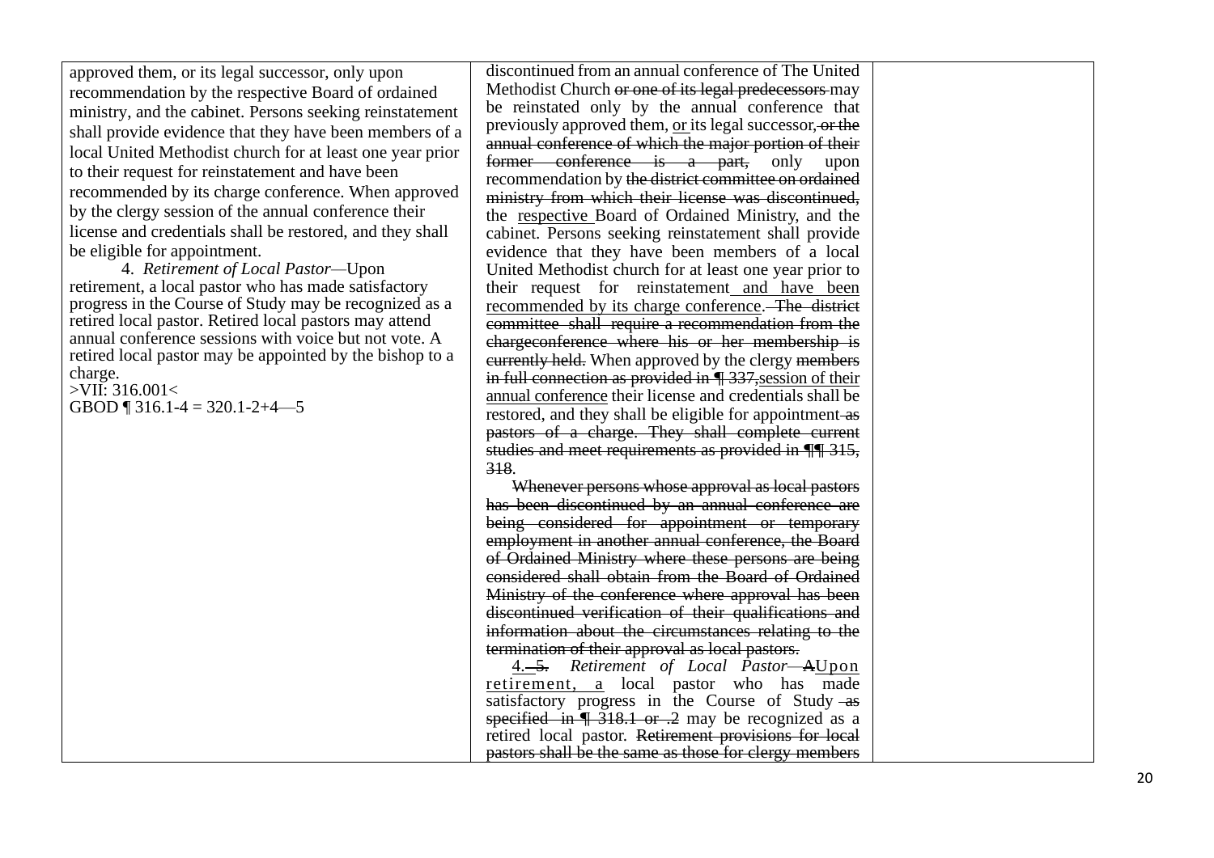| | | |
|---|---|---|
| approved them, or its legal successor, only upon recommendation by the respective Board of ordained ministry, and the cabinet. Persons seeking reinstatement shall provide evidence that they have been members of a local United Methodist church for at least one year prior to their request for reinstatement and have been recommended by its charge conference. When approved by the clergy session of the annual conference their license and credentials shall be restored, and they shall be eligible for appointment.<br><br>4. *Retirement of Local Pastor*—Upon retirement, a local pastor who has made satisfactory progress in the Course of Study may be recognized as a retired local pastor. Retired local pastors may attend annual conference sessions with voice but not vote. A retired local pastor may be appointed by the bishop to a charge.<br>>VII: 316.001<<br>GBOD ¶ 316.1-4 = 320.1-2+4—5 | discontinued from an annual conference of The United Methodist Church ~~or one of its legal predecessors~~ may be reinstated only by the annual conference that previously approved them, <u>or</u> its legal successor~~, or the annual conference of which the major portion of their former conference is a part,~~ only upon recommendation by ~~the district committee on ordained ministry from which their license was discontinued,~~ the <u>respective</u> Board of Ordained Ministry, and the cabinet. Persons seeking reinstatement shall provide evidence that they have been members of a local United Methodist church for at least one year prior to their request for reinstatement <u>and have been recommended by its charge conference</u>. ~~The district committee shall require a recommendation from the chargeconference where his or her membership is currently held.~~ When approved by the clergy ~~members in full connection as provided in ¶ 337,~~<u>session of their annual conference</u> their license and credentials shall be restored, and they shall be eligible for appointment ~~as pastors of a charge. They shall complete current studies and meet requirements as provided in ¶¶ 315, 318~~.<br><br>~~Whenever persons whose approval as local pastors has been discontinued by an annual conference are being considered for appointment or temporary employment in another annual conference, the Board of Ordained Ministry where these persons are being considered shall obtain from the Board of Ordained Ministry of the conference where approval has been discontinued verification of their qualifications and information about the circumstances relating to the termination of their approval as local pastors.~~<br><br><u>4.</u> ~~5.~~ *Retirement of Local Pastor*—~~A~~<u>Upon retirement, a</u> local pastor who has made satisfactory progress in the Course of Study ~~as specified in ¶ 318.1 or .2~~ may be recognized as a retired local pastor. ~~Retirement provisions for local pastors shall be the same as those for clergy members~~ | |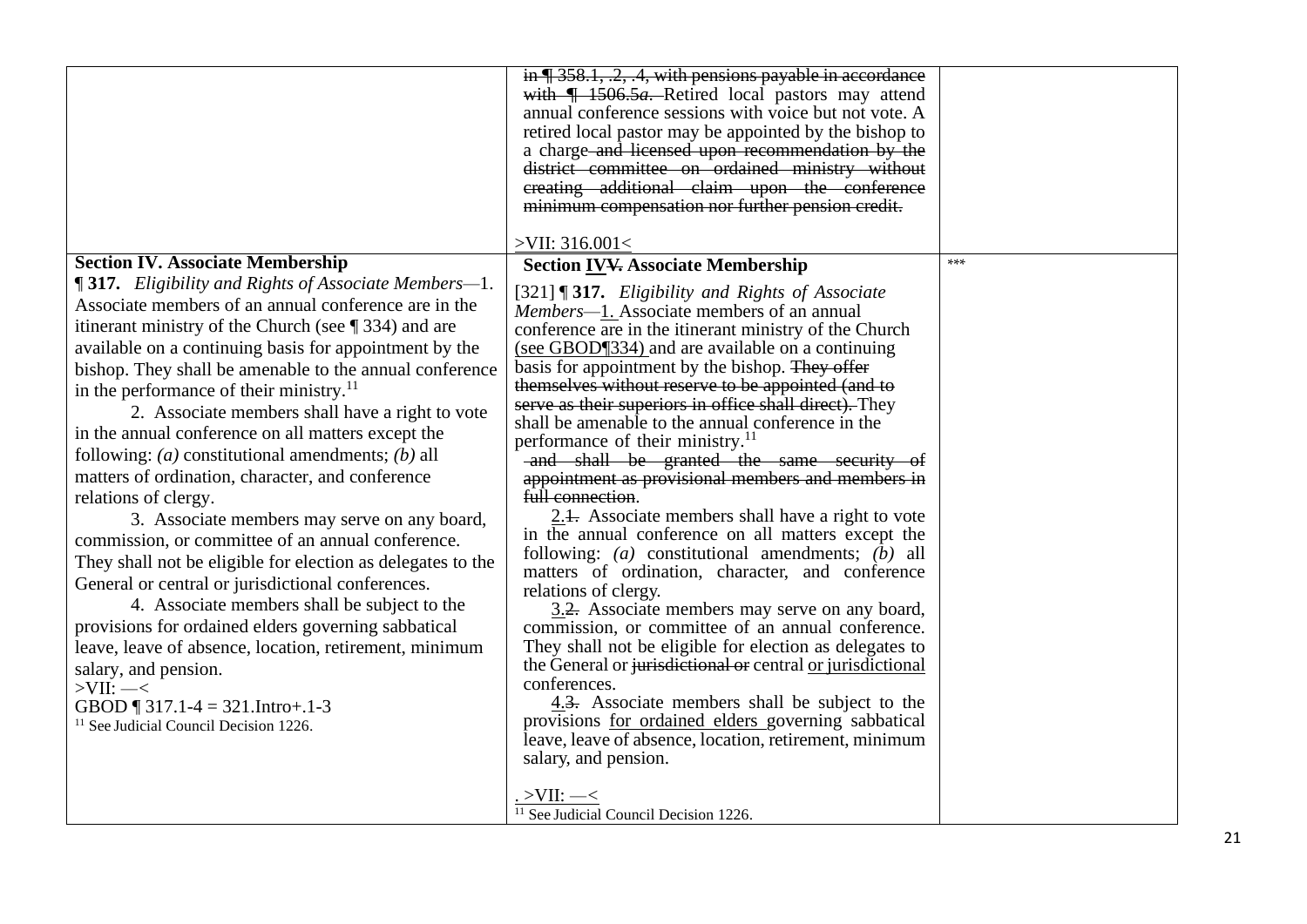| | | |
|---|---|---|
| | ~~in ¶ 358.1, .2, .4, with pensions payable in accordance with ¶ 1506.5*a*.~~ Retired local pastors may attend annual conference sessions with voice but not vote. A retired local pastor may be appointed by the bishop to a charge ~~and licensed upon recommendation by the district committee on ordained ministry without creating additional claim upon the conference minimum compensation nor further pension credit.~~<br><br>>VII: 316.001< | |
| **Section IV. Associate Membership**<br><br>**¶ 317.** *Eligibility and Rights of Associate Members*—1. Associate members of an annual conference are in the itinerant ministry of the Church (see ¶ 334) and are available on a continuing basis for appointment by the bishop. They shall be amenable to the annual conference in the performance of their ministry.[11]<br><br>2. Associate members shall have a right to vote in the annual conference on all matters except the following: *(a)* constitutional amendments; *(b)* all matters of ordination, character, and conference relations of clergy.<br><br>3. Associate members may serve on any board, commission, or committee of an annual conference. They shall not be eligible for election as delegates to the General or central or jurisdictional conferences.<br><br>4. Associate members shall be subject to the provisions for ordained elders governing sabbatical leave, leave of absence, location, retirement, minimum salary, and pension.<br>>VII: —<<br>GBOD ¶ 317.1-4 = 321.Intro+.1-3<br>[11] See Judicial Council Decision 1226. | **Section IV~~V~~. Associate Membership**<br><br>[321] **¶ 317.** *Eligibility and Rights of Associate Members*—1. Associate members of an annual conference are in the itinerant ministry of the Church (see GBOD¶334) and are available on a continuing basis for appointment by the bishop. ~~They offer themselves without reserve to be appointed (and to serve as their superiors in office shall direct).~~ They shall be amenable to the annual conference in the performance of their ministry.[11] ~~and shall be granted the same security of appointment as provisional members and members in full connection~~.<br><br>2.~~1.~~ Associate members shall have a right to vote in the annual conference on all matters except the following: *(a)* constitutional amendments; *(b)* all matters of ordination, character, and conference relations of clergy.<br><br>3.~~2.~~ Associate members may serve on any board, commission, or committee of an annual conference. They shall not be eligible for election as delegates to the General or ~~jurisdictional or~~ central or jurisdictional conferences.<br><br>4.~~3.~~ Associate members shall be subject to the provisions for ordained elders governing sabbatical leave, leave of absence, location, retirement, minimum salary, and pension.<br><br>. >VII: —<<br>[11] See Judicial Council Decision 1226. | *** |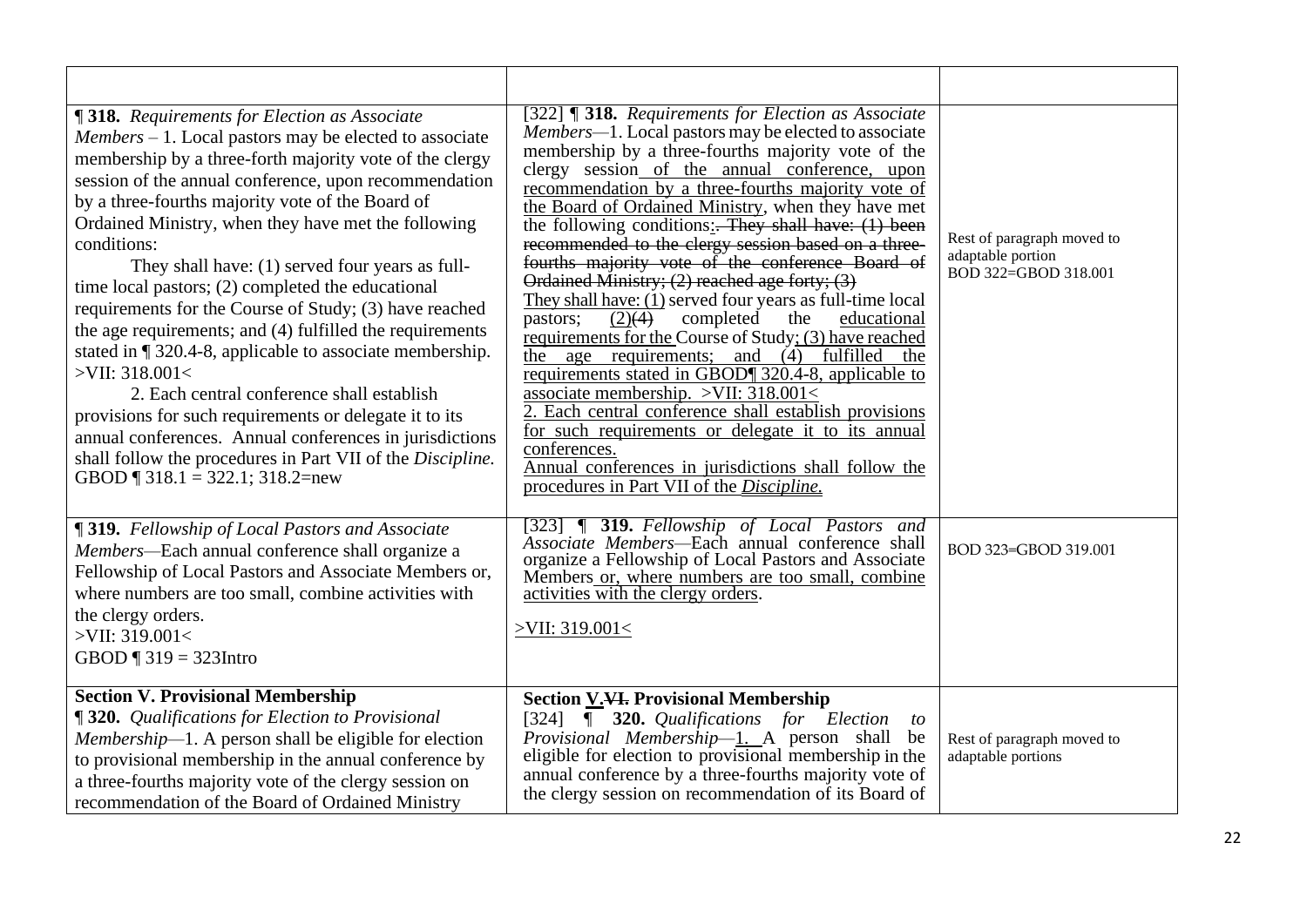| | | |
|---|---|---|
| **¶ 318.** *Requirements for Election as Associate Members* – 1. Local pastors may be elected to associate membership by a three-forth majority vote of the clergy session of the annual conference, upon recommendation by a three-fourths majority vote of the Board of Ordained Ministry, when they have met the following conditions:<br>They shall have: (1) served four years as full-time local pastors; (2) completed the educational requirements for the Course of Study; (3) have reached the age requirements; and (4) fulfilled the requirements stated in ¶ 320.4-8, applicable to associate membership. >VII: 318.001<<br>2. Each central conference shall establish provisions for such requirements or delegate it to its annual conferences. Annual conferences in jurisdictions shall follow the procedures in Part VII of the *Discipline.* GBOD ¶ 318.1 = 322.1; 318.2=new | [322] **¶ 318.** *Requirements for Election as Associate Members*—1. Local pastors may be elected to associate membership by a three-fourths majority vote of the clergy session of the annual conference, upon recommendation by a three-fourths majority vote of the Board of Ordained Ministry, when they have met the following conditions:~~. They shall have: (1) been recommended to the clergy session based on a three-fourths majority vote of the conference Board of Ordained Ministry; (2) reached age forty; (3)~~<br>They shall have: (1) served four years as full-time local pastors; (2)~~(4)~~ completed the educational requirements for the Course of Study; (3) have reached the age requirements; and (4) fulfilled the requirements stated in GBOD¶ 320.4-8, applicable to associate membership. >VII: 318.001<<br>2. Each central conference shall establish provisions for such requirements or delegate it to its annual conferences.<br>Annual conferences in jurisdictions shall follow the procedures in Part VII of the *Discipline.* | Rest of paragraph moved to adaptable portion BOD 322=GBOD 318.001 |
| **¶ 319.** *Fellowship of Local Pastors and Associate Members*—Each annual conference shall organize a Fellowship of Local Pastors and Associate Members or, where numbers are too small, combine activities with the clergy orders.<br>>VII: 319.001<<br>GBOD ¶ 319 = 323Intro | [323] ¶ **319.** *Fellowship of Local Pastors and Associate Members*—Each annual conference shall organize a Fellowship of Local Pastors and Associate Members or, where numbers are too small, combine activities with the clergy orders.<br>>VII: 319.001< | BOD 323=GBOD 319.001 |
| **Section V. Provisional Membership**<br>**¶ 320.** *Qualifications for Election to Provisional Membership*—1. A person shall be eligible for election to provisional membership in the annual conference by a three-fourths majority vote of the clergy session on recommendation of the Board of Ordained Ministry | **Section V.~~VI.~~ Provisional Membership**<br>[324] ¶ **320.** *Qualifications for Election to Provisional Membership*—1. A person shall be eligible for election to provisional membership in the annual conference by a three-fourths majority vote of the clergy session on recommendation of its Board of | Rest of paragraph moved to adaptable portions |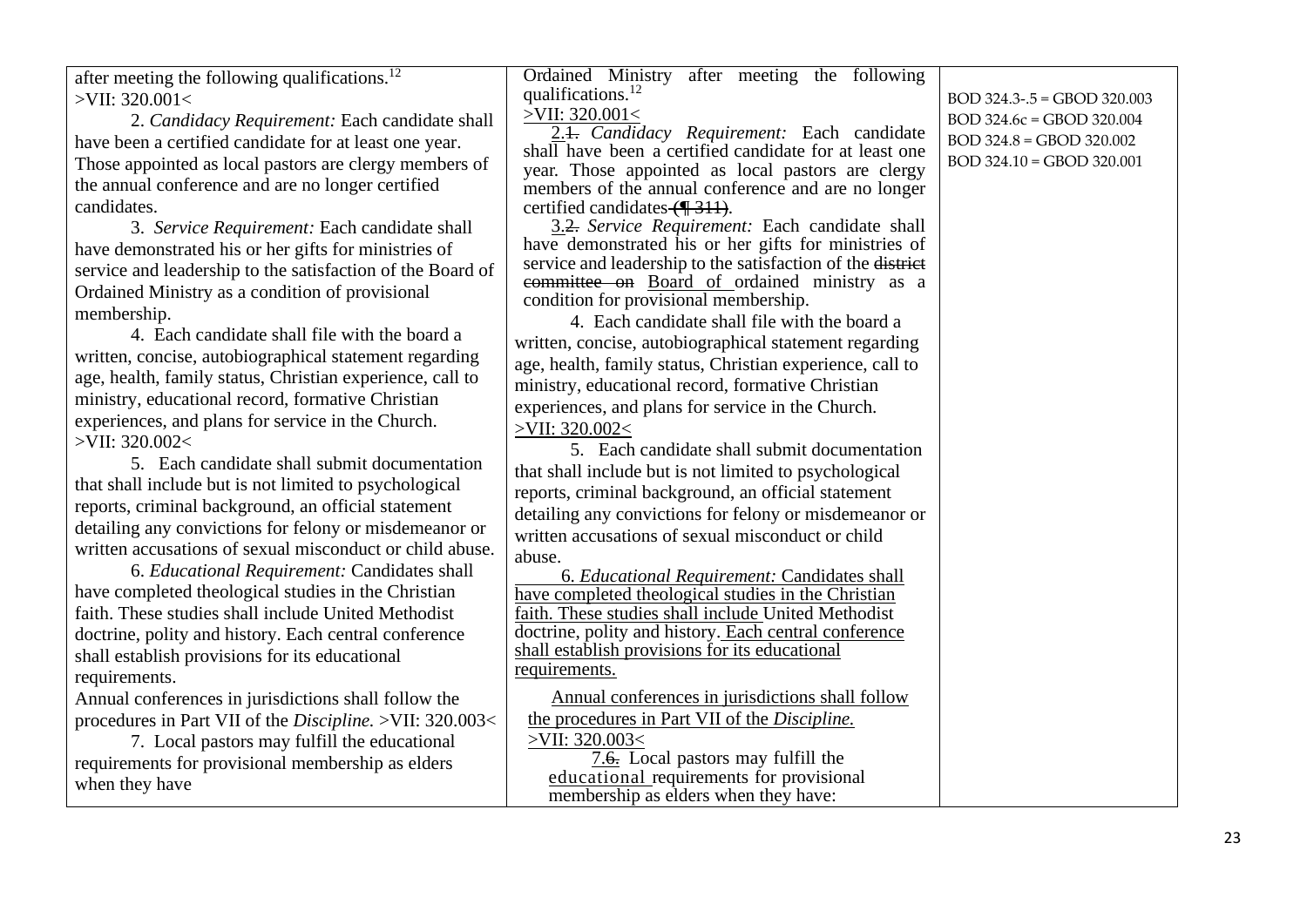| | | |
|---|---|---|
| after meeting the following qualifications.[12]<br>>VII: 320.001<<br>2. *Candidacy Requirement:* Each candidate shall have been a certified candidate for at least one year. Those appointed as local pastors are clergy members of the annual conference and are no longer certified candidates.<br>3. *Service Requirement:* Each candidate shall have demonstrated his or her gifts for ministries of service and leadership to the satisfaction of the Board of Ordained Ministry as a condition of provisional membership.<br>4. Each candidate shall file with the board a written, concise, autobiographical statement regarding age, health, family status, Christian experience, call to ministry, educational record, formative Christian experiences, and plans for service in the Church.<br>>VII: 320.002<<br>5. Each candidate shall submit documentation that shall include but is not limited to psychological reports, criminal background, an official statement detailing any convictions for felony or misdemeanor or written accusations of sexual misconduct or child abuse.<br>6. *Educational Requirement:* Candidates shall have completed theological studies in the Christian faith. These studies shall include United Methodist doctrine, polity and history. Each central conference shall establish provisions for its educational requirements.<br>Annual conferences in jurisdictions shall follow the procedures in Part VII of the *Discipline.* >VII: 320.003<<br>7. Local pastors may fulfill the educational requirements for provisional membership as elders when they have | Ordained Ministry after meeting the following qualifications.[12]<br>>VII: 320.001<<br>2.~~1.~~ *Candidacy Requirement:* Each candidate shall have been a certified candidate for at least one year. Those appointed as local pastors are clergy members of the annual conference and are no longer certified candidates ~~(¶ 311)~~.<br>3.~~2.~~ *Service Requirement:* Each candidate shall have demonstrated his or her gifts for ministries of service and leadership to the satisfaction of the ~~district committee on~~ Board of ordained ministry as a condition for provisional membership.<br>4. Each candidate shall file with the board a written, concise, autobiographical statement regarding age, health, family status, Christian experience, call to ministry, educational record, formative Christian experiences, and plans for service in the Church.<br>>VII: 320.002<<br>5. Each candidate shall submit documentation that shall include but is not limited to psychological reports, criminal background, an official statement detailing any convictions for felony or misdemeanor or written accusations of sexual misconduct or child abuse.<br>6. *Educational Requirement:* Candidates shall have completed theological studies in the Christian faith. These studies shall include United Methodist doctrine, polity and history. Each central conference shall establish provisions for its educational requirements.<br>Annual conferences in jurisdictions shall follow the procedures in Part VII of the *Discipline.*<br>>VII: 320.003<<br>7.~~6.~~ Local pastors may fulfill the educational requirements for provisional membership as elders when they have: | BOD 324.3-.5 = GBOD 320.003<br>BOD 324.6c = GBOD 320.004<br>BOD 324.8 = GBOD 320.002<br>BOD 324.10 = GBOD 320.001 |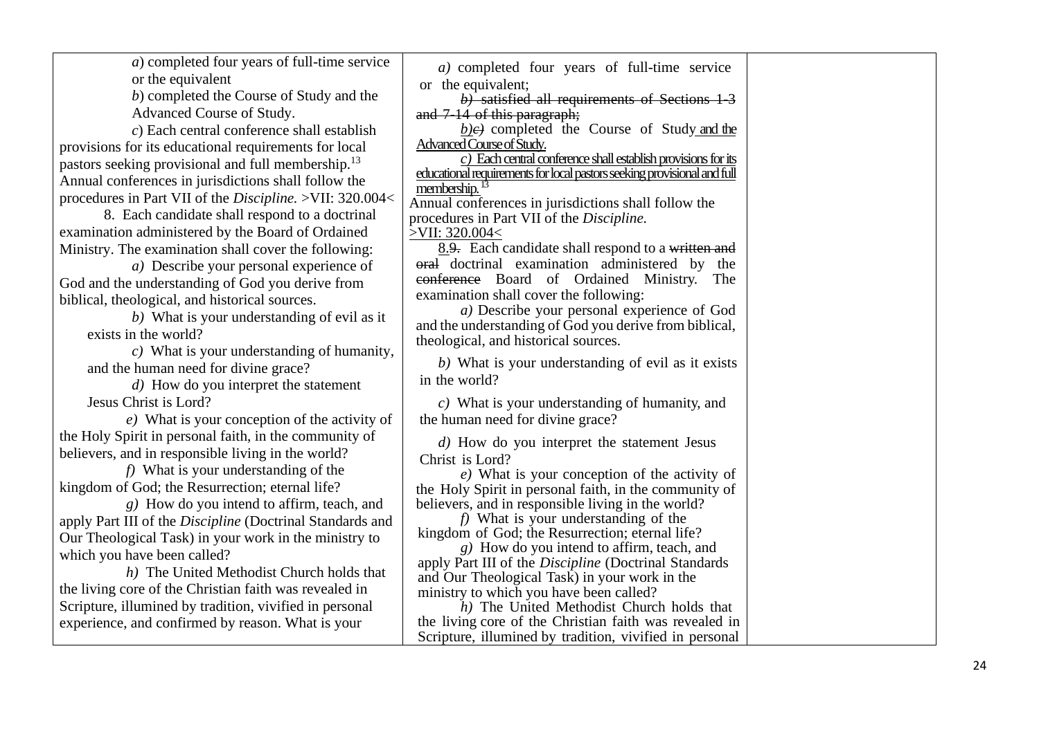| | | |
|---|---|---|
| *a*) completed four years of full-time service or the equivalent<br>*b*) completed the Course of Study and the Advanced Course of Study.<br>*c*) Each central conference shall establish provisions for its educational requirements for local pastors seeking provisional and full membership.[13] Annual conferences in jurisdictions shall follow the procedures in Part VII of the *Discipline.* >VII: 320.004<<br>8. Each candidate shall respond to a doctrinal examination administered by the Board of Ordained Ministry. The examination shall cover the following:<br>*a)* Describe your personal experience of God and the understanding of God you derive from biblical, theological, and historical sources.<br>*b)* What is your understanding of evil as it exists in the world?<br>*c)* What is your understanding of humanity, and the human need for divine grace?<br>*d)* How do you interpret the statement Jesus Christ is Lord?<br>*e)* What is your conception of the activity of the Holy Spirit in personal faith, in the community of believers, and in responsible living in the world?<br>*f)* What is your understanding of the kingdom of God; the Resurrection; eternal life?<br>*g)* How do you intend to affirm, teach, and apply Part III of the *Discipline* (Doctrinal Standards and Our Theological Task) in your work in the ministry to which you have been called?<br>*h)* The United Methodist Church holds that the living core of the Christian faith was revealed in Scripture, illumined by tradition, vivified in personal experience, and confirmed by reason. What is your | *a)* completed four years of full-time service or the equivalent;<br>~~*b)* satisfied all requirements of Sections 1-3 and 7-14 of this paragraph;~~<br>*b)*~~*c)*~~ completed the Course of Study and the Advanced Course of Study.<br>*c)* Each central conference shall establish provisions for its educational requirements for local pastors seeking provisional and full membership.[13]<br>Annual conferences in jurisdictions shall follow the procedures in Part VII of the *Discipline.*<br>>VII: 320.004<<br>8.~~9.~~ Each candidate shall respond to a ~~written and oral~~ doctrinal examination administered by the ~~conference~~ Board of Ordained Ministry. The examination shall cover the following:<br>*a)* Describe your personal experience of God and the understanding of God you derive from biblical, theological, and historical sources.<br>*b)* What is your understanding of evil as it exists in the world?<br>*c)* What is your understanding of humanity, and the human need for divine grace?<br>*d)* How do you interpret the statement Jesus Christ is Lord?<br>*e)* What is your conception of the activity of the Holy Spirit in personal faith, in the community of believers, and in responsible living in the world?<br>*f)* What is your understanding of the kingdom of God; the Resurrection; eternal life?<br>*g)* How do you intend to affirm, teach, and apply Part III of the *Discipline* (Doctrinal Standards and Our Theological Task) in your work in the ministry to which you have been called?<br>*h)* The United Methodist Church holds that the living core of the Christian faith was revealed in Scripture, illumined by tradition, vivified in personal | |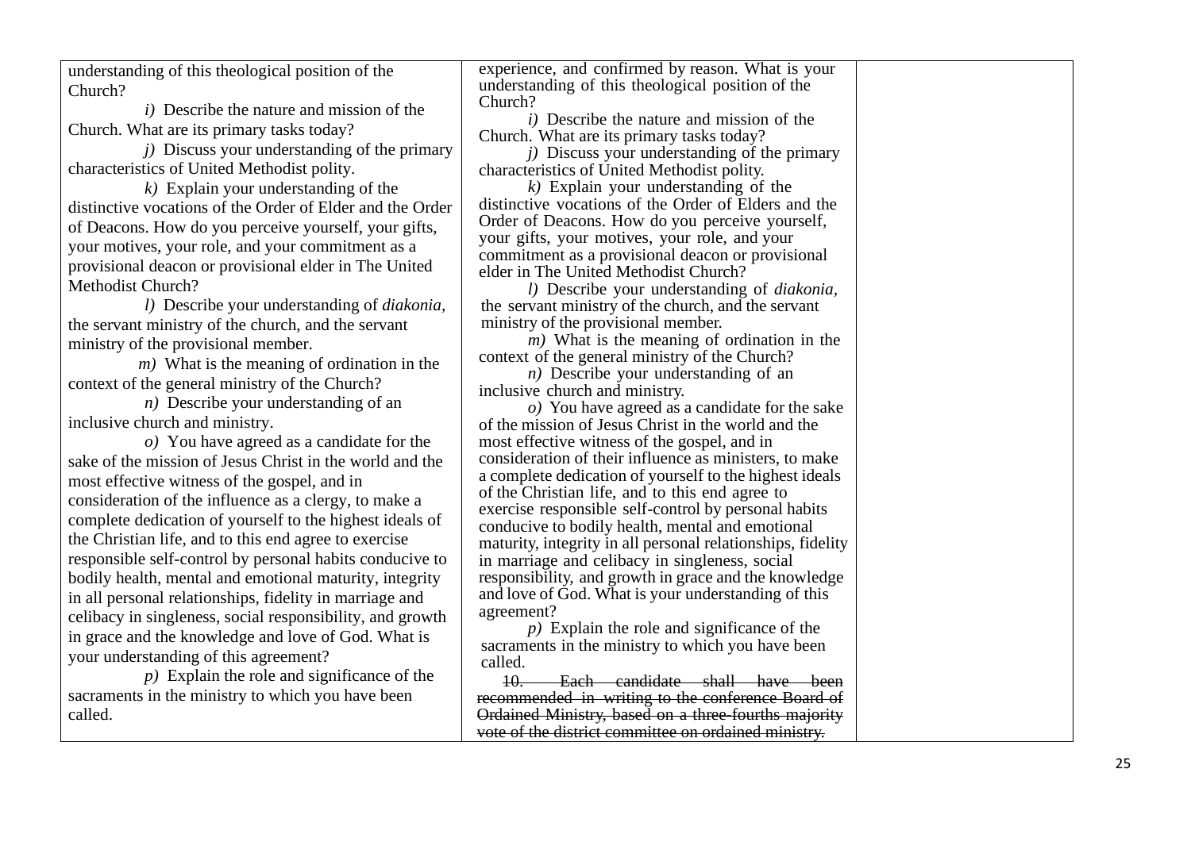| | | |
|---|---|---|
| understanding of this theological position of the Church?<br>*i)* Describe the nature and mission of the Church. What are its primary tasks today?<br>*j)* Discuss your understanding of the primary characteristics of United Methodist polity.<br>*k)* Explain your understanding of the distinctive vocations of the Order of Elder and the Order of Deacons. How do you perceive yourself, your gifts, your motives, your role, and your commitment as a provisional deacon or provisional elder in The United Methodist Church?<br>*l)* Describe your understanding of *diakonia*, the servant ministry of the church, and the servant ministry of the provisional member.<br>*m)* What is the meaning of ordination in the context of the general ministry of the Church?<br>*n)* Describe your understanding of an inclusive church and ministry.<br>*o)* You have agreed as a candidate for the sake of the mission of Jesus Christ in the world and the most effective witness of the gospel, and in consideration of the influence as a clergy, to make a complete dedication of yourself to the highest ideals of the Christian life, and to this end agree to exercise responsible self-control by personal habits conducive to bodily health, mental and emotional maturity, integrity in all personal relationships, fidelity in marriage and celibacy in singleness, social responsibility, and growth in grace and the knowledge and love of God. What is your understanding of this agreement?<br>*p)* Explain the role and significance of the sacraments in the ministry to which you have been called. | experience, and confirmed by reason. What is your understanding of this theological position of the Church?<br>*i)* Describe the nature and mission of the Church. What are its primary tasks today?<br>*j)* Discuss your understanding of the primary characteristics of United Methodist polity.<br>*k)* Explain your understanding of the distinctive vocations of the Order of Elders and the Order of Deacons. How do you perceive yourself, your gifts, your motives, your role, and your commitment as a provisional deacon or provisional elder in The United Methodist Church?<br>*l)* Describe your understanding of *diakonia*, the servant ministry of the church, and the servant ministry of the provisional member.<br>*m)* What is the meaning of ordination in the context of the general ministry of the Church?<br>*n)* Describe your understanding of an inclusive church and ministry.<br>*o)* You have agreed as a candidate for the sake of the mission of Jesus Christ in the world and the most effective witness of the gospel, and in consideration of their influence as ministers, to make a complete dedication of yourself to the highest ideals of the Christian life, and to this end agree to exercise responsible self-control by personal habits conducive to bodily health, mental and emotional maturity, integrity in all personal relationships, fidelity in marriage and celibacy in singleness, social responsibility, and growth in grace and the knowledge and love of God. What is your understanding of this agreement?<br>*p)* Explain the role and significance of the sacraments in the ministry to which you have been called.<br>~~10. Each candidate shall have been recommended in writing to the conference Board of Ordained Ministry, based on a three-fourths majority vote of the district committee on ordained ministry.~~ | |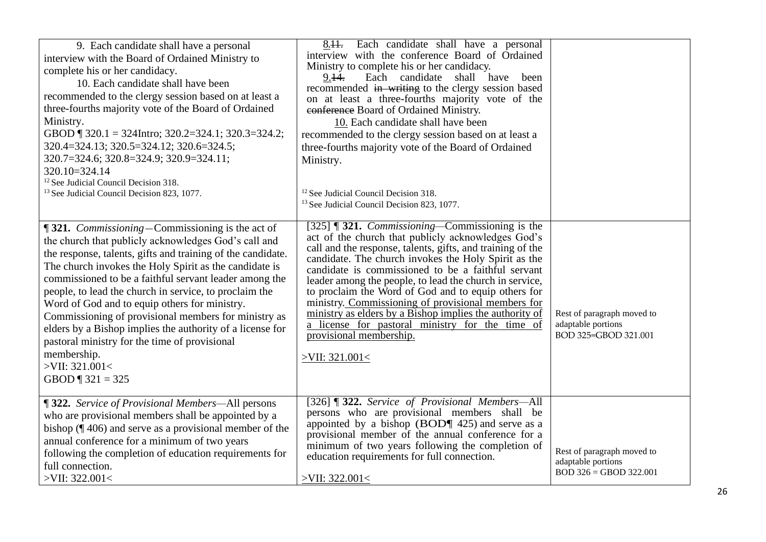| | | |
|---|---|---|
| 9. Each candidate shall have a personal interview with the Board of Ordained Ministry to complete his or her candidacy.<br>10. Each candidate shall have been recommended to the clergy session based on at least a three-fourths majority vote of the Board of Ordained Ministry.<br>GBOD ¶ 320.1 = 324Intro; 320.2=324.1; 320.3=324.2; 320.4=324.13; 320.5=324.12; 320.6=324.5; 320.7=324.6; 320.8=324.9; 320.9=324.11; 320.10=324.14<br>[12] See Judicial Council Decision 318.<br>[13] See Judicial Council Decision 823, 1077. | 8.~~11.~~ Each candidate shall have a personal interview with the conference Board of Ordained Ministry to complete his or her candidacy.<br>9.~~14.~~ Each candidate shall have been recommended ~~in writing~~ to the clergy session based on at least a three-fourths majority vote of the ~~conference~~ Board of Ordained Ministry.<br><u>10.</u> Each candidate shall have been recommended to the clergy session based on at least a three-fourths majority vote of the Board of Ordained Ministry.<br>[12] See Judicial Council Decision 318.<br>[13] See Judicial Council Decision 823, 1077. | |
| **¶ 321.** *Commissioning*—Commissioning is the act of the church that publicly acknowledges God's call and the response, talents, gifts and training of the candidate. The church invokes the Holy Spirit as the candidate is commissioned to be a faithful servant leader among the people, to lead the church in service, to proclaim the Word of God and to equip others for ministry. Commissioning of provisional members for ministry as elders by a Bishop implies the authority of a license for pastoral ministry for the time of provisional membership.<br>>VII: 321.001<<br>GBOD ¶ 321 = 325 | [325] **¶ 321.** *Commissioning*—Commissioning is the act of the church that publicly acknowledges God's call and the response, talents, gifts, and training of the candidate. The church invokes the Holy Spirit as the candidate is commissioned to be a faithful servant leader among the people, to lead the church in service, to proclaim the Word of God and to equip others for ministry. <u>Commissioning of provisional members for ministry as elders by a Bishop implies the authority of a license for pastoral ministry for the time of provisional membership.</u><br><u>>VII: 321.001<</u> | Rest of paragraph moved to adaptable portions<br>BOD 325=GBOD 321.001 |
| **¶ 322.** *Service of Provisional Members*—All persons who are provisional members shall be appointed by a bishop (¶ 406) and serve as a provisional member of the annual conference for a minimum of two years following the completion of education requirements for full connection.<br>>VII: 322.001< | [326] **¶ 322.** *Service of Provisional Members*—All persons who are provisional members shall be appointed by a bishop (BOD¶ 425) and serve as a provisional member of the annual conference for a minimum of two years following the completion of education requirements for full connection.<br><u>>VII: 322.001<</u> | Rest of paragraph moved to adaptable portions<br>BOD 326 = GBOD 322.001 |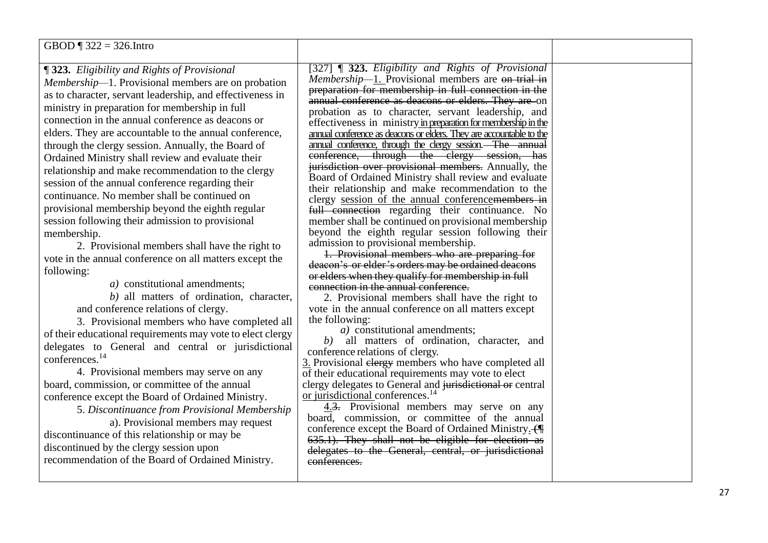| GBOD ¶ 322 = 326.Intro | | |
|---|---|---|
| **¶ 323.** *Eligibility and Rights of Provisional Membership*—1. Provisional members are on probation as to character, servant leadership, and effectiveness in ministry in preparation for membership in full connection in the annual conference as deacons or elders. They are accountable to the annual conference, through the clergy session. Annually, the Board of Ordained Ministry shall review and evaluate their relationship and make recommendation to the clergy session of the annual conference regarding their continuance. No member shall be continued on provisional membership beyond the eighth regular session following their admission to provisional membership.<br>2. Provisional members shall have the right to vote in the annual conference on all matters except the following:<br>*a)* constitutional amendments;<br>*b)* all matters of ordination, character, and conference relations of clergy.<br>3. Provisional members who have completed all of their educational requirements may vote to elect clergy delegates to General and central or jurisdictional conferences.[14]<br>4. Provisional members may serve on any board, commission, or committee of the annual conference except the Board of Ordained Ministry.<br>5. *Discontinuance from Provisional Membership*<br>a). Provisional members may request discontinuance of this relationship or may be discontinued by the clergy session upon recommendation of the Board of Ordained Ministry. | [327] ¶ **323.** *Eligibility and Rights of Provisional Membership*—1. Provisional members are ~~on trial in preparation for membership in full connection in the annual conference as deacons or elders. They are~~ on probation as to character, servant leadership, and effectiveness in ministry in preparation for membership in the annual conference as deacons or elders. They are accountable to the annual conference, through the clergy session. ~~The annual conference, through the clergy session, has jurisdiction over provisional members.~~ Annually, the Board of Ordained Ministry shall review and evaluate their relationship and make recommendation to the clergy session of the annual conference~~members in full connection~~ regarding their continuance. No member shall be continued on provisional membership beyond the eighth regular session following their admission to provisional membership.<br>~~1. Provisional members who are preparing for deacon's or elder's orders may be ordained deacons or elders when they qualify for membership in full connection in the annual conference.~~<br>2. Provisional members shall have the right to vote in the annual conference on all matters except the following:<br>*a)* constitutional amendments;<br>*b)* all matters of ordination, character, and conference relations of clergy.<br>3. Provisional ~~clergy~~ members who have completed all of their educational requirements may vote to elect clergy delegates to General and ~~jurisdictional or~~ central or jurisdictional conferences.[14]<br>4.~~3.~~ Provisional members may serve on any board, commission, or committee of the annual conference except the Board of Ordained Ministry. ~~(¶ 635.1). They shall not be eligible for election as delegates to the General, central, or jurisdictional conferences.~~ | |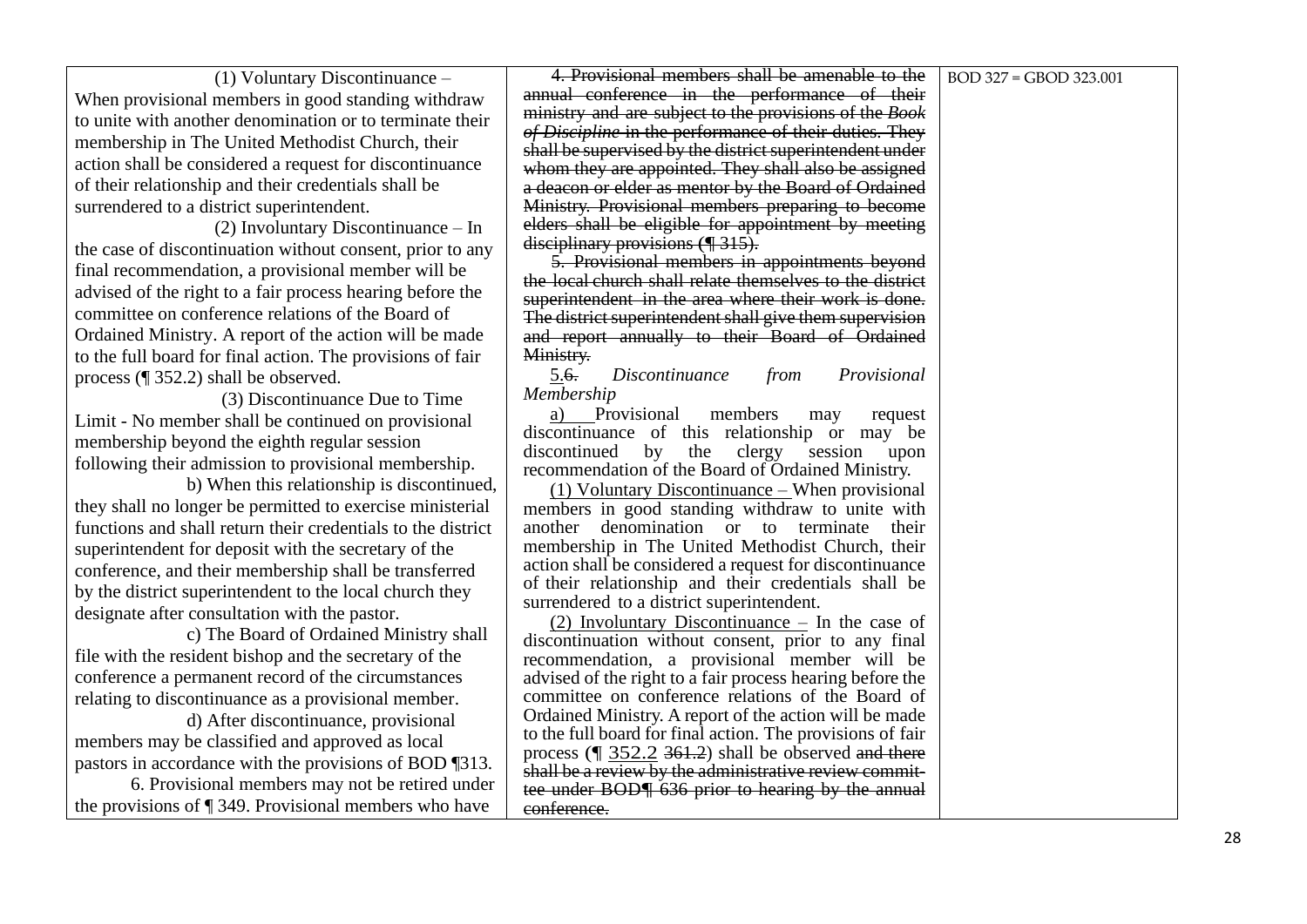| | | |
|---|---|---|
| (1) Voluntary Discontinuance – When provisional members in good standing withdraw to unite with another denomination or to terminate their membership in The United Methodist Church, their action shall be considered a request for discontinuance of their relationship and their credentials shall be surrendered to a district superintendent.<br>(2) Involuntary Discontinuance – In the case of discontinuation without consent, prior to any final recommendation, a provisional member will be advised of the right to a fair process hearing before the committee on conference relations of the Board of Ordained Ministry. A report of the action will be made to the full board for final action. The provisions of fair process (¶ 352.2) shall be observed.<br>(3) Discontinuance Due to Time Limit - No member shall be continued on provisional membership beyond the eighth regular session following their admission to provisional membership.<br>b) When this relationship is discontinued, they shall no longer be permitted to exercise ministerial functions and shall return their credentials to the district superintendent for deposit with the secretary of the conference, and their membership shall be transferred by the district superintendent to the local church they designate after consultation with the pastor.<br>c) The Board of Ordained Ministry shall file with the resident bishop and the secretary of the conference a permanent record of the circumstances relating to discontinuance as a provisional member.<br>d) After discontinuance, provisional members may be classified and approved as local pastors in accordance with the provisions of BOD ¶313.<br>6. Provisional members may not be retired under the provisions of ¶ 349. Provisional members who have | ~~4. Provisional members shall be amenable to the annual conference in the performance of their ministry and are subject to the provisions of the *Book of Discipline* in the performance of their duties. They shall be supervised by the district superintendent under whom they are appointed. They shall also be assigned a deacon or elder as mentor by the Board of Ordained Ministry. Provisional members preparing to become elders shall be eligible for appointment by meeting disciplinary provisions (¶ 315).~~<br>~~5. Provisional members in appointments beyond the local church shall relate themselves to the district superintendent in the area where their work is done. The district superintendent shall give them supervision and report annually to their Board of Ordained Ministry.~~<br>5.~~6.~~ *Discontinuance from Provisional Membership*<br>a) Provisional members may request discontinuance of this relationship or may be discontinued by the clergy session upon recommendation of the Board of Ordained Ministry.<br>(1) Voluntary Discontinuance – When provisional members in good standing withdraw to unite with another denomination or to terminate their membership in The United Methodist Church, their action shall be considered a request for discontinuance of their relationship and their credentials shall be surrendered to a district superintendent.<br>(2) Involuntary Discontinuance – In the case of discontinuation without consent, prior to any final recommendation, a provisional member will be advised of the right to a fair process hearing before the committee on conference relations of the Board of Ordained Ministry. A report of the action will be made to the full board for final action. The provisions of fair process (¶ 352.2 ~~361.2~~) shall be observed ~~and there shall be a review by the administrative review committee under BOD¶ 636 prior to hearing by the annual conference.~~ | BOD 327 = GBOD 323.001 |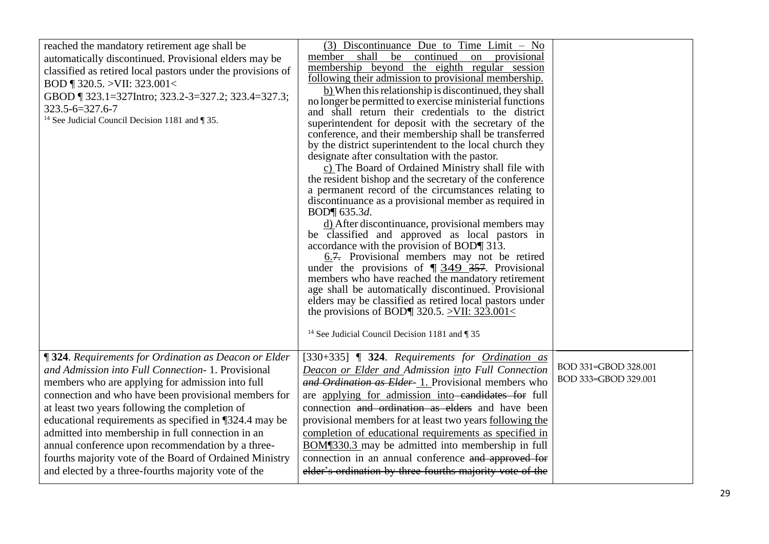| | | |
|---|---|---|
| reached the mandatory retirement age shall be automatically discontinued. Provisional elders may be classified as retired local pastors under the provisions of BOD ¶ 320.5. >VII: 323.001< GBOD ¶ 323.1=327Intro; 323.2-3=327.2; 323.4=327.3; 323.5-6=327.6-7 [14] See Judicial Council Decision 1181 and ¶ 35. | (3) Discontinuance Due to Time Limit – No member shall be continued on provisional membership beyond the eighth regular session following their admission to provisional membership. b) When this relationship is discontinued, they shall no longer be permitted to exercise ministerial functions and shall return their credentials to the district superintendent for deposit with the secretary of the conference, and their membership shall be transferred by the district superintendent to the local church they designate after consultation with the pastor. c) The Board of Ordained Ministry shall file with the resident bishop and the secretary of the conference a permanent record of the circumstances relating to discontinuance as a provisional member as required in BOD¶ 635.3*d*. d) After discontinuance, provisional members may be classified and approved as local pastors in accordance with the provision of BOD¶ 313. 6.~~7.~~ Provisional members may not be retired under the provisions of ¶ 349 ~~357~~. Provisional members who have reached the mandatory retirement age shall be automatically discontinued. Provisional elders may be classified as retired local pastors under the provisions of BOD¶ 320.5. >VII: 323.001< [14] See Judicial Council Decision 1181 and ¶ 35 | |
| **¶ 324**. *Requirements for Ordination as Deacon or Elder and Admission into Full Connection*- 1. Provisional members who are applying for admission into full connection and who have been provisional members for at least two years following the completion of educational requirements as specified in ¶324.4 may be admitted into membership in full connection in an annual conference upon recommendation by a three-fourths majority vote of the Board of Ordained Ministry and elected by a three-fourths majority vote of the | [330+335] ¶ **324**. *Requirements for Ordination as Deacon or Elder and Admission into Full Connection* ~~*and Ordination as Elder*~~- 1. Provisional members who are applying for admission into ~~candidates for~~ full connection ~~and ordination as elders~~ and have been provisional members for at least two years following the completion of educational requirements as specified in BOM¶330.3 may be admitted into membership in full connection in an annual conference ~~and approved for elder's ordination by three-fourths majority vote of the~~ | BOD 331=GBOD 328.001 BOD 333=GBOD 329.001 |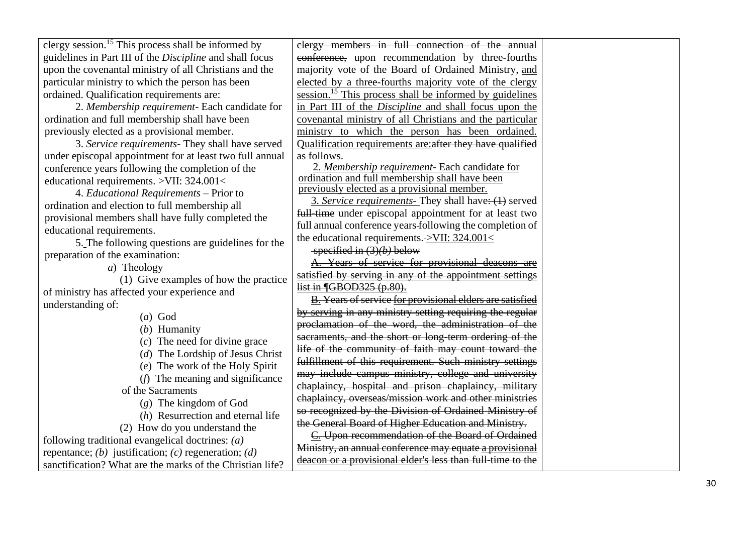| | | |
|---|---|---|
| clergy session.[15] This process shall be informed by guidelines in Part III of the *Discipline* and shall focus upon the covenantal ministry of all Christians and the particular ministry to which the person has been ordained. Qualification requirements are:<br><br>2. *Membership requirement*- Each candidate for ordination and full membership shall have been previously elected as a provisional member.<br><br>3. *Service requirements*- They shall have served under episcopal appointment for at least two full annual conference years following the completion of the educational requirements. >VII: 324.001<<br><br>4. *Educational Requirements* – Prior to ordination and election to full membership all provisional members shall have fully completed the educational requirements.<br><br>5. The following questions are guidelines for the preparation of the examination:<br><br>*a*) Theology<br><br>(1) Give examples of how the practice of ministry has affected your experience and understanding of:<br><br>(*a*) God<br>(*b*) Humanity<br>(*c*) The need for divine grace<br>(*d*) The Lordship of Jesus Christ<br>(*e*) The work of the Holy Spirit<br>(*f*) The meaning and significance of the Sacraments<br>(*g*) The kingdom of God<br>(*h*) Resurrection and eternal life<br><br>(2) How do you understand the following traditional evangelical doctrines: *(a)* repentance; *(b)* justification; *(c)* regeneration; *(d)* sanctification? What are the marks of the Christian life? | ~~clergy members in full connection of the annual conference,~~ upon recommendation by three-fourths majority vote of the Board of Ordained Ministry, and elected by a three-fourths majority vote of the clergy session.[15] This process shall be informed by guidelines in Part III of the *Discipline* and shall focus upon the covenantal ministry of all Christians and the particular ministry to which the person has been ordained. Qualification requirements are:~~after they have qualified as follows.~~<br><br>2. *Membership requirement*- Each candidate for ordination and full membership shall have been previously elected as a provisional member.<br><br>3. *Service requirements*- They shall have~~: (1)~~ served ~~full-time~~ under episcopal appointment for at least two full annual conference years following the completion of the educational requirements. >VII: 324.001<<br><br>~~specified in (3)*(b)* below~~<br><br>~~A. Years of service for provisional deacons are satisfied by serving in any of the appointment settings list in ¶GBOD325 (p.80).~~<br><br>~~B. Years of service for provisional elders are satisfied by serving in any ministry setting requiring the regular proclamation of the word, the administration of the sacraments, and the short or long-term ordering of the life of the community of faith may count toward the fulfillment of this requirement. Such ministry settings may include campus ministry, college and university chaplaincy, hospital and prison chaplaincy, military chaplaincy, overseas/mission work and other ministries so recognized by the Division of Ordained Ministry of the General Board of Higher Education and Ministry.~~<br><br>~~C. Upon recommendation of the Board of Ordained Ministry, an annual conference may equate a provisional deacon or a provisional elder's less than full-time to the~~ | |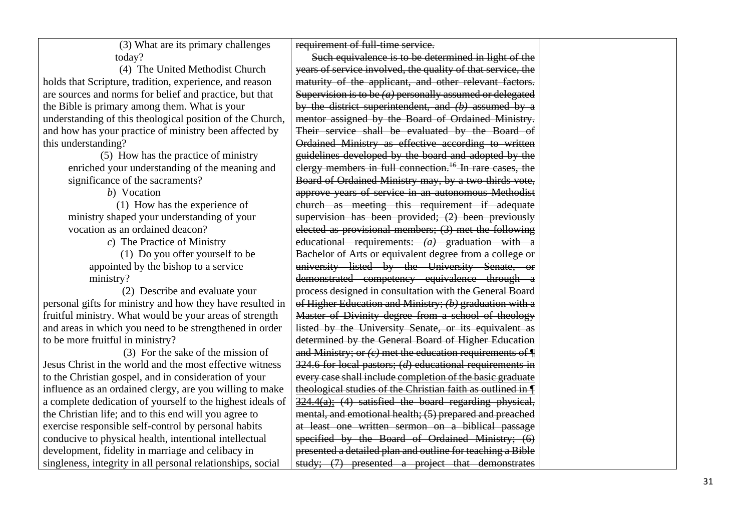| | | |
|---|---|---|
| (3) What are its primary challenges today?<br><br>(4) The United Methodist Church holds that Scripture, tradition, experience, and reason are sources and norms for belief and practice, but that the Bible is primary among them. What is your understanding of this theological position of the Church, and how has your practice of ministry been affected by this understanding?<br><br>(5) How has the practice of ministry enriched your understanding of the meaning and significance of the sacraments?<br><br>*b*) Vocation<br><br>(1) How has the experience of ministry shaped your understanding of your vocation as an ordained deacon?<br><br>*c*) The Practice of Ministry<br><br>(1) Do you offer yourself to be appointed by the bishop to a service ministry?<br><br>(2) Describe and evaluate your personal gifts for ministry and how they have resulted in fruitful ministry. What would be your areas of strength and areas in which you need to be strengthened in order to be more fruitful in ministry?<br><br>(3) For the sake of the mission of Jesus Christ in the world and the most effective witness to the Christian gospel, and in consideration of your influence as an ordained clergy, are you willing to make a complete dedication of yourself to the highest ideals of the Christian life; and to this end will you agree to exercise responsible self-control by personal habits conducive to physical health, intentional intellectual development, fidelity in marriage and celibacy in singleness, integrity in all personal relationships, social | ~~requirement of full-time service.~~<br><br>~~Such equivalence is to be determined in light of the years of service involved, the quality of that service, the maturity of the applicant, and other relevant factors. Supervision is to be *(a)* personally assumed or delegated by the district superintendent, and *(b)* assumed by a mentor assigned by the Board of Ordained Ministry. Their service shall be evaluated by the Board of Ordained Ministry as effective according to written guidelines developed by the board and adopted by the clergy members in full connection.[16] In rare cases, the Board of Ordained Ministry may, by a two-thirds vote, approve years of service in an autonomous Methodist church as meeting this requirement if adequate supervision has been provided; (2) been previously elected as provisional members; (3) met the following educational requirements: *(a)* graduation with a Bachelor of Arts or equivalent degree from a college or university listed by the University Senate, or demonstrated competency equivalence through a process designed in consultation with the General Board of Higher Education and Ministry; *(b)* graduation with a Master of Divinity degree from a school of theology listed by the University Senate, or its equivalent as determined by the General Board of Higher Education and Ministry; or *(c)* met the education requirements of ¶ 324.6 for local pastors; (*d*) educational requirements in every case shall include completion of the basic graduate theological studies of the Christian faith as outlined in ¶ 324.4(a); (4) satisfied the board regarding physical, mental, and emotional health; (5) prepared and preached at least one written sermon on a biblical passage specified by the Board of Ordained Ministry; (6) presented a detailed plan and outline for teaching a Bible study; (7) presented a project that demonstrates~~ | |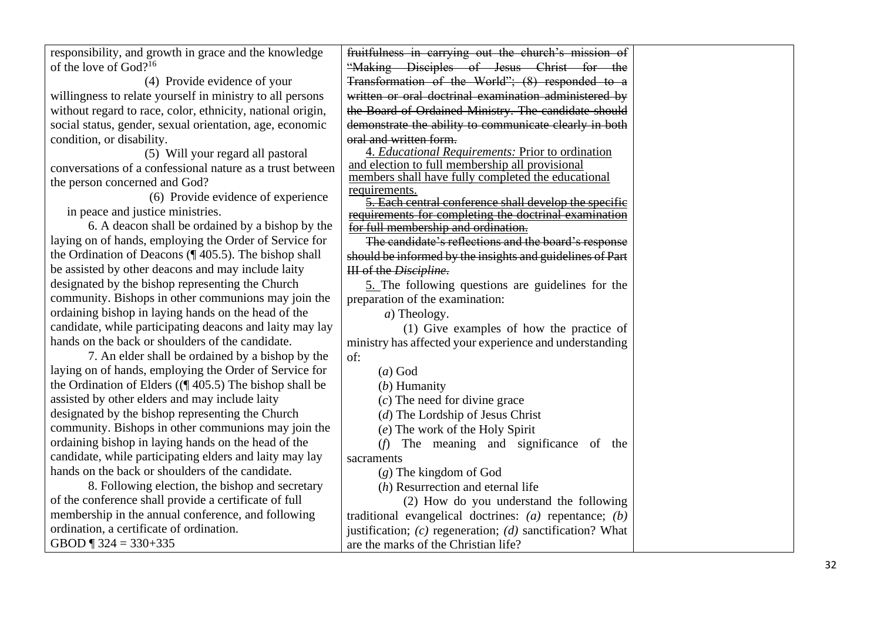| | | |
|---|---|---|
| responsibility, and growth in grace and the knowledge of the love of God?[16]<br><br>(4) Provide evidence of your willingness to relate yourself in ministry to all persons without regard to race, color, ethnicity, national origin, social status, gender, sexual orientation, age, economic condition, or disability.<br><br>(5) Will your regard all pastoral conversations of a confessional nature as a trust between the person concerned and God?<br><br>(6) Provide evidence of experience in peace and justice ministries.<br><br>6. A deacon shall be ordained by a bishop by the laying on of hands, employing the Order of Service for the Ordination of Deacons (¶ 405.5). The bishop shall be assisted by other deacons and may include laity designated by the bishop representing the Church community. Bishops in other communions may join the ordaining bishop in laying hands on the head of the candidate, while participating deacons and laity may lay hands on the back or shoulders of the candidate.<br><br>7. An elder shall be ordained by a bishop by the laying on of hands, employing the Order of Service for the Ordination of Elders ((¶ 405.5) The bishop shall be assisted by other elders and may include laity designated by the bishop representing the Church community. Bishops in other communions may join the ordaining bishop in laying hands on the head of the candidate, while participating elders and laity may lay hands on the back or shoulders of the candidate.<br><br>8. Following election, the bishop and secretary of the conference shall provide a certificate of full membership in the annual conference, and following ordination, a certificate of ordination.<br><br>GBOD ¶ 324 = 330+335 | ~~fruitfulness in carrying out the church's mission of "Making Disciples of Jesus Christ for the Transformation of the World"; (8) responded to a written or oral doctrinal examination administered by the Board of Ordained Ministry. The candidate should demonstrate the ability to communicate clearly in both oral and written form.~~<br><br>4. *Educational Requirements:* Prior to ordination and election to full membership all provisional members shall have fully completed the educational requirements.<br><br>~~5. Each central conference shall develop the specific requirements for completing the doctrinal examination for full membership and ordination.~~<br><br>~~The candidate's reflections and the board's response should be informed by the insights and guidelines of Part III of the *Discipline*.~~<br><br>5. The following questions are guidelines for the preparation of the examination:<br><br>*a*) Theology.<br><br>(1) Give examples of how the practice of ministry has affected your experience and understanding of:<br>(*a*) God<br>(*b*) Humanity<br>(*c*) The need for divine grace<br>(*d*) The Lordship of Jesus Christ<br>(*e*) The work of the Holy Spirit<br>(*f*) The meaning and significance of the sacraments<br>(*g*) The kingdom of God<br>(*h*) Resurrection and eternal life<br><br>(2) How do you understand the following traditional evangelical doctrines: *(a)* repentance; *(b)* justification; *(c)* regeneration; *(d)* sanctification? What are the marks of the Christian life? | |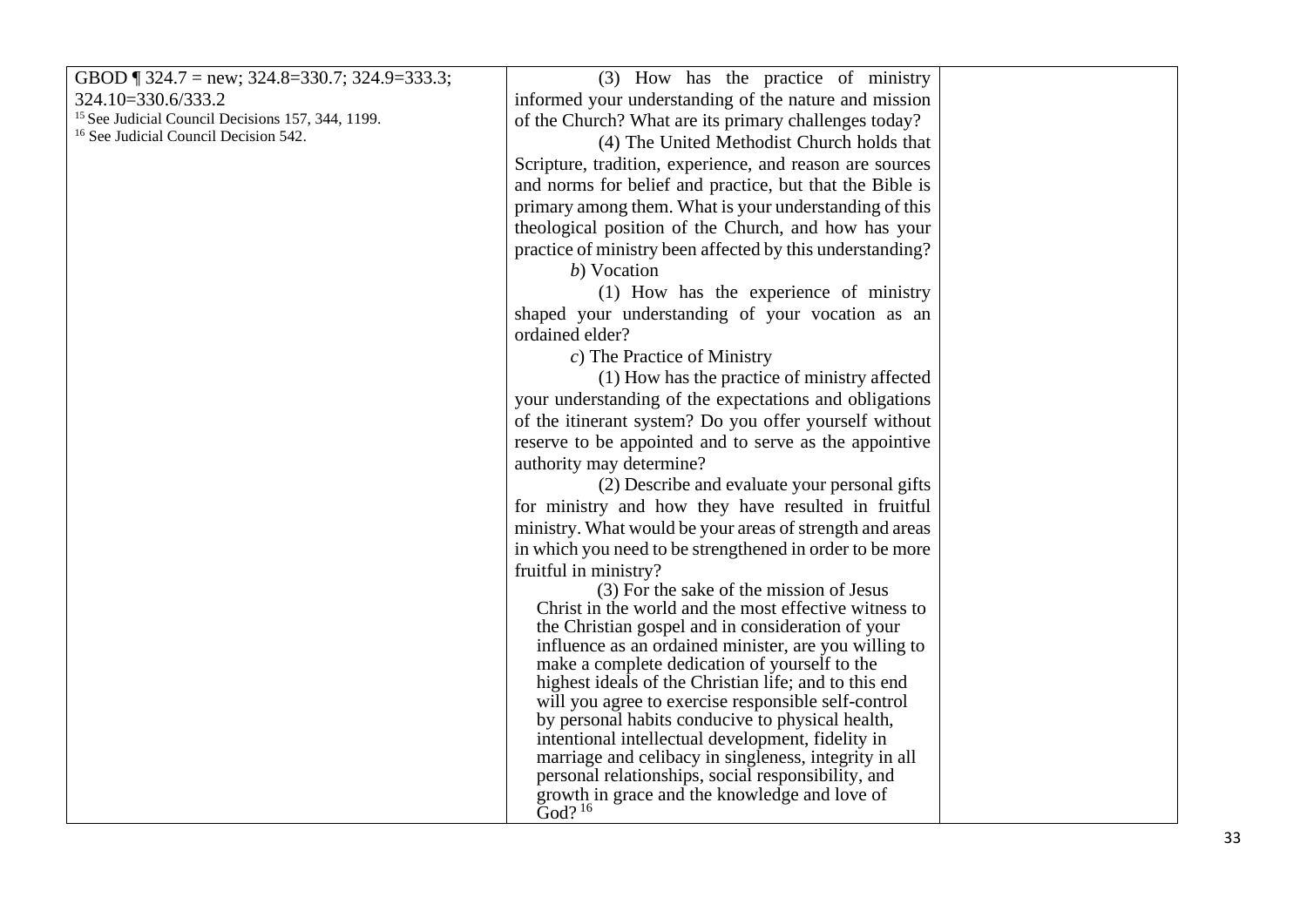| | | |
|---|---|---|
| GBOD ¶ 324.7 = new; 324.8=330.7; 324.9=333.3; 324.10=330.6/333.2<br>[15] See Judicial Council Decisions 157, 344, 1199.<br>[16] See Judicial Council Decision 542. | (3) How has the practice of ministry informed your understanding of the nature and mission of the Church? What are its primary challenges today?<br>(4) The United Methodist Church holds that Scripture, tradition, experience, and reason are sources and norms for belief and practice, but that the Bible is primary among them. What is your understanding of this theological position of the Church, and how has your practice of ministry been affected by this understanding?<br>*b*) Vocation<br>(1) How has the experience of ministry shaped your understanding of your vocation as an ordained elder?<br>*c*) The Practice of Ministry<br>(1) How has the practice of ministry affected your understanding of the expectations and obligations of the itinerant system? Do you offer yourself without reserve to be appointed and to serve as the appointive authority may determine?<br>(2) Describe and evaluate your personal gifts for ministry and how they have resulted in fruitful ministry. What would be your areas of strength and areas in which you need to be strengthened in order to be more fruitful in ministry?<br>(3) For the sake of the mission of Jesus Christ in the world and the most effective witness to the Christian gospel and in consideration of your influence as an ordained minister, are you willing to make a complete dedication of yourself to the highest ideals of the Christian life; and to this end will you agree to exercise responsible self-control by personal habits conducive to physical health, intentional intellectual development, fidelity in marriage and celibacy in singleness, integrity in all personal relationships, social responsibility, and growth in grace and the knowledge and love of God? [16] | |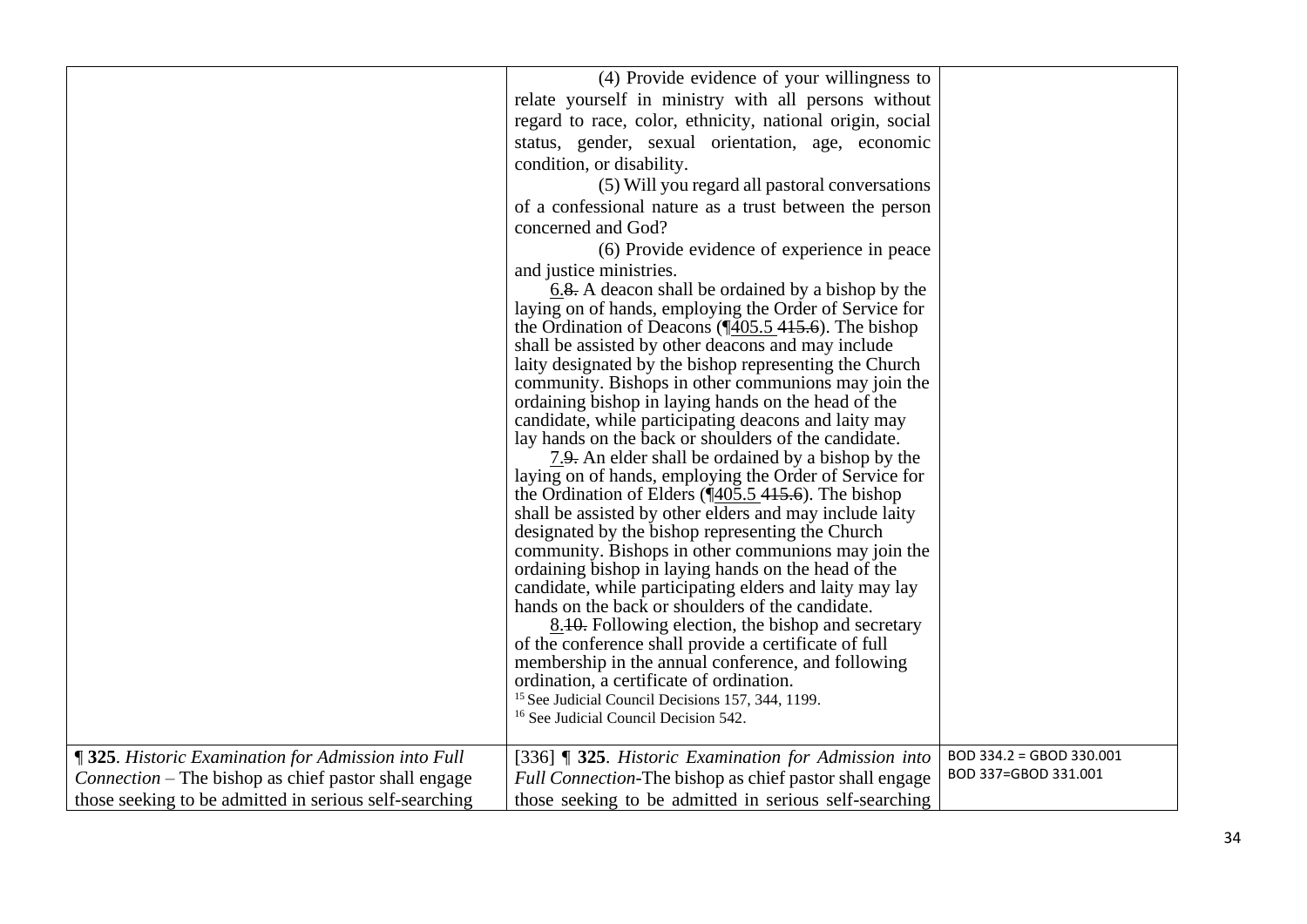| | | |
|---|---|---|
| | (4) Provide evidence of your willingness to relate yourself in ministry with all persons without regard to race, color, ethnicity, national origin, social status, gender, sexual orientation, age, economic condition, or disability.<br>(5) Will you regard all pastoral conversations of a confessional nature as a trust between the person concerned and God?<br>(6) Provide evidence of experience in peace and justice ministries.<br>6.~~8.~~ A deacon shall be ordained by a bishop by the laying on of hands, employing the Order of Service for the Ordination of Deacons (¶405.5 ~~415.6~~). The bishop shall be assisted by other deacons and may include laity designated by the bishop representing the Church community. Bishops in other communions may join the ordaining bishop in laying hands on the head of the candidate, while participating deacons and laity may lay hands on the back or shoulders of the candidate.<br>7.~~9.~~ An elder shall be ordained by a bishop by the laying on of hands, employing the Order of Service for the Ordination of Elders (¶405.5 ~~415.6~~). The bishop shall be assisted by other elders and may include laity designated by the bishop representing the Church community. Bishops in other communions may join the ordaining bishop in laying hands on the head of the candidate, while participating elders and laity may lay hands on the back or shoulders of the candidate.<br>8.~~10.~~ Following election, the bishop and secretary of the conference shall provide a certificate of full membership in the annual conference, and following ordination, a certificate of ordination.<br>[15] See Judicial Council Decisions 157, 344, 1199.<br>[16] See Judicial Council Decision 542. | |
| **¶ 325**. *Historic Examination for Admission into Full Connection* – The bishop as chief pastor shall engage those seeking to be admitted in serious self-searching | [336] **¶ 325**. *Historic Examination for Admission into Full Connection*-The bishop as chief pastor shall engage those seeking to be admitted in serious self-searching | BOD 334.2 = GBOD 330.001<br>BOD 337=GBOD 331.001 |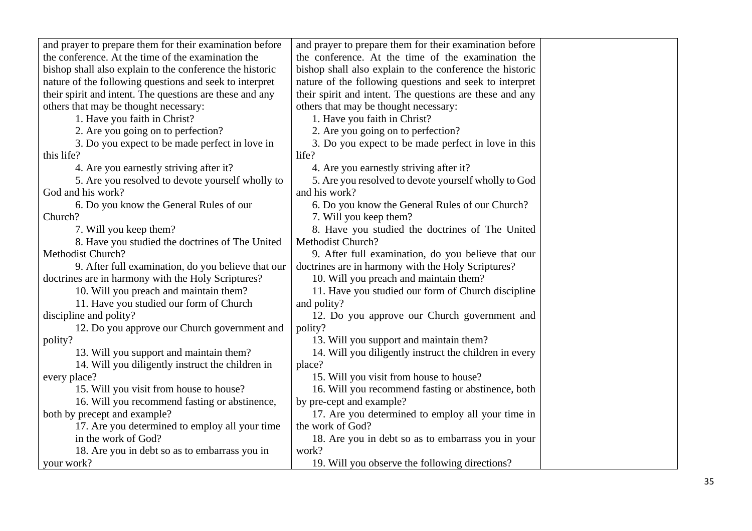| | | |
|---|---|---|
| and prayer to prepare them for their examination before the conference. At the time of the examination the bishop shall also explain to the conference the historic nature of the following questions and seek to interpret their spirit and intent. The questions are these and any others that may be thought necessary:<br>1. Have you faith in Christ?<br>2. Are you going on to perfection?<br>3. Do you expect to be made perfect in love in this life?<br>4. Are you earnestly striving after it?<br>5. Are you resolved to devote yourself wholly to God and his work?<br>6. Do you know the General Rules of our Church?<br>7. Will you keep them?<br>8. Have you studied the doctrines of The United Methodist Church?<br>9. After full examination, do you believe that our doctrines are in harmony with the Holy Scriptures?<br>10. Will you preach and maintain them?<br>11. Have you studied our form of Church discipline and polity?<br>12. Do you approve our Church government and polity?<br>13. Will you support and maintain them?<br>14. Will you diligently instruct the children in every place?<br>15. Will you visit from house to house?<br>16. Will you recommend fasting or abstinence, both by precept and example?<br>17. Are you determined to employ all your time in the work of God?<br>18. Are you in debt so as to embarrass you in your work? | and prayer to prepare them for their examination before the conference. At the time of the examination the bishop shall also explain to the conference the historic nature of the following questions and seek to interpret their spirit and intent. The questions are these and any others that may be thought necessary:<br>1. Have you faith in Christ?<br>2. Are you going on to perfection?<br>3. Do you expect to be made perfect in love in this life?<br>4. Are you earnestly striving after it?<br>5. Are you resolved to devote yourself wholly to God and his work?<br>6. Do you know the General Rules of our Church?<br>7. Will you keep them?<br>8. Have you studied the doctrines of The United Methodist Church?<br>9. After full examination, do you believe that our doctrines are in harmony with the Holy Scriptures?<br>10. Will you preach and maintain them?<br>11. Have you studied our form of Church discipline and polity?<br>12. Do you approve our Church government and polity?<br>13. Will you support and maintain them?<br>14. Will you diligently instruct the children in every place?<br>15. Will you visit from house to house?<br>16. Will you recommend fasting or abstinence, both by pre-cept and example?<br>17. Are you determined to employ all your time in the work of God?<br>18. Are you in debt so as to embarrass you in your work?<br>19. Will you observe the following directions? | |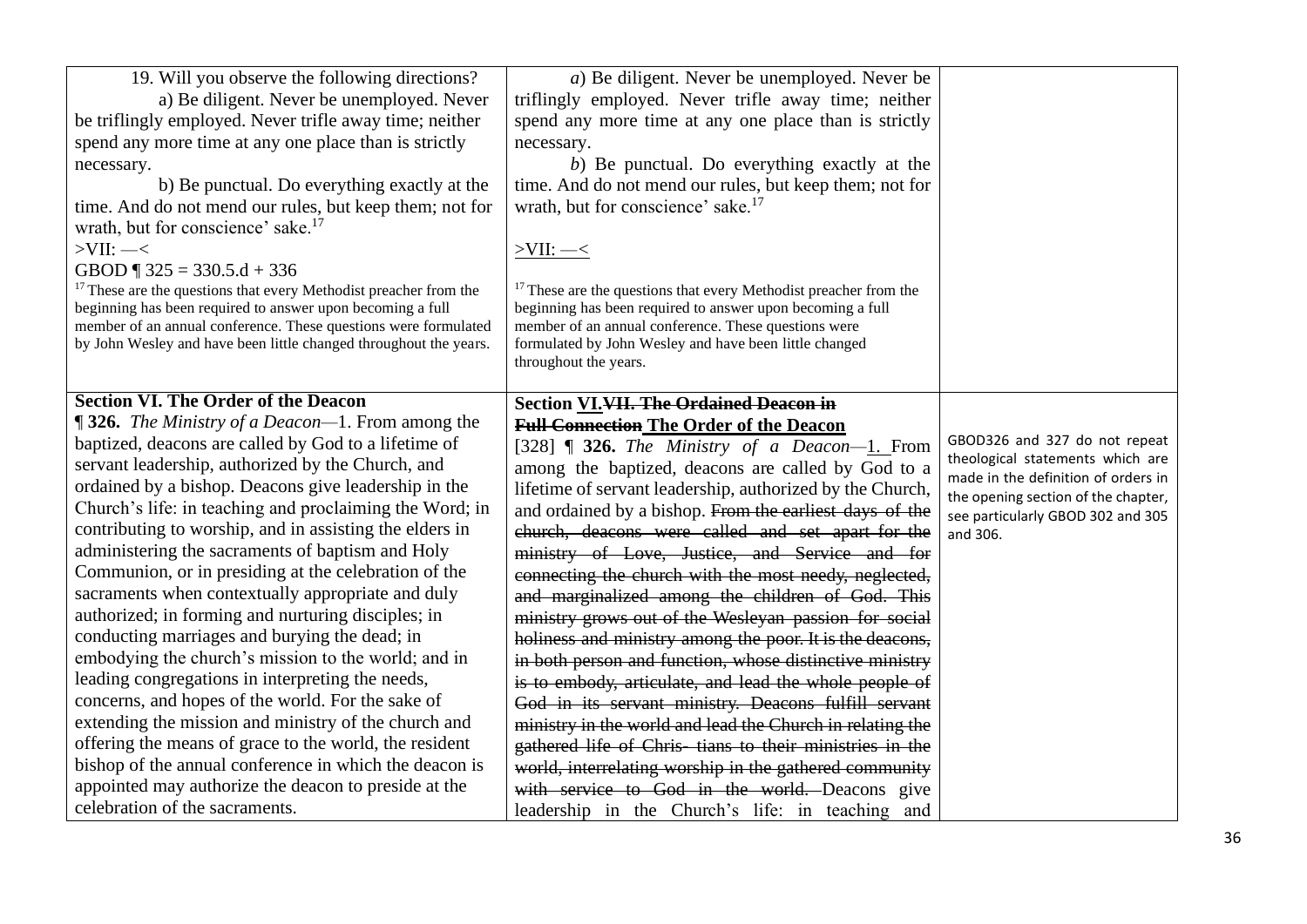| | | |
|---|---|---|
| 19. Will you observe the following directions?<br>a) Be diligent. Never be unemployed. Never be triflingly employed. Never trifle away time; neither spend any more time at any one place than is strictly necessary.<br>b) Be punctual. Do everything exactly at the time. And do not mend our rules, but keep them; not for wrath, but for conscience' sake.[17]<br>>VII: —<<br>GBOD ¶ 325 = 330.5.d + 336<br>[17] These are the questions that every Methodist preacher from the beginning has been required to answer upon becoming a full member of an annual conference. These questions were formulated by John Wesley and have been little changed throughout the years. | *a*) Be diligent. Never be unemployed. Never be triflingly employed. Never trifle away time; neither spend any more time at any one place than is strictly necessary.<br>*b*) Be punctual. Do everything exactly at the time. And do not mend our rules, but keep them; not for wrath, but for conscience' sake.[17]<br><u>>VII: —<</u><br>[17] These are the questions that every Methodist preacher from the beginning has been required to answer upon becoming a full member of an annual conference. These questions were formulated by John Wesley and have been little changed throughout the years. | |
| **Section VI. The Order of the Deacon**<br>**¶ 326.** *The Ministry of a Deacon*—1. From among the baptized, deacons are called by God to a lifetime of servant leadership, authorized by the Church, and ordained by a bishop. Deacons give leadership in the Church's life: in teaching and proclaiming the Word; in contributing to worship, and in assisting the elders in administering the sacraments of baptism and Holy Communion, or in presiding at the celebration of the sacraments when contextually appropriate and duly authorized; in forming and nurturing disciples; in conducting marriages and burying the dead; in embodying the church's mission to the world; and in leading congregations in interpreting the needs, concerns, and hopes of the world. For the sake of extending the mission and ministry of the church and offering the means of grace to the world, the resident bishop of the annual conference in which the deacon is appointed may authorize the deacon to preside at the celebration of the sacraments. | **Section <u>VI.</u>~~VII. The Ordained Deacon in Full Connection~~ <u>The Order of the Deacon</u>**<br>[328] **¶ 326.** *The Ministry of a Deacon*—<u>1.</u> From among the baptized, deacons are called by God to a lifetime of servant leadership, authorized by the Church, and ordained by a bishop. ~~From the earliest days of the church, deacons were called and set apart for the ministry of Love, Justice, and Service and for connecting the church with the most needy, neglected, and marginalized among the children of God. This ministry grows out of the Wesleyan passion for social holiness and ministry among the poor. It is the deacons, in both person and function, whose distinctive ministry is to embody, articulate, and lead the whole people of God in its servant ministry. Deacons fulfill servant ministry in the world and lead the Church in relating the gathered life of Chris- tians to their ministries in the world, interrelating worship in the gathered community with service to God in the world.~~ Deacons give leadership in the Church's life: in teaching and | GBOD326 and 327 do not repeat theological statements which are made in the definition of orders in the opening section of the chapter, see particularly GBOD 302 and 305 and 306. |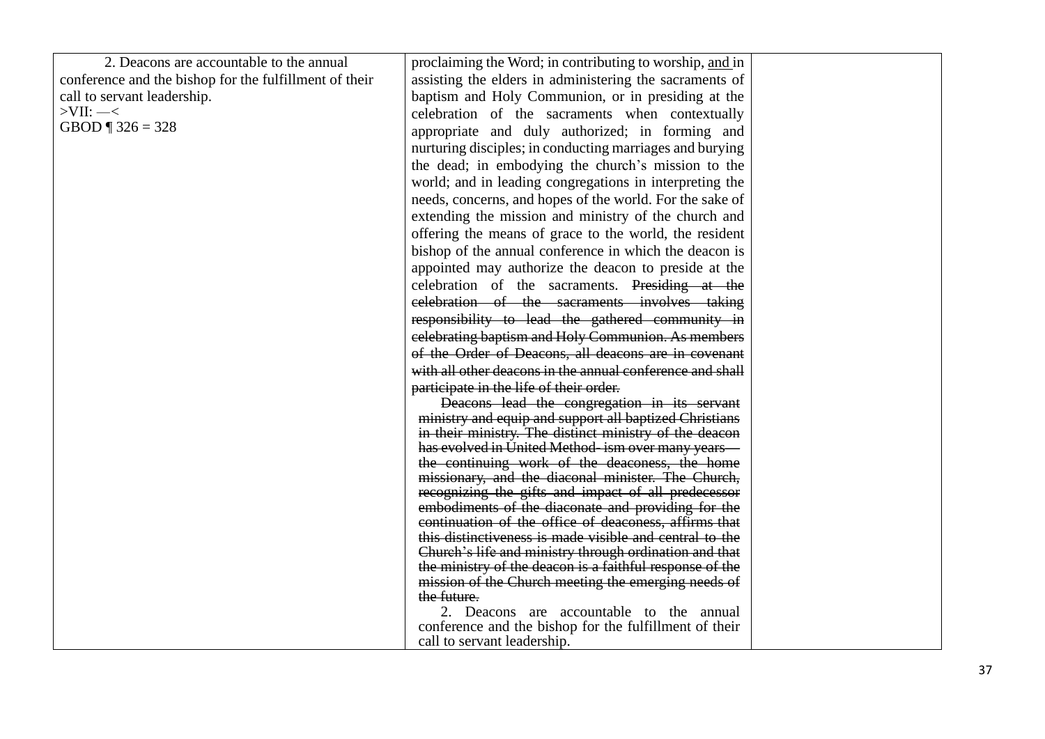| | | |
|---|---|---|
| 2. Deacons are accountable to the annual conference and the bishop for the fulfillment of their call to servant leadership.<br>>VII: —<<br>GBOD ¶ 326 = 328 | proclaiming the Word; in contributing to worship, <u>and </u>in assisting the elders in administering the sacraments of baptism and Holy Communion, or in presiding at the celebration of the sacraments when contextually appropriate and duly authorized; in forming and nurturing disciples; in conducting marriages and burying the dead; in embodying the church's mission to the world; and in leading congregations in interpreting the needs, concerns, and hopes of the world. For the sake of extending the mission and ministry of the church and offering the means of grace to the world, the resident bishop of the annual conference in which the deacon is appointed may authorize the deacon to preside at the celebration of the sacraments. ~~Presiding at the celebration of the sacraments involves taking responsibility to lead the gathered community in celebrating baptism and Holy Communion. As members of the Order of Deacons, all deacons are in covenant with all other deacons in the annual conference and shall participate in the life of their order.~~<br>~~Deacons lead the congregation in its servant ministry and equip and support all baptized Christians in their ministry. The distinct ministry of the deacon has evolved in United Method- ism over many years—the continuing work of the deaconess, the home missionary, and the diaconal minister. The Church, recognizing the gifts and impact of all predecessor embodiments of the diaconate and providing for the continuation of the office of deaconess, affirms that this distinctiveness is made visible and central to the Church's life and ministry through ordination and that the ministry of the deacon is a faithful response of the mission of the Church meeting the emerging needs of the future.~~<br>2. Deacons are accountable to the annual conference and the bishop for the fulfillment of their call to servant leadership. | |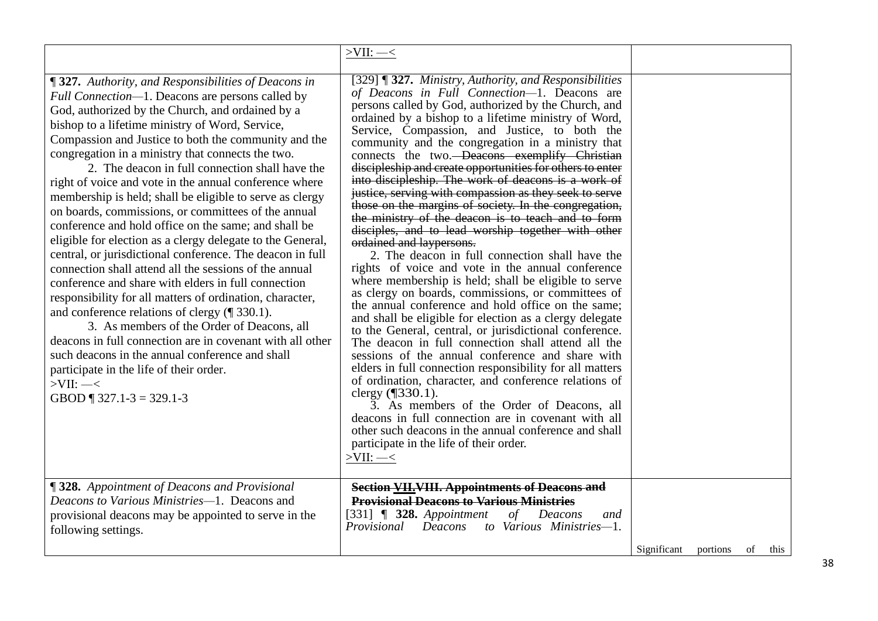| | >VII: —< | |
|---|---|---|
| **¶ 327.** *Authority, and Responsibilities of Deacons in Full Connection*—1. Deacons are persons called by God, authorized by the Church, and ordained by a bishop to a lifetime ministry of Word, Service, Compassion and Justice to both the community and the congregation in a ministry that connects the two.<br>2. The deacon in full connection shall have the right of voice and vote in the annual conference where membership is held; shall be eligible to serve as clergy on boards, commissions, or committees of the annual conference and hold office on the same; and shall be eligible for election as a clergy delegate to the General, central, or jurisdictional conference. The deacon in full connection shall attend all the sessions of the annual conference and share with elders in full connection responsibility for all matters of ordination, character, and conference relations of clergy (¶ 330.1).<br>3. As members of the Order of Deacons, all deacons in full connection are in covenant with all other such deacons in the annual conference and shall participate in the life of their order.<br>>VII: —<<br>GBOD ¶ 327.1-3 = 329.1-3 | [329] **¶ 327.** *Ministry, Authority, and Responsibilities of Deacons in Full Connection*—1. Deacons are persons called by God, authorized by the Church, and ordained by a bishop to a lifetime ministry of Word, Service, Compassion, and Justice, to both the community and the congregation in a ministry that connects the two. ~~Deacons exemplify Christian discipleship and create opportunities for others to enter into discipleship. The work of deacons is a work of justice, serving with compassion as they seek to serve those on the margins of society. In the congregation, the ministry of the deacon is to teach and to form disciples, and to lead worship together with other ordained and laypersons.~~<br>2. The deacon in full connection shall have the rights of voice and vote in the annual conference where membership is held; shall be eligible to serve as clergy on boards, commissions, or committees of the annual conference and hold office on the same; and shall be eligible for election as a clergy delegate to the General, central, or jurisdictional conference. The deacon in full connection shall attend all the sessions of the annual conference and share with elders in full connection responsibility for all matters of ordination, character, and conference relations of clergy (¶330.1).<br>3. As members of the Order of Deacons, all deacons in full connection are in covenant with all other such deacons in the annual conference and shall participate in the life of their order.<br>>VII: —< | |
| **¶ 328.** *Appointment of Deacons and Provisional Deacons to Various Ministries*—1. Deacons and provisional deacons may be appointed to serve in the following settings. | ~~**Section VII.VIII. Appointments of Deacons and Provisional Deacons to Various Ministries**~~<br>[331] **¶ 328.** *Appointment of Deacons and Provisional Deacons to Various Ministries*—1. | Significant portions of this |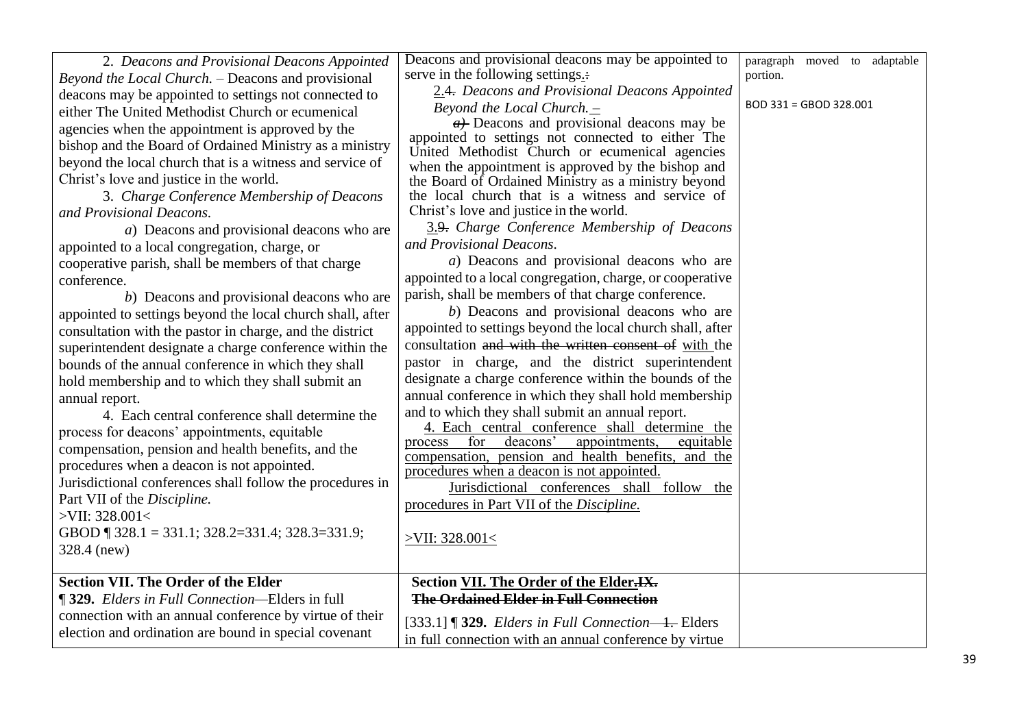| | | |
|---|---|---|
| 2. *Deacons and Provisional Deacons Appointed Beyond the Local Church.* – Deacons and provisional deacons may be appointed to settings not connected to either The United Methodist Church or ecumenical agencies when the appointment is approved by the bishop and the Board of Ordained Ministry as a ministry beyond the local church that is a witness and service of Christ's love and justice in the world.<br>3. *Charge Conference Membership of Deacons and Provisional Deacons.*<br>*a*) Deacons and provisional deacons who are appointed to a local congregation, charge, or cooperative parish, shall be members of that charge conference.<br>*b*) Deacons and provisional deacons who are appointed to settings beyond the local church shall, after consultation with the pastor in charge, and the district superintendent designate a charge conference within the bounds of the annual conference in which they shall hold membership and to which they shall submit an annual report.<br>4. Each central conference shall determine the process for deacons' appointments, equitable compensation, pension and health benefits, and the procedures when a deacon is not appointed. Jurisdictional conferences shall follow the procedures in Part VII of the *Discipline.*<br>>VII: 328.001<<br>GBOD ¶ 328.1 = 331.1; 328.2=331.4; 328.3=331.9; 328.4 (new) | Deacons and provisional deacons may be appointed to serve in the following settings.:<br>2.~~4.~~ *Deacons and Provisional Deacons Appointed Beyond the Local Church.* –<br>~~*a)*~~ Deacons and provisional deacons may be appointed to settings not connected to either The United Methodist Church or ecumenical agencies when the appointment is approved by the bishop and the Board of Ordained Ministry as a ministry beyond the local church that is a witness and service of Christ's love and justice in the world.<br>3.~~9.~~ *Charge Conference Membership of Deacons and Provisional Deacons.*<br>*a*) Deacons and provisional deacons who are appointed to a local congregation, charge, or cooperative parish, shall be members of that charge conference.<br>*b*) Deacons and provisional deacons who are appointed to settings beyond the local church shall, after consultation ~~and with the written consent of~~ with the pastor in charge, and the district superintendent designate a charge conference within the bounds of the annual conference in which they shall hold membership and to which they shall submit an annual report.<br>4. Each central conference shall determine the process for deacons' appointments, equitable compensation, pension and health benefits, and the procedures when a deacon is not appointed.<br>Jurisdictional conferences shall follow the procedures in Part VII of the *Discipline.*<br>>VII: 328.001< | paragraph moved to adaptable portion.<br>BOD 331 = GBOD 328.001 |
| **Section VII. The Order of the Elder**<br>**¶ 329.** *Elders in Full Connection*—Elders in full connection with an annual conference by virtue of their election and ordination are bound in special covenant | **Section VII. The Order of the Elder.~~IX.~~**<br>**~~The Ordained Elder in Full Connection~~**<br>[333.1] **¶ 329.** *Elders in Full Connection*—~~1.~~ Elders in full connection with an annual conference by virtue | |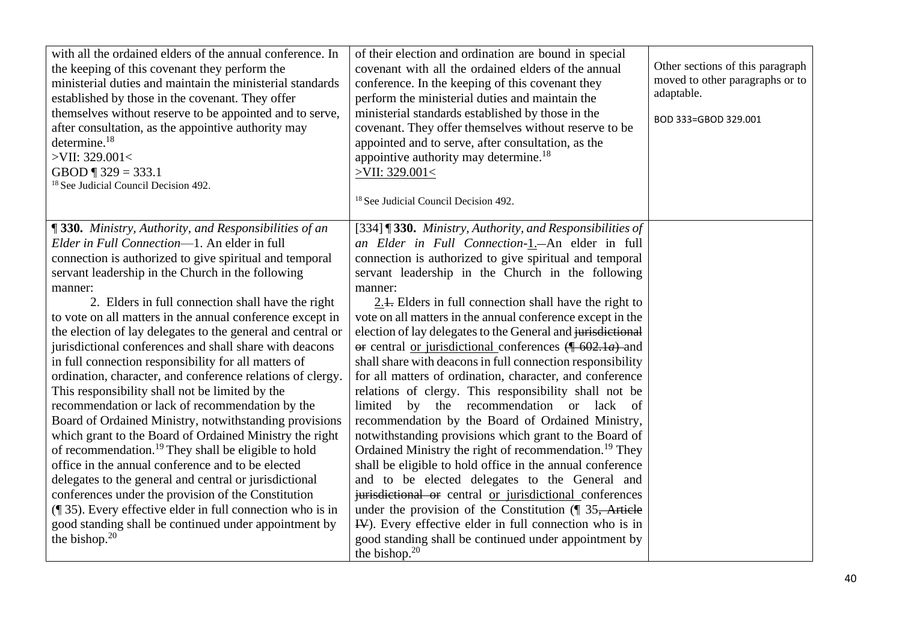| | | |
|---|---|---|
| with all the ordained elders of the annual conference. In the keeping of this covenant they perform the ministerial duties and maintain the ministerial standards established by those in the covenant. They offer themselves without reserve to be appointed and to serve, after consultation, as the appointive authority may determine.[18]<br>>VII: 329.001<<br>GBOD ¶ 329 = 333.1<br>[18] See Judicial Council Decision 492. | of their election and ordination are bound in special covenant with all the ordained elders of the annual conference. In the keeping of this covenant they perform the ministerial duties and maintain the ministerial standards established by those in the covenant. They offer themselves without reserve to be appointed and to serve, after consultation, as the appointive authority may determine.[18]<br>>VII: 329.001<<br><br>[18] See Judicial Council Decision 492. | Other sections of this paragraph moved to other paragraphs or to adaptable.<br><br>BOD 333=GBOD 329.001 |
| **¶ 330.** *Ministry, Authority, and Responsibilities of an Elder in Full Connection*—1. An elder in full connection is authorized to give spiritual and temporal servant leadership in the Church in the following manner:<br>2. Elders in full connection shall have the right to vote on all matters in the annual conference except in the election of lay delegates to the general and central or jurisdictional conferences and shall share with deacons in full connection responsibility for all matters of ordination, character, and conference relations of clergy. This responsibility shall not be limited by the recommendation or lack of recommendation by the Board of Ordained Ministry, notwithstanding provisions which grant to the Board of Ordained Ministry the right of recommendation.[19] They shall be eligible to hold office in the annual conference and to be elected delegates to the general and central or jurisdictional conferences under the provision of the Constitution (¶ 35). Every effective elder in full connection who is in good standing shall be continued under appointment by the bishop.[20] | [334] **¶ 330.** *Ministry, Authority, and Responsibilities of an Elder in Full Connection*-1.—An elder in full connection is authorized to give spiritual and temporal servant leadership in the Church in the following manner:<br>2.~~1.~~ Elders in full connection shall have the right to vote on all matters in the annual conference except in the election of lay delegates to the General and ~~jurisdictional or~~ central or jurisdictional conferences ~~(¶ 602.1*a*)~~ and shall share with deacons in full connection responsibility for all matters of ordination, character, and conference relations of clergy. This responsibility shall not be limited by the recommendation or lack of recommendation by the Board of Ordained Ministry, notwithstanding provisions which grant to the Board of Ordained Ministry the right of recommendation.[19] They shall be eligible to hold office in the annual conference and to be elected delegates to the General and ~~jurisdictional or~~ central or jurisdictional conferences under the provision of the Constitution (¶ 35~~, Article IV~~). Every effective elder in full connection who is in good standing shall be continued under appointment by the bishop.[20] | |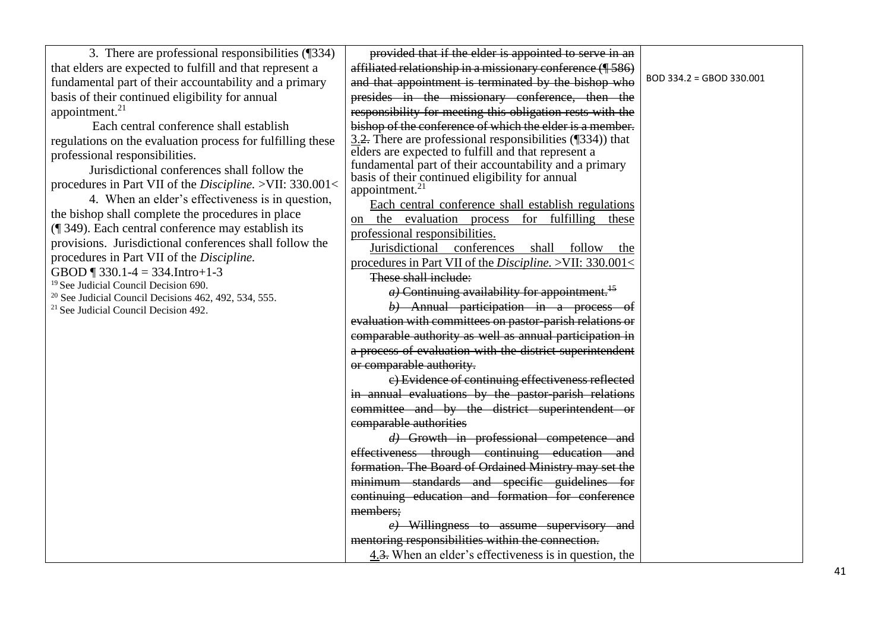| | | |
|---|---|---|
| 3. There are professional responsibilities (¶334) that elders are expected to fulfill and that represent a fundamental part of their accountability and a primary basis of their continued eligibility for annual appointment.[21]<br><br>Each central conference shall establish regulations on the evaluation process for fulfilling these professional responsibilities.<br><br>Jurisdictional conferences shall follow the procedures in Part VII of the *Discipline.* >VII: 330.001<<br><br>4. When an elder's effectiveness is in question, the bishop shall complete the procedures in place (¶ 349). Each central conference may establish its provisions. Jurisdictional conferences shall follow the procedures in Part VII of the *Discipline.*<br><br>GBOD ¶ 330.1-4 = 334.Intro+1-3<br><br>[19] See Judicial Council Decision 690.<br>[20] See Judicial Council Decisions 462, 492, 534, 555.<br>[21] See Judicial Council Decision 492. | ~~provided that if the elder is appointed to serve in an affiliated relationship in a missionary conference (¶ 586) and that appointment is terminated by the bishop who presides in the missionary conference, then the responsibility for meeting this obligation rests with the bishop of the conference of which the elder is a member.~~<br><br><u>3.</u>~~2.~~ There are professional responsibilities (¶334)) that elders are expected to fulfill and that represent a fundamental part of their accountability and a primary basis of their continued eligibility for annual appointment.[21]<br><br><u>Each central conference shall establish regulations on the evaluation process for fulfilling these professional responsibilities.</u><br><br><u>Jurisdictional conferences shall follow the procedures in Part VII of the *Discipline.* >VII: 330.001<</u><br><br>~~These shall include:~~<br><br>~~*a)* Continuing availability for appointment.[15]~~<br><br>~~*b)* Annual participation in a process of evaluation with committees on pastor-parish relations or comparable authority as well as annual participation in a process of evaluation with the district superintendent or comparable authority.~~<br><br>~~c) Evidence of continuing effectiveness reflected in annual evaluations by the pastor-parish relations committee and by the district superintendent or comparable authorities~~<br><br>~~*d)* Growth in professional competence and effectiveness through continuing education and formation. The Board of Ordained Ministry may set the minimum standards and specific guidelines for continuing education and formation for conference members;~~<br><br>~~*e)* Willingness to assume supervisory and mentoring responsibilities within the connection.~~<br><br><u>4.</u>~~3.~~ When an elder's effectiveness is in question, the | BOD 334.2 = GBOD 330.001 |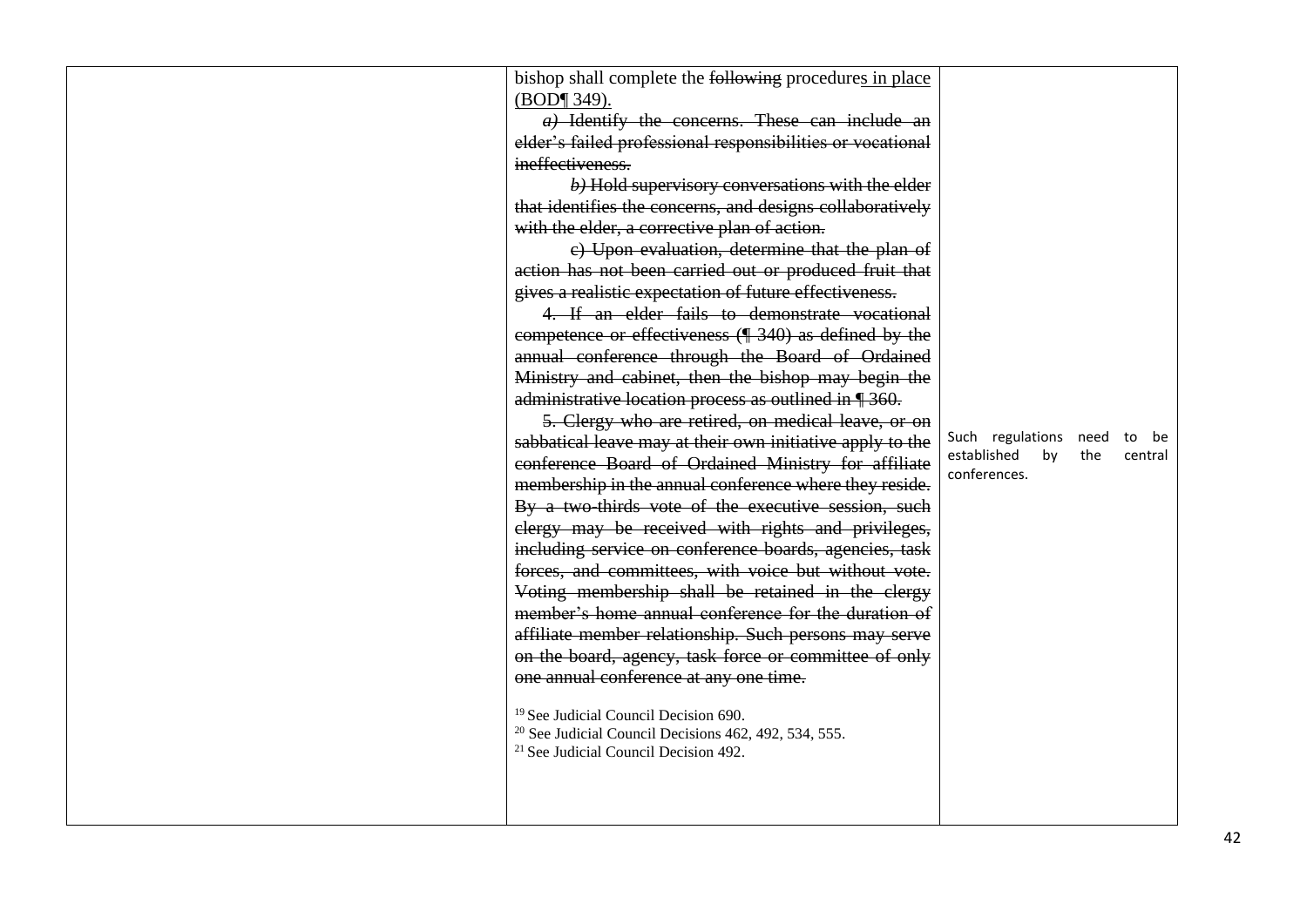| | | |
|---|---|---|
| | bishop shall complete the ~~following~~ procedures in place (BOD¶ 349).<br>~~*a)* Identify the concerns. These can include an elder's failed professional responsibilities or vocational ineffectiveness.~~<br>~~*b)* Hold supervisory conversations with the elder that identifies the concerns, and designs collaboratively with the elder, a corrective plan of action.~~<br>~~c) Upon evaluation, determine that the plan of action has not been carried out or produced fruit that gives a realistic expectation of future effectiveness.~~<br>~~4. If an elder fails to demonstrate vocational competence or effectiveness (¶ 340) as defined by the annual conference through the Board of Ordained Ministry and cabinet, then the bishop may begin the administrative location process as outlined in ¶ 360.~~<br>~~5. Clergy who are retired, on medical leave, or on sabbatical leave may at their own initiative apply to the conference Board of Ordained Ministry for affiliate membership in the annual conference where they reside. By a two-thirds vote of the executive session, such clergy may be received with rights and privileges, including service on conference boards, agencies, task forces, and committees, with voice but without vote. Voting membership shall be retained in the clergy member's home annual conference for the duration of affiliate member relationship. Such persons may serve on the board, agency, task force or committee of only one annual conference at any one time.~~<br><br>[19] See Judicial Council Decision 690.<br>[20] See Judicial Council Decisions 462, 492, 534, 555.<br>[21] See Judicial Council Decision 492. | Such regulations need to be established by the central conferences. |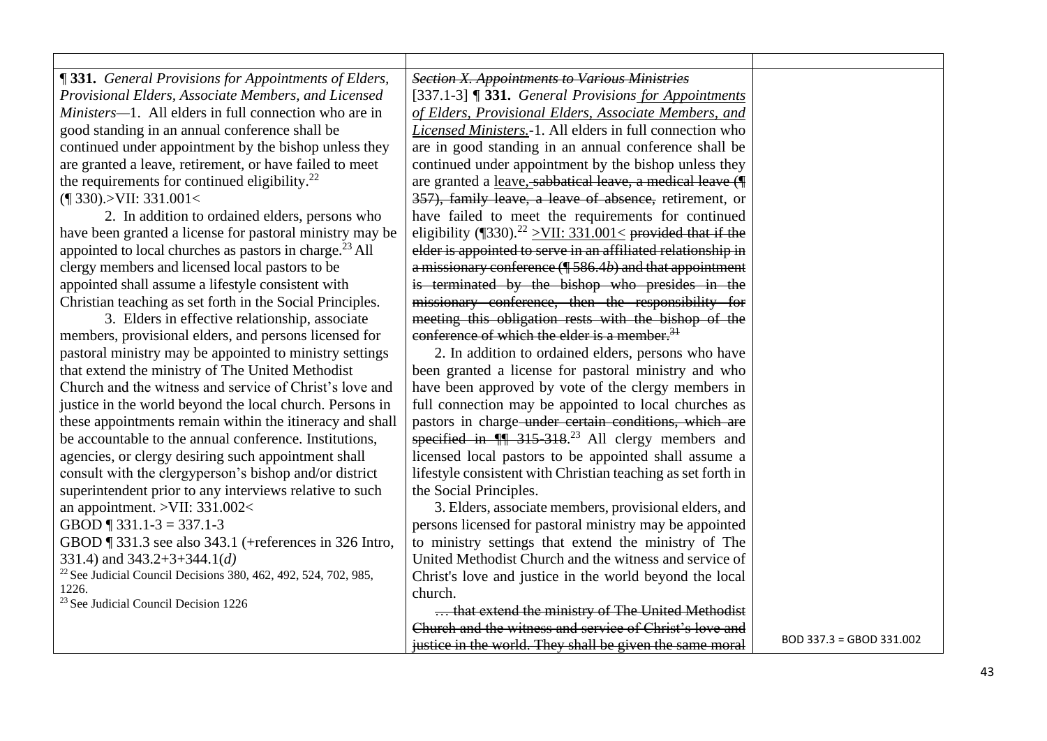| | | |
|---|---|---|
| **¶ 331.** *General Provisions for Appointments of Elders, Provisional Elders, Associate Members, and Licensed Ministers*—1. All elders in full connection who are in good standing in an annual conference shall be continued under appointment by the bishop unless they are granted a leave, retirement, or have failed to meet the requirements for continued eligibility.[22] (¶ 330).>VII: 331.001< <br><br> 2. In addition to ordained elders, persons who have been granted a license for pastoral ministry may be appointed to local churches as pastors in charge.[23] All clergy members and licensed local pastors to be appointed shall assume a lifestyle consistent with Christian teaching as set forth in the Social Principles. <br><br> 3. Elders in effective relationship, associate members, provisional elders, and persons licensed for pastoral ministry may be appointed to ministry settings that extend the ministry of The United Methodist Church and the witness and service of Christ's love and justice in the world beyond the local church. Persons in these appointments remain within the itineracy and shall be accountable to the annual conference. Institutions, agencies, or clergy desiring such appointment shall consult with the clergyperson's bishop and/or district superintendent prior to any interviews relative to such an appointment. >VII: 331.002< <br><br> GBOD ¶ 331.1-3 = 337.1-3 <br> GBOD ¶ 331.3 see also 343.1 (+references in 326 Intro, 331.4) and 343.2+3+344.1(*d*) <br><br> [22] See Judicial Council Decisions 380, 462, 492, 524, 702, 985, 1226. <br> [23] See Judicial Council Decision 1226 | ~~*Section X. Appointments to Various Ministries*~~ <br> [337.1-3] ¶ **331.** *General Provisions for Appointments of Elders, Provisional Elders, Associate Members, and Licensed Ministers.*-1. All elders in full connection who are in good standing in an annual conference shall be continued under appointment by the bishop unless they are granted a leave, ~~sabbatical leave, a medical leave (¶ 357), family leave, a leave of absence,~~ retirement, or have failed to meet the requirements for continued eligibility (¶330).[22] >VII: 331.001< ~~provided that if the elder is appointed to serve in an affiliated relationship in a missionary conference (¶ 586.4*b*) and that appointment is terminated by the bishop who presides in the missionary conference, then the responsibility for meeting this obligation rests with the bishop of the conference of which the elder is a member.[31]~~ <br><br> 2. In addition to ordained elders, persons who have been granted a license for pastoral ministry and who have been approved by vote of the clergy members in full connection may be appointed to local churches as pastors in charge ~~under certain conditions, which are specified in ¶¶ 315-318.~~[23] All clergy members and licensed local pastors to be appointed shall assume a lifestyle consistent with Christian teaching as set forth in the Social Principles. <br><br> 3. Elders, associate members, provisional elders, and persons licensed for pastoral ministry may be appointed to ministry settings that extend the ministry of The United Methodist Church and the witness and service of Christ's love and justice in the world beyond the local church. <br><br> ~~… that extend the ministry of The United Methodist Church and the witness and service of Christ's love and justice in the world. They shall be given the same moral~~ | BOD 337.3 = GBOD 331.002 |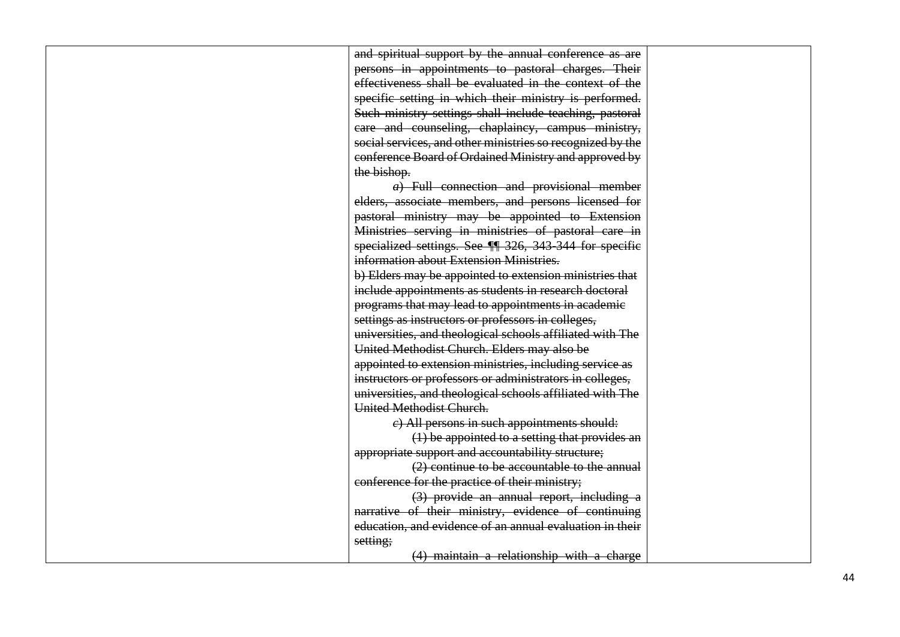| | | |
|---|---|---|
| | ~~and spiritual support by the annual conference as are persons in appointments to pastoral charges. Their effectiveness shall be evaluated in the context of the specific setting in which their ministry is performed. Such ministry settings shall include teaching, pastoral care and counseling, chaplaincy, campus ministry, social services, and other ministries so recognized by the conference Board of Ordained Ministry and approved by the bishop.~~<br>~~*a*) Full connection and provisional member elders, associate members, and persons licensed for pastoral ministry may be appointed to Extension Ministries serving in ministries of pastoral care in specialized settings. See ¶¶ 326, 343-344 for specific information about Extension Ministries.~~<br>~~b) Elders may be appointed to extension ministries that include appointments as students in research doctoral programs that may lead to appointments in academic settings as instructors or professors in colleges, universities, and theological schools affiliated with The United Methodist Church. Elders may also be appointed to extension ministries, including service as instructors or professors or administrators in colleges, universities, and theological schools affiliated with The United Methodist Church.~~<br>~~*c*) All persons in such appointments should:~~<br>~~(1) be appointed to a setting that provides an appropriate support and accountability structure;~~<br>~~(2) continue to be accountable to the annual conference for the practice of their ministry;~~<br>~~(3) provide an annual report, including a narrative of their ministry, evidence of continuing education, and evidence of an annual evaluation in their setting;~~<br>~~(4) maintain a relationship with a charge~~ | |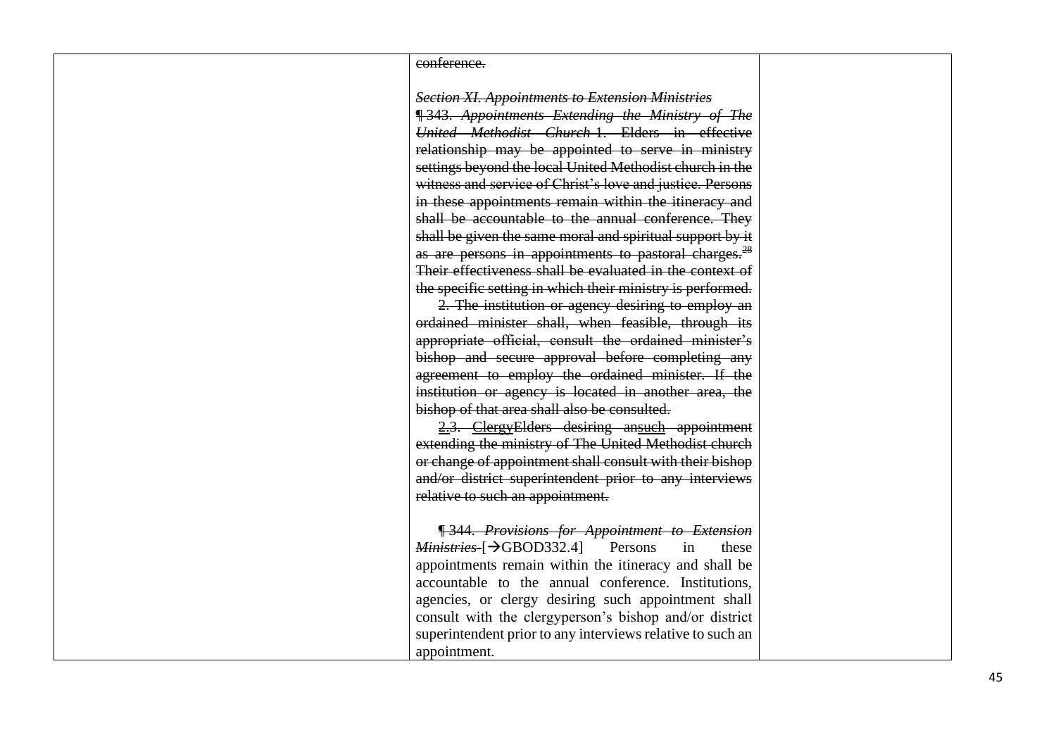| | | |
|---|---|---|
| | ~~conference.~~<br><br>~~*Section XI. Appointments to Extension Ministries*~~<br>~~¶ 343. *Appointments Extending the Ministry of The United Methodist Church* 1. Elders in effective relationship may be appointed to serve in ministry settings beyond the local United Methodist church in the witness and service of Christ's love and justice. Persons in these appointments remain within the itineracy and shall be accountable to the annual conference. They shall be given the same moral and spiritual support by it as are persons in appointments to pastoral charges.[28] Their effectiveness shall be evaluated in the context of the specific setting in which their ministry is performed.~~<br>~~2. The institution or agency desiring to employ an ordained minister shall, when feasible, through its appropriate official, consult the ordained minister's bishop and secure approval before completing any agreement to employ the ordained minister. If the institution or agency is located in another area, the bishop of that area shall also be consulted.~~<br>~~<u>2.</u>3. <u>Clergy</u>Elders desiring an<u>such</u> appointment extending the ministry of The United Methodist church or change of appointment shall consult with their bishop and/or district superintendent prior to any interviews relative to such an appointment.~~<br><br>~~¶ 344. *Provisions for Appointment to Extension Ministries*~~ [→GBOD332.4] Persons in these appointments remain within the itineracy and shall be accountable to the annual conference. Institutions, agencies, or clergy desiring such appointment shall consult with the clergyperson's bishop and/or district superintendent prior to any interviews relative to such an appointment. | |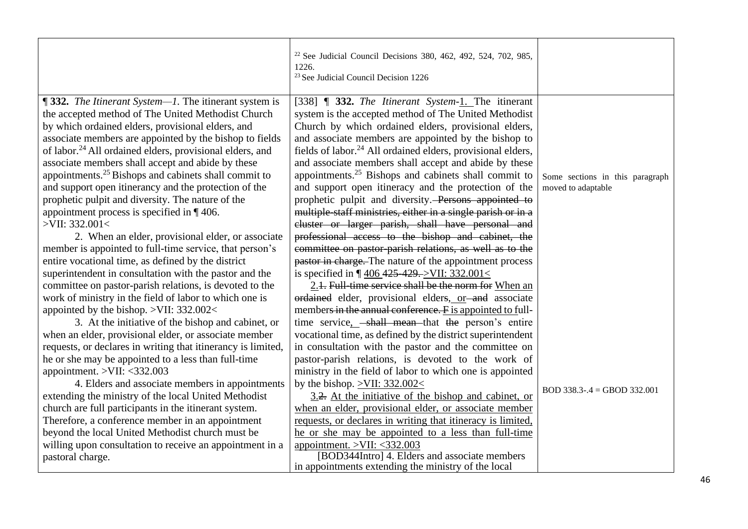| | | |
|---|---|---|
| | [22] See Judicial Council Decisions 380, 462, 492, 524, 702, 985, 1226.<br>[23] See Judicial Council Decision 1226 | |
| **¶ 332.** *The Itinerant System—1.* The itinerant system is the accepted method of The United Methodist Church by which ordained elders, provisional elders, and associate members are appointed by the bishop to fields of labor.[24] All ordained elders, provisional elders, and associate members shall accept and abide by these appointments.[25] Bishops and cabinets shall commit to and support open itinerancy and the protection of the prophetic pulpit and diversity. The nature of the appointment process is specified in ¶ 406. >VII: 332.001<<br><br>2. When an elder, provisional elder, or associate member is appointed to full-time service, that person's entire vocational time, as defined by the district superintendent in consultation with the pastor and the committee on pastor-parish relations, is devoted to the work of ministry in the field of labor to which one is appointed by the bishop. >VII: 332.002<<br><br>3. At the initiative of the bishop and cabinet, or when an elder, provisional elder, or associate member requests, or declares in writing that itinerancy is limited, he or she may be appointed to a less than full-time appointment. >VII: <332.003<br><br>4. Elders and associate members in appointments extending the ministry of the local United Methodist church are full participants in the itinerant system. Therefore, a conference member in an appointment beyond the local United Methodist church must be willing upon consultation to receive an appointment in a pastoral charge. | [338] **¶ 332.** *The Itinerant System*-1. The itinerant system is the accepted method of The United Methodist Church by which ordained elders, provisional elders, and associate members are appointed by the bishop to fields of labor.[24] All ordained elders, provisional elders, and associate members shall accept and abide by these appointments.[25] Bishops and cabinets shall commit to and support open itineracy and the protection of the prophetic pulpit and diversity. ~~Persons appointed to multiple-staff ministries, either in a single parish or in a cluster or larger parish, shall have personal and professional access to the bishop and cabinet, the committee on pastor-parish relations, as well as to the pastor in charge.~~ The nature of the appointment process is specified in ¶ 406 ~~425-429.~~ >VII: 332.001<<br><br>2.~~1. Full-time service shall be the norm for~~ When an ~~ordained~~ elder, provisional elder~~s~~, or ~~and~~ associate member~~s in the annual conference. F~~ is appointed to full-time service, ~~shall mean~~ that ~~the~~ person's entire vocational time, as defined by the district superintendent in consultation with the pastor and the committee on pastor-parish relations, is devoted to the work of ministry in the field of labor to which one is appointed by the bishop. >VII: 332.002<<br><br>3.~~2.~~ At the initiative of the bishop and cabinet, or when an elder, provisional elder, or associate member requests, or declares in writing that itineracy is limited, he or she may be appointed to a less than full-time appointment. >VII: <332.003<br><br>[BOD344Intro] 4. Elders and associate members in appointments extending the ministry of the local | Some sections in this paragraph moved to adaptable<br><br>BOD 338.3-.4 = GBOD 332.001 |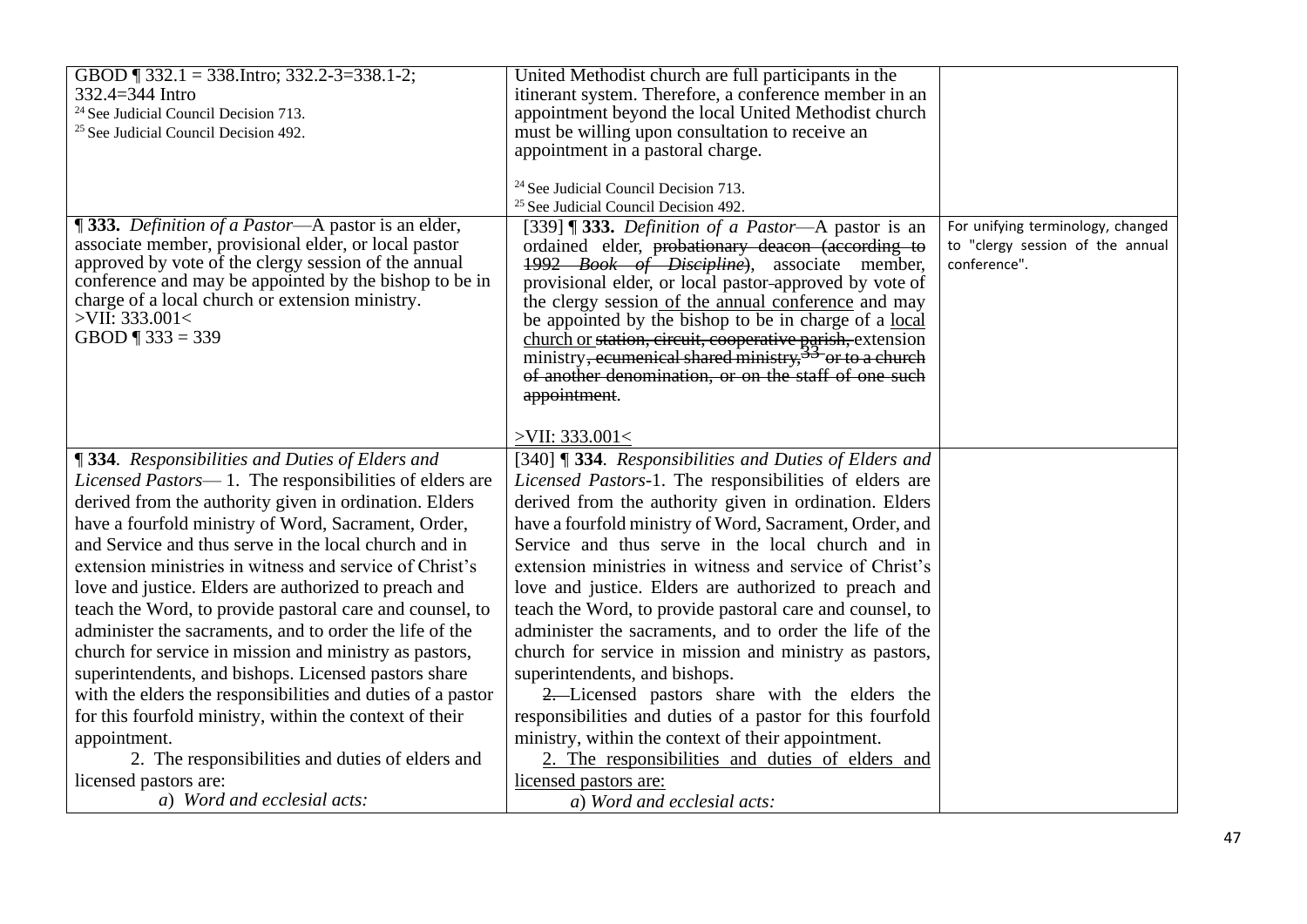| | | |
|---|---|---|
| GBOD ¶ 332.1 = 338.Intro; 332.2-3=338.1-2; 332.4=344 Intro<br>[24] See Judicial Council Decision 713.<br>[25] See Judicial Council Decision 492. | United Methodist church are full participants in the itinerant system. Therefore, a conference member in an appointment beyond the local United Methodist church must be willing upon consultation to receive an appointment in a pastoral charge.<br><br>[24] See Judicial Council Decision 713.<br>[25] See Judicial Council Decision 492. | |
| **¶ 333.** *Definition of a Pastor*—A pastor is an elder, associate member, provisional elder, or local pastor approved by vote of the clergy session of the annual conference and may be appointed by the bishop to be in charge of a local church or extension ministry.<br>>VII: 333.001<<br>GBOD ¶ 333 = 339 | [339] **¶ 333.** *Definition of a Pastor*—A pastor is an ordained elder, ~~probationary deacon (according to 1992 *Book of Discipline*)~~, associate member, provisional elder, or local pastor ~~-~~ approved by vote of the clergy session <u>of the annual conference</u> and may be appointed by the bishop to be in charge of a <u>local church or</u> ~~station, circuit, cooperative parish,~~ extension ministry~~, ecumenical shared ministry,[33] or to a church of another denomination, or on the staff of one such appointment~~.<br><br><u>>VII: 333.001<</u> | For unifying terminology, changed to "clergy session of the annual conference". |
| **¶ 334**. *Responsibilities and Duties of Elders and Licensed Pastors*— 1. The responsibilities of elders are derived from the authority given in ordination. Elders have a fourfold ministry of Word, Sacrament, Order, and Service and thus serve in the local church and in extension ministries in witness and service of Christ's love and justice. Elders are authorized to preach and teach the Word, to provide pastoral care and counsel, to administer the sacraments, and to order the life of the church for service in mission and ministry as pastors, superintendents, and bishops. Licensed pastors share with the elders the responsibilities and duties of a pastor for this fourfold ministry, within the context of their appointment.<br>2. The responsibilities and duties of elders and licensed pastors are:<br>*a*) *Word and ecclesial acts:* | [340] **¶ 334**. *Responsibilities and Duties of Elders and Licensed Pastors*-1. The responsibilities of elders are derived from the authority given in ordination. Elders have a fourfold ministry of Word, Sacrament, Order, and Service and thus serve in the local church and in extension ministries in witness and service of Christ's love and justice. Elders are authorized to preach and teach the Word, to provide pastoral care and counsel, to administer the sacraments, and to order the life of the church for service in mission and ministry as pastors, superintendents, and bishops.<br>~~2.~~ Licensed pastors share with the elders the responsibilities and duties of a pastor for this fourfold ministry, within the context of their appointment.<br><u>2. The responsibilities and duties of elders and licensed pastors are:</u><br>*a*) *Word and ecclesial acts:* | |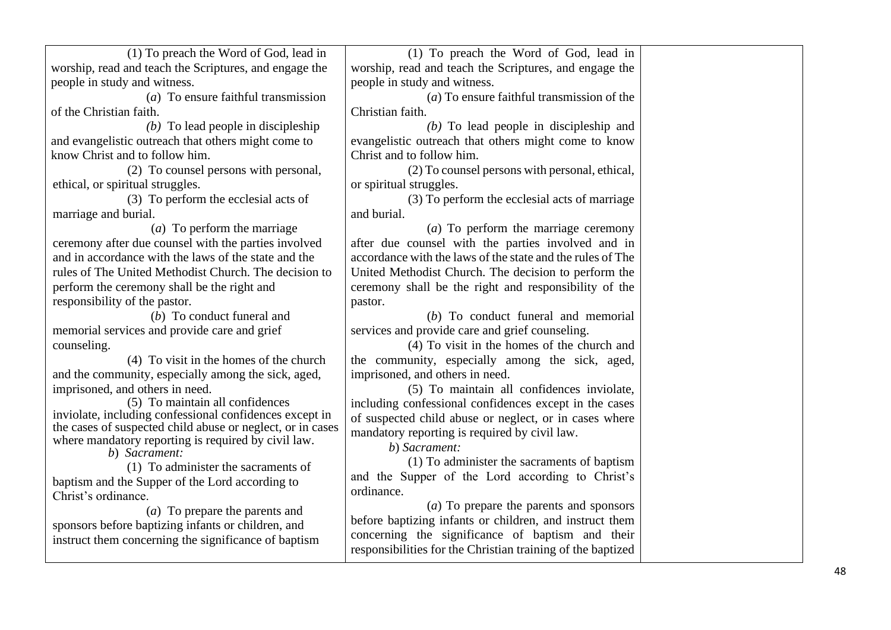| | | |
|---|---|---|
| (1) To preach the Word of God, lead in worship, read and teach the Scriptures, and engage the people in study and witness.<br>(*a*) To ensure faithful transmission of the Christian faith.<br>*(b)* To lead people in discipleship and evangelistic outreach that others might come to know Christ and to follow him.<br>(2) To counsel persons with personal, ethical, or spiritual struggles.<br>(3) To perform the ecclesial acts of marriage and burial.<br>(*a*) To perform the marriage ceremony after due counsel with the parties involved and in accordance with the laws of the state and the rules of The United Methodist Church. The decision to perform the ceremony shall be the right and responsibility of the pastor.<br>(*b*) To conduct funeral and memorial services and provide care and grief counseling.<br>(4) To visit in the homes of the church and the community, especially among the sick, aged, imprisoned, and others in need.<br>(5) To maintain all confidences inviolate, including confessional confidences except in the cases of suspected child abuse or neglect, or in cases where mandatory reporting is required by civil law.<br>*b*) *Sacrament:*<br>(1) To administer the sacraments of baptism and the Supper of the Lord according to Christ's ordinance.<br>(*a*) To prepare the parents and sponsors before baptizing infants or children, and instruct them concerning the significance of baptism | (1) To preach the Word of God, lead in worship, read and teach the Scriptures, and engage the people in study and witness.<br>(*a*) To ensure faithful transmission of the Christian faith.<br>*(b)* To lead people in discipleship and evangelistic outreach that others might come to know Christ and to follow him.<br>(2) To counsel persons with personal, ethical, or spiritual struggles.<br>(3) To perform the ecclesial acts of marriage and burial.<br>(*a*) To perform the marriage ceremony after due counsel with the parties involved and in accordance with the laws of the state and the rules of The United Methodist Church. The decision to perform the ceremony shall be the right and responsibility of the pastor.<br>(*b*) To conduct funeral and memorial services and provide care and grief counseling.<br>(4) To visit in the homes of the church and the community, especially among the sick, aged, imprisoned, and others in need.<br>(5) To maintain all confidences inviolate, including confessional confidences except in the cases of suspected child abuse or neglect, or in cases where mandatory reporting is required by civil law.<br>*b*) *Sacrament:*<br>(1) To administer the sacraments of baptism and the Supper of the Lord according to Christ's ordinance.<br>(*a*) To prepare the parents and sponsors before baptizing infants or children, and instruct them concerning the significance of baptism and their responsibilities for the Christian training of the baptized | |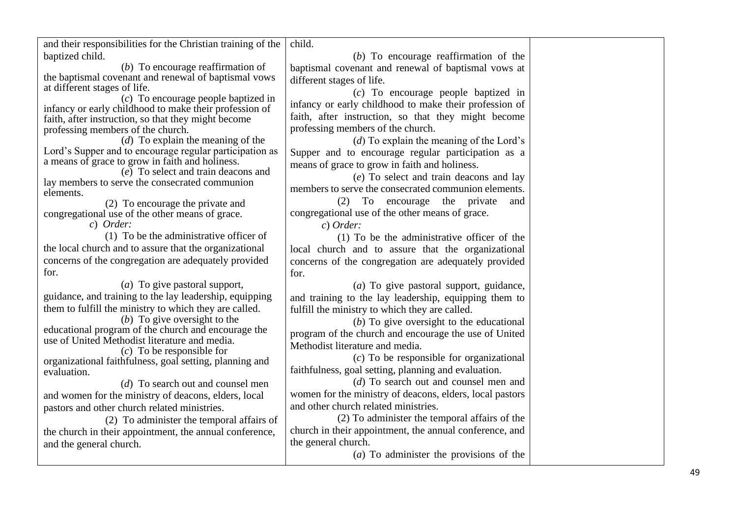| | | |
|---|---|---|
| and their responsibilities for the Christian training of the baptized child.<br>(*b*) To encourage reaffirmation of the baptismal covenant and renewal of baptismal vows at different stages of life.<br>(*c*) To encourage people baptized in infancy or early childhood to make their profession of faith, after instruction, so that they might become professing members of the church.<br>(*d*) To explain the meaning of the Lord's Supper and to encourage regular participation as a means of grace to grow in faith and holiness.<br>(*e*) To select and train deacons and lay members to serve the consecrated communion elements.<br>(2) To encourage the private and congregational use of the other means of grace.<br>*c*) *Order:*<br>(1) To be the administrative officer of the local church and to assure that the organizational concerns of the congregation are adequately provided for.<br>(*a*) To give pastoral support, guidance, and training to the lay leadership, equipping them to fulfill the ministry to which they are called.<br>(*b*) To give oversight to the educational program of the church and encourage the use of United Methodist literature and media.<br>(*c*) To be responsible for organizational faithfulness, goal setting, planning and evaluation.<br>(*d*) To search out and counsel men and women for the ministry of deacons, elders, local pastors and other church related ministries.<br>(2) To administer the temporal affairs of the church in their appointment, the annual conference, and the general church. | child.<br>(*b*) To encourage reaffirmation of the baptismal covenant and renewal of baptismal vows at different stages of life.<br>(*c*) To encourage people baptized in infancy or early childhood to make their profession of faith, after instruction, so that they might become professing members of the church.<br>(*d*) To explain the meaning of the Lord's Supper and to encourage regular participation as a means of grace to grow in faith and holiness.<br>(*e*) To select and train deacons and lay members to serve the consecrated communion elements.<br>(2) To encourage the private and congregational use of the other means of grace.<br>*c*) *Order:*<br>(1) To be the administrative officer of the local church and to assure that the organizational concerns of the congregation are adequately provided for.<br>(*a*) To give pastoral support, guidance, and training to the lay leadership, equipping them to fulfill the ministry to which they are called.<br>(*b*) To give oversight to the educational program of the church and encourage the use of United Methodist literature and media.<br>(*c*) To be responsible for organizational faithfulness, goal setting, planning and evaluation.<br>(*d*) To search out and counsel men and women for the ministry of deacons, elders, local pastors and other church related ministries.<br>(2) To administer the temporal affairs of the church in their appointment, the annual conference, and the general church.<br>(*a*) To administer the provisions of the | |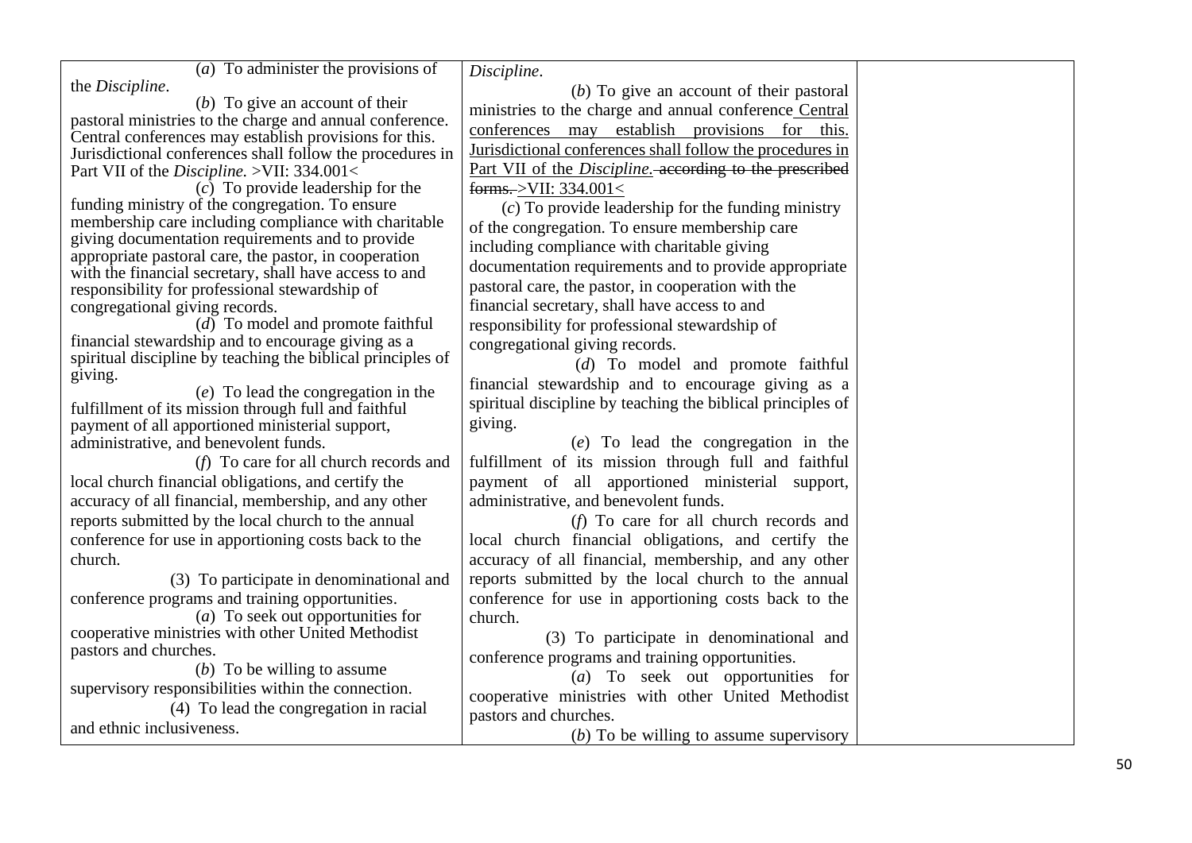| | | |
|---|---|---|
| (*a*) To administer the provisions of the *Discipline*.<br>(*b*) To give an account of their pastoral ministries to the charge and annual conference. Central conferences may establish provisions for this. Jurisdictional conferences shall follow the procedures in Part VII of the *Discipline.* >VII: 334.001<<br>(*c*) To provide leadership for the funding ministry of the congregation. To ensure membership care including compliance with charitable giving documentation requirements and to provide appropriate pastoral care, the pastor, in cooperation with the financial secretary, shall have access to and responsibility for professional stewardship of congregational giving records.<br>(*d*) To model and promote faithful financial stewardship and to encourage giving as a spiritual discipline by teaching the biblical principles of giving.<br>(*e*) To lead the congregation in the fulfillment of its mission through full and faithful payment of all apportioned ministerial support, administrative, and benevolent funds.<br>(*f*) To care for all church records and local church financial obligations, and certify the accuracy of all financial, membership, and any other reports submitted by the local church to the annual conference for use in apportioning costs back to the church.<br>(3) To participate in denominational and conference programs and training opportunities.<br>(*a*) To seek out opportunities for cooperative ministries with other United Methodist pastors and churches.<br>(*b*) To be willing to assume supervisory responsibilities within the connection.<br>(4) To lead the congregation in racial and ethnic inclusiveness. | *Discipline*.<br>(*b*) To give an account of their pastoral ministries to the charge and annual conference <u>Central conferences may establish provisions for this. Jurisdictional conferences shall follow the procedures in Part VII of the *Discipline*.</u> ~~according to the prescribed forms.~~ <u>>VII: 334.001<</u><br>(*c*) To provide leadership for the funding ministry of the congregation. To ensure membership care including compliance with charitable giving documentation requirements and to provide appropriate pastoral care, the pastor, in cooperation with the financial secretary, shall have access to and responsibility for professional stewardship of congregational giving records.<br>(*d*) To model and promote faithful financial stewardship and to encourage giving as a spiritual discipline by teaching the biblical principles of giving.<br>(*e*) To lead the congregation in the fulfillment of its mission through full and faithful payment of all apportioned ministerial support, administrative, and benevolent funds.<br>(*f*) To care for all church records and local church financial obligations, and certify the accuracy of all financial, membership, and any other reports submitted by the local church to the annual conference for use in apportioning costs back to the church.<br>(3) To participate in denominational and conference programs and training opportunities.<br>(*a*) To seek out opportunities for cooperative ministries with other United Methodist pastors and churches.<br>(*b*) To be willing to assume supervisory | |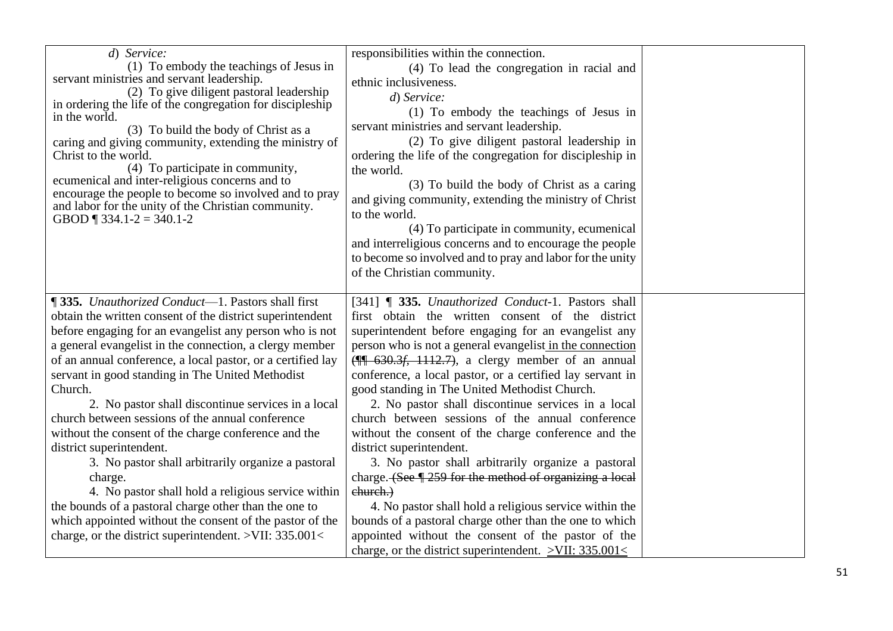| | | |
|---|---|---|
| *d*) *Service:*<br>(1) To embody the teachings of Jesus in servant ministries and servant leadership.<br>(2) To give diligent pastoral leadership in ordering the life of the congregation for discipleship in the world.<br>(3) To build the body of Christ as a caring and giving community, extending the ministry of Christ to the world.<br>(4) To participate in community, ecumenical and inter-religious concerns and to encourage the people to become so involved and to pray and labor for the unity of the Christian community.<br>GBOD ¶ 334.1-2 = 340.1-2 | responsibilities within the connection.<br>(4) To lead the congregation in racial and ethnic inclusiveness.<br>*d*) *Service:*<br>(1) To embody the teachings of Jesus in servant ministries and servant leadership.<br>(2) To give diligent pastoral leadership in ordering the life of the congregation for discipleship in the world.<br>(3) To build the body of Christ as a caring and giving community, extending the ministry of Christ to the world.<br>(4) To participate in community, ecumenical and interreligious concerns and to encourage the people to become so involved and to pray and labor for the unity of the Christian community. | |
| **¶ 335.** *Unauthorized Conduct*—1. Pastors shall first obtain the written consent of the district superintendent before engaging for an evangelist any person who is not a general evangelist in the connection, a clergy member of an annual conference, a local pastor, or a certified lay servant in good standing in The United Methodist Church.<br>2. No pastor shall discontinue services in a local church between sessions of the annual conference without the consent of the charge conference and the district superintendent.<br>3. No pastor shall arbitrarily organize a pastoral charge.<br>4. No pastor shall hold a religious service within the bounds of a pastoral charge other than the one to which appointed without the consent of the pastor of the charge, or the district superintendent. >VII: 335.001< | [341] **¶ 335.** *Unauthorized Conduct*-1. Pastors shall first obtain the written consent of the district superintendent before engaging for an evangelist any person who is not a general evangelist <u>in the connection</u> ~~(¶¶ 630.3*f*, 1112.7)~~, a clergy member of an annual conference, a local pastor, or a certified lay servant in good standing in The United Methodist Church.<br>2. No pastor shall discontinue services in a local church between sessions of the annual conference without the consent of the charge conference and the district superintendent.<br>3. No pastor shall arbitrarily organize a pastoral charge. ~~(See ¶ 259 for the method of organizing a local church.)~~<br>4. No pastor shall hold a religious service within the bounds of a pastoral charge other than the one to which appointed without the consent of the pastor of the charge, or the district superintendent. <u>>VII: 335.001<</u> | |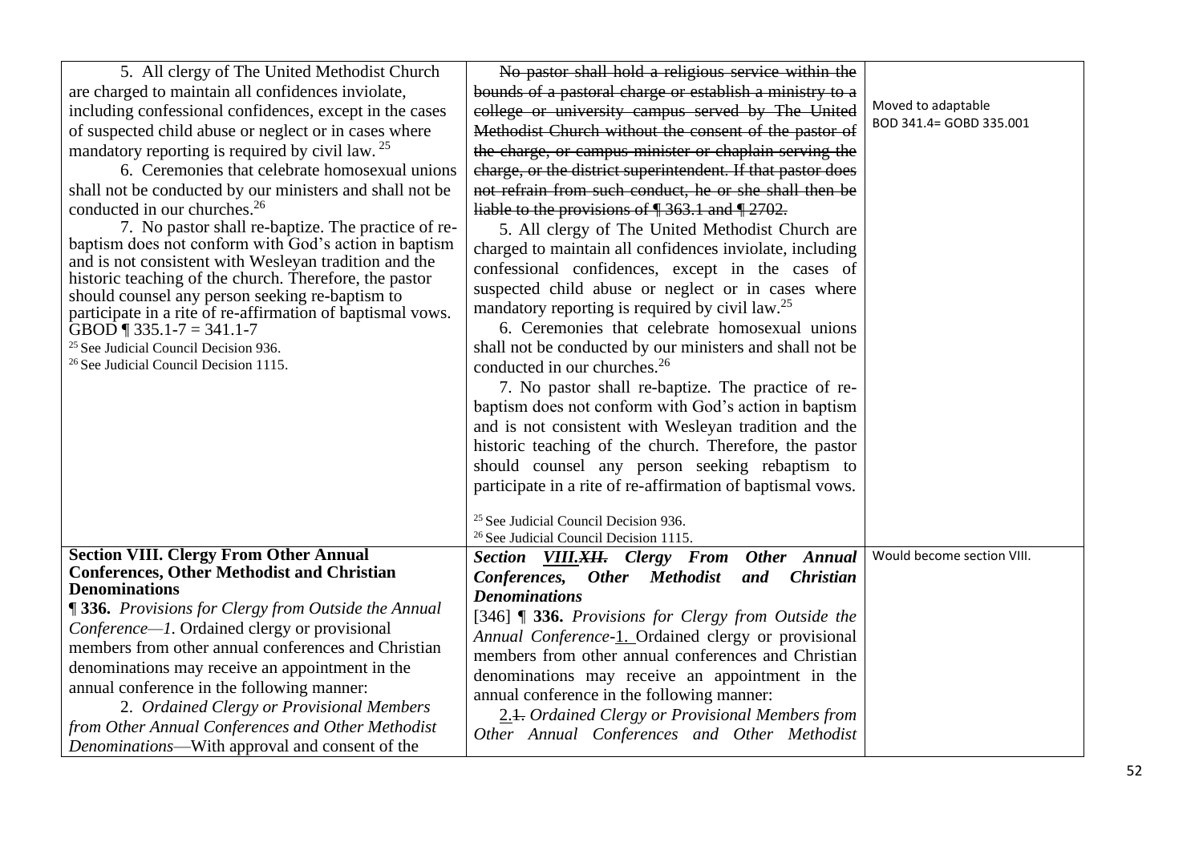| | | |
|---|---|---|
| 5. All clergy of The United Methodist Church are charged to maintain all confidences inviolate, including confessional confidences, except in the cases of suspected child abuse or neglect or in cases where mandatory reporting is required by civil law. [25]<br><br>6. Ceremonies that celebrate homosexual unions shall not be conducted by our ministers and shall not be conducted in our churches.[26]<br><br>7. No pastor shall re-baptize. The practice of re-baptism does not conform with God's action in baptism and is not consistent with Wesleyan tradition and the historic teaching of the church. Therefore, the pastor should counsel any person seeking re-baptism to participate in a rite of re-affirmation of baptismal vows. GBOD ¶ 335.1-7 = 341.1-7<br><br>[25] See Judicial Council Decision 936.<br>[26] See Judicial Council Decision 1115. | ~~No pastor shall hold a religious service within the bounds of a pastoral charge or establish a ministry to a college or university campus served by The United Methodist Church without the consent of the pastor of the charge, or campus minister or chaplain serving the charge, or the district superintendent. If that pastor does not refrain from such conduct, he or she shall then be liable to the provisions of ¶ 363.1 and ¶ 2702.~~<br><br>5. All clergy of The United Methodist Church are charged to maintain all confidences inviolate, including confessional confidences, except in the cases of suspected child abuse or neglect or in cases where mandatory reporting is required by civil law.[25]<br><br>6. Ceremonies that celebrate homosexual unions shall not be conducted by our ministers and shall not be conducted in our churches.[26]<br><br>7. No pastor shall re-baptize. The practice of re-baptism does not conform with God's action in baptism and is not consistent with Wesleyan tradition and the historic teaching of the church. Therefore, the pastor should counsel any person seeking rebaptism to participate in a rite of re-affirmation of baptismal vows.<br><br>[25] See Judicial Council Decision 936.<br>[26] See Judicial Council Decision 1115. | Moved to adaptable BOD 341.4= GOBD 335.001 |
| **Section VIII. Clergy From Other Annual Conferences, Other Methodist and Christian Denominations**<br><br>**¶ 336.** *Provisions for Clergy from Outside the Annual Conference—1.* Ordained clergy or provisional members from other annual conferences and Christian denominations may receive an appointment in the annual conference in the following manner:<br><br>2. *Ordained Clergy or Provisional Members from Other Annual Conferences and Other Methodist Denominations*—With approval and consent of the | ***Section <u>VIII.</u>~~XII.~~ Clergy From Other Annual Conferences, Other Methodist and Christian Denominations***<br><br>[346] **¶ 336.** *Provisions for Clergy from Outside the Annual Conference*-<u>1.</u> Ordained clergy or provisional members from other annual conferences and Christian denominations may receive an appointment in the annual conference in the following manner:<br><br><u>2.</u>~~1.~~ *Ordained Clergy or Provisional Members from Other Annual Conferences and Other Methodist* | Would become section VIII. |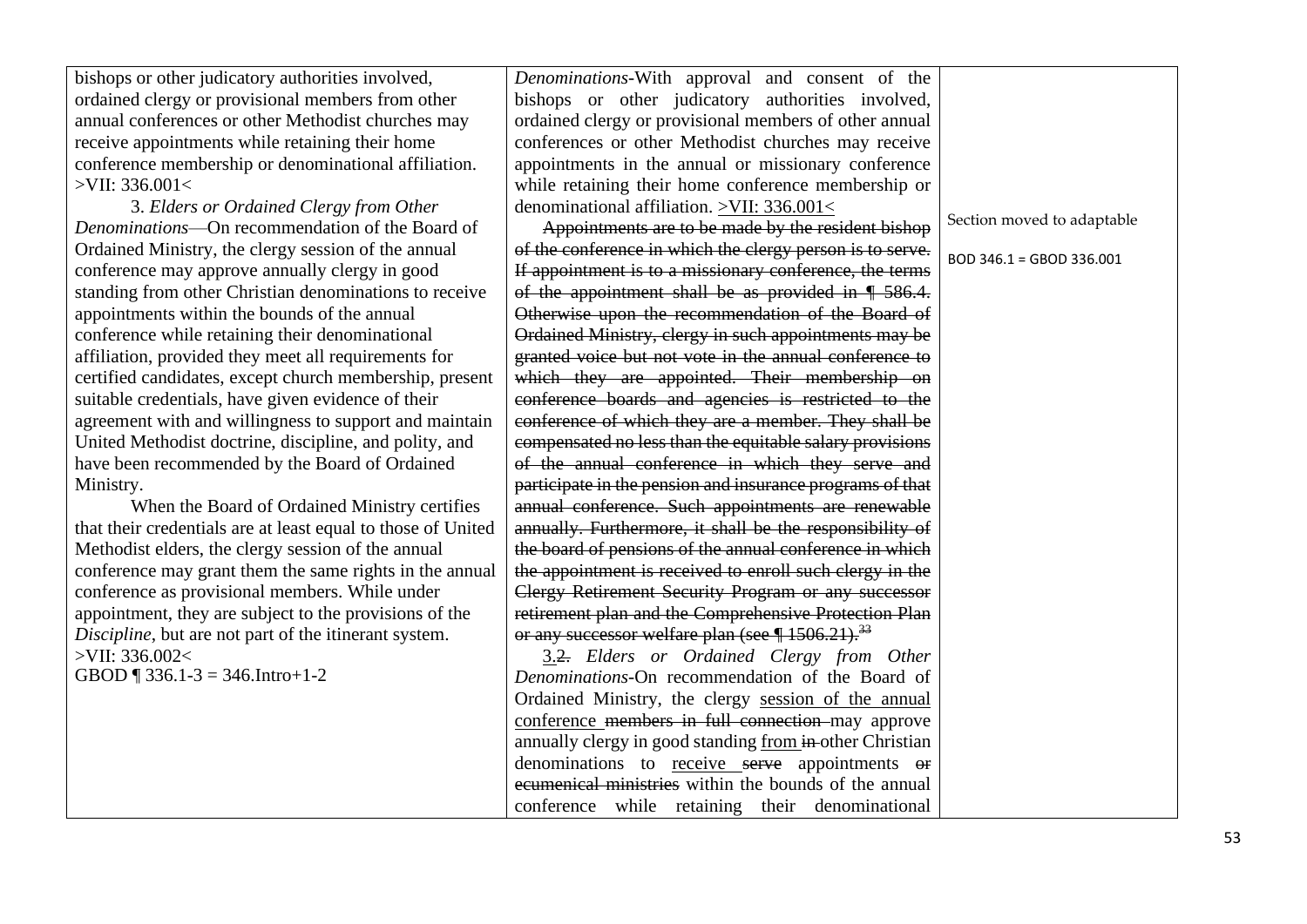| | | |
|---|---|---|
| bishops or other judicatory authorities involved, ordained clergy or provisional members from other annual conferences or other Methodist churches may receive appointments while retaining their home conference membership or denominational affiliation. >VII: 336.001<<br><br>3. *Elders or Ordained Clergy from Other Denominations*—On recommendation of the Board of Ordained Ministry, the clergy session of the annual conference may approve annually clergy in good standing from other Christian denominations to receive appointments within the bounds of the annual conference while retaining their denominational affiliation, provided they meet all requirements for certified candidates, except church membership, present suitable credentials, have given evidence of their agreement with and willingness to support and maintain United Methodist doctrine, discipline, and polity, and have been recommended by the Board of Ordained Ministry.<br><br>When the Board of Ordained Ministry certifies that their credentials are at least equal to those of United Methodist elders, the clergy session of the annual conference may grant them the same rights in the annual conference as provisional members. While under appointment, they are subject to the provisions of the *Discipline*, but are not part of the itinerant system. >VII: 336.002<<br>GBOD ¶ 336.1-3 = 346.Intro+1-2 | *Denominations*-With approval and consent of the bishops or other judicatory authorities involved, ordained clergy or provisional members of other annual conferences or other Methodist churches may receive appointments in the annual or missionary conference while retaining their home conference membership or denominational affiliation. >VII: 336.001<<br><br>~~Appointments are to be made by the resident bishop of the conference in which the clergy person is to serve. If appointment is to a missionary conference, the terms of the appointment shall be as provided in ¶ 586.4. Otherwise upon the recommendation of the Board of Ordained Ministry, clergy in such appointments may be granted voice but not vote in the annual conference to which they are appointed. Their membership on conference boards and agencies is restricted to the conference of which they are a member. They shall be compensated no less than the equitable salary provisions of the annual conference in which they serve and participate in the pension and insurance programs of that annual conference. Such appointments are renewable annually. Furthermore, it shall be the responsibility of the board of pensions of the annual conference in which the appointment is received to enroll such clergy in the Clergy Retirement Security Program or any successor retirement plan and the Comprehensive Protection Plan or any successor welfare plan (see ¶ 1506.21).[33]~~<br><br><u>3.</u>~~2.~~ *Elders or Ordained Clergy from Other Denominations*-On recommendation of the Board of Ordained Ministry, the clergy <u>session of the annual conference</u> ~~members in full connection~~ may approve annually clergy in good standing <u>from</u> ~~in~~ other Christian denominations to <u>receive</u> ~~serve~~ appointments ~~or ecumenical ministries~~ within the bounds of the annual conference while retaining their denominational | Section moved to adaptable<br><br>BOD 346.1 = GBOD 336.001 |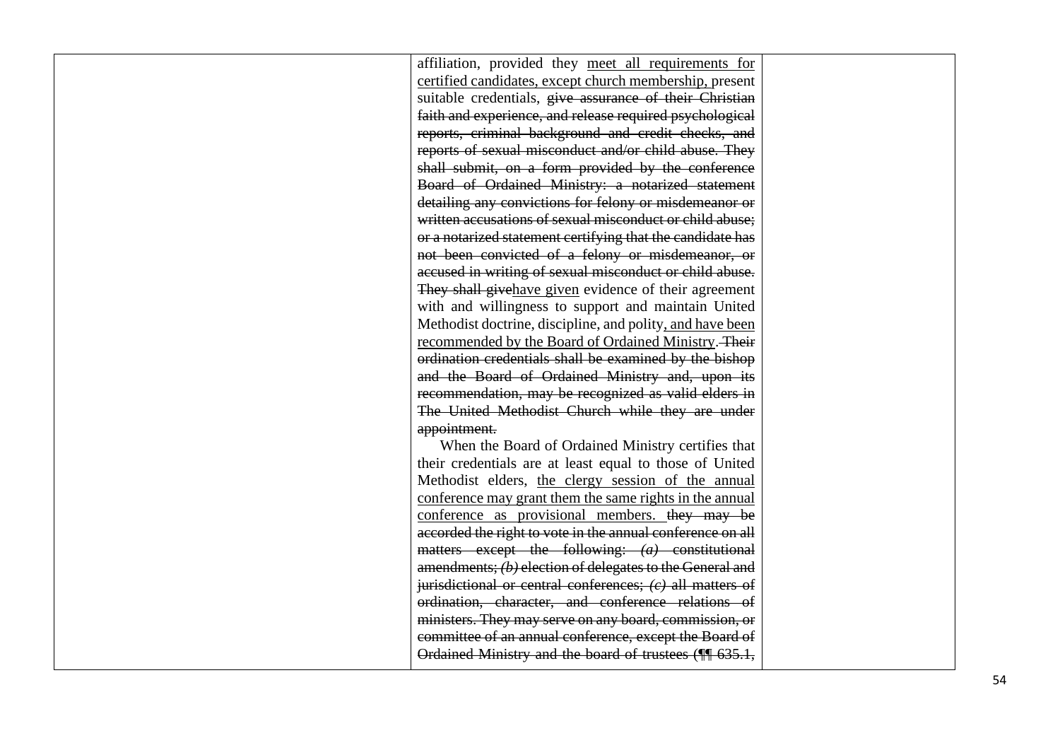| | | |
|---|---|---|
| | affiliation, provided they <u>meet all requirements for certified candidates, except church membership,</u> present suitable credentials, ~~give assurance of their Christian faith and experience, and release required psychological reports, criminal background and credit checks, and reports of sexual misconduct and/or child abuse. They shall submit, on a form provided by the conference Board of Ordained Ministry: a notarized statement detailing any convictions for felony or misdemeanor or written accusations of sexual misconduct or child abuse; or a notarized statement certifying that the candidate has not been convicted of a felony or misdemeanor, or accused in writing of sexual misconduct or child abuse. They shall give~~<u>have given</u> evidence of their agreement with and willingness to support and maintain United Methodist doctrine, discipline, and polity<u>, and have been recommended by the Board of Ordained Ministry</u>. ~~Their ordination credentials shall be examined by the bishop and the Board of Ordained Ministry and, upon its recommendation, may be recognized as valid elders in The United Methodist Church while they are under appointment.~~<br><br>When the Board of Ordained Ministry certifies that their credentials are at least equal to those of United Methodist elders, <u>the clergy session of the annual conference may grant them the same rights in the annual conference as provisional members.</u> ~~they may be accorded the right to vote in the annual conference on all matters except the following: *(a)* constitutional amendments; *(b)* election of delegates to the General and jurisdictional or central conferences; *(c)* all matters of ordination, character, and conference relations of ministers. They may serve on any board, commission, or committee of an annual conference, except the Board of Ordained Ministry and the board of trustees (¶¶ 635.1,~~ | |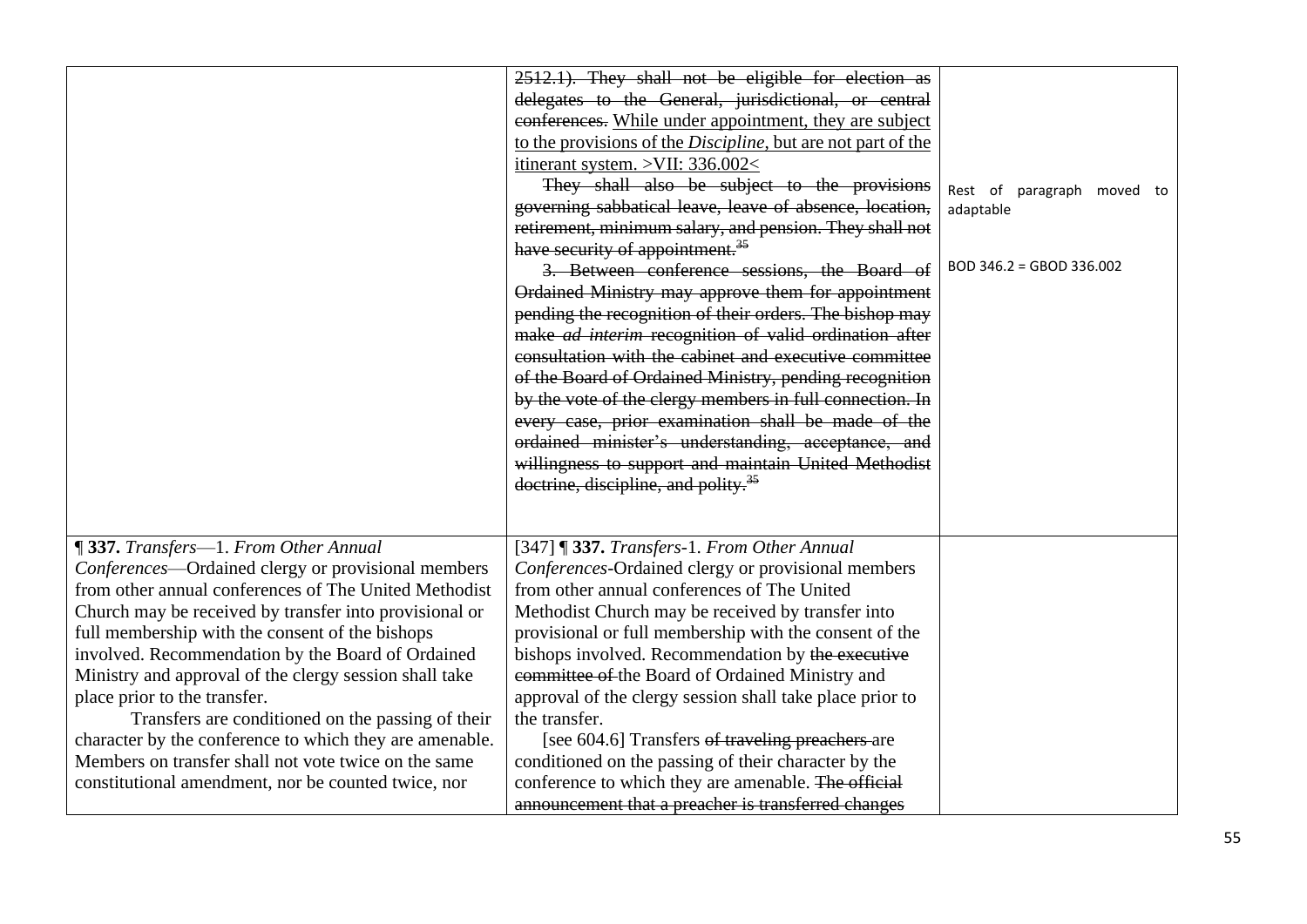| | | |
|---|---|---|
| | ~~2512.1). They shall not be eligible for election as delegates to the General, jurisdictional, or central conferences.~~ While under appointment, they are subject to the provisions of the *Discipline*, but are not part of the itinerant system. >VII: 336.002< ~~They shall also be subject to the provisions governing sabbatical leave, leave of absence, location, retirement, minimum salary, and pension. They shall not have security of appointment.[35]~~ ~~3. Between conference sessions, the Board of Ordained Ministry may approve them for appointment pending the recognition of their orders. The bishop may make *ad interim* recognition of valid ordination after consultation with the cabinet and executive committee of the Board of Ordained Ministry, pending recognition by the vote of the clergy members in full connection. In every case, prior examination shall be made of the ordained minister's understanding, acceptance, and willingness to support and maintain United Methodist doctrine, discipline, and polity.[35]~~ | Rest of paragraph moved to adaptable<br><br>BOD 346.2 = GBOD 336.002 |
| **¶ 337.** *Transfers*—1. *From Other Annual Conferences*—Ordained clergy or provisional members from other annual conferences of The United Methodist Church may be received by transfer into provisional or full membership with the consent of the bishops involved. Recommendation by the Board of Ordained Ministry and approval of the clergy session shall take place prior to the transfer. Transfers are conditioned on the passing of their character by the conference to which they are amenable. Members on transfer shall not vote twice on the same constitutional amendment, nor be counted twice, nor | [347] **¶ 337.** *Transfers*-1. *From Other Annual Conferences*-Ordained clergy or provisional members from other annual conferences of The United Methodist Church may be received by transfer into provisional or full membership with the consent of the bishops involved. Recommendation by ~~the executive committee of~~ the Board of Ordained Ministry and approval of the clergy session shall take place prior to the transfer. [see 604.6] Transfers ~~of traveling preachers~~ are conditioned on the passing of their character by the conference to which they are amenable. ~~The official announcement that a preacher is transferred changes~~ | |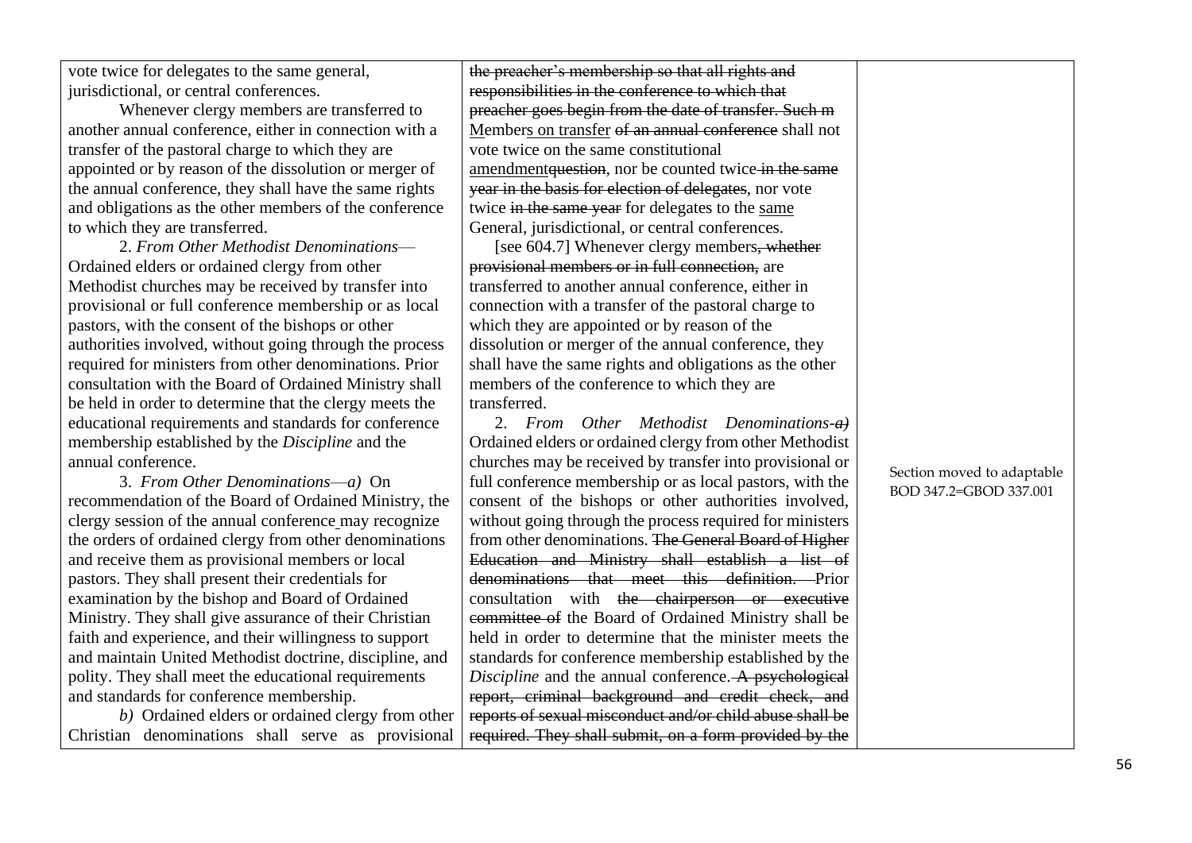| | | |
|---|---|---|
| vote twice for delegates to the same general, jurisdictional, or central conferences.<br><br>Whenever clergy members are transferred to another annual conference, either in connection with a transfer of the pastoral charge to which they are appointed or by reason of the dissolution or merger of the annual conference, they shall have the same rights and obligations as the other members of the conference to which they are transferred.<br><br>2. *From Other Methodist Denominations*—Ordained elders or ordained clergy from other Methodist churches may be received by transfer into provisional or full conference membership or as local pastors, with the consent of the bishops or other authorities involved, without going through the process required for ministers from other denominations. Prior consultation with the Board of Ordained Ministry shall be held in order to determine that the clergy meets the educational requirements and standards for conference membership established by the *Discipline* and the annual conference.<br><br>3. *From Other Denominations*—*a)* On recommendation of the Board of Ordained Ministry, the clergy session of the annual conference may recognize the orders of ordained clergy from other denominations and receive them as provisional members or local pastors. They shall present their credentials for examination by the bishop and Board of Ordained Ministry. They shall give assurance of their Christian faith and experience, and their willingness to support and maintain United Methodist doctrine, discipline, and polity. They shall meet the educational requirements and standards for conference membership.<br><br>*b)* Ordained elders or ordained clergy from other Christian denominations shall serve as provisional | ~~the preacher's membership so that all rights and responsibilities in the conference to which that preacher goes begin from the date of transfer. Such m~~ Members on transfer ~~of an annual conference~~ shall not vote twice on the same constitutional amendment~~question~~, nor be counted twice ~~in the same year in the basis for election of delegates~~, nor vote twice ~~in the same year~~ for delegates to the same General, jurisdictional, or central conferences.<br><br>[see 604.7] Whenever clergy members~~, whether provisional members or in full connection,~~ are transferred to another annual conference, either in connection with a transfer of the pastoral charge to which they are appointed or by reason of the dissolution or merger of the annual conference, they shall have the same rights and obligations as the other members of the conference to which they are transferred.<br><br>2. *From Other Methodist Denominations-~~a)~~* Ordained elders or ordained clergy from other Methodist churches may be received by transfer into provisional or full conference membership or as local pastors, with the consent of the bishops or other authorities involved, without going through the process required for ministers from other denominations. ~~The General Board of Higher Education and Ministry shall establish a list of denominations that meet this definition.~~ Prior consultation with ~~the chairperson or executive committee of~~ the Board of Ordained Ministry shall be held in order to determine that the minister meets the standards for conference membership established by the *Discipline* and the annual conference. ~~A psychological report, criminal background and credit check, and reports of sexual misconduct and/or child abuse shall be required. They shall submit, on a form provided by the~~ | Section moved to adaptable BOD 347.2=GBOD 337.001 |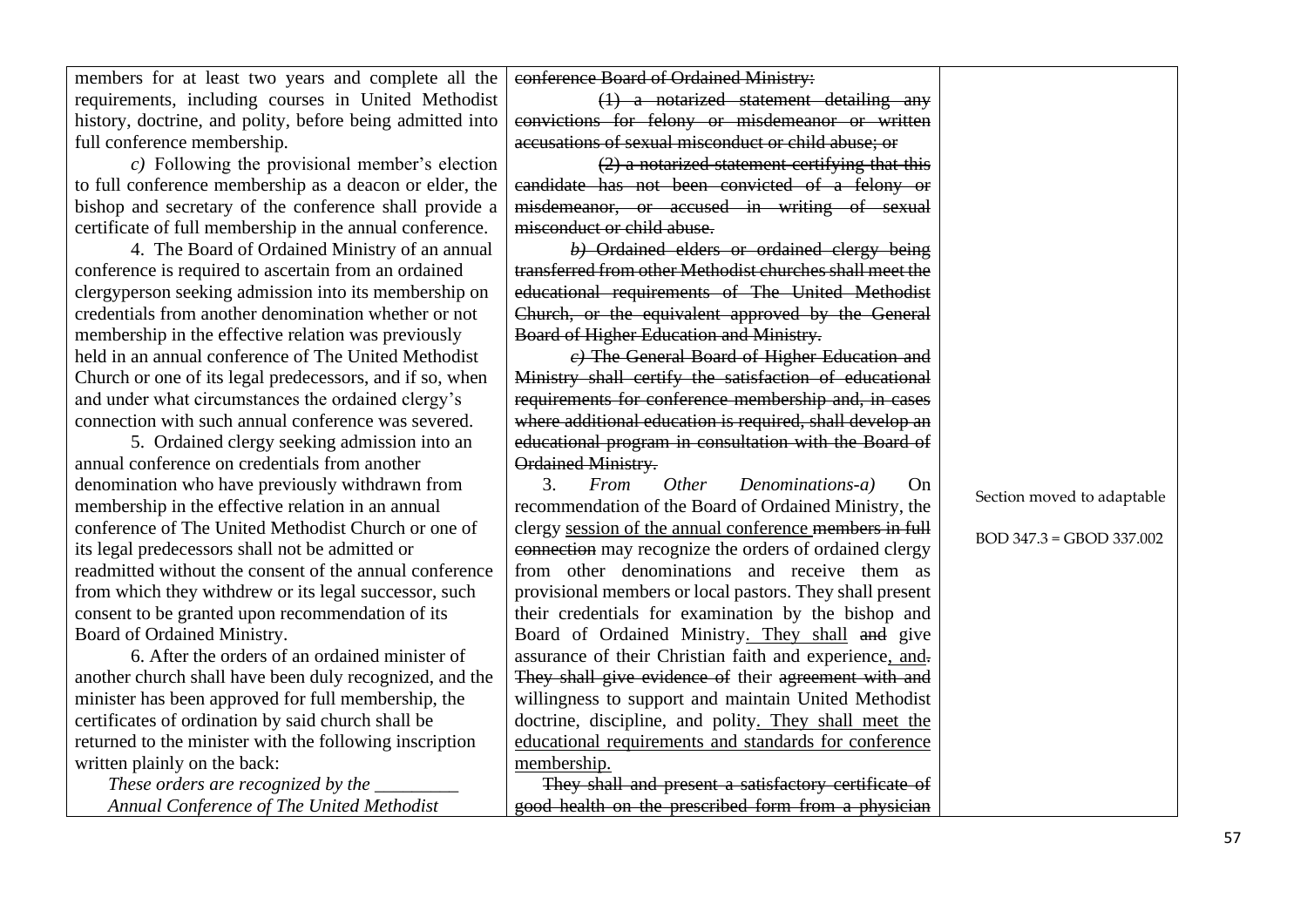| | | |
|---|---|---|
| members for at least two years and complete all the requirements, including courses in United Methodist history, doctrine, and polity, before being admitted into full conference membership.<br><br>*c)* Following the provisional member's election to full conference membership as a deacon or elder, the bishop and secretary of the conference shall provide a certificate of full membership in the annual conference.<br><br>4. The Board of Ordained Ministry of an annual conference is required to ascertain from an ordained clergyperson seeking admission into its membership on credentials from another denomination whether or not membership in the effective relation was previously held in an annual conference of The United Methodist Church or one of its legal predecessors, and if so, when and under what circumstances the ordained clergy's connection with such annual conference was severed.<br><br>5. Ordained clergy seeking admission into an annual conference on credentials from another denomination who have previously withdrawn from membership in the effective relation in an annual conference of The United Methodist Church or one of its legal predecessors shall not be admitted or readmitted without the consent of the annual conference from which they withdrew or its legal successor, such consent to be granted upon recommendation of its Board of Ordained Ministry.<br><br>6. After the orders of an ordained minister of another church shall have been duly recognized, and the minister has been approved for full membership, the certificates of ordination by said church shall be returned to the minister with the following inscription written plainly on the back:<br><br>*These orders are recognized by the \_\_\_\_\_\_\_\_\_ Annual Conference of The United Methodist* | ~~conference Board of Ordained Ministry:~~<br><br>~~(1) a notarized statement detailing any convictions for felony or misdemeanor or written accusations of sexual misconduct or child abuse; or~~<br><br>~~(2) a notarized statement certifying that this candidate has not been convicted of a felony or misdemeanor, or accused in writing of sexual misconduct or child abuse.~~<br><br>~~*b)* Ordained elders or ordained clergy being transferred from other Methodist churches shall meet the educational requirements of The United Methodist Church, or the equivalent approved by the General Board of Higher Education and Ministry.~~<br><br>~~*c)* The General Board of Higher Education and Ministry shall certify the satisfaction of educational requirements for conference membership and, in cases where additional education is required, shall develop an educational program in consultation with the Board of Ordained Ministry.~~<br><br>3. *From Other Denominations-a)* On recommendation of the Board of Ordained Ministry, the clergy <u>session of the annual conference</u> ~~members in full connection~~ may recognize the orders of ordained clergy from other denominations and receive them as provisional members or local pastors. They shall present their credentials for examination by the bishop and Board of Ordained Ministry<u>. They shall</u> ~~and~~ give assurance of their Christian faith and experience<u>, and</u>~~.~~ ~~They shall give evidence of~~ their ~~agreement with and~~ willingness to support and maintain United Methodist doctrine, discipline, and polity<u>. They shall meet the educational requirements and standards for conference membership.</u><br><br>~~They shall and present a satisfactory certificate of good health on the prescribed form from a physician~~ | Section moved to adaptable<br><br>BOD 347.3 = GBOD 337.002 |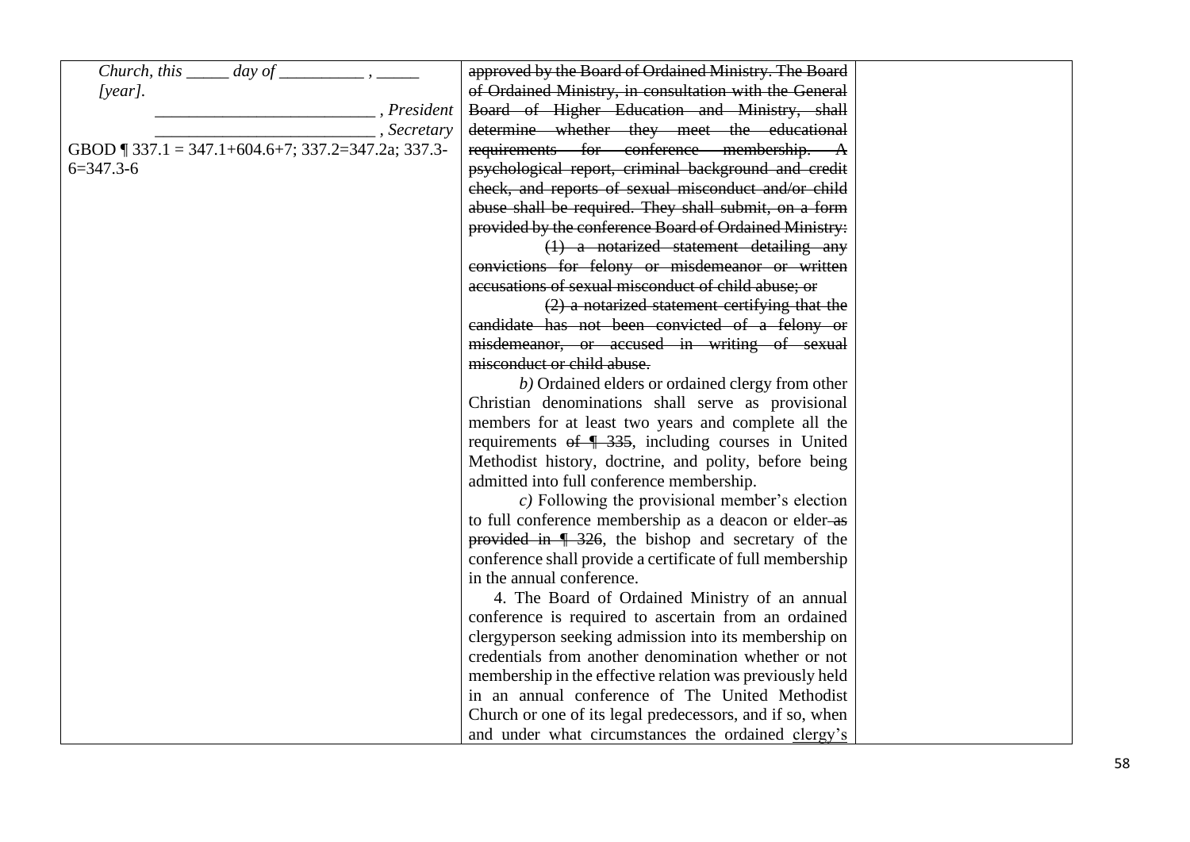| | | |
|---|---|---|
| *Church, this \_\_\_\_\_ day of \_\_\_\_\_\_\_\_\_\_ , \_\_\_\_\_ [year].*<br>\_\_\_\_\_\_\_\_\_\_\_\_\_\_\_\_\_\_\_\_\_\_\_\_\_\_ *, President*<br>\_\_\_\_\_\_\_\_\_\_\_\_\_\_\_\_\_\_\_\_\_\_\_\_\_\_ *, Secretary*<br>GBOD ¶ 337.1 = 347.1+604.6+7; 337.2=347.2a; 337.3-6=347.3-6 | ~~approved by the Board of Ordained Ministry. The Board of Ordained Ministry, in consultation with the General Board of Higher Education and Ministry, shall determine whether they meet the educational requirements for conference membership. A psychological report, criminal background and credit check, and reports of sexual misconduct and/or child abuse shall be required. They shall submit, on a form provided by the conference Board of Ordained Ministry:~~<br>~~(1) a notarized statement detailing any convictions for felony or misdemeanor or written accusations of sexual misconduct of child abuse; or~~<br>~~(2) a notarized statement certifying that the candidate has not been convicted of a felony or misdemeanor, or accused in writing of sexual misconduct or child abuse.~~<br>*b)* Ordained elders or ordained clergy from other Christian denominations shall serve as provisional members for at least two years and complete all the requirements ~~of ¶ 335~~, including courses in United Methodist history, doctrine, and polity, before being admitted into full conference membership.<br>*c)* Following the provisional member's election to full conference membership as a deacon or elder ~~as provided in ¶ 326~~, the bishop and secretary of the conference shall provide a certificate of full membership in the annual conference.<br>4. The Board of Ordained Ministry of an annual conference is required to ascertain from an ordained clergyperson seeking admission into its membership on credentials from another denomination whether or not membership in the effective relation was previously held in an annual conference of The United Methodist Church or one of its legal predecessors, and if so, when and under what circumstances the ordained <u>clergy's</u> | |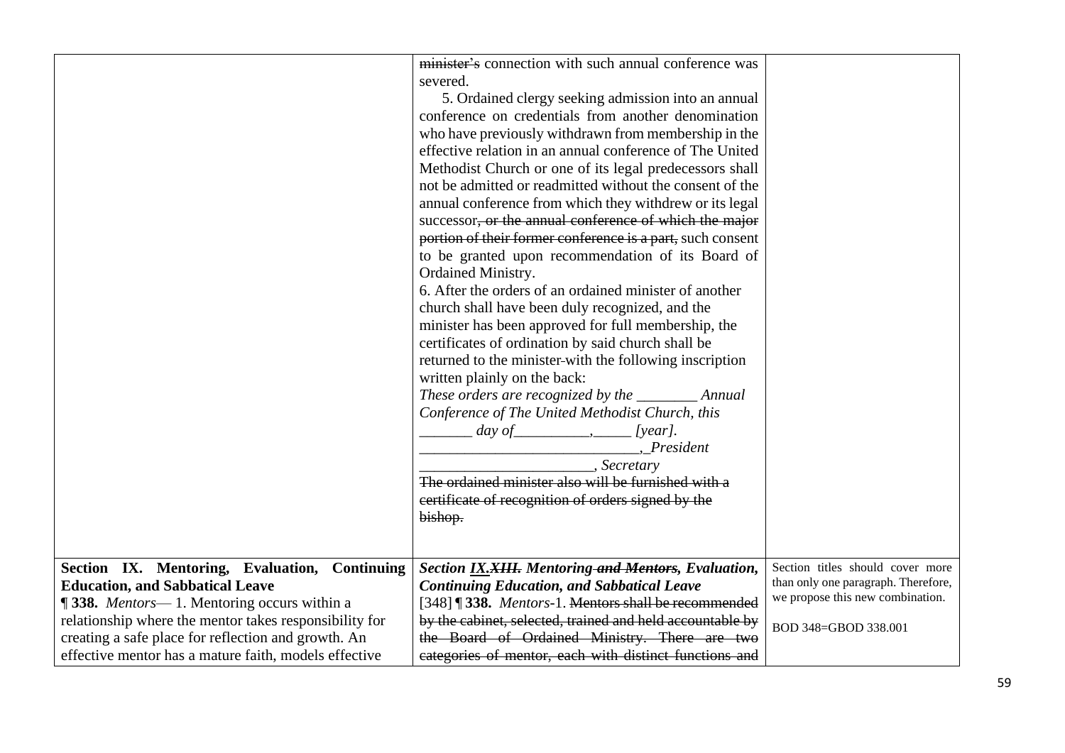| | | |
|---|---|---|
| | ~~minister's~~ connection with such annual conference was severed.<br>5. Ordained clergy seeking admission into an annual conference on credentials from another denomination who have previously withdrawn from membership in the effective relation in an annual conference of The United Methodist Church or one of its legal predecessors shall not be admitted or readmitted without the consent of the annual conference from which they withdrew or its legal successor~~, or the annual conference of which the major portion of their former conference is a part,~~ such consent to be granted upon recommendation of its Board of Ordained Ministry.<br>6. After the orders of an ordained minister of another church shall have been duly recognized, and the minister has been approved for full membership, the certificates of ordination by said church shall be returned to the minister with the following inscription written plainly on the back:<br>*These orders are recognized by the ________ Annual Conference of The United Methodist Church, this _______ day of__________,_____ [year].*<br>*_____________________________, President*<br>*_______________________, Secretary*<br>~~The ordained minister also will be furnished with a certificate of recognition of orders signed by the bishop.~~ | |
| **Section IX. Mentoring, Evaluation, Continuing Education, and Sabbatical Leave**<br>**¶ 338.** *Mentors*— 1. Mentoring occurs within a relationship where the mentor takes responsibility for creating a safe place for reflection and growth. An effective mentor has a mature faith, models effective | ***Section IX.~~XIII.~~ Mentoring ~~and Mentors~~, Evaluation, Continuing Education, and Sabbatical Leave***<br>[348] **¶ 338.** *Mentors*-1. ~~Mentors shall be recommended by the cabinet, selected, trained and held accountable by the Board of Ordained Ministry. There are two categories of mentor, each with distinct functions and~~ | Section titles should cover more than only one paragraph. Therefore, we propose this new combination.<br><br>BOD 348=GBOD 338.001 |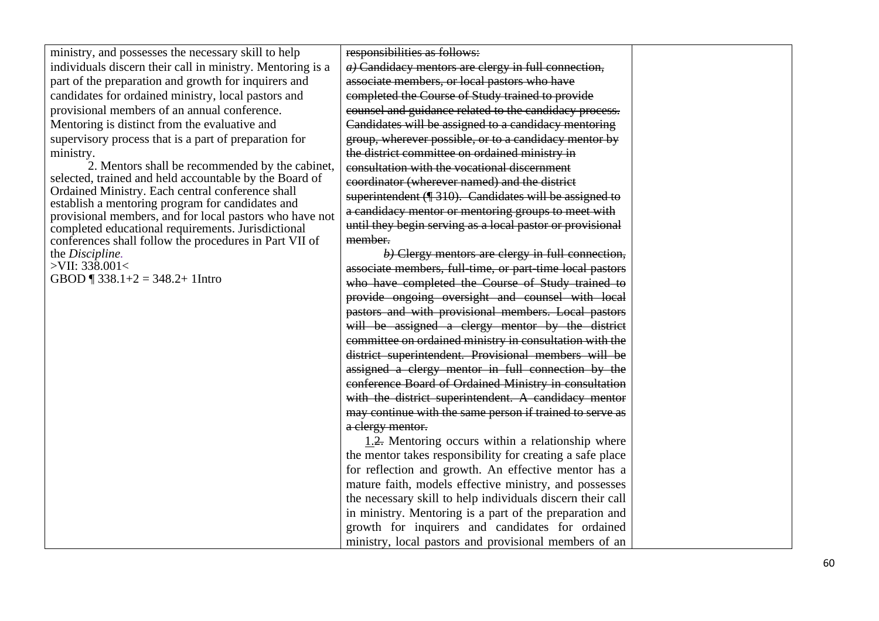| | | |
|---|---|---|
| ministry, and possesses the necessary skill to help individuals discern their call in ministry. Mentoring is a part of the preparation and growth for inquirers and candidates for ordained ministry, local pastors and provisional members of an annual conference. Mentoring is distinct from the evaluative and supervisory process that is a part of preparation for ministry.<br>2. Mentors shall be recommended by the cabinet, selected, trained and held accountable by the Board of Ordained Ministry. Each central conference shall establish a mentoring program for candidates and provisional members, and for local pastors who have not completed educational requirements. Jurisdictional conferences shall follow the procedures in Part VII of the *Discipline*.<br>>VII: 338.001<<br>GBOD ¶ 338.1+2 = 348.2+ 1Intro | ~~responsibilities as follows:~~<br>~~*a)* Candidacy mentors are clergy in full connection, associate members, or local pastors who have completed the Course of Study trained to provide counsel and guidance related to the candidacy process. Candidates will be assigned to a candidacy mentoring group, wherever possible, or to a candidacy mentor by the district committee on ordained ministry in consultation with the vocational discernment coordinator (wherever named) and the district superintendent (¶ 310). Candidates will be assigned to a candidacy mentor or mentoring groups to meet with until they begin serving as a local pastor or provisional member.~~<br>~~*b)* Clergy mentors are clergy in full connection, associate members, full-time, or part-time local pastors who have completed the Course of Study trained to provide ongoing oversight and counsel with local pastors and with provisional members. Local pastors will be assigned a clergy mentor by the district committee on ordained ministry in consultation with the district superintendent. Provisional members will be assigned a clergy mentor in full connection by the conference Board of Ordained Ministry in consultation with the district superintendent. A candidacy mentor may continue with the same person if trained to serve as a clergy mentor.~~<br>1.~~2.~~ Mentoring occurs within a relationship where the mentor takes responsibility for creating a safe place for reflection and growth. An effective mentor has a mature faith, models effective ministry, and possesses the necessary skill to help individuals discern their call in ministry. Mentoring is a part of the preparation and growth for inquirers and candidates for ordained ministry, local pastors and provisional members of an | |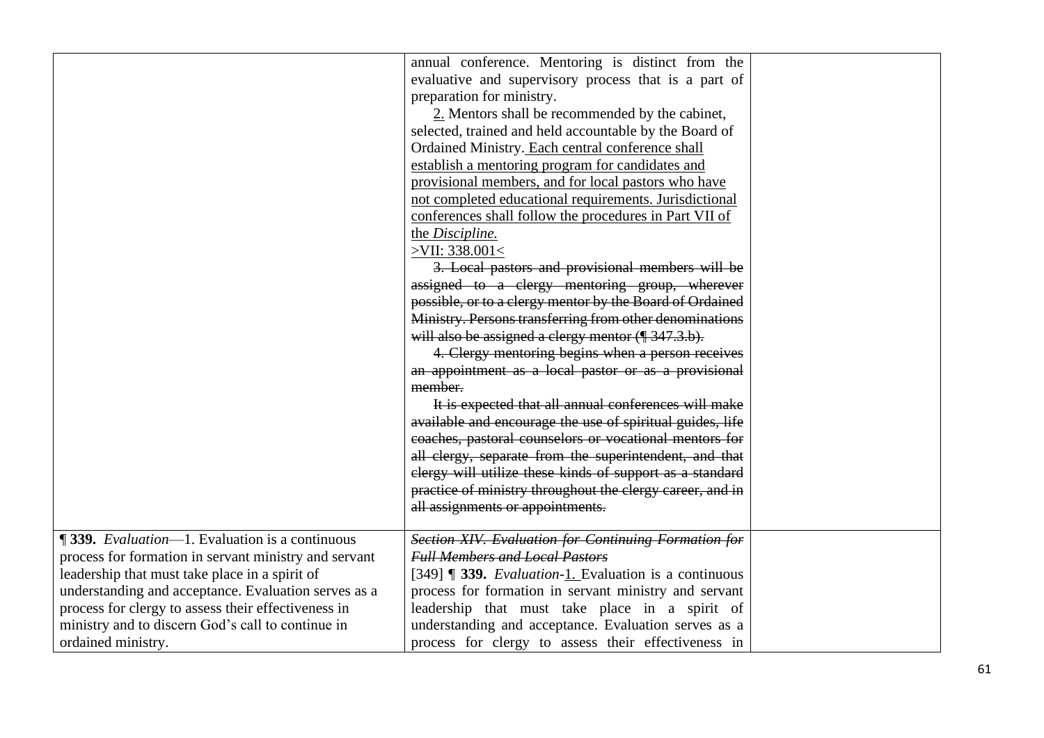| | | |
|---|---|---|
| | annual conference. Mentoring is distinct from the evaluative and supervisory process that is a part of preparation for ministry.<br>2. Mentors shall be recommended by the cabinet, selected, trained and held accountable by the Board of Ordained Ministry. <u>Each central conference shall establish a mentoring program for candidates and provisional members, and for local pastors who have not completed educational requirements. Jurisdictional conferences shall follow the procedures in Part VII of the *Discipline.*</u><br><u>>VII: 338.001<</u><br>~~3. Local pastors and provisional members will be assigned to a clergy mentoring group, wherever possible, or to a clergy mentor by the Board of Ordained Ministry. Persons transferring from other denominations will also be assigned a clergy mentor (¶ 347.3.b).~~<br>~~4. Clergy mentoring begins when a person receives an appointment as a local pastor or as a provisional member.~~<br>~~It is expected that all annual conferences will make available and encourage the use of spiritual guides, life coaches, pastoral counselors or vocational mentors for all clergy, separate from the superintendent, and that clergy will utilize these kinds of support as a standard practice of ministry throughout the clergy career, and in all assignments or appointments.~~ | |
| **¶ 339.** *Evaluation*—1. Evaluation is a continuous process for formation in servant ministry and servant leadership that must take place in a spirit of understanding and acceptance. Evaluation serves as a process for clergy to assess their effectiveness in ministry and to discern God's call to continue in ordained ministry. | ~~*Section XIV. Evaluation for Continuing Formation for Full Members and Local Pastors*~~<br>[349] **¶ 339.** *Evaluation*-<u>1.</u> Evaluation is a continuous process for formation in servant ministry and servant leadership that must take place in a spirit of understanding and acceptance. Evaluation serves as a process for clergy to assess their effectiveness in | |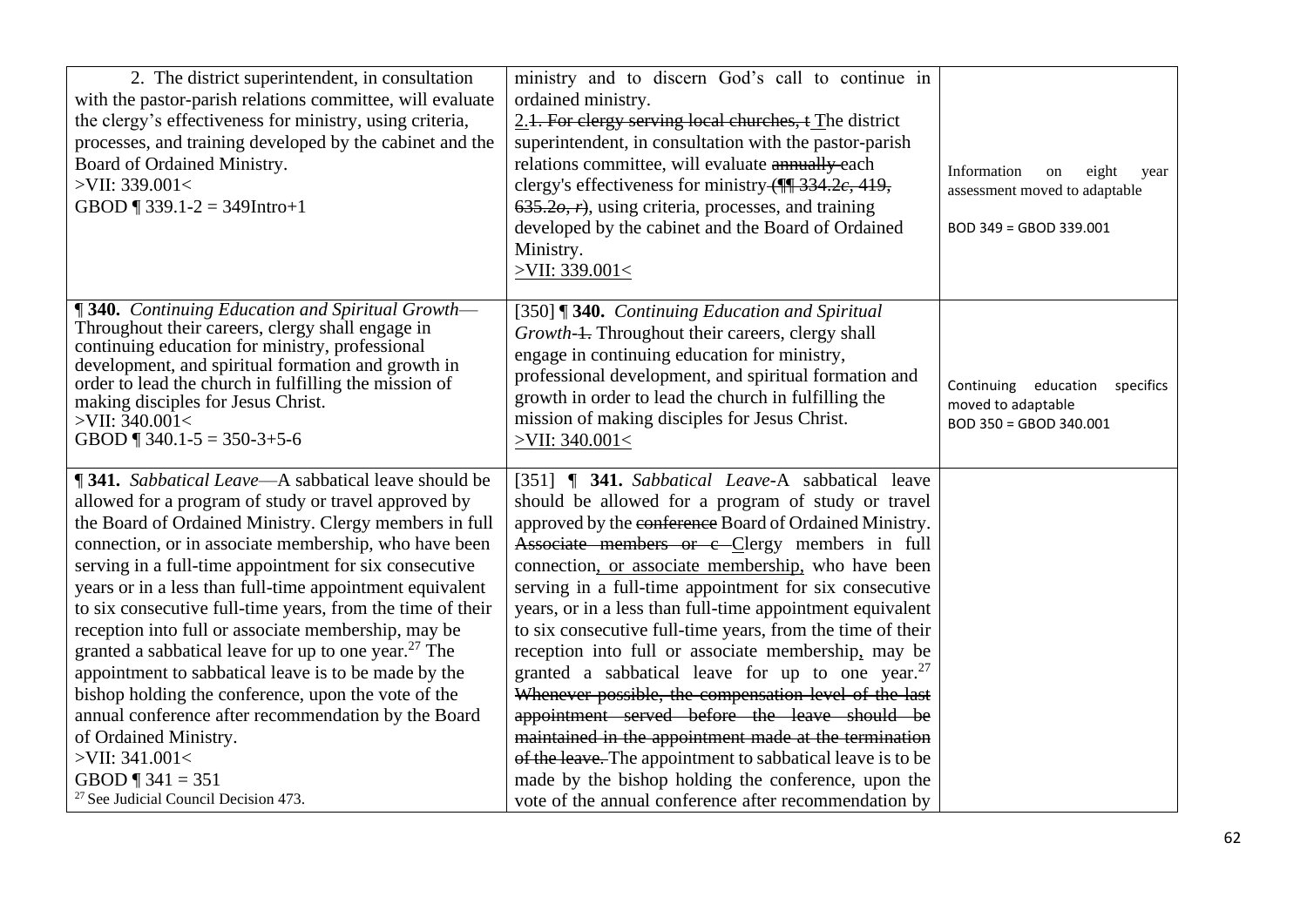| | | |
|---|---|---|
| 2. The district superintendent, in consultation with the pastor-parish relations committee, will evaluate the clergy's effectiveness for ministry, using criteria, processes, and training developed by the cabinet and the Board of Ordained Ministry.<br>>VII: 339.001<<br>GBOD ¶ 339.1-2 = 349Intro+1 | ministry and to discern God's call to continue in ordained ministry.<br><u>2.</u>~~1. For clergy serving local churches, t~~ <u>T</u>he district superintendent, in consultation with the pastor-parish relations committee, will evaluate ~~annually~~ each clergy's effectiveness for ministry ~~(¶¶ 334.2c, 419, 635.2o, r)~~, using criteria, processes, and training developed by the cabinet and the Board of Ordained Ministry.<br><u>>VII: 339.001<</u> | Information on eight year assessment moved to adaptable<br><br>BOD 349 = GBOD 339.001 |
| **¶ 340.** *Continuing Education and Spiritual Growth*—Throughout their careers, clergy shall engage in continuing education for ministry, professional development, and spiritual formation and growth in order to lead the church in fulfilling the mission of making disciples for Jesus Christ.<br>>VII: 340.001<<br>GBOD ¶ 340.1-5 = 350-3+5-6 | [350] **¶ 340.** *Continuing Education and Spiritual Growth*~~-1.~~ Throughout their careers, clergy shall engage in continuing education for ministry, professional development, and spiritual formation and growth in order to lead the church in fulfilling the mission of making disciples for Jesus Christ.<br><u>>VII: 340.001<</u> | Continuing education specifics moved to adaptable<br>BOD 350 = GBOD 340.001 |
| **¶ 341.** *Sabbatical Leave*—A sabbatical leave should be allowed for a program of study or travel approved by the Board of Ordained Ministry. Clergy members in full connection, or in associate membership, who have been serving in a full-time appointment for six consecutive years or in a less than full-time appointment equivalent to six consecutive full-time years, from the time of their reception into full or associate membership, may be granted a sabbatical leave for up to one year.[27] The appointment to sabbatical leave is to be made by the bishop holding the conference, upon the vote of the annual conference after recommendation by the Board of Ordained Ministry.<br>>VII: 341.001<<br>GBOD ¶ 341 = 351<br>[27] See Judicial Council Decision 473. | [351] **¶ 341.** *Sabbatical Leave*-A sabbatical leave should be allowed for a program of study or travel approved by the ~~conference~~ Board of Ordained Ministry. ~~Associate members or c~~ <u>C</u>lergy members in full connection<u>, or associate membership,</u> who have been serving in a full-time appointment for six consecutive years, or in a less than full-time appointment equivalent to six consecutive full-time years, from the time of their reception into full or associate membership<u>,</u> may be granted a sabbatical leave for up to one year.[27] ~~Whenever possible, the compensation level of the last appointment served before the leave should be maintained in the appointment made at the termination of the leave.~~ The appointment to sabbatical leave is to be made by the bishop holding the conference, upon the vote of the annual conference after recommendation by | |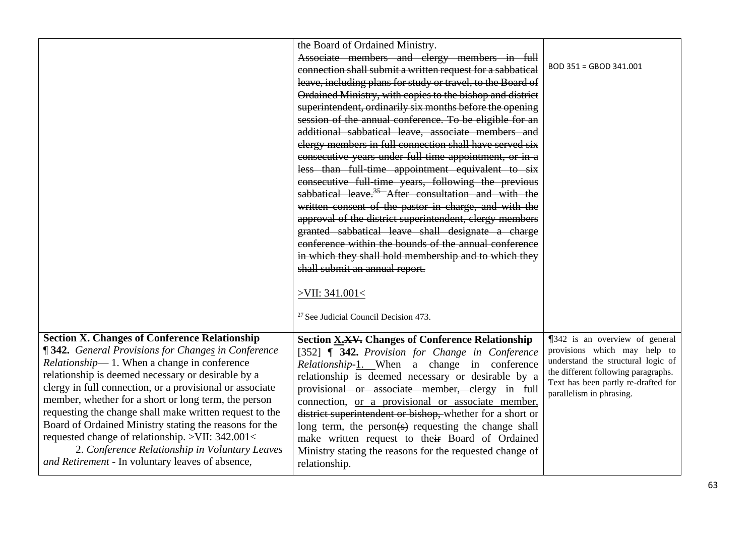| | | |
|---|---|---|
| | the Board of Ordained Ministry.<br>~~Associate members and clergy members in full connection shall submit a written request for a sabbatical leave, including plans for study or travel, to the Board of Ordained Ministry, with copies to the bishop and district superintendent, ordinarily six months before the opening session of the annual conference. To be eligible for an additional sabbatical leave, associate members and clergy members in full connection shall have served six consecutive years under full-time appointment, or in a less than full-time appointment equivalent to six consecutive full-time years, following the previous sabbatical leave.[35] After consultation and with the written consent of the pastor in charge, and with the approval of the district superintendent, clergy members granted sabbatical leave shall designate a charge conference within the bounds of the annual conference in which they shall hold membership and to which they shall submit an annual report.~~<br><br><u>>VII: 341.001<</u><br><br>[27] See Judicial Council Decision 473. | BOD 351 = GBOD 341.001 |
| **Section X. Changes of Conference Relationship**<br>**¶ 342.** *General Provisions for Changes in Conference Relationship*— 1. When a change in conference relationship is deemed necessary or desirable by a clergy in full connection, or a provisional or associate member, whether for a short or long term, the person requesting the change shall make written request to the Board of Ordained Ministry stating the reasons for the requested change of relationship. >VII: 342.001<<br>2. *Conference Relationship in Voluntary Leaves and Retirement* - In voluntary leaves of absence, | **Section <u>X.</u>~~XV.~~ Changes of Conference Relationship**<br>[352] **¶ 342.** *Provision for Change in Conference Relationship*-<u>1.</u> When a change in conference relationship is deemed necessary or desirable by a ~~provisional or associate member,~~ clergy in full connection, <u>or a provisional or associate member,</u> ~~district superintendent or bishop,~~ whether for a short or long term, the person~~(s)~~ requesting the change shall make written request to the~~ir~~ Board of Ordained Ministry stating the reasons for the requested change of relationship. | ¶342 is an overview of general provisions which may help to understand the structural logic of the different following paragraphs. Text has been partly re-drafted for parallelism in phrasing. |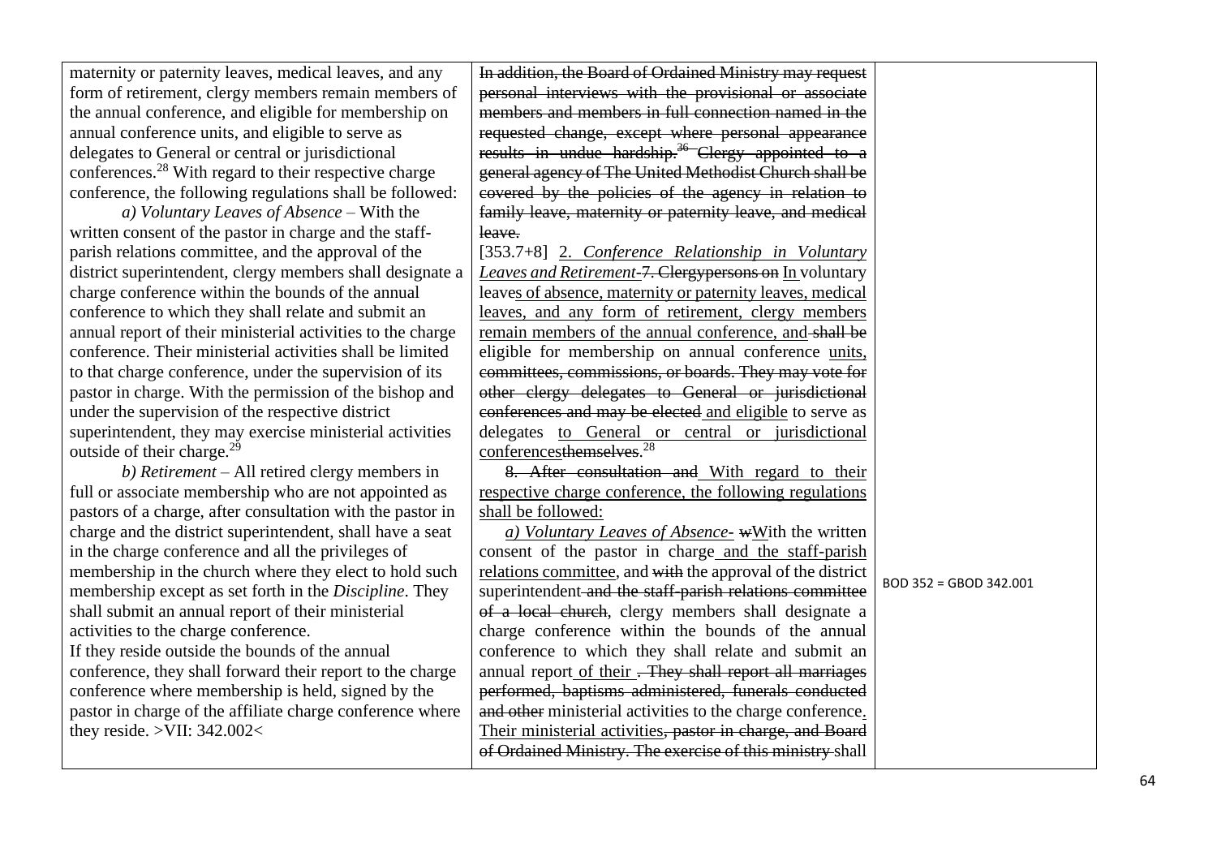| | | |
|---|---|---|
| maternity or paternity leaves, medical leaves, and any form of retirement, clergy members remain members of the annual conference, and eligible for membership on annual conference units, and eligible to serve as delegates to General or central or jurisdictional conferences.[28] With regard to their respective charge conference, the following regulations shall be followed:<br>*a) Voluntary Leaves of Absence* – With the written consent of the pastor in charge and the staff-parish relations committee, and the approval of the district superintendent, clergy members shall designate a charge conference within the bounds of the annual conference to which they shall relate and submit an annual report of their ministerial activities to the charge conference. Their ministerial activities shall be limited to that charge conference, under the supervision of its pastor in charge. With the permission of the bishop and under the supervision of the respective district superintendent, they may exercise ministerial activities outside of their charge.[29]<br>*b) Retirement* – All retired clergy members in full or associate membership who are not appointed as pastors of a charge, after consultation with the pastor in charge and the district superintendent, shall have a seat in the charge conference and all the privileges of membership in the church where they elect to hold such membership except as set forth in the *Discipline*. They shall submit an annual report of their ministerial activities to the charge conference.<br>If they reside outside the bounds of the annual conference, they shall forward their report to the charge conference where membership is held, signed by the pastor in charge of the affiliate charge conference where they reside. >VII: 342.002< | ~~In addition, the Board of Ordained Ministry may request personal interviews with the provisional or associate members and members in full connection named in the requested change, except where personal appearance results in undue hardship.[36] Clergy appointed to a general agency of The United Methodist Church shall be covered by the policies of the agency in relation to family leave, maternity or paternity leave, and medical leave.~~<br>[353.7+8] 2. *Conference Relationship in Voluntary Leaves and Retirement*-~~7. Clergypersons on~~ In voluntary leaves of absence, maternity or paternity leaves, medical leaves, and any form of retirement, clergy members remain members of the annual conference, and ~~shall be~~ eligible for membership on annual conference units, ~~committees, commissions, or boards. They may vote for other clergy delegates to General or jurisdictional conferences and may be elected~~ and eligible to serve as delegates to General or central or jurisdictional conferences~~themselves~~.[28]<br>~~8. After consultation and~~ With regard to their respective charge conference, the following regulations shall be followed:<br>*a) Voluntary Leaves of Absence*- ~~w~~With the written consent of the pastor in charge and the staff-parish relations committee, and ~~with~~ the approval of the district superintendent ~~and the staff-parish relations committee of a local church~~, clergy members shall designate a charge conference within the bounds of the annual conference to which they shall relate and submit an annual report of their ~~. They shall report all marriages performed, baptisms administered, funerals conducted and other~~ ministerial activities to the charge conference. Their ministerial activities~~, pastor in charge, and Board of Ordained Ministry. The exercise of this ministry~~ shall | BOD 352 = GBOD 342.001 |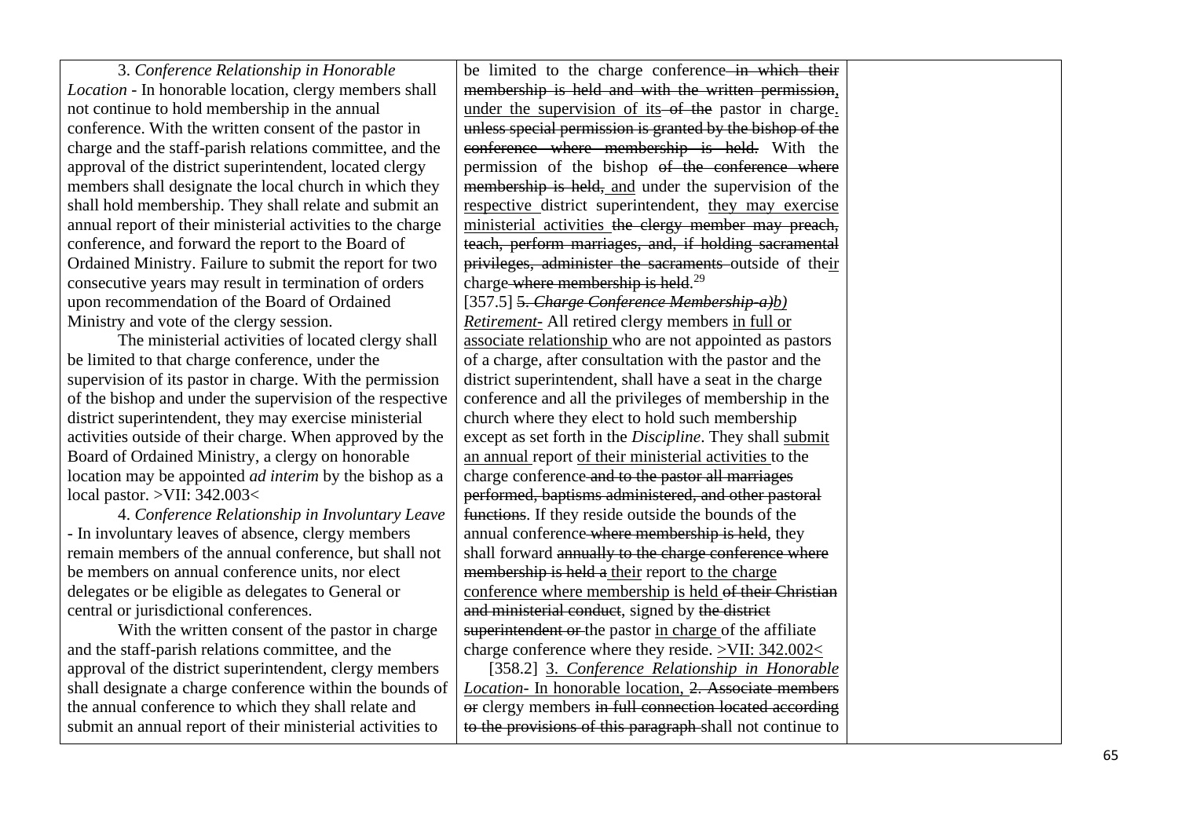| | | |
|---|---|---|
| 3. *Conference Relationship in Honorable Location* - In honorable location, clergy members shall not continue to hold membership in the annual conference. With the written consent of the pastor in charge and the staff-parish relations committee, and the approval of the district superintendent, located clergy members shall designate the local church in which they shall hold membership. They shall relate and submit an annual report of their ministerial activities to the charge conference, and forward the report to the Board of Ordained Ministry. Failure to submit the report for two consecutive years may result in termination of orders upon recommendation of the Board of Ordained Ministry and vote of the clergy session.<br><br>The ministerial activities of located clergy shall be limited to that charge conference, under the supervision of its pastor in charge. With the permission of the bishop and under the supervision of the respective district superintendent, they may exercise ministerial activities outside of their charge. When approved by the Board of Ordained Ministry, a clergy on honorable location may be appointed *ad interim* by the bishop as a local pastor. >VII: 342.003<<br><br>4. *Conference Relationship in Involuntary Leave* - In involuntary leaves of absence, clergy members remain members of the annual conference, but shall not be members on annual conference units, nor elect delegates or be eligible as delegates to General or central or jurisdictional conferences.<br><br>With the written consent of the pastor in charge and the staff-parish relations committee, and the approval of the district superintendent, clergy members shall designate a charge conference within the bounds of the annual conference to which they shall relate and submit an annual report of their ministerial activities to | be limited to the charge conference ~~in which their membership is held and with the written permission,~~ <u>under the supervision of its</u> ~~of the~~ pastor in charge<u>.</u> ~~unless special permission is granted by the bishop of the conference where membership is held.~~ With the permission of the bishop ~~of the conference where membership is held,~~ <u>and</u> under the supervision of the <u>respective</u> district superintendent, <u>they may exercise ministerial activities</u> ~~the clergy member may preach, teach, perform marriages, and, if holding sacramental privileges, administer the sacraments~~ outside of the<u>ir</u> charge ~~where membership is held~~.[29]<br><br>[357.5] ~~5. *Charge Conference Membership-a)*~~<u>*b) Retirement*</u>- All retired clergy members <u>in full or associate relationship</u> who are not appointed as pastors of a charge, after consultation with the pastor and the district superintendent, shall have a seat in the charge conference and all the privileges of membership in the church where they elect to hold such membership except as set forth in the *Discipline*. They shall <u>submit an annual</u> report <u>of their ministerial activities</u> to the charge conference ~~and to the pastor all marriages performed, baptisms administered, and other pastoral functions~~. If they reside outside the bounds of the annual conference ~~where membership is held~~, they shall forward ~~annually to the charge conference where membership is held a~~ <u>their</u> report <u>to the charge conference where membership is held</u> ~~of their Christian and ministerial conduct~~, signed by ~~the district superintendent or~~ the pastor <u>in charge</u> of the affiliate charge conference where they reside. <u>>VII: 342.002<</u><br><br>[358.2] <u>3. *Conference Relationship in Honorable Location*- In honorable location,</u> ~~2. Associate members or~~ clergy members ~~in full connection located according to the provisions of this paragraph~~ shall not continue to | |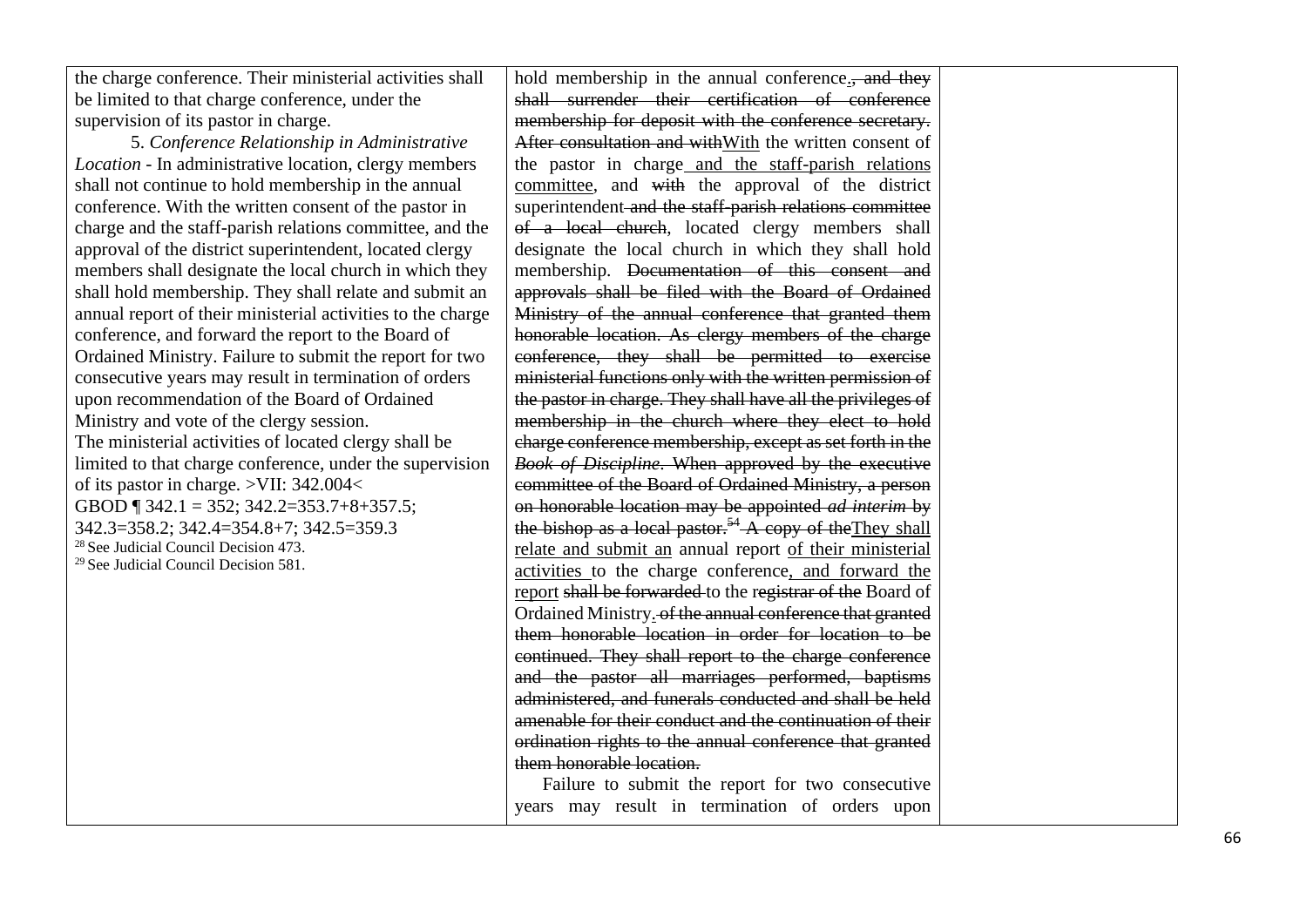| | | |
|---|---|---|
| the charge conference. Their ministerial activities shall be limited to that charge conference, under the supervision of its pastor in charge.<br><br>5. *Conference Relationship in Administrative Location* - In administrative location, clergy members shall not continue to hold membership in the annual conference. With the written consent of the pastor in charge and the staff-parish relations committee, and the approval of the district superintendent, located clergy members shall designate the local church in which they shall hold membership. They shall relate and submit an annual report of their ministerial activities to the charge conference, and forward the report to the Board of Ordained Ministry. Failure to submit the report for two consecutive years may result in termination of orders upon recommendation of the Board of Ordained Ministry and vote of the clergy session.<br>The ministerial activities of located clergy shall be limited to that charge conference, under the supervision of its pastor in charge. >VII: 342.004<<br>GBOD ¶ 342.1 = 352; 342.2=353.7+8+357.5; 342.3=358.2; 342.4=354.8+7; 342.5=359.3<br>[28] See Judicial Council Decision 473.<br>[29] See Judicial Council Decision 581. | hold membership in the annual conference<u>.</u>~~, and they shall surrender their certification of conference membership for deposit with the conference secretary. After consultation and with~~<u>With</u> the written consent of the pastor in charge<u> and the staff-parish relations committee</u>, and ~~with~~ the approval of the district superintendent~~ and the staff-parish relations committee of a local church~~, located clergy members shall designate the local church in which they shall hold membership. ~~Documentation of this consent and approvals shall be filed with the Board of Ordained Ministry of the annual conference that granted them honorable location. As clergy members of the charge conference, they shall be permitted to exercise ministerial functions only with the written permission of the pastor in charge. They shall have all the privileges of membership in the church where they elect to hold charge conference membership, except as set forth in the *Book of Discipline*. When approved by the executive committee of the Board of Ordained Ministry, a person on honorable location may be appointed *ad interim* by the bishop as a local pastor.[54] A copy of the~~<u>They shall relate and submit an</u> annual report <u>of their ministerial activities </u>to the charge conference<u>, and forward the report</u> ~~shall be forwarded~~ to the ~~registrar of the~~ Board of Ordained Ministry<u>.</u>~~ of the annual conference that granted them honorable location in order for location to be continued. They shall report to the charge conference and the pastor all marriages performed, baptisms administered, and funerals conducted and shall be held amenable for their conduct and the continuation of their ordination rights to the annual conference that granted them honorable location.~~<br><br>Failure to submit the report for two consecutive years may result in termination of orders upon | |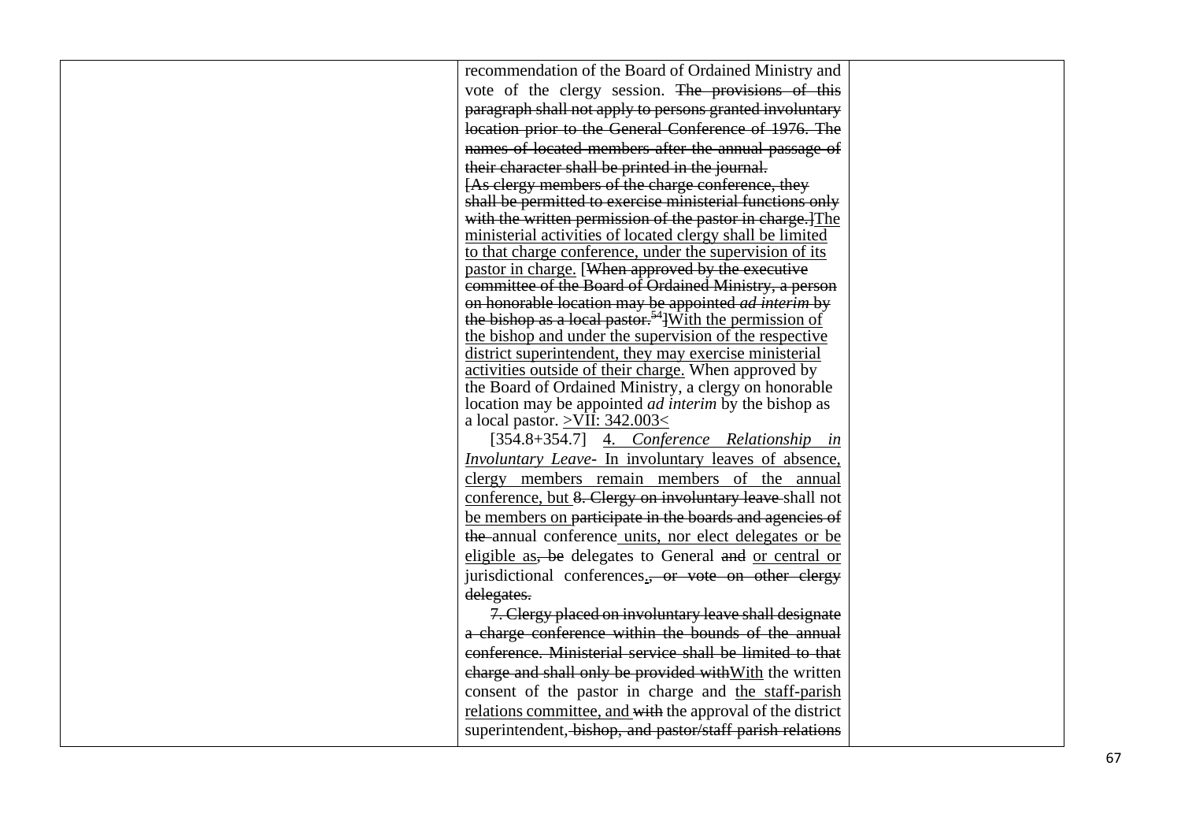| | recommendation of the Board of Ordained Ministry and vote of the clergy session. ~~The provisions of this paragraph shall not apply to persons granted involuntary location prior to the General Conference of 1976. The names of located members after the annual passage of their character shall be printed in the journal.~~ [~~As clergy members of the charge conference, they shall be permitted to exercise ministerial functions only with the written permission of the pastor in charge.~~]<u>The ministerial activities of located clergy shall be limited to that charge conference, under the supervision of its pastor in charge.</u> [~~When approved by the executive committee of the Board of Ordained Ministry, a person on honorable location may be appointed *ad interim* by the bishop as a local pastor.*~~[54]]<u>With the permission of the bishop and under the supervision of the respective district superintendent, they may exercise ministerial activities outside of their charge.</u> When approved by the Board of Ordained Ministry, a clergy on honorable location may be appointed *ad interim* by the bishop as a local pastor. <u>&gt;VII: 342.003&lt;</u><br><br>[354.8+354.7] <u>4. *Conference Relationship in Involuntary Leave*- In involuntary leaves of absence, clergy members remain members of the annual conference, but</u> ~~8. Clergy on involuntary leave~~ shall not <u>be members on</u> ~~participate in the boards and agencies of the~~ annual conference <u>units, nor elect delegates or be eligible as</u>~~, be~~ delegates to General ~~and~~ <u>or central or</u> jurisdictional conferences<u>.</u>~~, or vote on other clergy delegates.~~<br><br>~~7. Clergy placed on involuntary leave shall designate a charge conference within the bounds of the annual conference. Ministerial service shall be limited to that charge and shall only be provided with~~<u>With</u> the written consent of the pastor in charge and <u>the staff-parish relations committee, and</u> ~~with~~ the approval of the district superintendent~~, bishop, and pastor/staff parish relations~~ | |
|---|---|---|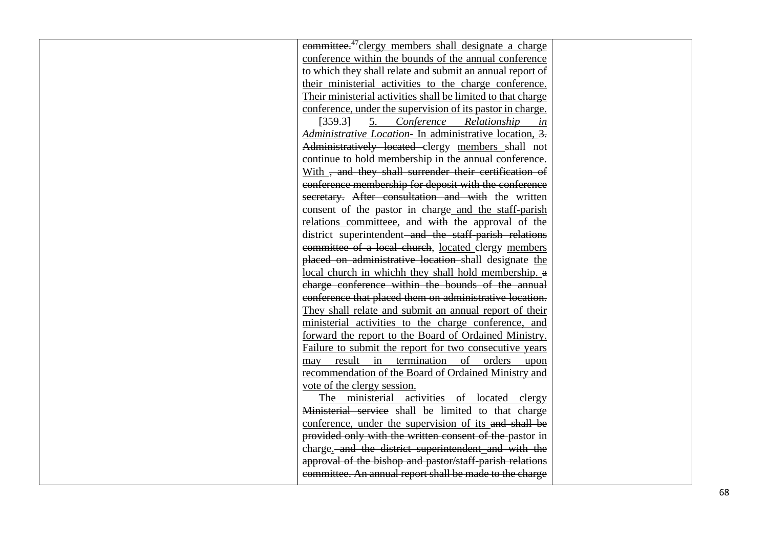| | ~~committee.~~[47]clergy members shall designate a charge conference within the bounds of the annual conference to which they shall relate and submit an annual report of their ministerial activities to the charge conference. Their ministerial activities shall be limited to that charge conference, under the supervision of its pastor in charge.<br><br>[359.3] 5. *Conference Relationship in Administrative Location*- In administrative location, ~~3. Administratively located~~ clergy members shall not continue to hold membership in the annual conference. With ~~, and they shall surrender their certification of conference membership for deposit with the conference secretary. After consultation and with~~ the written consent of the pastor in charge and the staff-parish relations committeee, and ~~with~~ the approval of the district superintendent ~~and the staff-parish relations committee of a local church~~, located clergy members ~~placed on administrative location~~ shall designate the local church in whichh they shall hold membership. ~~a charge conference within the bounds of the annual conference that placed them on administrative location.~~ They shall relate and submit an annual report of their ministerial activities to the charge conference, and forward the report to the Board of Ordained Ministry. Failure to submit the report for two consecutive years may result in termination of orders upon recommendation of the Board of Ordained Ministry and vote of the clergy session.<br><br>The ministerial activities of located clergy ~~Ministerial service~~ shall be limited to that charge conference, under the supervision of its ~~and shall be provided only with the written consent of the~~ pastor in charge. ~~and the district superintendent and with the approval of the bishop and pastor/staff-parish relations committee. An annual report shall be made to the charge~~ | |
|---|---|---|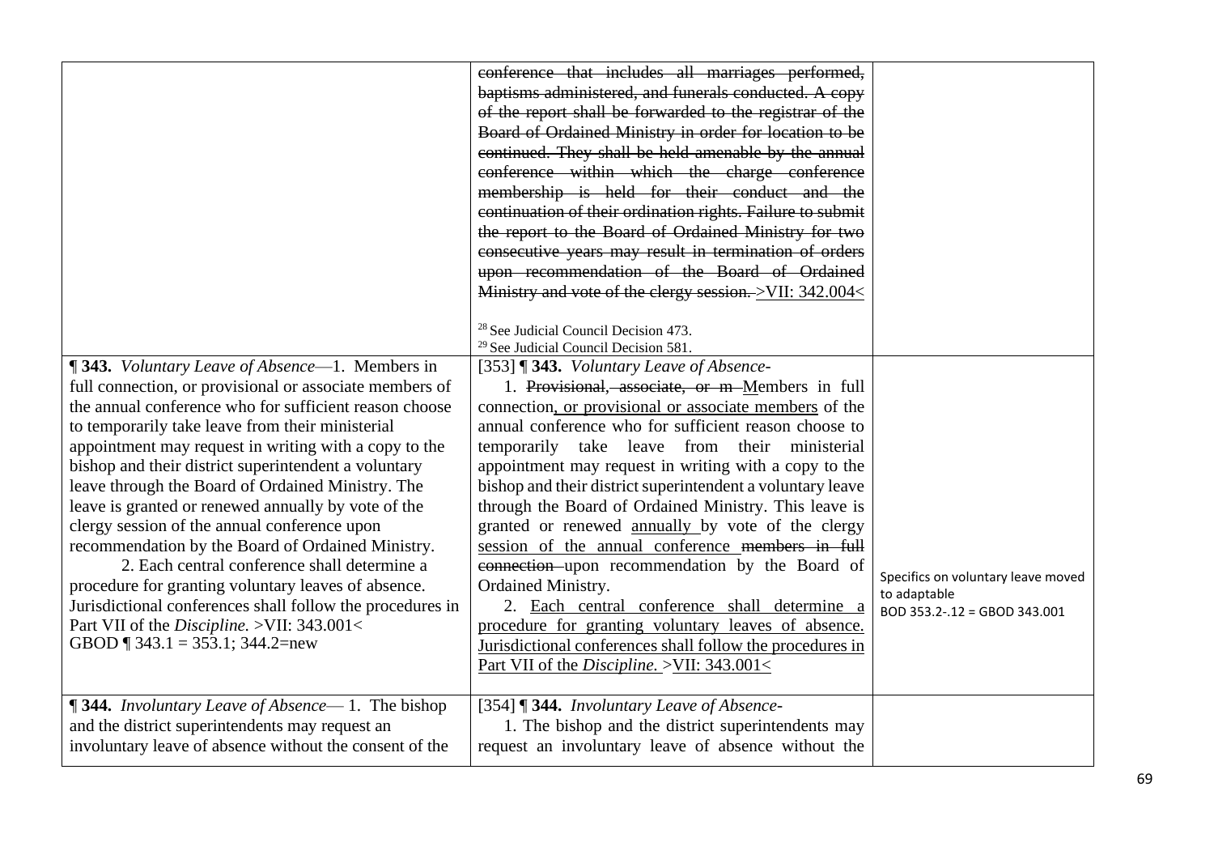| | | |
|---|---|---|
| | ~~conference that includes all marriages performed, baptisms administered, and funerals conducted. A copy of the report shall be forwarded to the registrar of the Board of Ordained Ministry in order for location to be continued. They shall be held amenable by the annual conference within which the charge conference membership is held for their conduct and the continuation of their ordination rights. Failure to submit the report to the Board of Ordained Ministry for two consecutive years may result in termination of orders upon recommendation of the Board of Ordained Ministry and vote of the clergy session.~~ >VII: 342.004<<br><br>[28] See Judicial Council Decision 473.<br>[29] See Judicial Council Decision 581. | |
| **¶ 343.** *Voluntary Leave of Absence*—1. Members in full connection, or provisional or associate members of the annual conference who for sufficient reason choose to temporarily take leave from their ministerial appointment may request in writing with a copy to the bishop and their district superintendent a voluntary leave through the Board of Ordained Ministry. The leave is granted or renewed annually by vote of the clergy session of the annual conference upon recommendation by the Board of Ordained Ministry.<br>2. Each central conference shall determine a procedure for granting voluntary leaves of absence. Jurisdictional conferences shall follow the procedures in Part VII of the *Discipline.* >VII: 343.001<<br>GBOD ¶ 343.1 = 353.1; 344.2=new | [353] **¶ 343.** *Voluntary Leave of Absence*-<br>1. ~~Provisional, associate, or m~~ Members in full connection, or provisional or associate members of the annual conference who for sufficient reason choose to temporarily take leave from their ministerial appointment may request in writing with a copy to the bishop and their district superintendent a voluntary leave through the Board of Ordained Ministry. This leave is granted or renewed annually by vote of the clergy session of the annual conference ~~members in full connection~~ upon recommendation by the Board of Ordained Ministry.<br>2. Each central conference shall determine a procedure for granting voluntary leaves of absence. Jurisdictional conferences shall follow the procedures in Part VII of the *Discipline.* >VII: 343.001< | Specifics on voluntary leave moved to adaptable<br>BOD 353.2-.12 = GBOD 343.001 |
| **¶ 344.** *Involuntary Leave of Absence*— 1. The bishop and the district superintendents may request an involuntary leave of absence without the consent of the | [354] **¶ 344.** *Involuntary Leave of Absence*-<br>1. The bishop and the district superintendents may request an involuntary leave of absence without the | |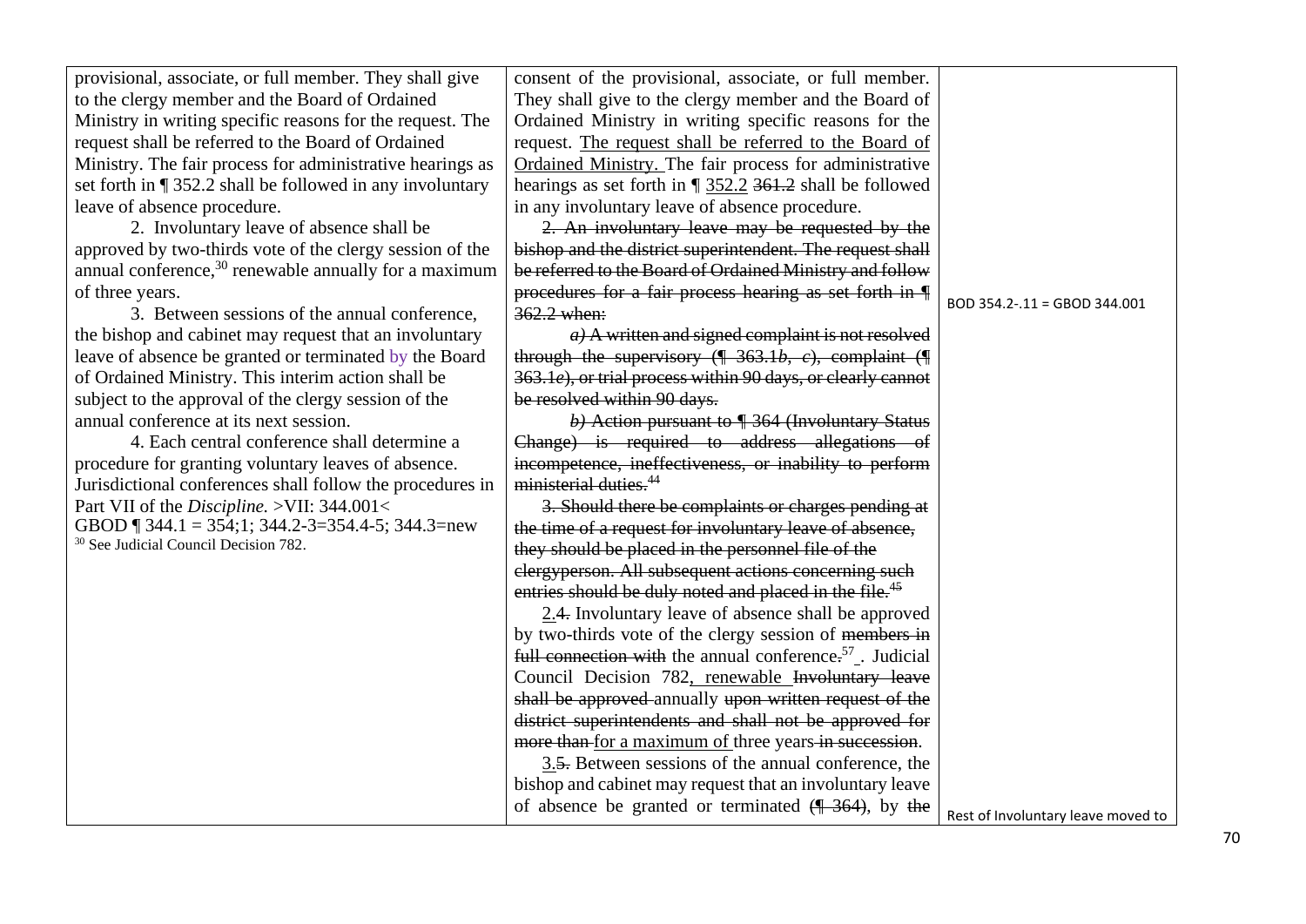| | | |
|---|---|---|
| provisional, associate, or full member. They shall give to the clergy member and the Board of Ordained Ministry in writing specific reasons for the request. The request shall be referred to the Board of Ordained Ministry. The fair process for administrative hearings as set forth in ¶ 352.2 shall be followed in any involuntary leave of absence procedure.<br><br>2. Involuntary leave of absence shall be approved by two-thirds vote of the clergy session of the annual conference,[30] renewable annually for a maximum of three years.<br><br>3. Between sessions of the annual conference, the bishop and cabinet may request that an involuntary leave of absence be granted or terminated by the Board of Ordained Ministry. This interim action shall be subject to the approval of the clergy session of the annual conference at its next session.<br><br>4. Each central conference shall determine a procedure for granting voluntary leaves of absence. Jurisdictional conferences shall follow the procedures in Part VII of the *Discipline.* >VII: 344.001<<br>GBOD ¶ 344.1 = 354;1; 344.2-3=354.4-5; 344.3=new<br>[30] See Judicial Council Decision 782. | consent of the provisional, associate, or full member. They shall give to the clergy member and the Board of Ordained Ministry in writing specific reasons for the request. <u>The request shall be referred to the Board of Ordained Ministry.</u> The fair process for administrative hearings as set forth in ¶ <u>352.2</u> ~~361.2~~ shall be followed in any involuntary leave of absence procedure.<br><br>~~2. An involuntary leave may be requested by the bishop and the district superintendent. The request shall be referred to the Board of Ordained Ministry and follow procedures for a fair process hearing as set forth in ¶ 362.2 when:~~<br><br>~~*a)* A written and signed complaint is not resolved through the supervisory (¶ 363.1*b*, *c*), complaint (¶ 363.1*e*), or trial process within 90 days, or clearly cannot be resolved within 90 days.~~<br><br>~~*b)* Action pursuant to ¶ 364 (Involuntary Status Change) is required to address allegations of incompetence, ineffectiveness, or inability to perform ministerial duties.[44]~~<br><br>~~3. Should there be complaints or charges pending at the time of a request for involuntary leave of absence, they should be placed in the personnel file of the clergyperson. All subsequent actions concerning such entries should be duly noted and placed in the file.[45]~~<br><br><u>2.</u>~~4.~~ Involuntary leave of absence shall be approved by two-thirds vote of the clergy session of ~~members in full connection with~~ the annual conference~~.~~[57] <u>.</u> Judicial Council Decision 782<u>, renewable</u> ~~Involuntary leave shall be approved~~ annually ~~upon written request of the district superintendents and shall not be approved for more than~~ <u>for a maximum of</u> three years ~~in succession~~.<br><br><u>3.</u>~~5.~~ Between sessions of the annual conference, the bishop and cabinet may request that an involuntary leave of absence be granted or terminated ~~(¶ 364)~~, by ~~the~~ | BOD 354.2-.11 = GBOD 344.001<br><br>Rest of Involuntary leave moved to |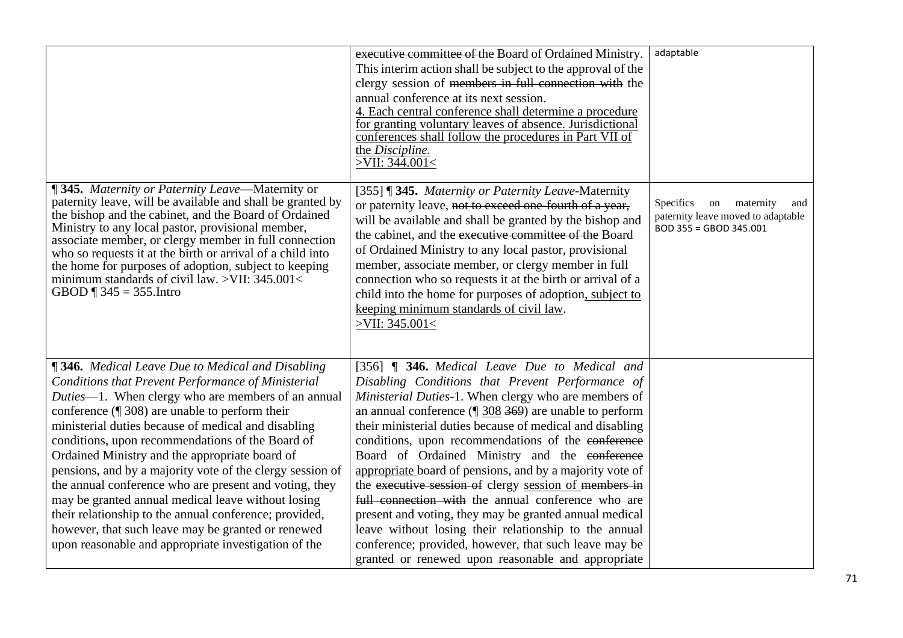| | | |
|---|---|---|
| | ~~executive committee of~~ the Board of Ordained Ministry. This interim action shall be subject to the approval of the clergy session of ~~members in full connection with~~ the annual conference at its next session.<br><u>4. Each central conference shall determine a procedure for granting voluntary leaves of absence. Jurisdictional conferences shall follow the procedures in Part VII of the *Discipline*.</u><br><u>>VII: 344.001<</u> | adaptable |
| **¶ 345.** *Maternity or Paternity Leave*—Maternity or paternity leave, will be available and shall be granted by the bishop and the cabinet, and the Board of Ordained Ministry to any local pastor, provisional member, associate member, or clergy member in full connection who so requests it at the birth or arrival of a child into the home for purposes of adoption, subject to keeping minimum standards of civil law. >VII: 345.001<<br>GBOD ¶ 345 = 355.Intro | [355] **¶ 345.** *Maternity or Paternity Leave*-Maternity or paternity leave, ~~not to exceed one-fourth of a year,~~ will be available and shall be granted by the bishop and the cabinet, and the ~~executive committee of the~~ Board of Ordained Ministry to any local pastor, provisional member, associate member, or clergy member in full connection who so requests it at the birth or arrival of a child into the home for purposes of adoption<u>, subject to keeping minimum standards of civil law</u>.<br><u>>VII: 345.001<</u> | Specifics on maternity and paternity leave moved to adaptable BOD 355 = GBOD 345.001 |
| **¶ 346.** *Medical Leave Due to Medical and Disabling Conditions that Prevent Performance of Ministerial Duties*—1. When clergy who are members of an annual conference (¶ 308) are unable to perform their ministerial duties because of medical and disabling conditions, upon recommendations of the Board of Ordained Ministry and the appropriate board of pensions, and by a majority vote of the clergy session of the annual conference who are present and voting, they may be granted annual medical leave without losing their relationship to the annual conference; provided, however, that such leave may be granted or renewed upon reasonable and appropriate investigation of the | [356] **¶ 346.** *Medical Leave Due to Medical and Disabling Conditions that Prevent Performance of Ministerial Duties*-1. When clergy who are members of an annual conference (¶ <u>308</u> ~~369~~) are unable to perform their ministerial duties because of medical and disabling conditions, upon recommendations of the ~~conference~~ Board of Ordained Ministry and the ~~conference~~ <u>appropriate</u> board of pensions, and by a majority vote of the ~~executive session of~~ clergy <u>session of</u> ~~members in full connection with~~ the annual conference who are present and voting, they may be granted annual medical leave without losing their relationship to the annual conference; provided, however, that such leave may be granted or renewed upon reasonable and appropriate | |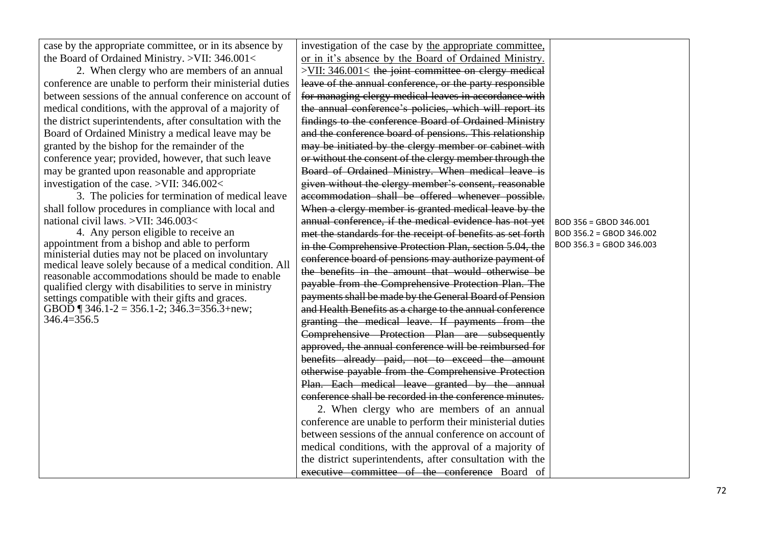| | | |
|---|---|---|
| case by the appropriate committee, or in its absence by the Board of Ordained Ministry. >VII: 346.001<<br><br>2. When clergy who are members of an annual conference are unable to perform their ministerial duties between sessions of the annual conference on account of medical conditions, with the approval of a majority of the district superintendents, after consultation with the Board of Ordained Ministry a medical leave may be granted by the bishop for the remainder of the conference year; provided, however, that such leave may be granted upon reasonable and appropriate investigation of the case. >VII: 346.002<<br><br>3. The policies for termination of medical leave shall follow procedures in compliance with local and national civil laws. >VII: 346.003<<br><br>4. Any person eligible to receive an appointment from a bishop and able to perform ministerial duties may not be placed on involuntary medical leave solely because of a medical condition. All reasonable accommodations should be made to enable qualified clergy with disabilities to serve in ministry settings compatible with their gifts and graces.<br>GBOD ¶ 346.1-2 = 356.1-2; 346.3=356.3+new; 346.4=356.5 | investigation of the case by <u>the appropriate committee, or in it's absence by the Board of Ordained Ministry. >VII: 346.001<</u> ~~the joint committee on clergy medical leave of the annual conference, or the party responsible for managing clergy medical leaves in accordance with the annual conference's policies, which will report its findings to the conference Board of Ordained Ministry and the conference board of pensions. This relationship may be initiated by the clergy member or cabinet with or without the consent of the clergy member through the Board of Ordained Ministry. When medical leave is given without the clergy member's consent, reasonable accommodation shall be offered whenever possible. When a clergy member is granted medical leave by the annual conference, if the medical evidence has not yet met the standards for the receipt of benefits as set forth in the Comprehensive Protection Plan, section 5.04, the conference board of pensions may authorize payment of the benefits in the amount that would otherwise be payable from the Comprehensive Protection Plan. The payments shall be made by the General Board of Pension and Health Benefits as a charge to the annual conference granting the medical leave. If payments from the Comprehensive Protection Plan are subsequently approved, the annual conference will be reimbursed for benefits already paid, not to exceed the amount otherwise payable from the Comprehensive Protection Plan. Each medical leave granted by the annual conference shall be recorded in the conference minutes.~~<br><br>2. When clergy who are members of an annual conference are unable to perform their ministerial duties between sessions of the annual conference on account of medical conditions, with the approval of a majority of the district superintendents, after consultation with the ~~executive committee of the conference~~ Board of | BOD 356 = GBOD 346.001<br>BOD 356.2 = GBOD 346.002<br>BOD 356.3 = GBOD 346.003 |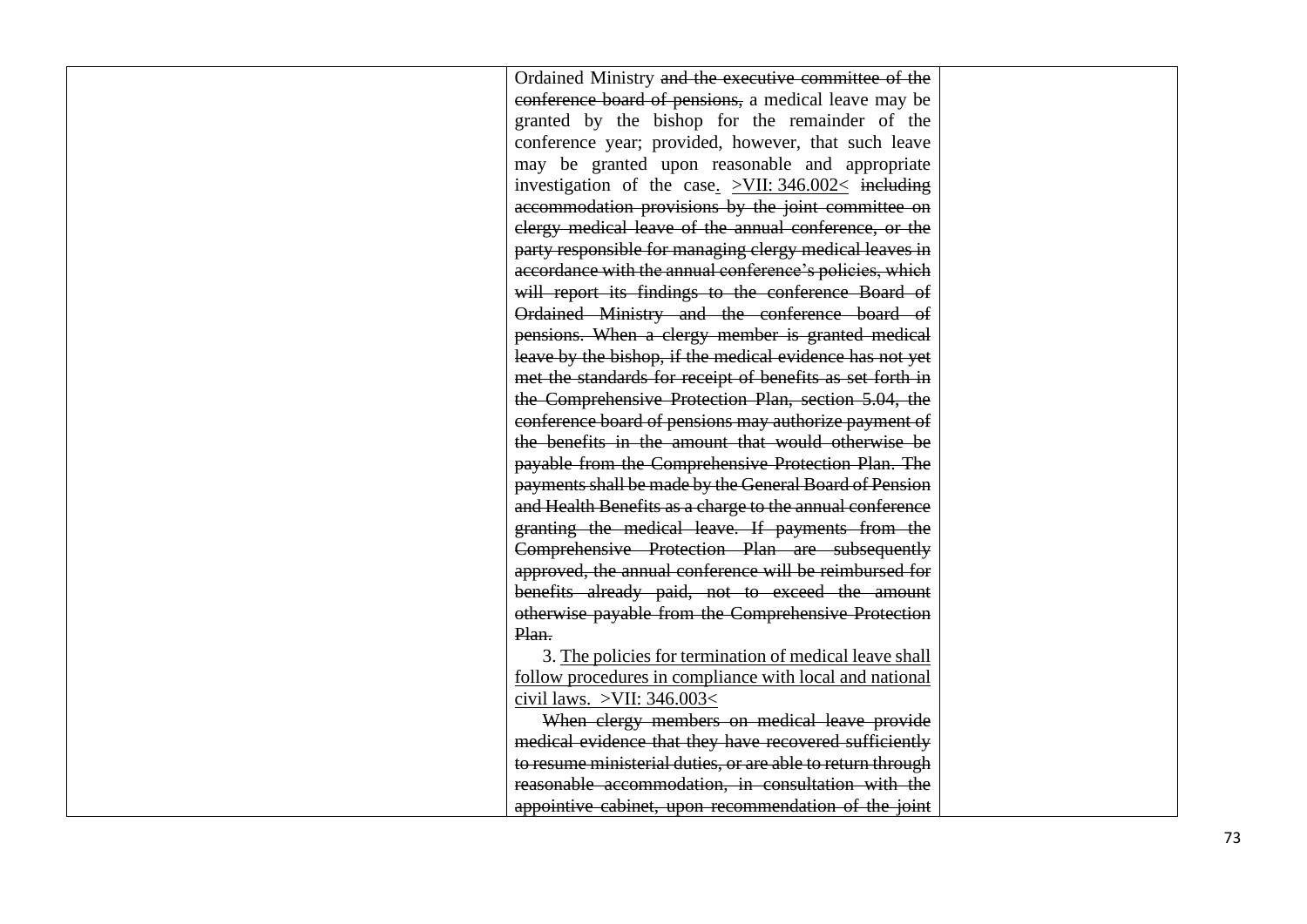| | | |
|---|---|---|
| | Ordained Ministry ~~and the executive committee of the conference board of pensions,~~ a medical leave may be granted by the bishop for the remainder of the conference year; provided, however, that such leave may be granted upon reasonable and appropriate investigation of the case<u>.</u> <u>>VII: 346.002<</u> ~~including accommodation provisions by the joint committee on clergy medical leave of the annual conference, or the party responsible for managing clergy medical leaves in accordance with the annual conference's policies, which will report its findings to the conference Board of Ordained Ministry and the conference board of pensions. When a clergy member is granted medical leave by the bishop, if the medical evidence has not yet met the standards for receipt of benefits as set forth in the Comprehensive Protection Plan, section 5.04, the conference board of pensions may authorize payment of the benefits in the amount that would otherwise be payable from the Comprehensive Protection Plan. The payments shall be made by the General Board of Pension and Health Benefits as a charge to the annual conference granting the medical leave. If payments from the Comprehensive Protection Plan are subsequently approved, the annual conference will be reimbursed for benefits already paid, not to exceed the amount otherwise payable from the Comprehensive Protection Plan.~~<br><br>3. <u>The policies for termination of medical leave shall follow procedures in compliance with local and national civil laws. >VII: 346.003<</u><br><br>~~When clergy members on medical leave provide medical evidence that they have recovered sufficiently to resume ministerial duties, or are able to return through reasonable accommodation, in consultation with the appointive cabinet, upon recommendation of the joint~~ | |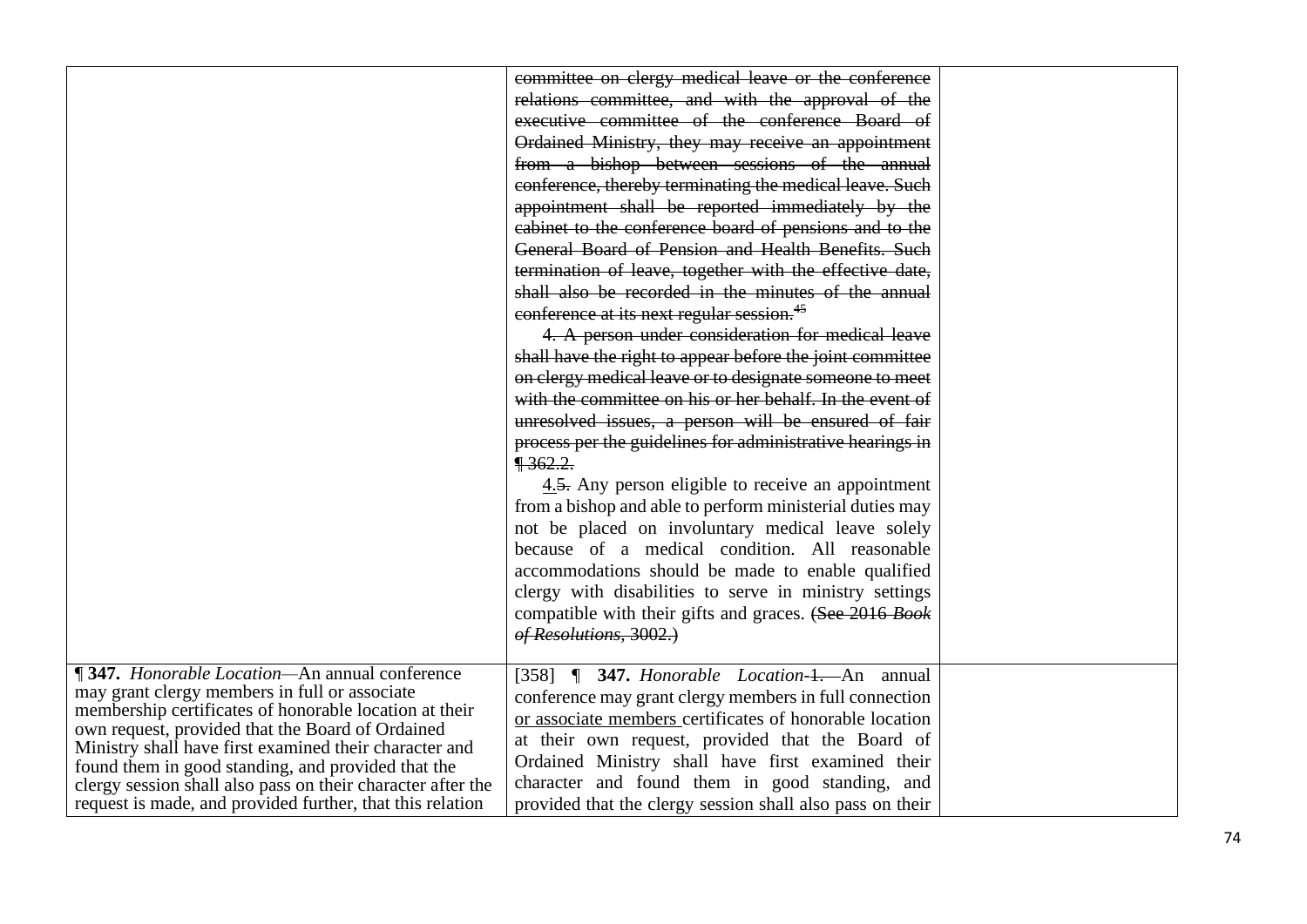| | | |
|---|---|---|
| | ~~committee on clergy medical leave or the conference relations committee, and with the approval of the executive committee of the conference Board of Ordained Ministry, they may receive an appointment from a bishop between sessions of the annual conference, thereby terminating the medical leave. Such appointment shall be reported immediately by the cabinet to the conference board of pensions and to the General Board of Pension and Health Benefits. Such termination of leave, together with the effective date, shall also be recorded in the minutes of the annual conference at its next regular session.[45]~~<br><br>~~4. A person under consideration for medical leave shall have the right to appear before the joint committee on clergy medical leave or to designate someone to meet with the committee on his or her behalf. In the event of unresolved issues, a person will be ensured of fair process per the guidelines for administrative hearings in ¶ 362.2.~~<br><br><ins>4.</ins>~~5.~~ Any person eligible to receive an appointment from a bishop and able to perform ministerial duties may not be placed on involuntary medical leave solely because of a medical condition. All reasonable accommodations should be made to enable qualified clergy with disabilities to serve in ministry settings compatible with their gifts and graces. ~~(See 2016 *Book of Resolutions*, 3002.)~~ | |
| **¶ 347.** *Honorable Location*—An annual conference may grant clergy members in full or associate membership certificates of honorable location at their own request, provided that the Board of Ordained Ministry shall have first examined their character and found them in good standing, and provided that the clergy session shall also pass on their character after the request is made, and provided further, that this relation | [358] ¶ **347.** *Honorable Location*~~-1.~~—An annual conference may grant clergy members in full connection <ins>or associate members</ins> certificates of honorable location at their own request, provided that the Board of Ordained Ministry shall have first examined their character and found them in good standing, and provided that the clergy session shall also pass on their | |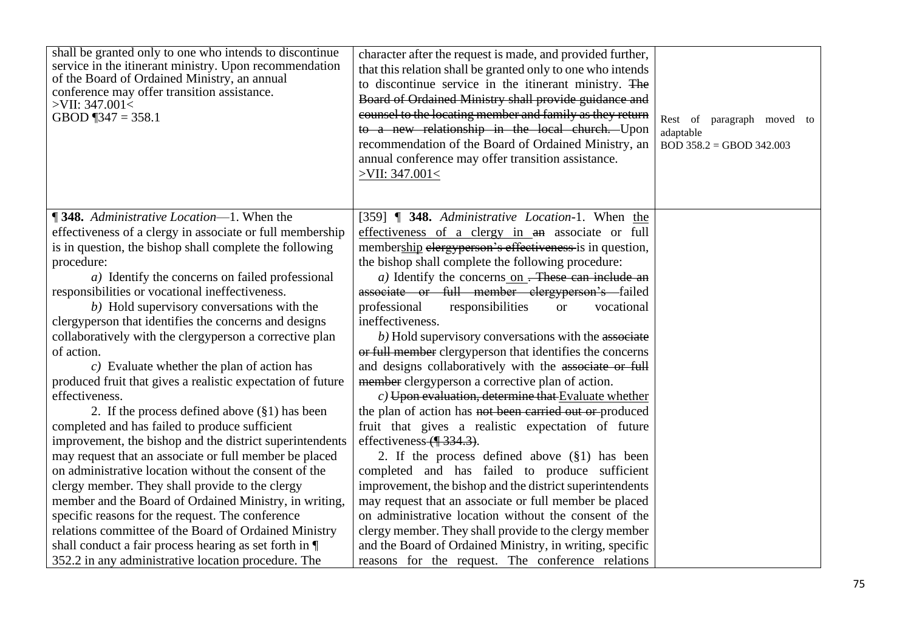| | | |
|---|---|---|
| shall be granted only to one who intends to discontinue service in the itinerant ministry. Upon recommendation of the Board of Ordained Ministry, an annual conference may offer transition assistance. >VII: 347.001< GBOD ¶347 = 358.1 | character after the request is made, and provided further, that this relation shall be granted only to one who intends to discontinue service in the itinerant ministry. ~~The Board of Ordained Ministry shall provide guidance and counsel to the locating member and family as they return to a new relationship in the local church.~~ Upon recommendation of the Board of Ordained Ministry, an annual conference may offer transition assistance. >VII: 347.001< | Rest of paragraph moved to adaptable BOD 358.2 = GBOD 342.003 |
| **¶ 348.** *Administrative Location*—1. When the effectiveness of a clergy in associate or full membership is in question, the bishop shall complete the following procedure:<br>*a)* Identify the concerns on failed professional responsibilities or vocational ineffectiveness.<br>*b)* Hold supervisory conversations with the clergyperson that identifies the concerns and designs collaboratively with the clergyperson a corrective plan of action.<br>*c)* Evaluate whether the plan of action has produced fruit that gives a realistic expectation of future effectiveness.<br>2. If the process defined above (§1) has been completed and has failed to produce sufficient improvement, the bishop and the district superintendents may request that an associate or full member be placed on administrative location without the consent of the clergy member. They shall provide to the clergy member and the Board of Ordained Ministry, in writing, specific reasons for the request. The conference relations committee of the Board of Ordained Ministry shall conduct a fair process hearing as set forth in ¶ 352.2 in any administrative location procedure. The | [359] ¶ **348.** *Administrative Location*-1. When <u>the effectiveness of a clergy in</u> ~~an~~ associate or full <u>membership</u> ~~clergyperson's effectiveness~~ is in question, the bishop shall complete the following procedure:<br>*a)* Identify the concerns <u>on</u> ~~. These can include an associate or full member clergyperson's~~ failed professional responsibilities or vocational ineffectiveness.<br>*b)* Hold supervisory conversations with the ~~associate or full member~~ clergyperson that identifies the concerns and designs collaboratively with the ~~associate or full member~~ clergyperson a corrective plan of action.<br>*c)* ~~Upon evaluation, determine that~~ <u>Evaluate whether</u> the plan of action has ~~not been carried out or~~ produced fruit that gives a realistic expectation of future effectiveness ~~(¶ 334.3)~~.<br>2. If the process defined above (§1) has been completed and has failed to produce sufficient improvement, the bishop and the district superintendents may request that an associate or full member be placed on administrative location without the consent of the clergy member. They shall provide to the clergy member and the Board of Ordained Ministry, in writing, specific reasons for the request. The conference relations | |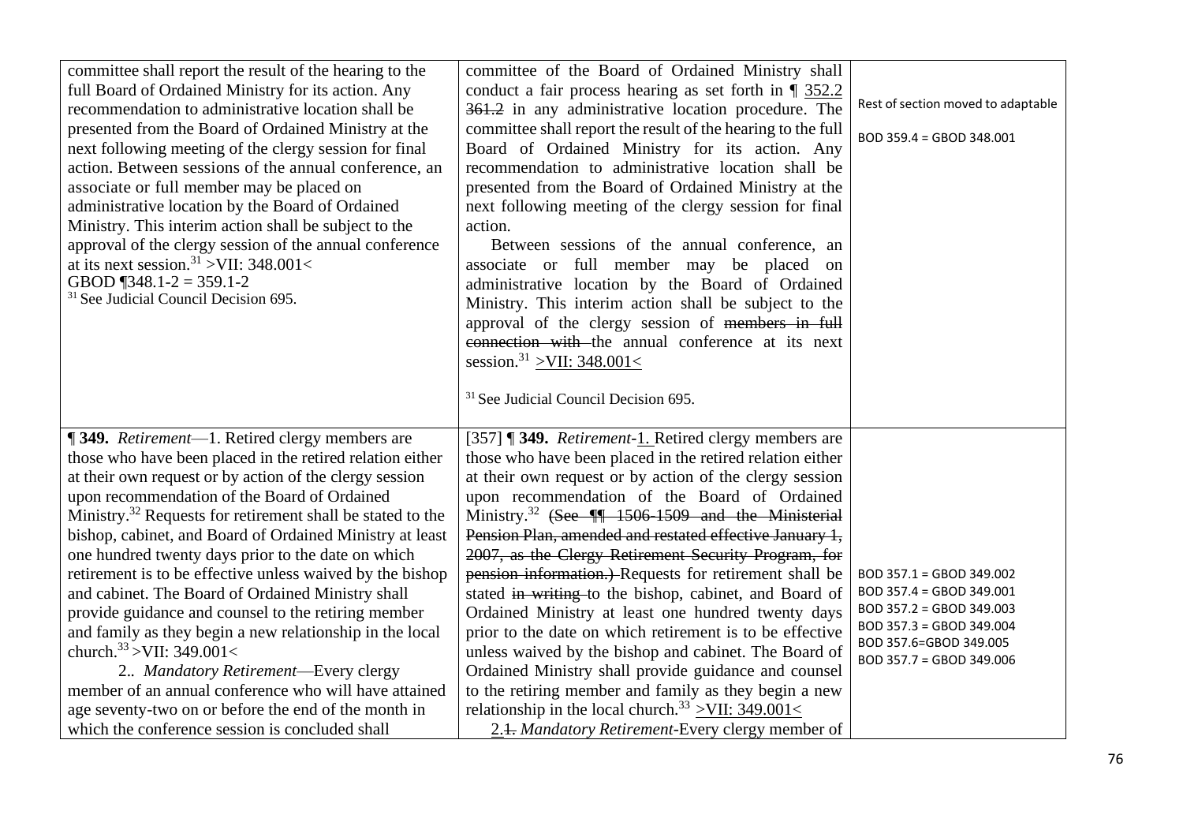| | | |
|---|---|---|
| committee shall report the result of the hearing to the full Board of Ordained Ministry for its action. Any recommendation to administrative location shall be presented from the Board of Ordained Ministry at the next following meeting of the clergy session for final action. Between sessions of the annual conference, an associate or full member may be placed on administrative location by the Board of Ordained Ministry. This interim action shall be subject to the approval of the clergy session of the annual conference at its next session.[31] >VII: 348.001< GBOD ¶348.1-2 = 359.1-2 [31] See Judicial Council Decision 695. | committee of the Board of Ordained Ministry shall conduct a fair process hearing as set forth in ¶ <u>352.2</u> ~~361.2~~ in any administrative location procedure. The committee shall report the result of the hearing to the full Board of Ordained Ministry for its action. Any recommendation to administrative location shall be presented from the Board of Ordained Ministry at the next following meeting of the clergy session for final action.<br>Between sessions of the annual conference, an associate or full member may be placed on administrative location by the Board of Ordained Ministry. This interim action shall be subject to the approval of the clergy session of ~~members in full connection with~~ the annual conference at its next session.[31] <u>>VII: 348.001<</u><br><br>[31] See Judicial Council Decision 695. | Rest of section moved to adaptable<br><br>BOD 359.4 = GBOD 348.001 |
| **¶ 349.** *Retirement*—1. Retired clergy members are those who have been placed in the retired relation either at their own request or by action of the clergy session upon recommendation of the Board of Ordained Ministry.[32] Requests for retirement shall be stated to the bishop, cabinet, and Board of Ordained Ministry at least one hundred twenty days prior to the date on which retirement is to be effective unless waived by the bishop and cabinet. The Board of Ordained Ministry shall provide guidance and counsel to the retiring member and family as they begin a new relationship in the local church.[33] >VII: 349.001<<br>2.. *Mandatory Retirement*—Every clergy member of an annual conference who will have attained age seventy-two on or before the end of the month in which the conference session is concluded shall | [357] **¶ 349.** *Retirement*-<u>1.</u> Retired clergy members are those who have been placed in the retired relation either at their own request or by action of the clergy session upon recommendation of the Board of Ordained Ministry.[32] ~~(See ¶¶ 1506-1509 and the Ministerial Pension Plan, amended and restated effective January 1, 2007, as the Clergy Retirement Security Program, for pension information.)~~ Requests for retirement shall be stated ~~in writing~~ to the bishop, cabinet, and Board of Ordained Ministry at least one hundred twenty days prior to the date on which retirement is to be effective unless waived by the bishop and cabinet. The Board of Ordained Ministry shall provide guidance and counsel to the retiring member and family as they begin a new relationship in the local church.[33] <u>>VII: 349.001<</u><br><u>2.</u>~~1.~~ *Mandatory Retirement*-Every clergy member of | BOD 357.1 = GBOD 349.002<br>BOD 357.4 = GBOD 349.001<br>BOD 357.2 = GBOD 349.003<br>BOD 357.3 = GBOD 349.004<br>BOD 357.6=GBOD 349.005<br>BOD 357.7 = GBOD 349.006 |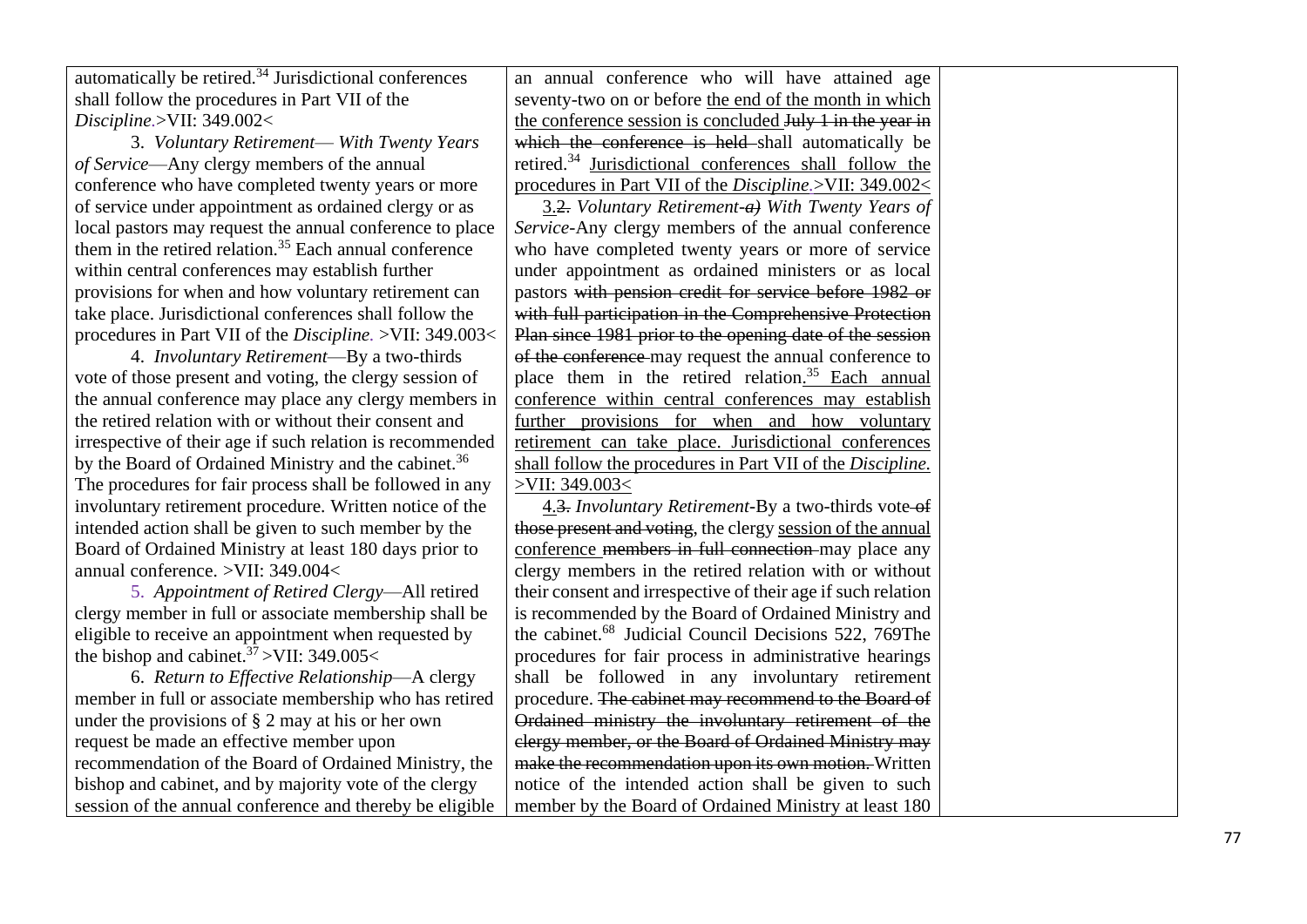| | | |
|---|---|---|
| automatically be retired.[34] Jurisdictional conferences shall follow the procedures in Part VII of the *Discipline.*>VII: 349.002<<br><br>3. *Voluntary Retirement— With Twenty Years of Service*—Any clergy members of the annual conference who have completed twenty years or more of service under appointment as ordained clergy or as local pastors may request the annual conference to place them in the retired relation.[35] Each annual conference within central conferences may establish further provisions for when and how voluntary retirement can take place. Jurisdictional conferences shall follow the procedures in Part VII of the *Discipline.* >VII: 349.003<<br><br>4. *Involuntary Retirement*—By a two-thirds vote of those present and voting, the clergy session of the annual conference may place any clergy members in the retired relation with or without their consent and irrespective of their age if such relation is recommended by the Board of Ordained Ministry and the cabinet.[36] The procedures for fair process shall be followed in any involuntary retirement procedure. Written notice of the intended action shall be given to such member by the Board of Ordained Ministry at least 180 days prior to annual conference. >VII: 349.004<<br><br>5. *Appointment of Retired Clergy*—All retired clergy member in full or associate membership shall be eligible to receive an appointment when requested by the bishop and cabinet.[37] >VII: 349.005<<br><br>6. *Return to Effective Relationship*—A clergy member in full or associate membership who has retired under the provisions of § 2 may at his or her own request be made an effective member upon recommendation of the Board of Ordained Ministry, the bishop and cabinet, and by majority vote of the clergy session of the annual conference and thereby be eligible | an annual conference who will have attained age seventy-two on or before <u>the end of the month in which the conference session is concluded</u> ~~July 1 in the year in which the conference is held~~ shall automatically be retired.[34] <u>Jurisdictional conferences shall follow the procedures in Part VII of the *Discipline.*>VII: 349.002<</u><br><br><u>3.</u>~~2.~~ *Voluntary Retirement-~~a)~~ With Twenty Years of Service*-Any clergy members of the annual conference who have completed twenty years or more of service under appointment as ordained ministers or as local pastors ~~with pension credit for service before 1982 or with full participation in the Comprehensive Protection Plan since 1981 prior to the opening date of the session of the conference~~ may request the annual conference to place them in the retired relation.[35] <u>Each annual conference within central conferences may establish further provisions for when and how voluntary retirement can take place. Jurisdictional conferences shall follow the procedures in Part VII of the *Discipline.* >VII: 349.003<</u><br><br><u>4.</u>~~3.~~ *Involuntary Retirement*-By a two-thirds vote ~~of those present and voting~~, the clergy <u>session of the annual conference</u> ~~members in full connection~~ may place any clergy members in the retired relation with or without their consent and irrespective of their age if such relation is recommended by the Board of Ordained Ministry and the cabinet.[68] Judicial Council Decisions 522, 769The procedures for fair process in administrative hearings shall be followed in any involuntary retirement procedure. ~~The cabinet may recommend to the Board of Ordained ministry the involuntary retirement of the clergy member, or the Board of Ordained Ministry may make the recommendation upon its own motion.~~ Written notice of the intended action shall be given to such member by the Board of Ordained Ministry at least 180 | |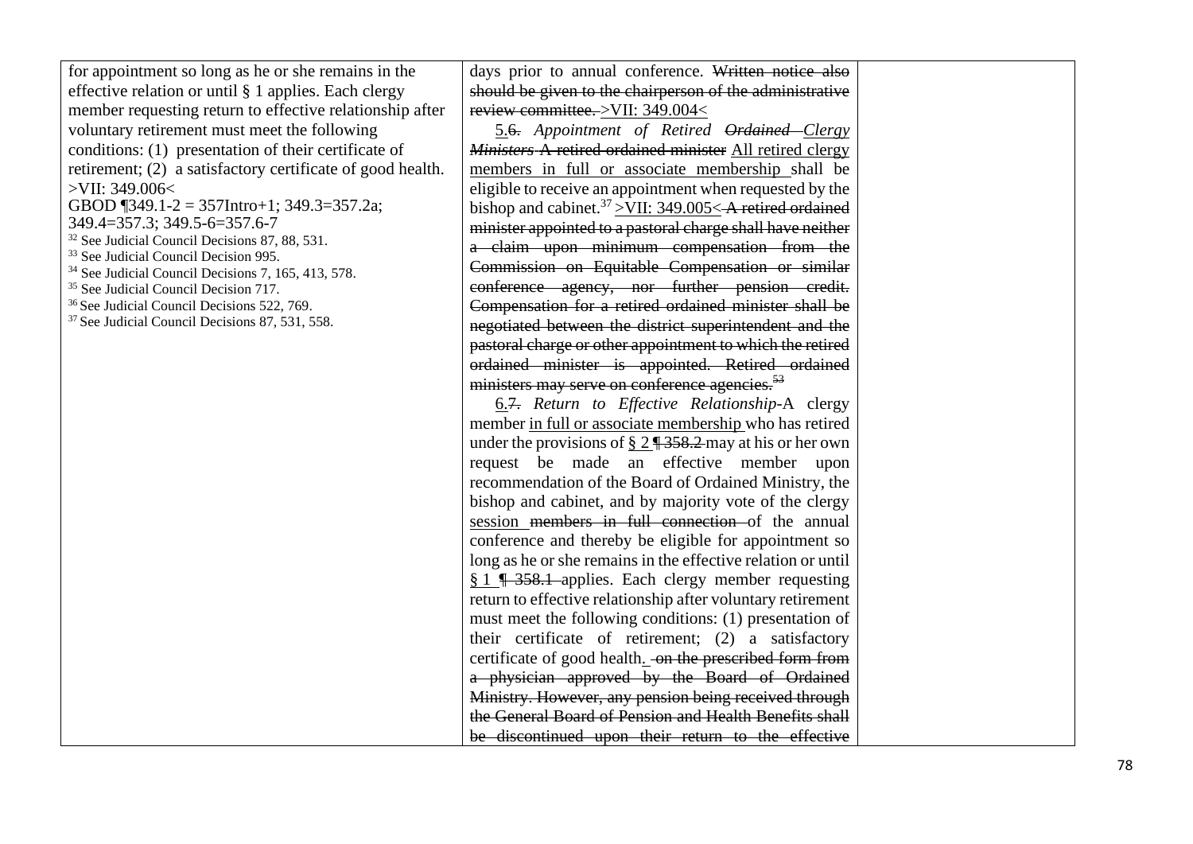| | | |
|---|---|---|
| for appointment so long as he or she remains in the effective relation or until § 1 applies. Each clergy member requesting return to effective relationship after voluntary retirement must meet the following conditions: (1) presentation of their certificate of retirement; (2) a satisfactory certificate of good health. >VII: 349.006<<br>GBOD ¶349.1-2 = 357Intro+1; 349.3=357.2a; 349.4=357.3; 349.5-6=357.6-7<br>[32] See Judicial Council Decisions 87, 88, 531.<br>[33] See Judicial Council Decision 995.<br>[34] See Judicial Council Decisions 7, 165, 413, 578.<br>[35] See Judicial Council Decision 717.<br>[36] See Judicial Council Decisions 522, 769.<br>[37] See Judicial Council Decisions 87, 531, 558. | days prior to annual conference. ~~Written notice also should be given to the chairperson of the administrative review committee.~~ >VII: 349.004<<br>5.~~6.~~ *Appointment of Retired ~~Ordained~~ Clergy ~~Ministers~~* ~~A retired ordained minister~~ All retired clergy members in full or associate membership shall be eligible to receive an appointment when requested by the bishop and cabinet.[37] >VII: 349.005< ~~A retired ordained minister appointed to a pastoral charge shall have neither a claim upon minimum compensation from the Commission on Equitable Compensation or similar conference agency, nor further pension credit. Compensation for a retired ordained minister shall be negotiated between the district superintendent and the pastoral charge or other appointment to which the retired ordained minister is appointed. Retired ordained ministers may serve on conference agencies.~~[53]<br>6.~~7.~~ *Return to Effective Relationship*-A clergy member in full or associate membership who has retired under the provisions of § 2 ~~¶ 358.2~~ may at his or her own request be made an effective member upon recommendation of the Board of Ordained Ministry, the bishop and cabinet, and by majority vote of the clergy session ~~members in full connection~~ of the annual conference and thereby be eligible for appointment so long as he or she remains in the effective relation or until § 1 ~~¶ 358.1~~ applies. Each clergy member requesting return to effective relationship after voluntary retirement must meet the following conditions: (1) presentation of their certificate of retirement; (2) a satisfactory certificate of good health. ~~on the prescribed form from a physician approved by the Board of Ordained Ministry. However, any pension being received through the General Board of Pension and Health Benefits shall be discontinued upon their return to the effective~~ | |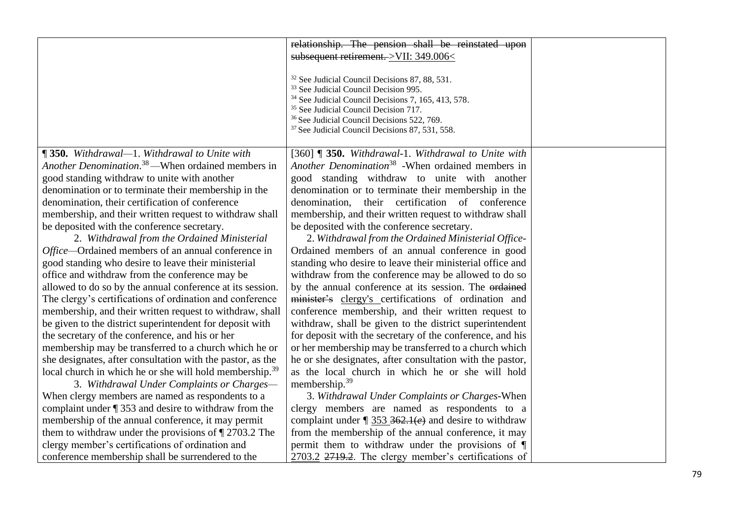| | | |
|---|---|---|
| | ~~relationship. The pension shall be reinstated upon subsequent retirement.~~ >VII: 349.006<<br><br>[32] See Judicial Council Decisions 87, 88, 531.<br>[33] See Judicial Council Decision 995.<br>[34] See Judicial Council Decisions 7, 165, 413, 578.<br>[35] See Judicial Council Decision 717.<br>[36] See Judicial Council Decisions 522, 769.<br>[37] See Judicial Council Decisions 87, 531, 558. | |
| **¶ 350.** *Withdrawal*—1. *Withdrawal to Unite with Another Denomination.*[38] —When ordained members in good standing withdraw to unite with another denomination or to terminate their membership in the denomination, their certification of conference membership, and their written request to withdraw shall be deposited with the conference secretary.<br>2. *Withdrawal from the Ordained Ministerial Office*—Ordained members of an annual conference in good standing who desire to leave their ministerial office and withdraw from the conference may be allowed to do so by the annual conference at its session. The clergy's certifications of ordination and conference membership, and their written request to withdraw, shall be given to the district superintendent for deposit with the secretary of the conference, and his or her membership may be transferred to a church which he or she designates, after consultation with the pastor, as the local church in which he or she will hold membership.[39]<br>3. *Withdrawal Under Complaints or Charges*—When clergy members are named as respondents to a complaint under ¶ 353 and desire to withdraw from the membership of the annual conference, it may permit them to withdraw under the provisions of ¶ 2703.2 The clergy member's certifications of ordination and conference membership shall be surrendered to the | [360] **¶ 350.** *Withdrawal*-1. *Withdrawal to Unite with Another Denomination*[38] -When ordained members in good standing withdraw to unite with another denomination or to terminate their membership in the denomination, their certification of conference membership, and their written request to withdraw shall be deposited with the conference secretary.<br>2. *Withdrawal from the Ordained Ministerial Office*-Ordained members of an annual conference in good standing who desire to leave their ministerial office and withdraw from the conference may be allowed to do so by the annual conference at its session. The ~~ordained minister's~~ <u>clergy's</u> certifications of ordination and conference membership, and their written request to withdraw, shall be given to the district superintendent for deposit with the secretary of the conference, and his or her membership may be transferred to a church which he or she designates, after consultation with the pastor, as the local church in which he or she will hold membership.[39]<br>3. *Withdrawal Under Complaints or Charges*-When clergy members are named as respondents to a complaint under ¶ <u>353</u> ~~362.1(*e*)~~ and desire to withdraw from the membership of the annual conference, it may permit them to withdraw under the provisions of ¶ <u>2703.2</u> ~~2719.2~~. The clergy member's certifications of | |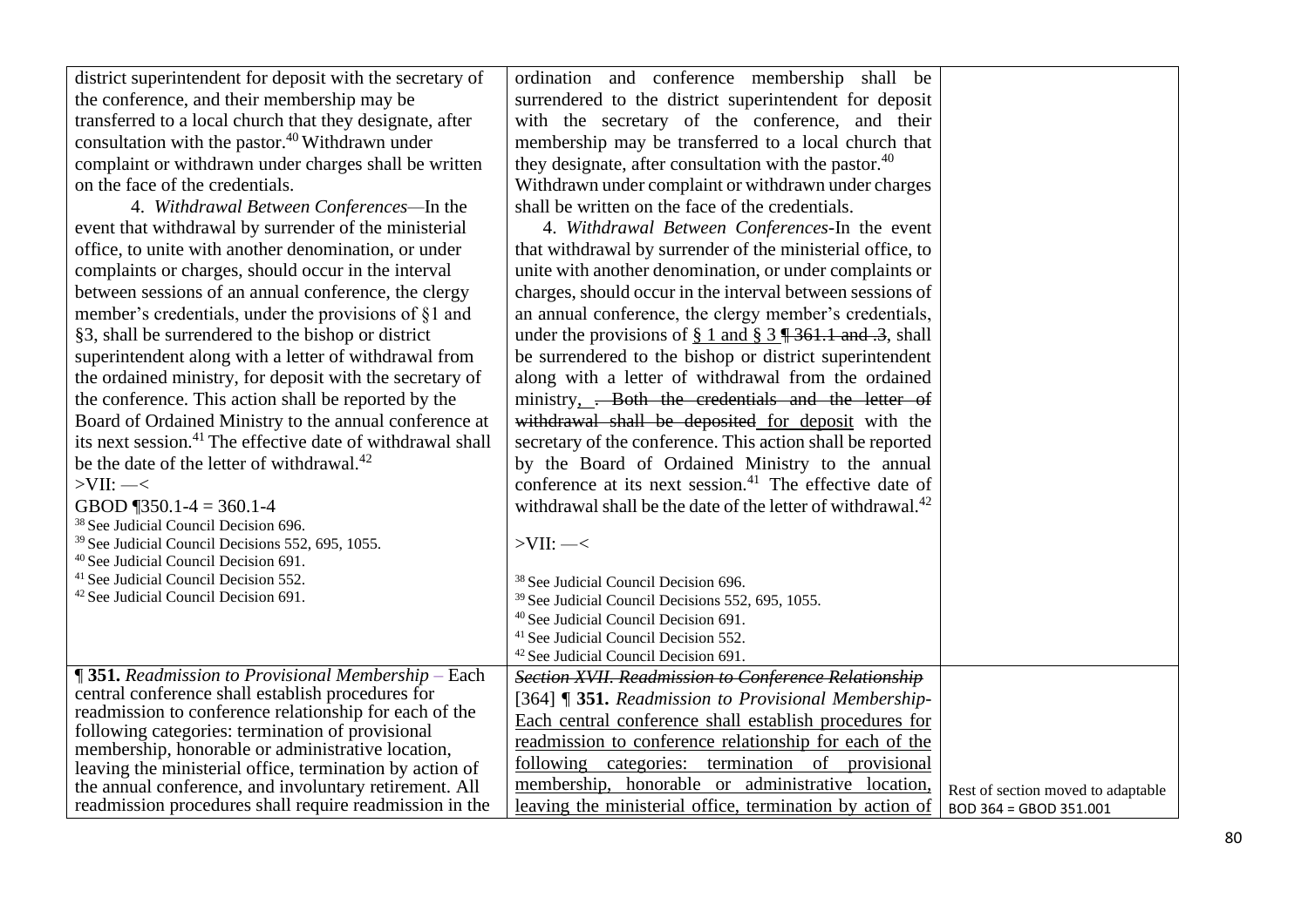| | | |
|---|---|---|
| district superintendent for deposit with the secretary of the conference, and their membership may be transferred to a local church that they designate, after consultation with the pastor.[40] Withdrawn under complaint or withdrawn under charges shall be written on the face of the credentials.<br><br>4. *Withdrawal Between Conferences*—In the event that withdrawal by surrender of the ministerial office, to unite with another denomination, or under complaints or charges, should occur in the interval between sessions of an annual conference, the clergy member's credentials, under the provisions of §1 and §3, shall be surrendered to the bishop or district superintendent along with a letter of withdrawal from the ordained ministry, for deposit with the secretary of the conference. This action shall be reported by the Board of Ordained Ministry to the annual conference at its next session.[41] The effective date of withdrawal shall be the date of the letter of withdrawal.[42]<br><br>>VII: —<<br><br>GBOD ¶350.1-4 = 360.1-4<br><br>[38] See Judicial Council Decision 696.<br>[39] See Judicial Council Decisions 552, 695, 1055.<br>[40] See Judicial Council Decision 691.<br>[41] See Judicial Council Decision 552.<br>[42] See Judicial Council Decision 691. | ordination and conference membership shall be surrendered to the district superintendent for deposit with the secretary of the conference, and their membership may be transferred to a local church that they designate, after consultation with the pastor.[40] Withdrawn under complaint or withdrawn under charges shall be written on the face of the credentials.<br><br>4. *Withdrawal Between Conferences*-In the event that withdrawal by surrender of the ministerial office, to unite with another denomination, or under complaints or charges, should occur in the interval between sessions of an annual conference, the clergy member's credentials, under the provisions of § 1 and § 3 ~~¶ 361.1 and .3~~, shall be surrendered to the bishop or district superintendent along with a letter of withdrawal from the ordained ministry, ~~. Both the credentials and the letter of withdrawal shall be deposited~~ for deposit with the secretary of the conference. This action shall be reported by the Board of Ordained Ministry to the annual conference at its next session.[41] The effective date of withdrawal shall be the date of the letter of withdrawal.[42]<br><br>>VII: —<<br><br>[38] See Judicial Council Decision 696.<br>[39] See Judicial Council Decisions 552, 695, 1055.<br>[40] See Judicial Council Decision 691.<br>[41] See Judicial Council Decision 552.<br>[42] See Judicial Council Decision 691. | |
| **¶ 351.** *Readmission to Provisional Membership* – Each central conference shall establish procedures for readmission to conference relationship for each of the following categories: termination of provisional membership, honorable or administrative location, leaving the ministerial office, termination by action of the annual conference, and involuntary retirement. All readmission procedures shall require readmission in the | ~~*Section XVII. Readmission to Conference Relationship*~~<br><br>[364] **¶ 351.** *Readmission to Provisional Membership*- Each central conference shall establish procedures for readmission to conference relationship for each of the following categories: termination of provisional membership, honorable or administrative location, leaving the ministerial office, termination by action of | Rest of section moved to adaptable<br>BOD 364 = GBOD 351.001 |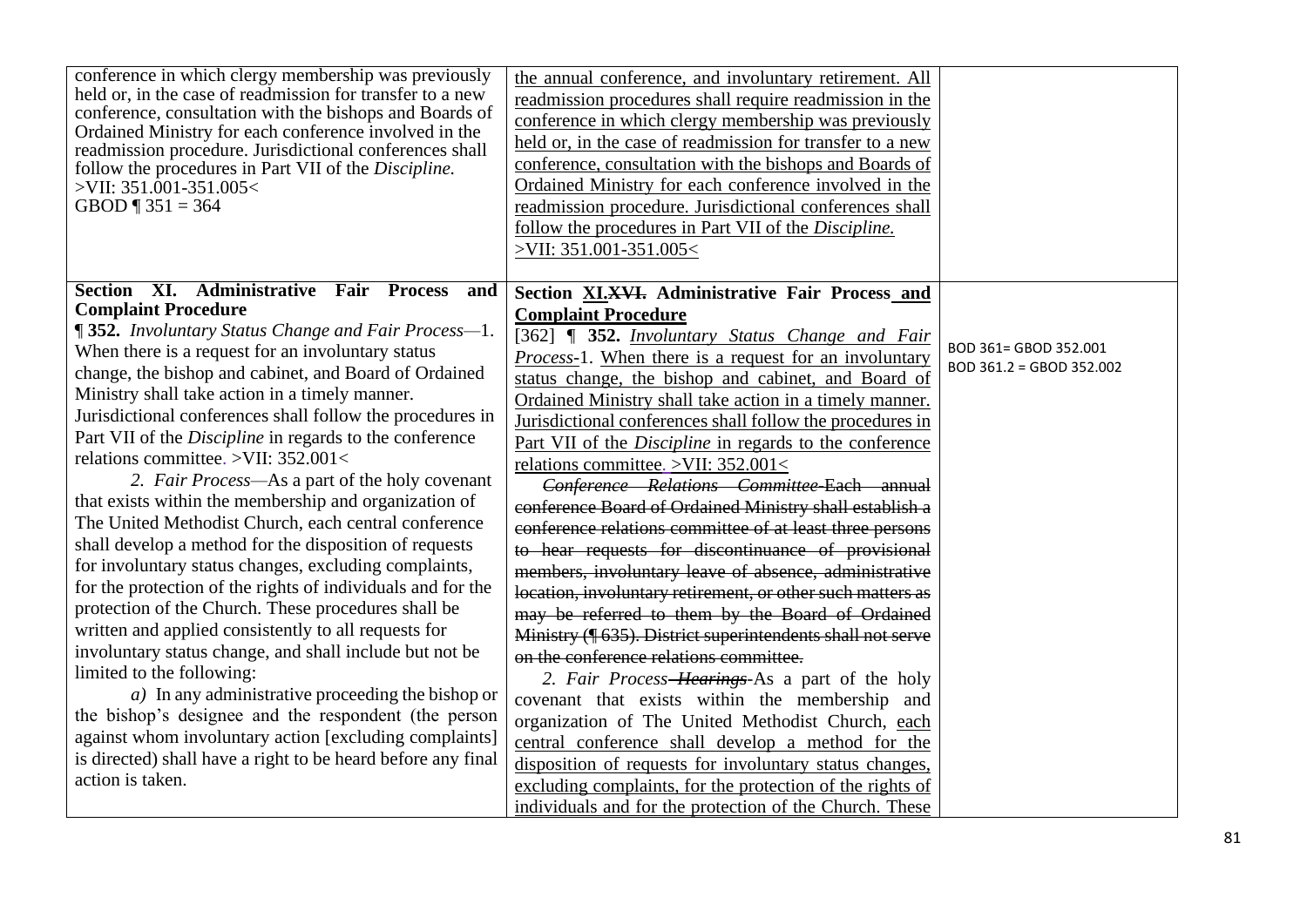| | | |
|---|---|---|
| conference in which clergy membership was previously held or, in the case of readmission for transfer to a new conference, consultation with the bishops and Boards of Ordained Ministry for each conference involved in the readmission procedure. Jurisdictional conferences shall follow the procedures in Part VII of the *Discipline.* >VII: 351.001-351.005< GBOD ¶ 351 = 364 | <u>the annual conference, and involuntary retirement. All readmission procedures shall require readmission in the conference in which clergy membership was previously held or, in the case of readmission for transfer to a new conference, consultation with the bishops and Boards of Ordained Ministry for each conference involved in the readmission procedure. Jurisdictional conferences shall follow the procedures in Part VII of the *Discipline.* >VII: 351.001-351.005<</u> | |
| **Section XI. Administrative Fair Process and Complaint Procedure** **¶ 352.** *Involuntary Status Change and Fair Process*—1. When there is a request for an involuntary status change, the bishop and cabinet, and Board of Ordained Ministry shall take action in a timely manner. Jurisdictional conferences shall follow the procedures in Part VII of the *Discipline* in regards to the conference relations committee. >VII: 352.001< *2. Fair Process*—As a part of the holy covenant that exists within the membership and organization of The United Methodist Church, each central conference shall develop a method for the disposition of requests for involuntary status changes, excluding complaints, for the protection of the rights of individuals and for the protection of the Church. These procedures shall be written and applied consistently to all requests for involuntary status change, and shall include but not be limited to the following: *a)* In any administrative proceeding the bishop or the bishop's designee and the respondent (the person against whom involuntary action [excluding complaints] is directed) shall have a right to be heard before any final action is taken. | **Section <u>XI.</u>~~XVI.~~ Administrative Fair Process <u>and Complaint Procedure</u>** [362] **¶ 352.** <u>*Involuntary Status Change and Fair Process*-1. When there is a request for an involuntary status change, the bishop and cabinet, and Board of Ordained Ministry shall take action in a timely manner. Jurisdictional conferences shall follow the procedures in Part VII of the *Discipline* in regards to the conference relations committee. >VII: 352.001<</u> ~~*Conference Relations Committee*-Each annual conference Board of Ordained Ministry shall establish a conference relations committee of at least three persons to hear requests for discontinuance of provisional members, involuntary leave of absence, administrative location, involuntary retirement, or other such matters as may be referred to them by the Board of Ordained Ministry (¶ 635). District superintendents shall not serve on the conference relations committee.~~ *2. Fair Process*~~*-Hearings*~~-As a part of the holy covenant that exists within the membership and organization of The United Methodist Church, <u>each central conference shall develop a method for the disposition of requests for involuntary status changes, excluding complaints, for the protection of the rights of individuals and for the protection of the Church. These</u> | BOD 361= GBOD 352.001 BOD 361.2 = GBOD 352.002 |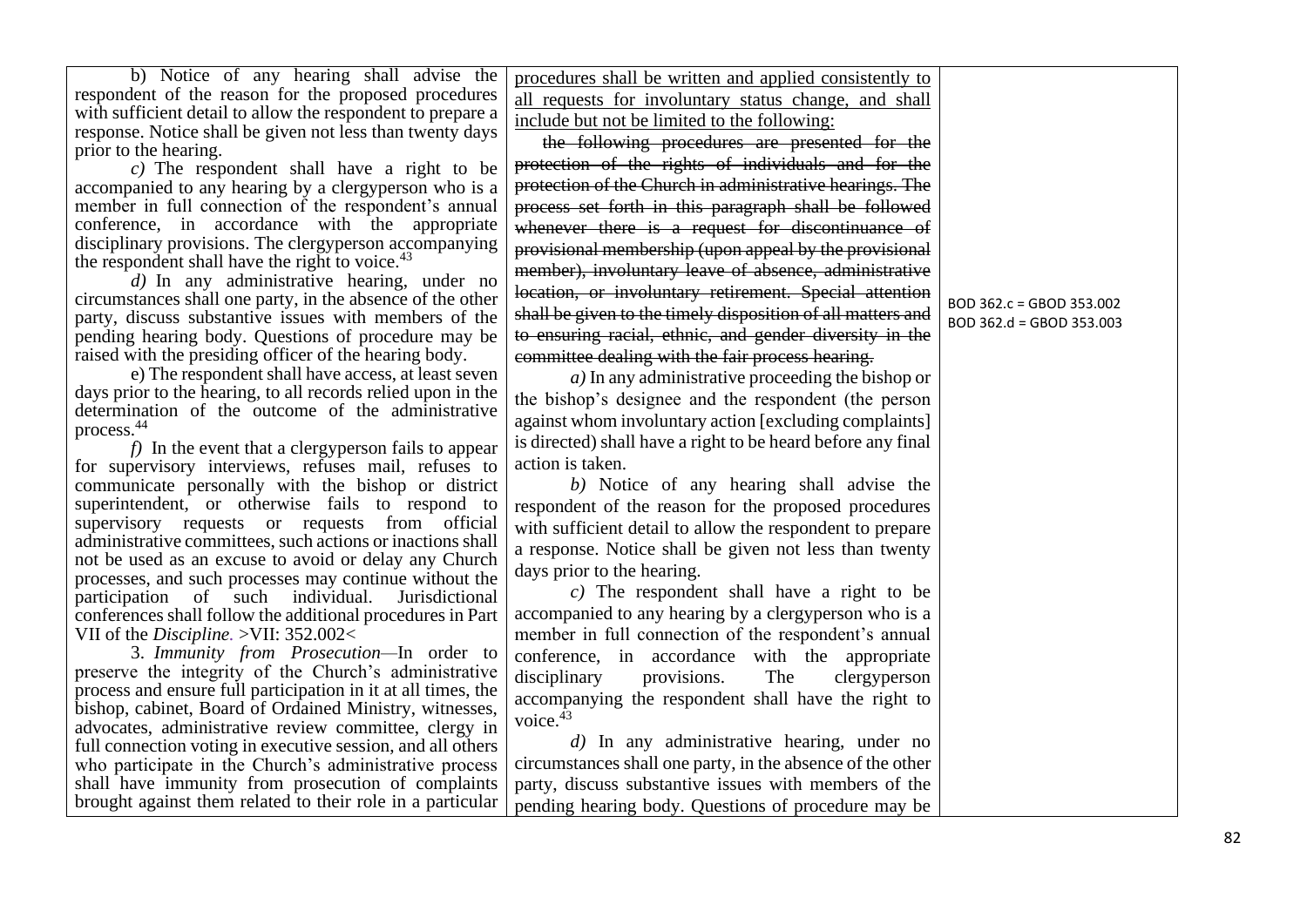| | | |
|---|---|---|
| b) Notice of any hearing shall advise the respondent of the reason for the proposed procedures with sufficient detail to allow the respondent to prepare a response. Notice shall be given not less than twenty days prior to the hearing.<br><br>*c)* The respondent shall have a right to be accompanied to any hearing by a clergyperson who is a member in full connection of the respondent's annual conference, in accordance with the appropriate disciplinary provisions. The clergyperson accompanying the respondent shall have the right to voice.[43]<br><br>*d)* In any administrative hearing, under no circumstances shall one party, in the absence of the other party, discuss substantive issues with members of the pending hearing body. Questions of procedure may be raised with the presiding officer of the hearing body.<br><br>e) The respondent shall have access, at least seven days prior to the hearing, to all records relied upon in the determination of the outcome of the administrative process.[44]<br><br>*f)* In the event that a clergyperson fails to appear for supervisory interviews, refuses mail, refuses to communicate personally with the bishop or district superintendent, or otherwise fails to respond to supervisory requests or requests from official administrative committees, such actions or inactions shall not be used as an excuse to avoid or delay any Church processes, and such processes may continue without the participation of such individual. Jurisdictional conferences shall follow the additional procedures in Part VII of the *Discipline.* >VII: 352.002<<br><br>3. *Immunity from Prosecution*—In order to preserve the integrity of the Church's administrative process and ensure full participation in it at all times, the bishop, cabinet, Board of Ordained Ministry, witnesses, advocates, administrative review committee, clergy in full connection voting in executive session, and all others who participate in the Church's administrative process shall have immunity from prosecution of complaints brought against them related to their role in a particular | <u>procedures shall be written and applied consistently to all requests for involuntary status change, and shall include but not be limited to the following:</u><br><br>~~the following procedures are presented for the protection of the rights of individuals and for the protection of the Church in administrative hearings. The process set forth in this paragraph shall be followed whenever there is a request for discontinuance of provisional membership (upon appeal by the provisional member), involuntary leave of absence, administrative location, or involuntary retirement. Special attention shall be given to the timely disposition of all matters and to ensuring racial, ethnic, and gender diversity in the committee dealing with the fair process hearing.~~<br><br>*a)* In any administrative proceeding the bishop or the bishop's designee and the respondent (the person against whom involuntary action [excluding complaints] is directed) shall have a right to be heard before any final action is taken.<br><br>*b)* Notice of any hearing shall advise the respondent of the reason for the proposed procedures with sufficient detail to allow the respondent to prepare a response. Notice shall be given not less than twenty days prior to the hearing.<br><br>*c)* The respondent shall have a right to be accompanied to any hearing by a clergyperson who is a member in full connection of the respondent's annual conference, in accordance with the appropriate disciplinary provisions. The clergyperson accompanying the respondent shall have the right to voice.[43]<br><br>*d)* In any administrative hearing, under no circumstances shall one party, in the absence of the other party, discuss substantive issues with members of the pending hearing body. Questions of procedure may be | BOD 362.c = GBOD 353.002<br>BOD 362.d = GBOD 353.003 |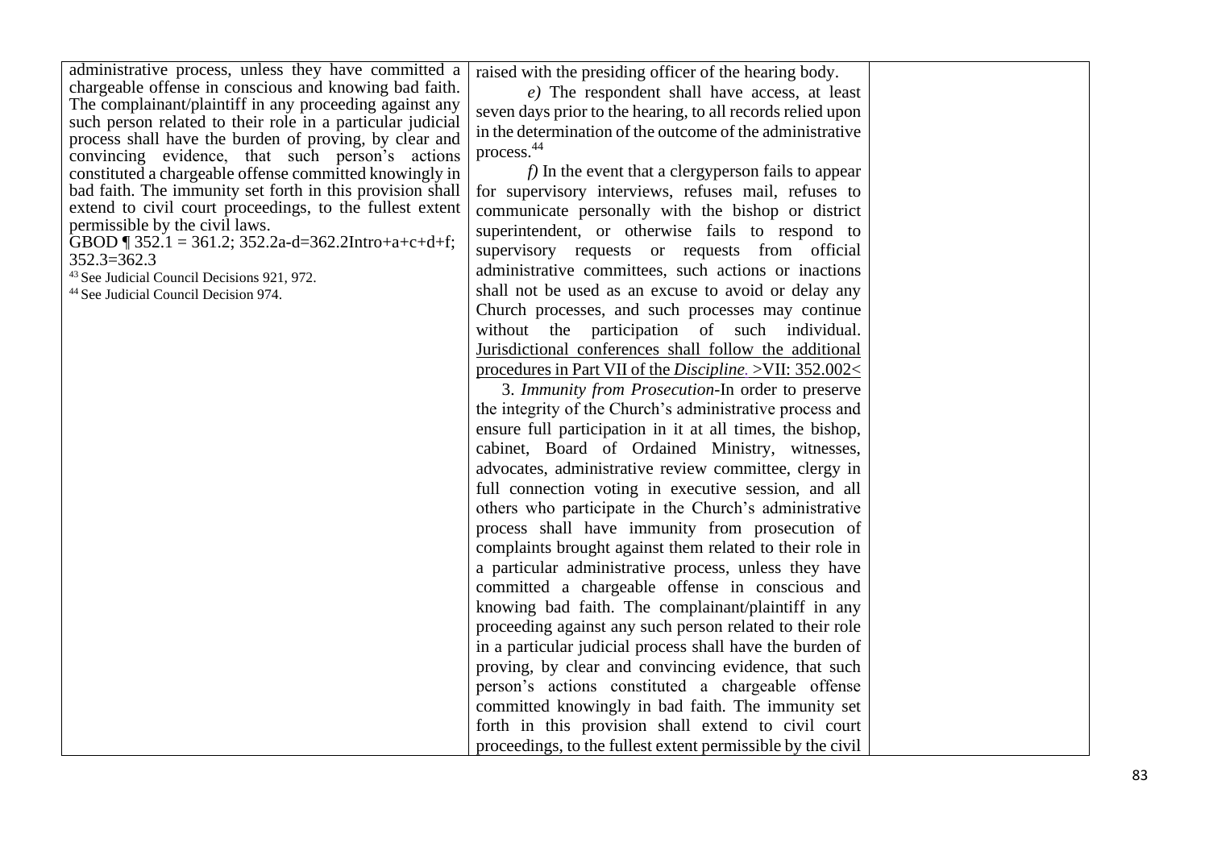| | | |
|---|---|---|
| administrative process, unless they have committed a chargeable offense in conscious and knowing bad faith. The complainant/plaintiff in any proceeding against any such person related to their role in a particular judicial process shall have the burden of proving, by clear and convincing evidence, that such person's actions constituted a chargeable offense committed knowingly in bad faith. The immunity set forth in this provision shall extend to civil court proceedings, to the fullest extent permissible by the civil laws.<br>GBOD ¶ 352.1 = 361.2; 352.2a-d=362.2Intro+a+c+d+f; 352.3=362.3<br>[43] See Judicial Council Decisions 921, 972.<br>[44] See Judicial Council Decision 974. | raised with the presiding officer of the hearing body.<br>*e)* The respondent shall have access, at least seven days prior to the hearing, to all records relied upon in the determination of the outcome of the administrative process.[44]<br>*f)* In the event that a clergyperson fails to appear for supervisory interviews, refuses mail, refuses to communicate personally with the bishop or district superintendent, or otherwise fails to respond to supervisory requests or requests from official administrative committees, such actions or inactions shall not be used as an excuse to avoid or delay any Church processes, and such processes may continue without the participation of such individual. <u>Jurisdictional conferences shall follow the additional procedures in Part VII of the *Discipline*. >VII: 352.002<</u><br>3. *Immunity from Prosecution*-In order to preserve the integrity of the Church's administrative process and ensure full participation in it at all times, the bishop, cabinet, Board of Ordained Ministry, witnesses, advocates, administrative review committee, clergy in full connection voting in executive session, and all others who participate in the Church's administrative process shall have immunity from prosecution of complaints brought against them related to their role in a particular administrative process, unless they have committed a chargeable offense in conscious and knowing bad faith. The complainant/plaintiff in any proceeding against any such person related to their role in a particular judicial process shall have the burden of proving, by clear and convincing evidence, that such person's actions constituted a chargeable offense committed knowingly in bad faith. The immunity set forth in this provision shall extend to civil court proceedings, to the fullest extent permissible by the civil | |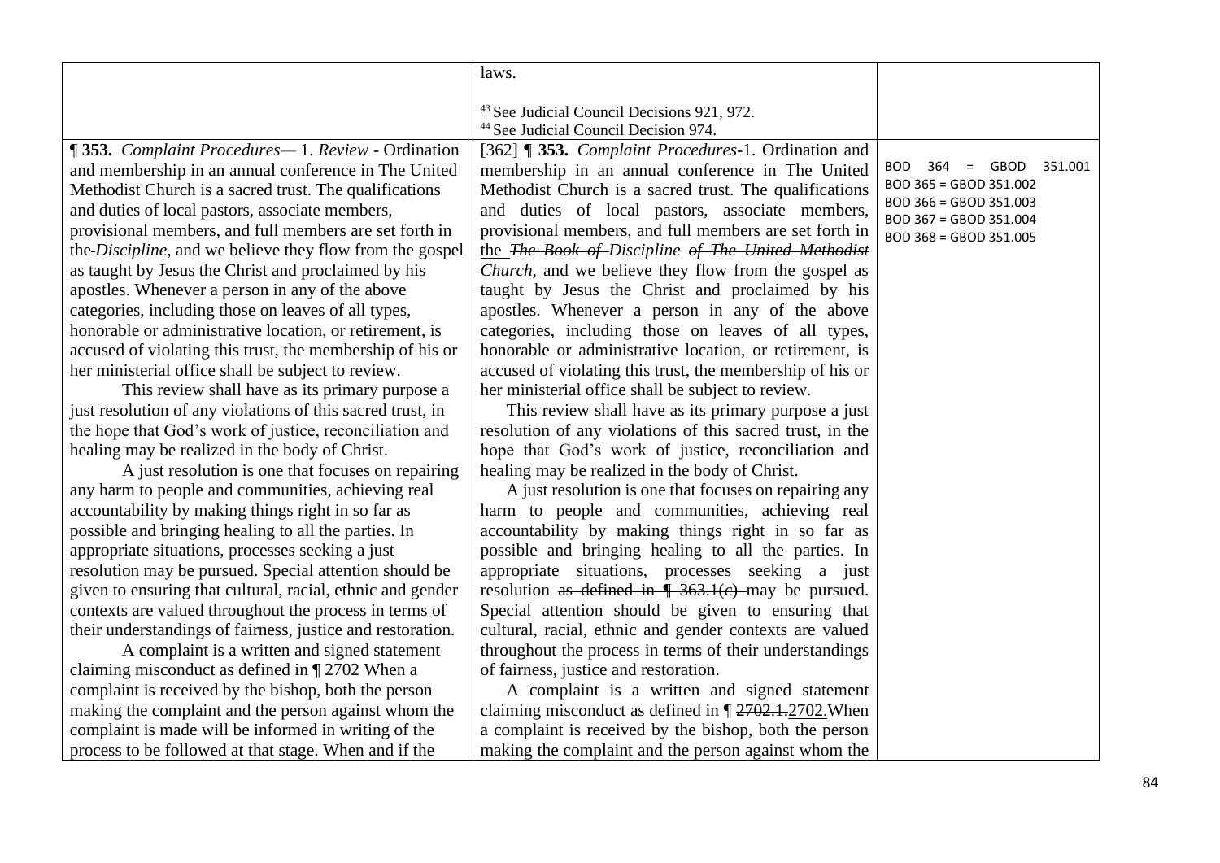| | | |
|---|---|---|
| | laws.<br><br>[43] See Judicial Council Decisions 921, 972.<br>[44] See Judicial Council Decision 974. | |
| **¶ 353.** *Complaint Procedures*— 1. *Review* - Ordination and membership in an annual conference in The United Methodist Church is a sacred trust. The qualifications and duties of local pastors, associate members, provisional members, and full members are set forth in the *Discipline,* and we believe they flow from the gospel as taught by Jesus the Christ and proclaimed by his apostles. Whenever a person in any of the above categories, including those on leaves of all types, honorable or administrative location, or retirement, is accused of violating this trust, the membership of his or her ministerial office shall be subject to review.<br>This review shall have as its primary purpose a just resolution of any violations of this sacred trust, in the hope that God's work of justice, reconciliation and healing may be realized in the body of Christ.<br>A just resolution is one that focuses on repairing any harm to people and communities, achieving real accountability by making things right in so far as possible and bringing healing to all the parties. In appropriate situations, processes seeking a just resolution may be pursued. Special attention should be given to ensuring that cultural, racial, ethnic and gender contexts are valued throughout the process in terms of their understandings of fairness, justice and restoration.<br>A complaint is a written and signed statement claiming misconduct as defined in ¶ 2702 When a complaint is received by the bishop, both the person making the complaint and the person against whom the complaint is made will be informed in writing of the process to be followed at that stage. When and if the | [362] **¶ 353.** *Complaint Procedures*-1. Ordination and membership in an annual conference in The United Methodist Church is a sacred trust. The qualifications and duties of local pastors, associate members, provisional members, and full members are set forth in <u>the</u> ~~*The Book of*~~ *Discipline* ~~*of The United Methodist Church*~~, and we believe they flow from the gospel as taught by Jesus the Christ and proclaimed by his apostles. Whenever a person in any of the above categories, including those on leaves of all types, honorable or administrative location, or retirement, is accused of violating this trust, the membership of his or her ministerial office shall be subject to review.<br>This review shall have as its primary purpose a just resolution of any violations of this sacred trust, in the hope that God's work of justice, reconciliation and healing may be realized in the body of Christ.<br>A just resolution is one that focuses on repairing any harm to people and communities, achieving real accountability by making things right in so far as possible and bringing healing to all the parties. In appropriate situations, processes seeking a just resolution ~~as defined in ¶ 363.1(*c*)~~ may be pursued. Special attention should be given to ensuring that cultural, racial, ethnic and gender contexts are valued throughout the process in terms of their understandings of fairness, justice and restoration.<br>A complaint is a written and signed statement claiming misconduct as defined in ¶ ~~2702.1.~~<u>2702</u>.When a complaint is received by the bishop, both the person making the complaint and the person against whom the | BOD 364 = GBOD 351.001<br>BOD 365 = GBOD 351.002<br>BOD 366 = GBOD 351.003<br>BOD 367 = GBOD 351.004<br>BOD 368 = GBOD 351.005 |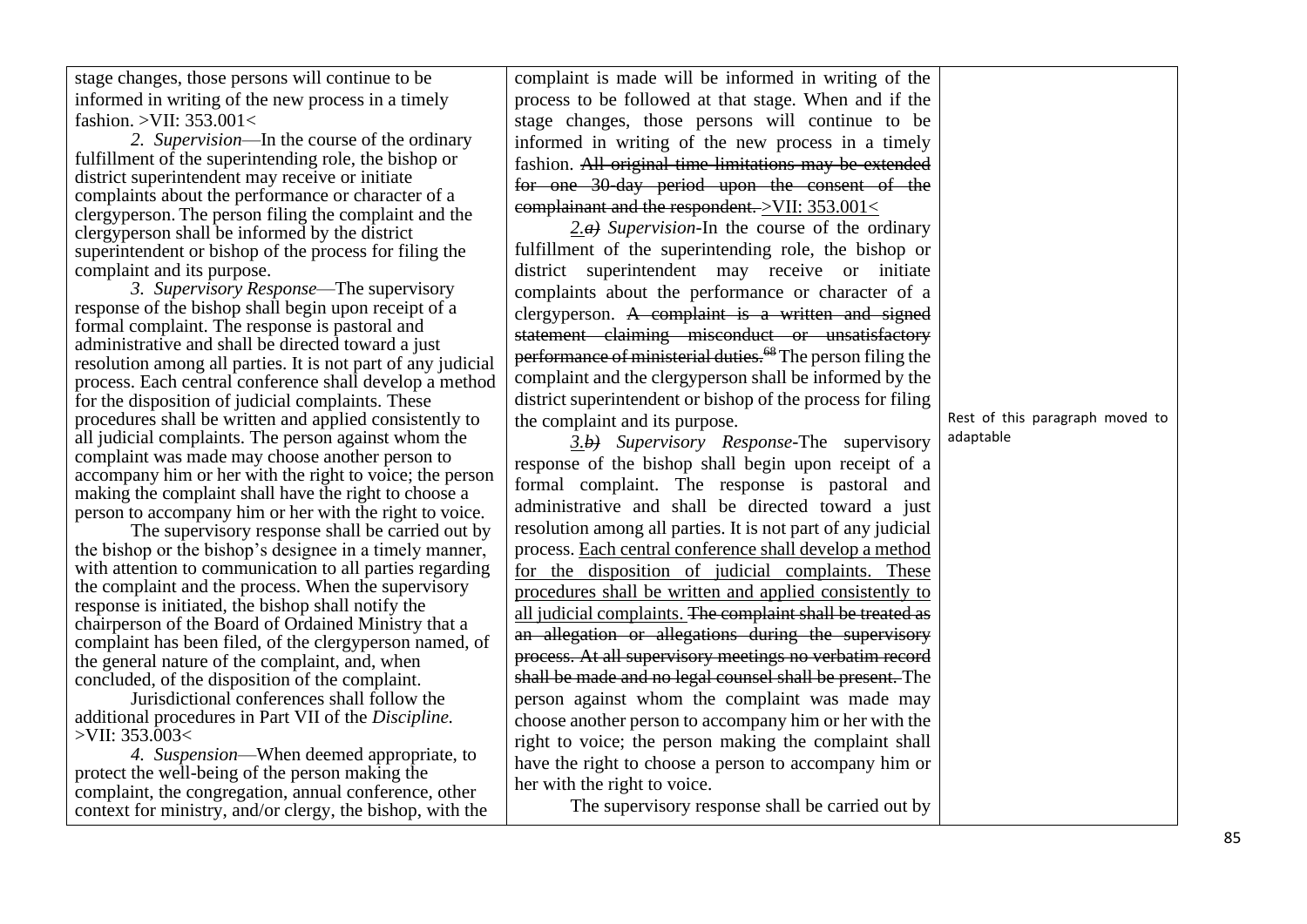| | | |
|---|---|---|
| stage changes, those persons will continue to be informed in writing of the new process in a timely fashion. >VII: 353.001< *2. Supervision*—In the course of the ordinary fulfillment of the superintending role, the bishop or district superintendent may receive or initiate complaints about the performance or character of a clergyperson. The person filing the complaint and the clergyperson shall be informed by the district superintendent or bishop of the process for filing the complaint and its purpose. *3. Supervisory Response*—The supervisory response of the bishop shall begin upon receipt of a formal complaint. The response is pastoral and administrative and shall be directed toward a just resolution among all parties. It is not part of any judicial process. Each central conference shall develop a method for the disposition of judicial complaints. These procedures shall be written and applied consistently to all judicial complaints. The person against whom the complaint was made may choose another person to accompany him or her with the right to voice; the person making the complaint shall have the right to choose a person to accompany him or her with the right to voice. The supervisory response shall be carried out by the bishop or the bishop's designee in a timely manner, with attention to communication to all parties regarding the complaint and the process. When the supervisory response is initiated, the bishop shall notify the chairperson of the Board of Ordained Ministry that a complaint has been filed, of the clergyperson named, of the general nature of the complaint, and, when concluded, of the disposition of the complaint. Jurisdictional conferences shall follow the additional procedures in Part VII of the *Discipline.* >VII: 353.003< *4. Suspension*—When deemed appropriate, to protect the well-being of the person making the complaint, the congregation, annual conference, other context for ministry, and/or clergy, the bishop, with the | complaint is made will be informed in writing of the process to be followed at that stage. When and if the stage changes, those persons will continue to be informed in writing of the new process in a timely fashion. ~~All original time limitations may be extended for one 30-day period upon the consent of the complainant and the respondent.~~ >VII: 353.001< <u>2.</u>~~a)~~ *Supervision*-In the course of the ordinary fulfillment of the superintending role, the bishop or district superintendent may receive or initiate complaints about the performance or character of a clergyperson. ~~A complaint is a written and signed statement claiming misconduct or unsatisfactory performance of ministerial duties.[68]~~ The person filing the complaint and the clergyperson shall be informed by the district superintendent or bishop of the process for filing the complaint and its purpose. <u>3.</u>~~b)~~ *Supervisory Response*-The supervisory response of the bishop shall begin upon receipt of a formal complaint. The response is pastoral and administrative and shall be directed toward a just resolution among all parties. It is not part of any judicial process. <u>Each central conference shall develop a method for the disposition of judicial complaints. These procedures shall be written and applied consistently to all judicial complaints.</u> ~~The complaint shall be treated as an allegation or allegations during the supervisory process. At all supervisory meetings no verbatim record shall be made and no legal counsel shall be present.~~ The person against whom the complaint was made may choose another person to accompany him or her with the right to voice; the person making the complaint shall have the right to choose a person to accompany him or her with the right to voice. The supervisory response shall be carried out by | Rest of this paragraph moved to adaptable |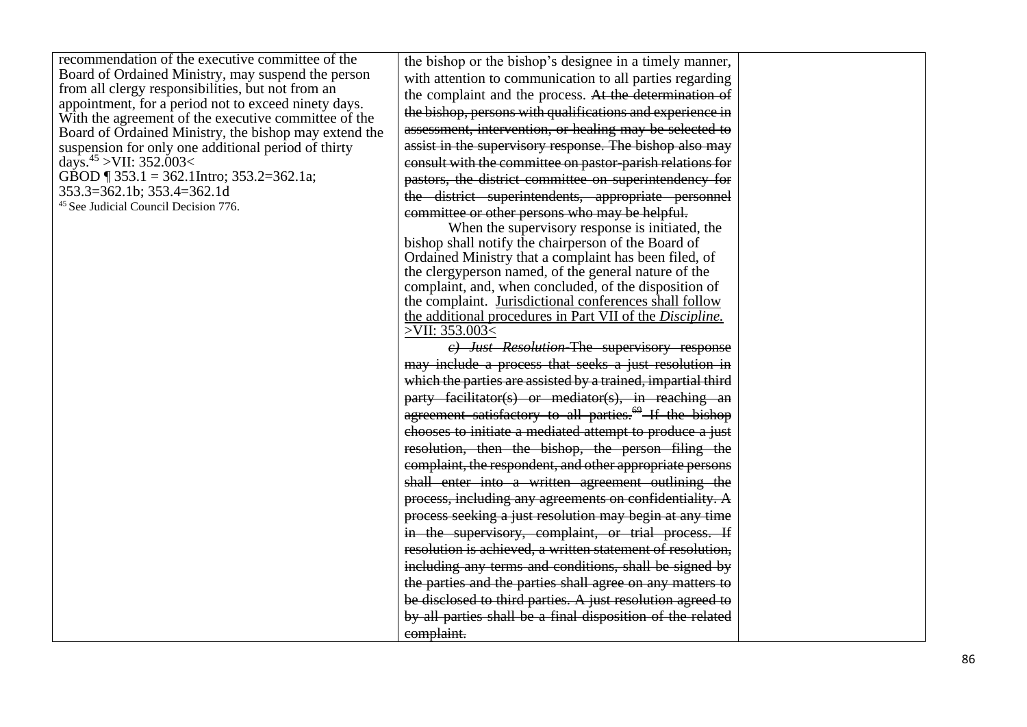| | | |
|---|---|---|
| recommendation of the executive committee of the Board of Ordained Ministry, may suspend the person from all clergy responsibilities, but not from an appointment, for a period not to exceed ninety days. With the agreement of the executive committee of the Board of Ordained Ministry, the bishop may extend the suspension for only one additional period of thirty days.[45] >VII: 352.003<<br>GBOD ¶ 353.1 = 362.1Intro; 353.2=362.1a; 353.3=362.1b; 353.4=362.1d<br>[45] See Judicial Council Decision 776. | the bishop or the bishop's designee in a timely manner, with attention to communication to all parties regarding the complaint and the process. ~~At the determination of the bishop, persons with qualifications and experience in assessment, intervention, or healing may be selected to assist in the supervisory response. The bishop also may consult with the committee on pastor-parish relations for pastors, the district committee on superintendency for the district superintendents, appropriate personnel committee or other persons who may be helpful.~~<br>When the supervisory response is initiated, the bishop shall notify the chairperson of the Board of Ordained Ministry that a complaint has been filed, of the clergyperson named, of the general nature of the complaint, and, when concluded, of the disposition of the complaint. <u>Jurisdictional conferences shall follow the additional procedures in Part VII of the *Discipline.*</u> <u>>VII: 353.003<</u><br>~~*c) Just Resolution*-The supervisory response may include a process that seeks a just resolution in which the parties are assisted by a trained, impartial third party facilitator(s) or mediator(s), in reaching an agreement satisfactory to all parties.[69] If the bishop chooses to initiate a mediated attempt to produce a just resolution, then the bishop, the person filing the complaint, the respondent, and other appropriate persons shall enter into a written agreement outlining the process, including any agreements on confidentiality. A process seeking a just resolution may begin at any time in the supervisory, complaint, or trial process. If resolution is achieved, a written statement of resolution, including any terms and conditions, shall be signed by the parties and the parties shall agree on any matters to be disclosed to third parties. A just resolution agreed to by all parties shall be a final disposition of the related complaint.~~ | |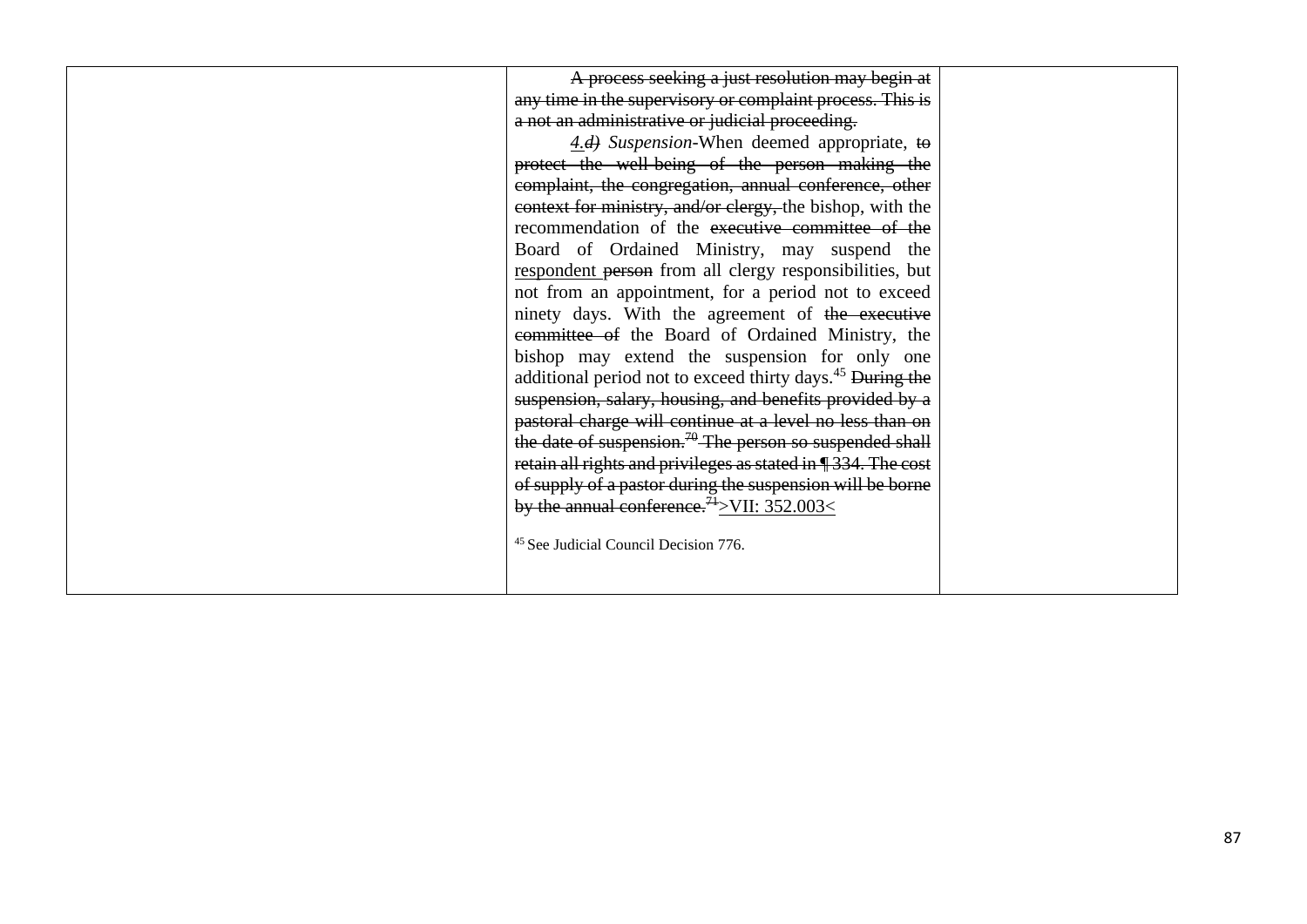| | | |
|---|---|---|
| | ~~A process seeking a just resolution may begin at any time in the supervisory or complaint process. This is a not an administrative or judicial proceeding.~~<br><br>*4.~~d)~~ Suspension*-When deemed appropriate, ~~to protect the well-being of the person making the complaint, the congregation, annual conference, other context for ministry, and/or clergy,~~ the bishop, with the recommendation of the ~~executive committee of the~~ Board of Ordained Ministry, may suspend the respondent ~~person~~ from all clergy responsibilities, but not from an appointment, for a period not to exceed ninety days. With the agreement of ~~the executive committee of~~ the Board of Ordained Ministry, the bishop may extend the suspension for only one additional period not to exceed thirty days.[45] ~~During the suspension, salary, housing, and benefits provided by a pastoral charge will continue at a level no less than on the date of suspension.[70] The person so suspended shall retain all rights and privileges as stated in ¶ 334. The cost of supply of a pastor during the suspension will be borne by the annual conference.[71]~~ >VII: 352.003<<br><br>[45] See Judicial Council Decision 776. | |